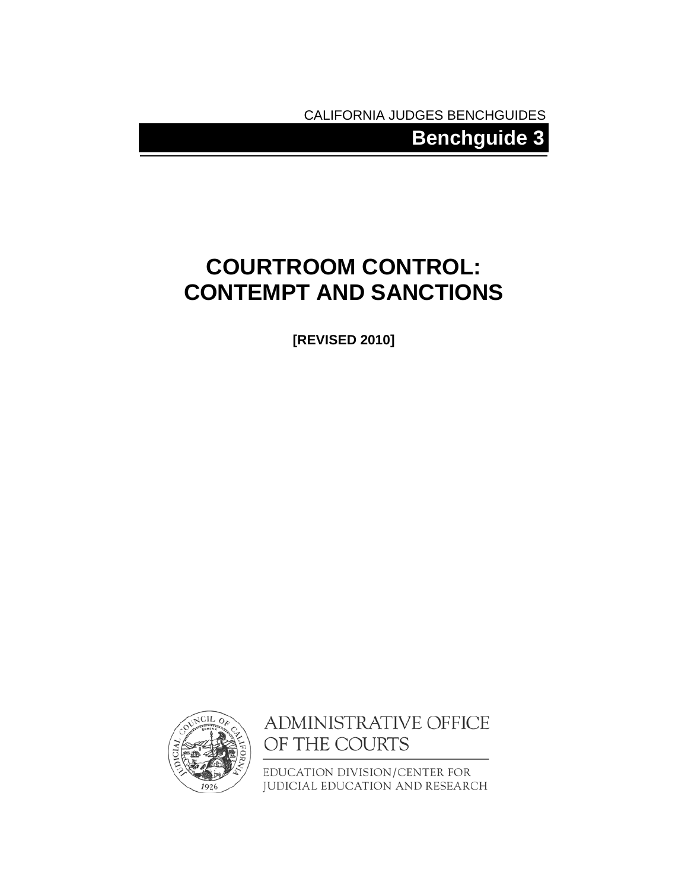CALIFORNIA JUDGES BENCHGUIDES

**Benchguide 3**

# COURTROOM CONTROL: CONTEMPT AND SANCTIONS

**[REVISED 2010]**

ADMINISTRATIVE OFFICE OF THE COURTS

EDUCATION DIVISION/CENTER FOR JUDICIAL EDUCATION AND RESEARCH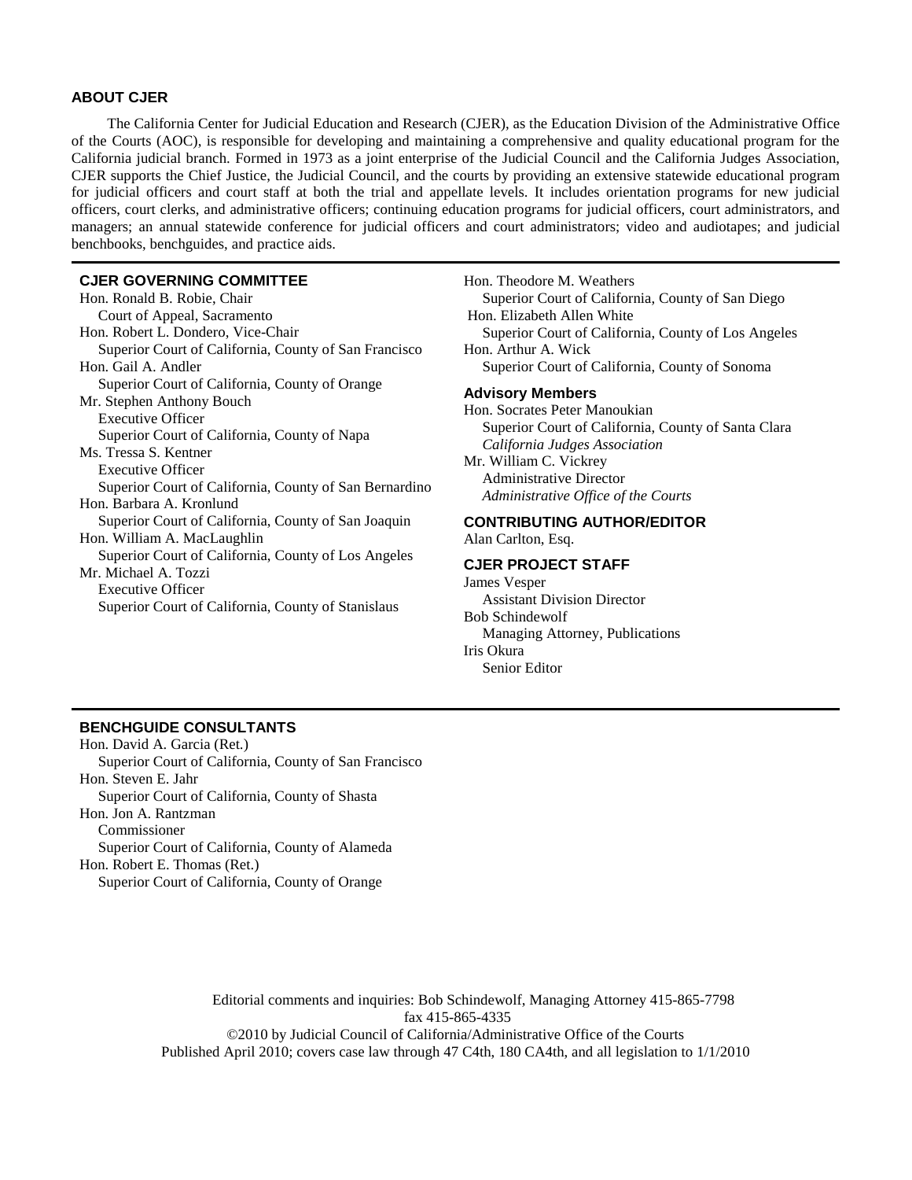## ABOUT CJER

The California Center for Judicial Education and Research (CJER), as the Education Division of the Administrative Office of the Courts (AOC), is responsible for developing and maintaining a comprehensive and quality educational program for the California judicial branch. Formed in 1973 as a joint enterprise of the Judicial Council and the California Judges Association, CJER supports the Chief Justice, the Judicial Council, and the courts by providing an extensive statewide educational program for judicial officers and court staff at both the trial and appellate levels. It includes orientation programs for new judicial officers, court clerks, and administrative officers; continuing education programs for judicial officers, court administrators, and managers; an annual statewide conference for judicial officers and court administrators; video and audiotapes; and judicial benchbooks, benchguides, and practice aids.

---

### CJER GOVERNING COMMITTEE

Hon. Ronald B. Robie, Chair
Court of Appeal, Sacramento

Hon. Robert L. Dondero, Vice-Chair
Superior Court of California, County of San Francisco

Hon. Gail A. Andler
Superior Court of California, County of Orange

Mr. Stephen Anthony Bouch
Executive Officer
Superior Court of California, County of Napa

Ms. Tressa S. Kentner
Executive Officer
Superior Court of California, County of San Bernardino

Hon. Barbara A. Kronlund
Superior Court of California, County of San Joaquin

Hon. William A. MacLaughlin
Superior Court of California, County of Los Angeles

Mr. Michael A. Tozzi
Executive Officer
Superior Court of California, County of Stanislaus

Hon. Theodore M. Weathers
Superior Court of California, County of San Diego

Hon. Elizabeth Allen White
Superior Court of California, County of Los Angeles

Hon. Arthur A. Wick
Superior Court of California, County of Sonoma

### Advisory Members

Hon. Socrates Peter Manoukian
Superior Court of California, County of Santa Clara
*California Judges Association*

Mr. William C. Vickrey
Administrative Director
*Administrative Office of the Courts*

### CONTRIBUTING AUTHOR/EDITOR

Alan Carlton, Esq.

### CJER PROJECT STAFF

James Vesper
Assistant Division Director

Bob Schindewolf
Managing Attorney, Publications

Iris Okura
Senior Editor

---

### BENCHGUIDE CONSULTANTS

Hon. David A. Garcia (Ret.)
Superior Court of California, County of San Francisco

Hon. Steven E. Jahr
Superior Court of California, County of Shasta

Hon. Jon A. Rantzman
Commissioner
Superior Court of California, County of Alameda

Hon. Robert E. Thomas (Ret.)
Superior Court of California, County of Orange

Editorial comments and inquiries: Bob Schindewolf, Managing Attorney 415-865-7798
fax 415-865-4335
©2010 by Judicial Council of California/Administrative Office of the Courts
Published April 2010; covers case law through 47 C4th, 180 CA4th, and all legislation to 1/1/2010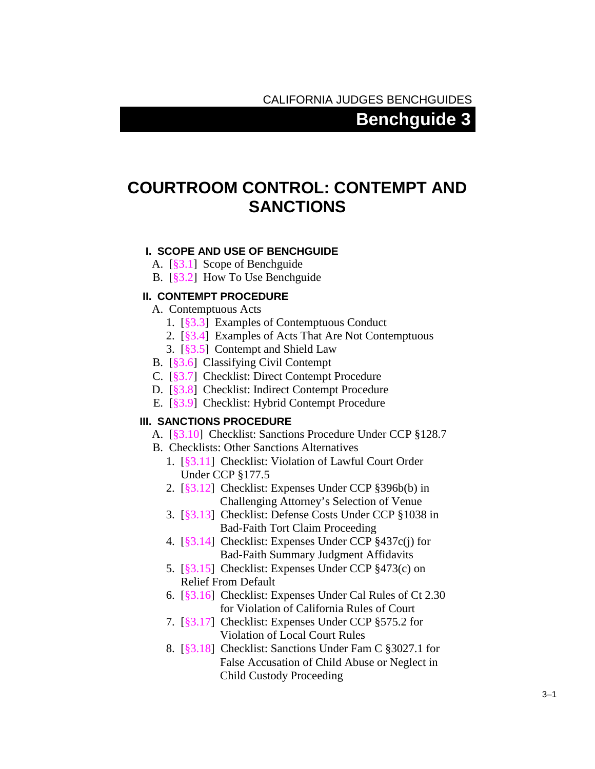CALIFORNIA JUDGES BENCHGUIDES

# Benchguide 3

# COURTROOM CONTROL: CONTEMPT AND SANCTIONS

**I. SCOPE AND USE OF BENCHGUIDE**

- A. [§3.1] Scope of Benchguide
- B. [§3.2] How To Use Benchguide

**II. CONTEMPT PROCEDURE**

- A. Contemptuous Acts
  1. [§3.3] Examples of Contemptuous Conduct
  2. [§3.4] Examples of Acts That Are Not Contemptuous
  3. [§3.5] Contempt and Shield Law
- B. [§3.6] Classifying Civil Contempt
- C. [§3.7] Checklist: Direct Contempt Procedure
- D. [§3.8] Checklist: Indirect Contempt Procedure
- E. [§3.9] Checklist: Hybrid Contempt Procedure

**III. SANCTIONS PROCEDURE**

- A. [§3.10] Checklist: Sanctions Procedure Under CCP §128.7
- B. Checklists: Other Sanctions Alternatives
  1. [§3.11] Checklist: Violation of Lawful Court Order Under CCP §177.5
  2. [§3.12] Checklist: Expenses Under CCP §396b(b) in Challenging Attorney's Selection of Venue
  3. [§3.13] Checklist: Defense Costs Under CCP §1038 in Bad-Faith Tort Claim Proceeding
  4. [§3.14] Checklist: Expenses Under CCP §437c(j) for Bad-Faith Summary Judgment Affidavits
  5. [§3.15] Checklist: Expenses Under CCP §473(c) on Relief From Default
  6. [§3.16] Checklist: Expenses Under Cal Rules of Ct 2.30 for Violation of California Rules of Court
  7. [§3.17] Checklist: Expenses Under CCP §575.2 for Violation of Local Court Rules
  8. [§3.18] Checklist: Sanctions Under Fam C §3027.1 for False Accusation of Child Abuse or Neglect in Child Custody Proceeding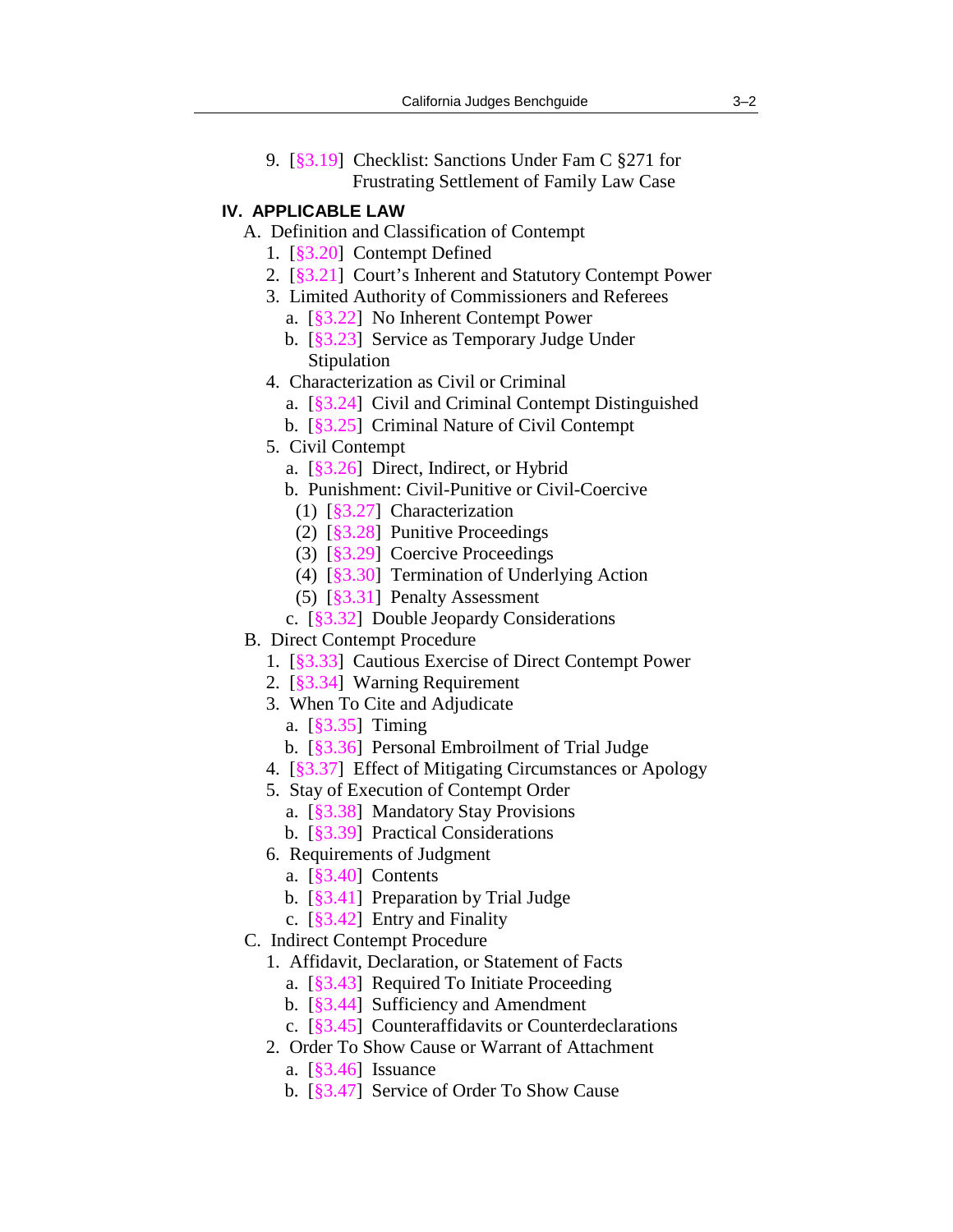9. [§3.19] Checklist: Sanctions Under Fam C §271 for Frustrating Settlement of Family Law Case

## IV. APPLICABLE LAW

- A. Definition and Classification of Contempt
  - 1. [§3.20] Contempt Defined
  - 2. [§3.21] Court's Inherent and Statutory Contempt Power
  - 3. Limited Authority of Commissioners and Referees
    - a. [§3.22] No Inherent Contempt Power
    - b. [§3.23] Service as Temporary Judge Under Stipulation
  - 4. Characterization as Civil or Criminal
    - a. [§3.24] Civil and Criminal Contempt Distinguished
    - b. [§3.25] Criminal Nature of Civil Contempt
  - 5. Civil Contempt
    - a. [§3.26] Direct, Indirect, or Hybrid
    - b. Punishment: Civil-Punitive or Civil-Coercive
      - (1) [§3.27] Characterization
      - (2) [§3.28] Punitive Proceedings
      - (3) [§3.29] Coercive Proceedings
      - (4) [§3.30] Termination of Underlying Action
      - (5) [§3.31] Penalty Assessment
    - c. [§3.32] Double Jeopardy Considerations
- B. Direct Contempt Procedure
  - 1. [§3.33] Cautious Exercise of Direct Contempt Power
  - 2. [§3.34] Warning Requirement
  - 3. When To Cite and Adjudicate
    - a. [§3.35] Timing
    - b. [§3.36] Personal Embroilment of Trial Judge
  - 4. [§3.37] Effect of Mitigating Circumstances or Apology
  - 5. Stay of Execution of Contempt Order
    - a. [§3.38] Mandatory Stay Provisions
    - b. [§3.39] Practical Considerations
  - 6. Requirements of Judgment
    - a. [§3.40] Contents
    - b. [§3.41] Preparation by Trial Judge
    - c. [§3.42] Entry and Finality
- C. Indirect Contempt Procedure
  - 1. Affidavit, Declaration, or Statement of Facts
    - a. [§3.43] Required To Initiate Proceeding
    - b. [§3.44] Sufficiency and Amendment
    - c. [§3.45] Counteraffidavits or Counterdeclarations
  - 2. Order To Show Cause or Warrant of Attachment
    - a. [§3.46] Issuance
    - b. [§3.47] Service of Order To Show Cause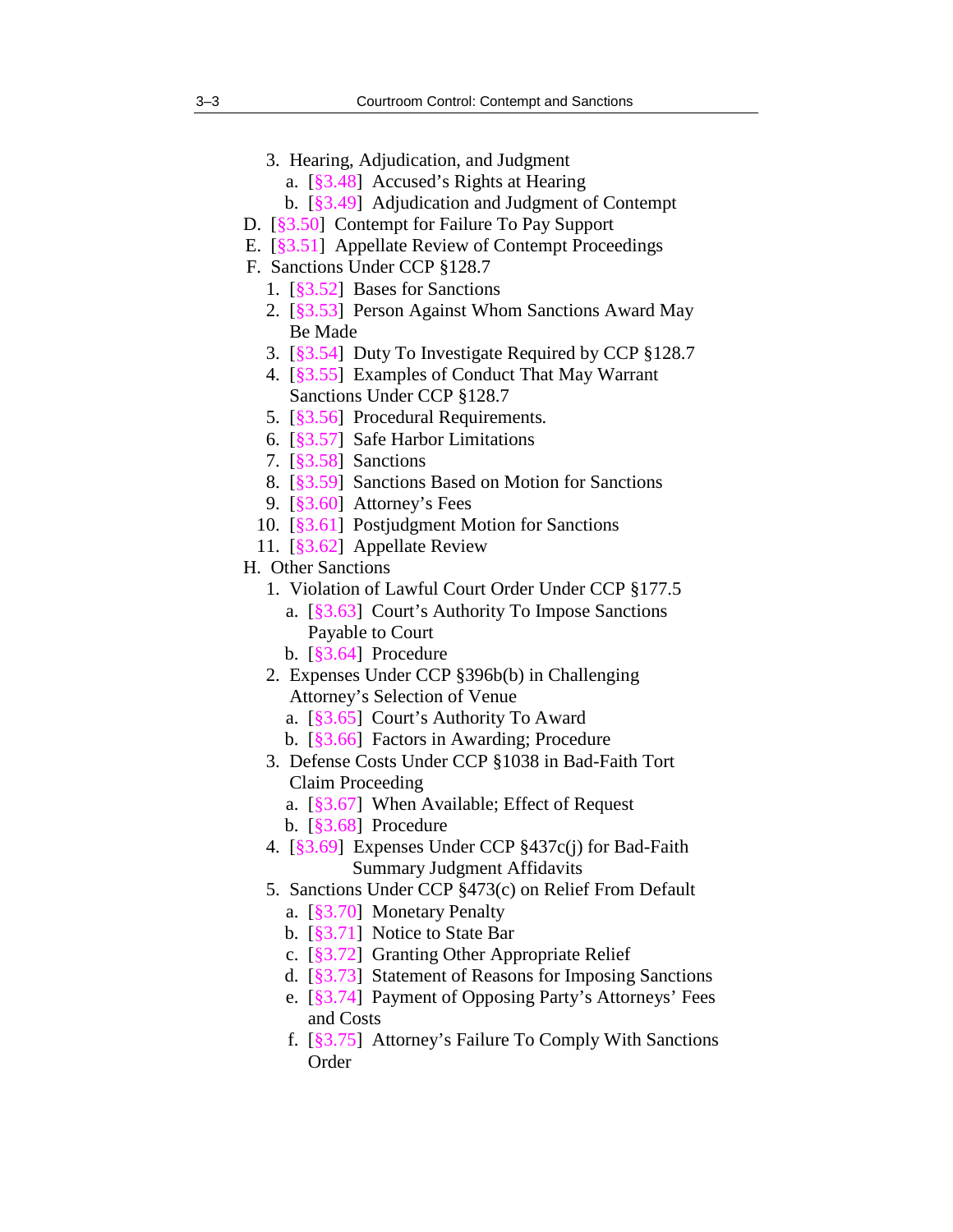3. Hearing, Adjudication, and Judgment
   - a. [§3.48] Accused's Rights at Hearing
   - b. [§3.49] Adjudication and Judgment of Contempt

D. [§3.50] Contempt for Failure To Pay Support

E. [§3.51] Appellate Review of Contempt Proceedings

F. Sanctions Under CCP §128.7

1. [§3.52] Bases for Sanctions
2. [§3.53] Person Against Whom Sanctions Award May Be Made
3. [§3.54] Duty To Investigate Required by CCP §128.7
4. [§3.55] Examples of Conduct That May Warrant Sanctions Under CCP §128.7
5. [§3.56] Procedural Requirements.
6. [§3.57] Safe Harbor Limitations
7. [§3.58] Sanctions
8. [§3.59] Sanctions Based on Motion for Sanctions
9. [§3.60] Attorney's Fees
10. [§3.61] Postjudgment Motion for Sanctions
11. [§3.62] Appellate Review

H. Other Sanctions

1. Violation of Lawful Court Order Under CCP §177.5
   - a. [§3.63] Court's Authority To Impose Sanctions Payable to Court
   - b. [§3.64] Procedure
2. Expenses Under CCP §396b(b) in Challenging Attorney's Selection of Venue
   - a. [§3.65] Court's Authority To Award
   - b. [§3.66] Factors in Awarding; Procedure
3. Defense Costs Under CCP §1038 in Bad-Faith Tort Claim Proceeding
   - a. [§3.67] When Available; Effect of Request
   - b. [§3.68] Procedure
4. [§3.69] Expenses Under CCP §437c(j) for Bad-Faith Summary Judgment Affidavits
5. Sanctions Under CCP §473(c) on Relief From Default
   - a. [§3.70] Monetary Penalty
   - b. [§3.71] Notice to State Bar
   - c. [§3.72] Granting Other Appropriate Relief
   - d. [§3.73] Statement of Reasons for Imposing Sanctions
   - e. [§3.74] Payment of Opposing Party's Attorneys' Fees and Costs
   - f. [§3.75] Attorney's Failure To Comply With Sanctions Order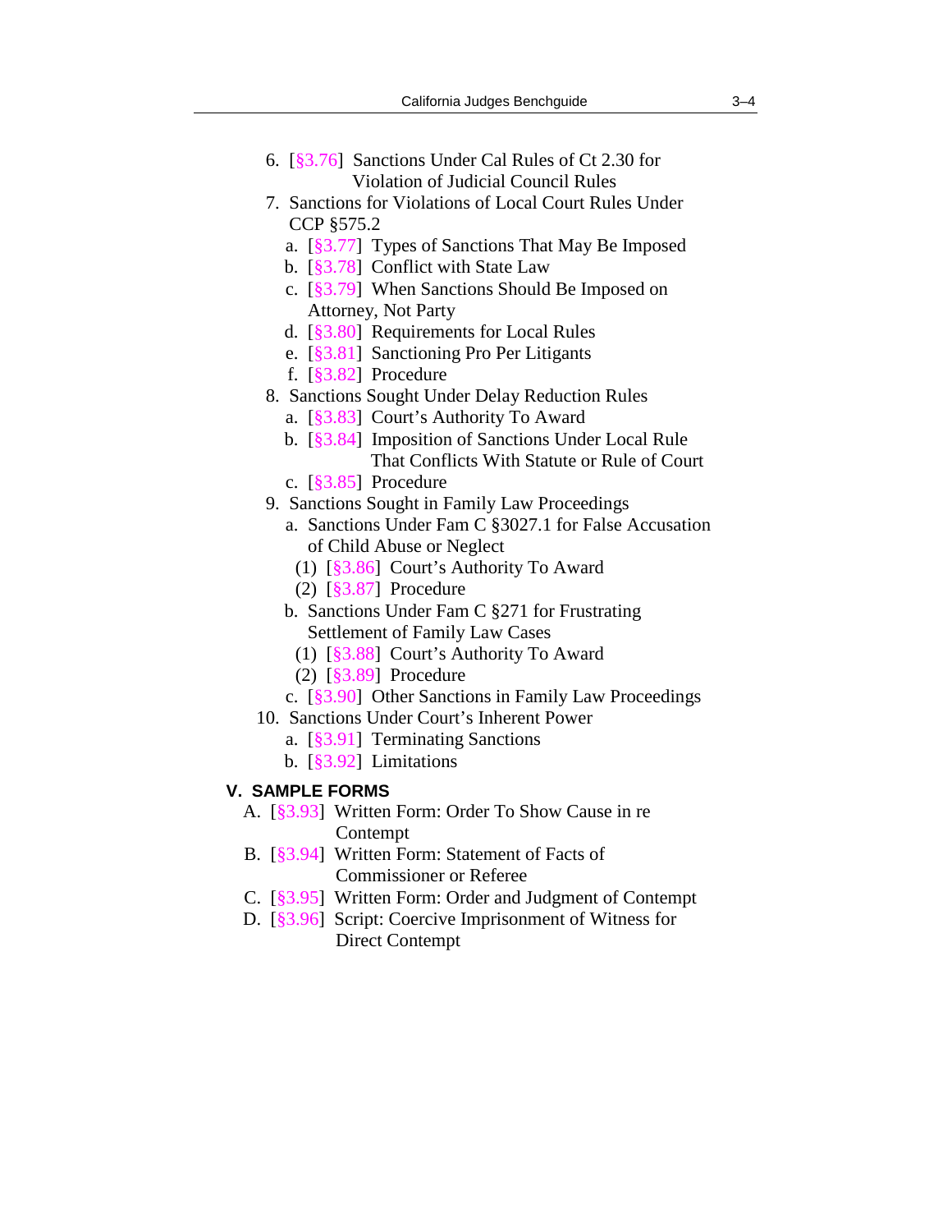6. [§3.76] Sanctions Under Cal Rules of Ct 2.30 for Violation of Judicial Council Rules
7. Sanctions for Violations of Local Court Rules Under CCP §575.2
   a. [§3.77] Types of Sanctions That May Be Imposed
   b. [§3.78] Conflict with State Law
   c. [§3.79] When Sanctions Should Be Imposed on Attorney, Not Party
   d. [§3.80] Requirements for Local Rules
   e. [§3.81] Sanctioning Pro Per Litigants
   f. [§3.82] Procedure
8. Sanctions Sought Under Delay Reduction Rules
   a. [§3.83] Court's Authority To Award
   b. [§3.84] Imposition of Sanctions Under Local Rule That Conflicts With Statute or Rule of Court
   c. [§3.85] Procedure
9. Sanctions Sought in Family Law Proceedings
   a. Sanctions Under Fam C §3027.1 for False Accusation of Child Abuse or Neglect
      (1) [§3.86] Court's Authority To Award
      (2) [§3.87] Procedure
   b. Sanctions Under Fam C §271 for Frustrating Settlement of Family Law Cases
      (1) [§3.88] Court's Authority To Award
      (2) [§3.89] Procedure
   c. [§3.90] Other Sanctions in Family Law Proceedings
10. Sanctions Under Court's Inherent Power
   a. [§3.91] Terminating Sanctions
   b. [§3.92] Limitations

**V. SAMPLE FORMS**

A. [§3.93] Written Form: Order To Show Cause in re Contempt
B. [§3.94] Written Form: Statement of Facts of Commissioner or Referee
C. [§3.95] Written Form: Order and Judgment of Contempt
D. [§3.96] Script: Coercive Imprisonment of Witness for Direct Contempt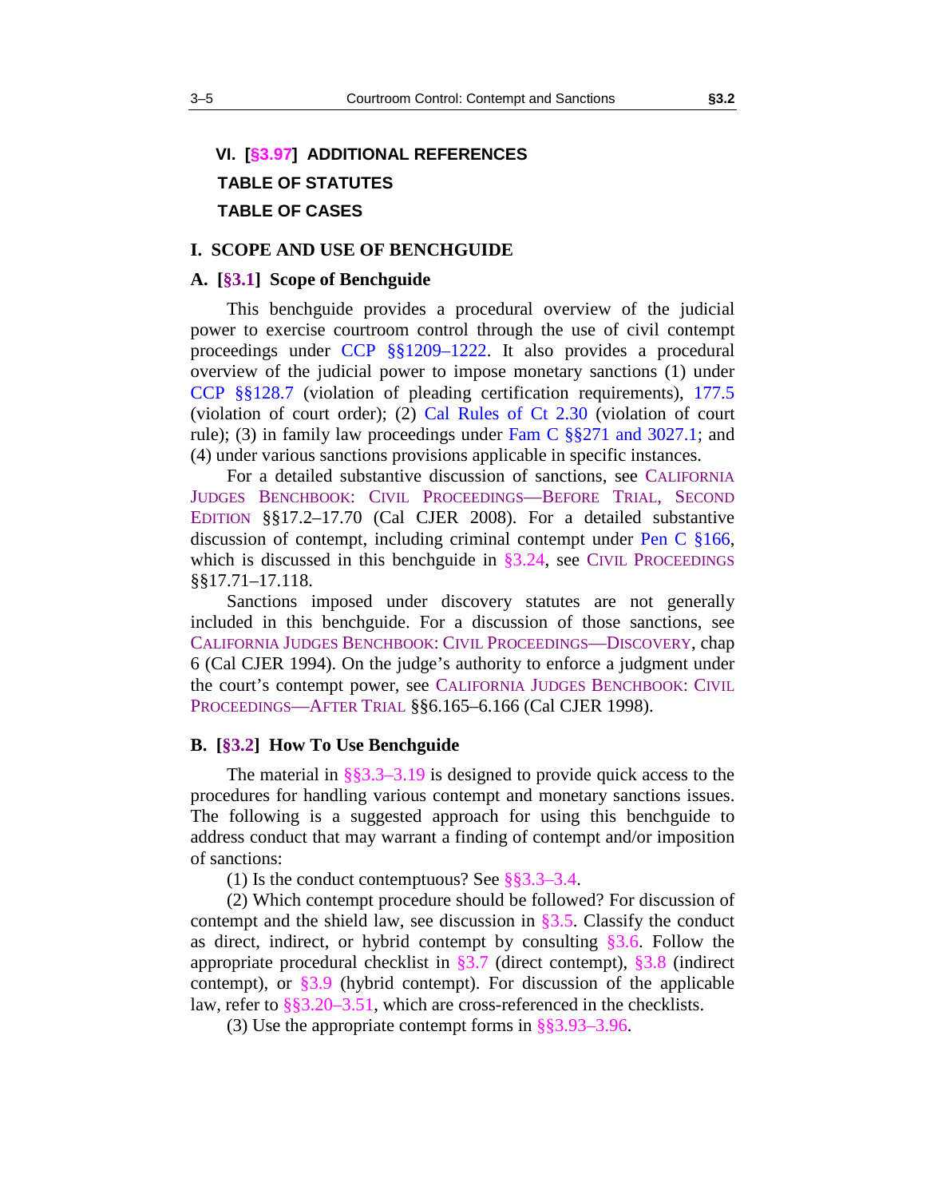**VI. [§3.97] ADDITIONAL REFERENCES**

**TABLE OF STATUTES**

**TABLE OF CASES**

## I. SCOPE AND USE OF BENCHGUIDE

### A. [§3.1] Scope of Benchguide

This benchguide provides a procedural overview of the judicial power to exercise courtroom control through the use of civil contempt proceedings under CCP §§1209–1222. It also provides a procedural overview of the judicial power to impose monetary sanctions (1) under CCP §§128.7 (violation of pleading certification requirements), 177.5 (violation of court order); (2) Cal Rules of Ct 2.30 (violation of court rule); (3) in family law proceedings under Fam C §§271 and 3027.1; and (4) under various sanctions provisions applicable in specific instances.

For a detailed substantive discussion of sanctions, see CALIFORNIA JUDGES BENCHBOOK: CIVIL PROCEEDINGS—BEFORE TRIAL, SECOND EDITION §§17.2–17.70 (Cal CJER 2008). For a detailed substantive discussion of contempt, including criminal contempt under Pen C §166, which is discussed in this benchguide in §3.24, see CIVIL PROCEEDINGS §§17.71–17.118.

Sanctions imposed under discovery statutes are not generally included in this benchguide. For a discussion of those sanctions, see CALIFORNIA JUDGES BENCHBOOK: CIVIL PROCEEDINGS—DISCOVERY, chap 6 (Cal CJER 1994). On the judge's authority to enforce a judgment under the court's contempt power, see CALIFORNIA JUDGES BENCHBOOK: CIVIL PROCEEDINGS—AFTER TRIAL §§6.165–6.166 (Cal CJER 1998).

### B. [§3.2] How To Use Benchguide

The material in §§3.3–3.19 is designed to provide quick access to the procedures for handling various contempt and monetary sanctions issues. The following is a suggested approach for using this benchguide to address conduct that may warrant a finding of contempt and/or imposition of sanctions:

(1) Is the conduct contemptuous? See §§3.3–3.4.

(2) Which contempt procedure should be followed? For discussion of contempt and the shield law, see discussion in §3.5. Classify the conduct as direct, indirect, or hybrid contempt by consulting §3.6. Follow the appropriate procedural checklist in §3.7 (direct contempt), §3.8 (indirect contempt), or §3.9 (hybrid contempt). For discussion of the applicable law, refer to §§3.20–3.51, which are cross-referenced in the checklists.

(3) Use the appropriate contempt forms in §§3.93–3.96.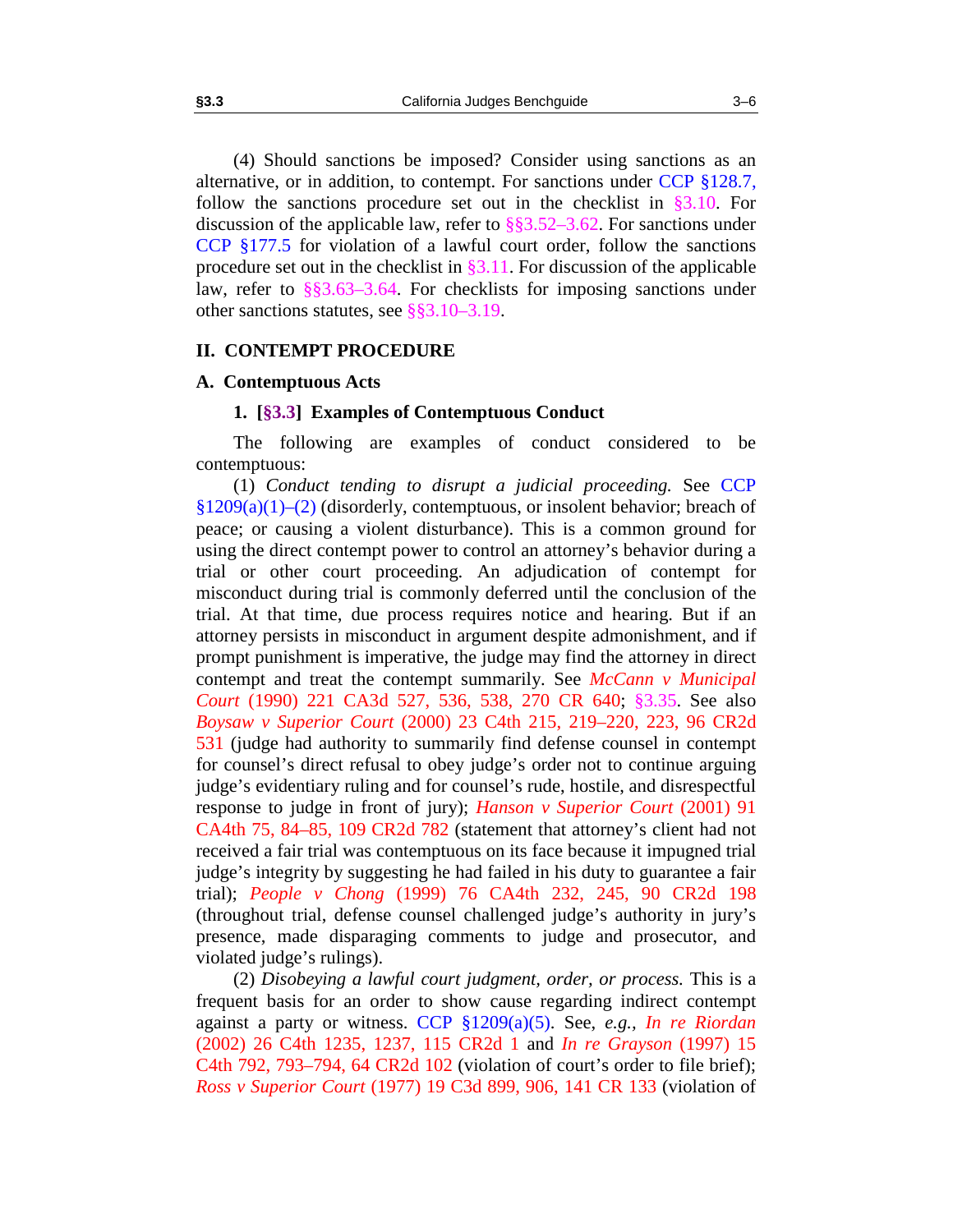(4) Should sanctions be imposed? Consider using sanctions as an alternative, or in addition, to contempt. For sanctions under CCP §128.7, follow the sanctions procedure set out in the checklist in §3.10. For discussion of the applicable law, refer to §§3.52–3.62. For sanctions under CCP §177.5 for violation of a lawful court order, follow the sanctions procedure set out in the checklist in §3.11. For discussion of the applicable law, refer to §§3.63–3.64. For checklists for imposing sanctions under other sanctions statutes, see §§3.10–3.19.

## II. CONTEMPT PROCEDURE

### A. Contemptuous Acts

#### 1. [§3.3] Examples of Contemptuous Conduct

The following are examples of conduct considered to be contemptuous:

(1) *Conduct tending to disrupt a judicial proceeding.* See CCP §1209(a)(1)–(2) (disorderly, contemptuous, or insolent behavior; breach of peace; or causing a violent disturbance). This is a common ground for using the direct contempt power to control an attorney's behavior during a trial or other court proceeding. An adjudication of contempt for misconduct during trial is commonly deferred until the conclusion of the trial. At that time, due process requires notice and hearing. But if an attorney persists in misconduct in argument despite admonishment, and if prompt punishment is imperative, the judge may find the attorney in direct contempt and treat the contempt summarily. See *McCann v Municipal Court* (1990) 221 CA3d 527, 536, 538, 270 CR 640; §3.35. See also *Boysaw v Superior Court* (2000) 23 C4th 215, 219–220, 223, 96 CR2d 531 (judge had authority to summarily find defense counsel in contempt for counsel's direct refusal to obey judge's order not to continue arguing judge's evidentiary ruling and for counsel's rude, hostile, and disrespectful response to judge in front of jury); *Hanson v Superior Court* (2001) 91 CA4th 75, 84–85, 109 CR2d 782 (statement that attorney's client had not received a fair trial was contemptuous on its face because it impugned trial judge's integrity by suggesting he had failed in his duty to guarantee a fair trial); *People v Chong* (1999) 76 CA4th 232, 245, 90 CR2d 198 (throughout trial, defense counsel challenged judge's authority in jury's presence, made disparaging comments to judge and prosecutor, and violated judge's rulings).

(2) *Disobeying a lawful court judgment, order, or process.* This is a frequent basis for an order to show cause regarding indirect contempt against a party or witness. CCP §1209(a)(5). See, *e.g.*, *In re Riordan* (2002) 26 C4th 1235, 1237, 115 CR2d 1 and *In re Grayson* (1997) 15 C4th 792, 793–794, 64 CR2d 102 (violation of court's order to file brief); *Ross v Superior Court* (1977) 19 C3d 899, 906, 141 CR 133 (violation of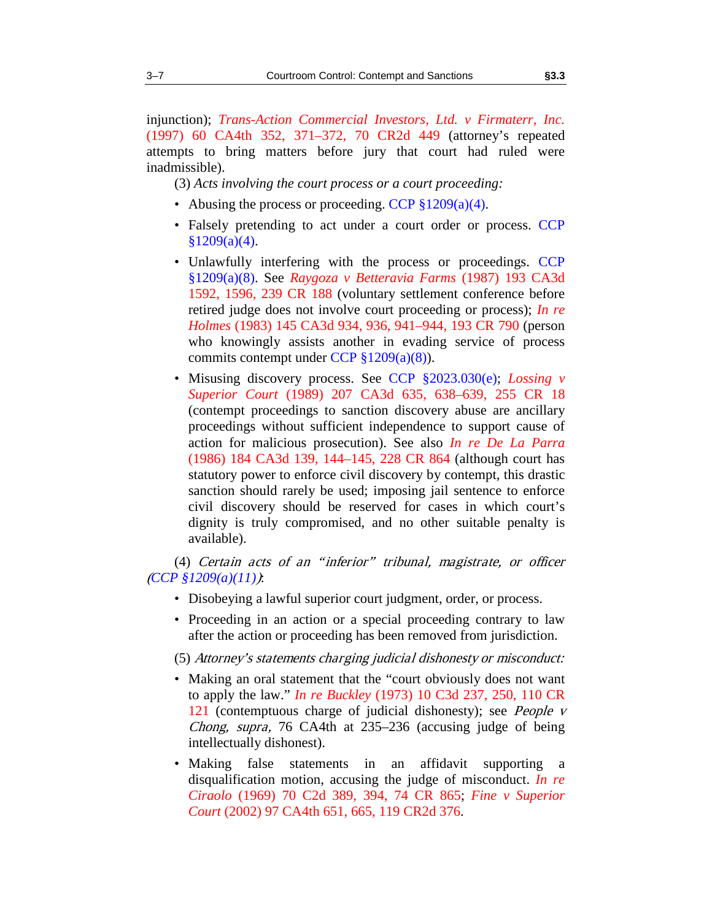injunction); *Trans-Action Commercial Investors, Ltd. v Firmaterr, Inc.* (1997) 60 CA4th 352, 371–372, 70 CR2d 449 (attorney's repeated attempts to bring matters before jury that court had ruled were inadmissible).

(3) *Acts involving the court process or a court proceeding:*

- Abusing the process or proceeding. CCP §1209(a)(4).
- Falsely pretending to act under a court order or process. CCP §1209(a)(4).
- Unlawfully interfering with the process or proceedings. CCP §1209(a)(8). See *Raygoza v Betteravia Farms* (1987) 193 CA3d 1592, 1596, 239 CR 188 (voluntary settlement conference before retired judge does not involve court proceeding or process); *In re Holmes* (1983) 145 CA3d 934, 936, 941–944, 193 CR 790 (person who knowingly assists another in evading service of process commits contempt under CCP §1209(a)(8)).
- Misusing discovery process. See CCP §2023.030(e); *Lossing v Superior Court* (1989) 207 CA3d 635, 638–639, 255 CR 18 (contempt proceedings to sanction discovery abuse are ancillary proceedings without sufficient independence to support cause of action for malicious prosecution). See also *In re De La Parra* (1986) 184 CA3d 139, 144–145, 228 CR 864 (although court has statutory power to enforce civil discovery by contempt, this drastic sanction should rarely be used; imposing jail sentence to enforce civil discovery should be reserved for cases in which court's dignity is truly compromised, and no other suitable penalty is available).

(4) *Certain acts of an "inferior" tribunal, magistrate, or officer (CCP §1209(a)(11)):*

- Disobeying a lawful superior court judgment, order, or process.
- Proceeding in an action or a special proceeding contrary to law after the action or proceeding has been removed from jurisdiction.

(5) *Attorney's statements charging judicial dishonesty or misconduct:*

- Making an oral statement that the "court obviously does not want to apply the law." *In re Buckley* (1973) 10 C3d 237, 250, 110 CR 121 (contemptuous charge of judicial dishonesty); see *People v Chong, supra,* 76 CA4th at 235–236 (accusing judge of being intellectually dishonest).
- Making false statements in an affidavit supporting a disqualification motion, accusing the judge of misconduct. *In re Ciraolo* (1969) 70 C2d 389, 394, 74 CR 865; *Fine v Superior Court* (2002) 97 CA4th 651, 665, 119 CR2d 376.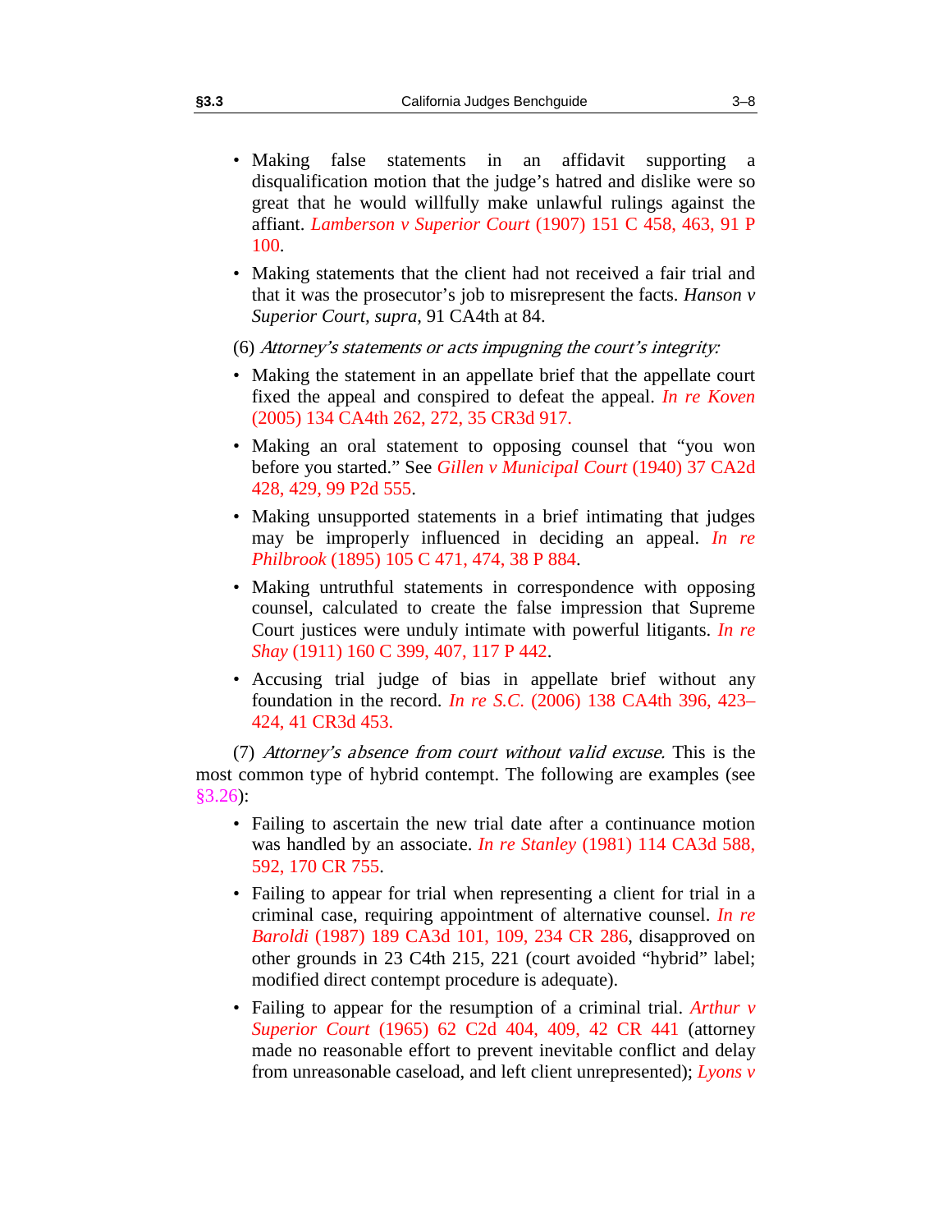- Making false statements in an affidavit supporting a disqualification motion that the judge's hatred and dislike were so great that he would willfully make unlawful rulings against the affiant. *Lamberson v Superior Court* (1907) 151 C 458, 463, 91 P 100.

- Making statements that the client had not received a fair trial and that it was the prosecutor's job to misrepresent the facts. *Hanson v Superior Court*, *supra*, 91 CA4th at 84.

(6) *Attorney's statements or acts impugning the court's integrity:*

- Making the statement in an appellate brief that the appellate court fixed the appeal and conspired to defeat the appeal. *In re Koven* (2005) 134 CA4th 262, 272, 35 CR3d 917.

- Making an oral statement to opposing counsel that "you won before you started." See *Gillen v Municipal Court* (1940) 37 CA2d 428, 429, 99 P2d 555.

- Making unsupported statements in a brief intimating that judges may be improperly influenced in deciding an appeal. *In re Philbrook* (1895) 105 C 471, 474, 38 P 884.

- Making untruthful statements in correspondence with opposing counsel, calculated to create the false impression that Supreme Court justices were unduly intimate with powerful litigants. *In re Shay* (1911) 160 C 399, 407, 117 P 442.

- Accusing trial judge of bias in appellate brief without any foundation in the record. *In re S.C.* (2006) 138 CA4th 396, 423–424, 41 CR3d 453.

(7) *Attorney's absence from court without valid excuse.* This is the most common type of hybrid contempt. The following are examples (see §3.26):

- Failing to ascertain the new trial date after a continuance motion was handled by an associate. *In re Stanley* (1981) 114 CA3d 588, 592, 170 CR 755.

- Failing to appear for trial when representing a client for trial in a criminal case, requiring appointment of alternative counsel. *In re Baroldi* (1987) 189 CA3d 101, 109, 234 CR 286, disapproved on other grounds in 23 C4th 215, 221 (court avoided "hybrid" label; modified direct contempt procedure is adequate).

- Failing to appear for the resumption of a criminal trial. *Arthur v Superior Court* (1965) 62 C2d 404, 409, 42 CR 441 (attorney made no reasonable effort to prevent inevitable conflict and delay from unreasonable caseload, and left client unrepresented); *Lyons v*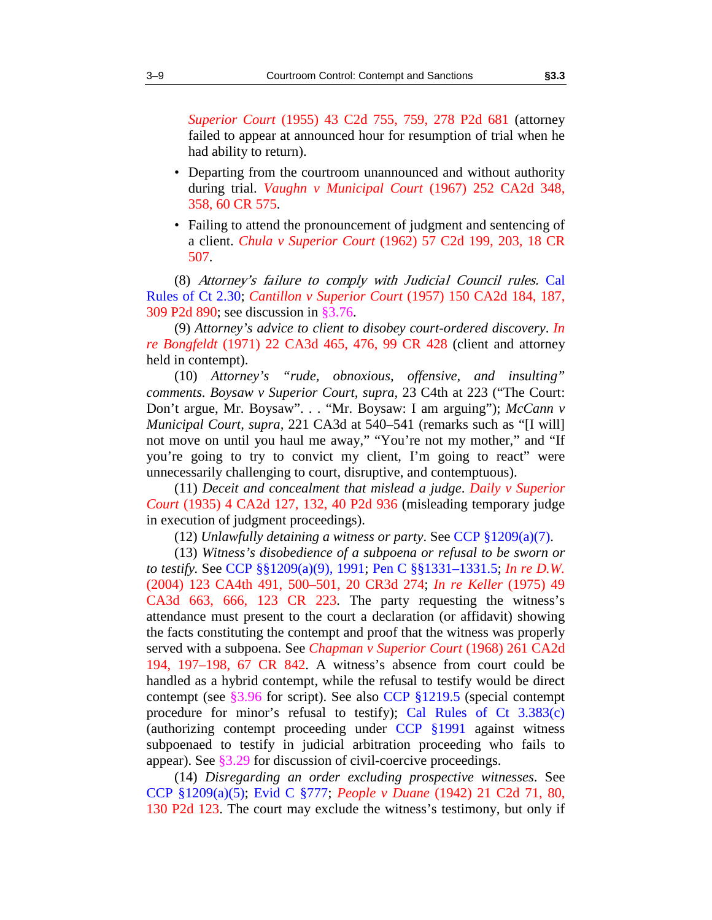*Superior Court* (1955) 43 C2d 755, 759, 278 P2d 681 (attorney failed to appear at announced hour for resumption of trial when he had ability to return).

- Departing from the courtroom unannounced and without authority during trial. *Vaughn v Municipal Court* (1967) 252 CA2d 348, 358, 60 CR 575.
- Failing to attend the pronouncement of judgment and sentencing of a client. *Chula v Superior Court* (1962) 57 C2d 199, 203, 18 CR 507.

(8) *Attorney's failure to comply with Judicial Council rules*. Cal Rules of Ct 2.30; *Cantillon v Superior Court* (1957) 150 CA2d 184, 187, 309 P2d 890; see discussion in §3.76.

(9) *Attorney's advice to client to disobey court-ordered discovery*. *In re Bongfeldt* (1971) 22 CA3d 465, 476, 99 CR 428 (client and attorney held in contempt).

(10) *Attorney's "rude, obnoxious, offensive, and insulting" comments*. *Boysaw v Superior Court, supra*, 23 C4th at 223 ("The Court: Don't argue, Mr. Boysaw". . . "Mr. Boysaw: I am arguing"); *McCann v Municipal Court, supra*, 221 CA3d at 540–541 (remarks such as "[I will] not move on until you haul me away," "You're not my mother," and "If you're going to try to convict my client, I'm going to react" were unnecessarily challenging to court, disruptive, and contemptuous).

(11) *Deceit and concealment that mislead a judge*. *Daily v Superior Court* (1935) 4 CA2d 127, 132, 40 P2d 936 (misleading temporary judge in execution of judgment proceedings).

(12) *Unlawfully detaining a witness or party*. See CCP §1209(a)(7).

(13) *Witness's disobedience of a subpoena or refusal to be sworn or to testify*. See CCP §§1209(a)(9), 1991; Pen C §§1331–1331.5; *In re D.W.* (2004) 123 CA4th 491, 500–501, 20 CR3d 274; *In re Keller* (1975) 49 CA3d 663, 666, 123 CR 223. The party requesting the witness's attendance must present to the court a declaration (or affidavit) showing the facts constituting the contempt and proof that the witness was properly served with a subpoena. See *Chapman v Superior Court* (1968) 261 CA2d 194, 197–198, 67 CR 842. A witness's absence from court could be handled as a hybrid contempt, while the refusal to testify would be direct contempt (see §3.96 for script). See also CCP §1219.5 (special contempt procedure for minor's refusal to testify); Cal Rules of Ct 3.383(c) (authorizing contempt proceeding under CCP §1991 against witness subpoenaed to testify in judicial arbitration proceeding who fails to appear). See §3.29 for discussion of civil-coercive proceedings.

(14) *Disregarding an order excluding prospective witnesses*. See CCP §1209(a)(5); Evid C §777; *People v Duane* (1942) 21 C2d 71, 80, 130 P2d 123. The court may exclude the witness's testimony, but only if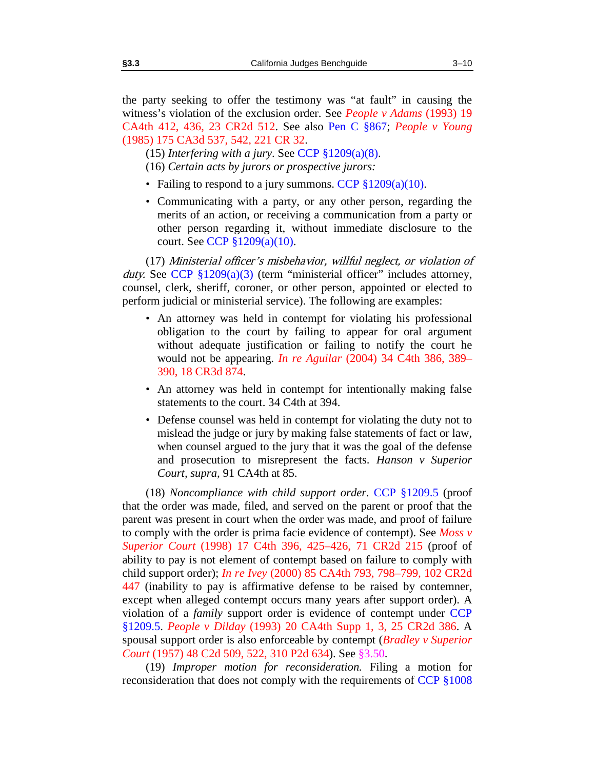the party seeking to offer the testimony was "at fault" in causing the witness's violation of the exclusion order. See *People v Adams* (1993) 19 CA4th 412, 436, 23 CR2d 512. See also Pen C §867; *People v Young* (1985) 175 CA3d 537, 542, 221 CR 32.

(15) *Interfering with a jury*. See CCP §1209(a)(8).

(16) *Certain acts by jurors or prospective jurors:*

- Failing to respond to a jury summons. CCP §1209(a)(10).
- Communicating with a party, or any other person, regarding the merits of an action, or receiving a communication from a party or other person regarding it, without immediate disclosure to the court. See CCP §1209(a)(10).

(17) *Ministerial officer's misbehavior, willful neglect, or violation of duty.* See CCP §1209(a)(3) (term "ministerial officer" includes attorney, counsel, clerk, sheriff, coroner, or other person, appointed or elected to perform judicial or ministerial service). The following are examples:

- An attorney was held in contempt for violating his professional obligation to the court by failing to appear for oral argument without adequate justification or failing to notify the court he would not be appearing. *In re Aguilar* (2004) 34 C4th 386, 389–390, 18 CR3d 874.
- An attorney was held in contempt for intentionally making false statements to the court. 34 C4th at 394.
- Defense counsel was held in contempt for violating the duty not to mislead the judge or jury by making false statements of fact or law, when counsel argued to the jury that it was the goal of the defense and prosecution to misrepresent the facts. *Hanson v Superior Court, supra,* 91 CA4th at 85.

(18) *Noncompliance with child support order*. CCP §1209.5 (proof that the order was made, filed, and served on the parent or proof that the parent was present in court when the order was made, and proof of failure to comply with the order is prima facie evidence of contempt). See *Moss v Superior Court* (1998) 17 C4th 396, 425–426, 71 CR2d 215 (proof of ability to pay is not element of contempt based on failure to comply with child support order); *In re Ivey* (2000) 85 CA4th 793, 798–799, 102 CR2d 447 (inability to pay is affirmative defense to be raised by contemner, except when alleged contempt occurs many years after support order). A violation of a *family* support order is evidence of contempt under CCP §1209.5. *People v Dilday* (1993) 20 CA4th Supp 1, 3, 25 CR2d 386. A spousal support order is also enforceable by contempt (*Bradley v Superior Court* (1957) 48 C2d 509, 522, 310 P2d 634). See §3.50.

(19) *Improper motion for reconsideration.* Filing a motion for reconsideration that does not comply with the requirements of CCP §1008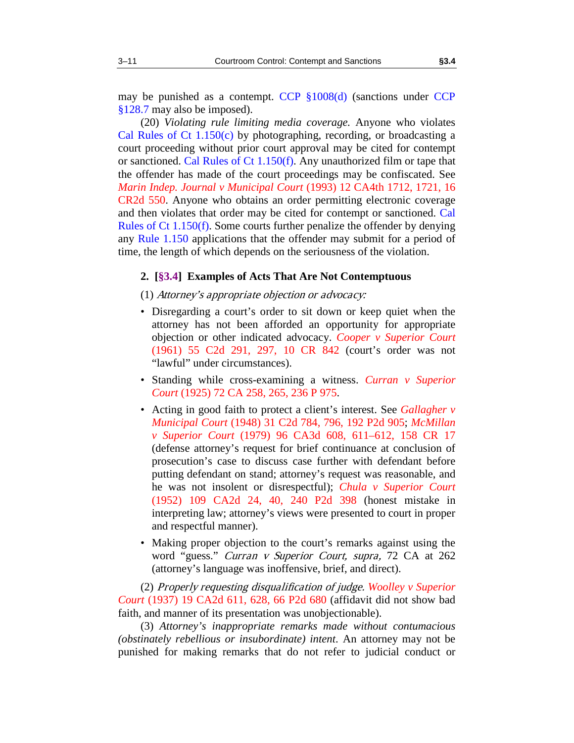may be punished as a contempt. CCP §1008(d) (sanctions under CCP §128.7 may also be imposed).

(20) *Violating rule limiting media coverage.* Anyone who violates Cal Rules of Ct 1.150(c) by photographing, recording, or broadcasting a court proceeding without prior court approval may be cited for contempt or sanctioned. Cal Rules of Ct 1.150(f). Any unauthorized film or tape that the offender has made of the court proceedings may be confiscated. See *Marin Indep. Journal v Municipal Court* (1993) 12 CA4th 1712, 1721, 16 CR2d 550. Anyone who obtains an order permitting electronic coverage and then violates that order may be cited for contempt or sanctioned. Cal Rules of Ct 1.150(f). Some courts further penalize the offender by denying any Rule 1.150 applications that the offender may submit for a period of time, the length of which depends on the seriousness of the violation.

### 2. [§3.4] Examples of Acts That Are Not Contemptuous

(1) *Attorney's appropriate objection or advocacy:*

- Disregarding a court's order to sit down or keep quiet when the attorney has not been afforded an opportunity for appropriate objection or other indicated advocacy. *Cooper v Superior Court* (1961) 55 C2d 291, 297, 10 CR 842 (court's order was not "lawful" under circumstances).
- Standing while cross-examining a witness. *Curran v Superior Court* (1925) 72 CA 258, 265, 236 P 975.
- Acting in good faith to protect a client's interest. See *Gallagher v Municipal Court* (1948) 31 C2d 784, 796, 192 P2d 905; *McMillan v Superior Court* (1979) 96 CA3d 608, 611–612, 158 CR 17 (defense attorney's request for brief continuance at conclusion of prosecution's case to discuss case further with defendant before putting defendant on stand; attorney's request was reasonable, and he was not insolent or disrespectful); *Chula v Superior Court* (1952) 109 CA2d 24, 40, 240 P2d 398 (honest mistake in interpreting law; attorney's views were presented to court in proper and respectful manner).
- Making proper objection to the court's remarks against using the word "guess." *Curran v Superior Court, supra,* 72 CA at 262 (attorney's language was inoffensive, brief, and direct).

(2) *Properly requesting disqualification of judge.* *Woolley v Superior Court* (1937) 19 CA2d 611, 628, 66 P2d 680 (affidavit did not show bad faith, and manner of its presentation was unobjectionable).

(3) *Attorney's inappropriate remarks made without contumacious (obstinately rebellious or insubordinate) intent*. An attorney may not be punished for making remarks that do not refer to judicial conduct or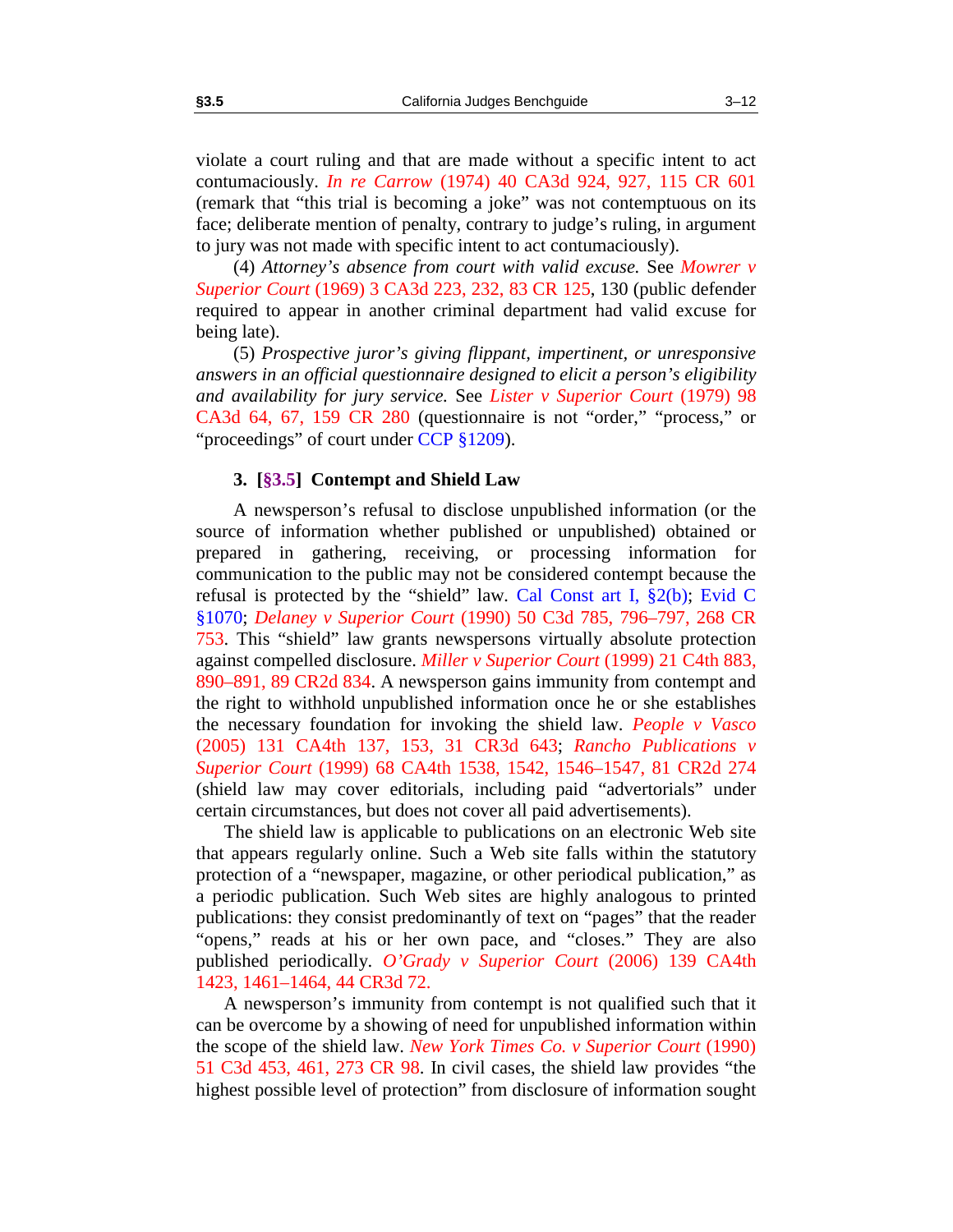violate a court ruling and that are made without a specific intent to act contumaciously. *In re Carrow* (1974) 40 CA3d 924, 927, 115 CR 601 (remark that "this trial is becoming a joke" was not contemptuous on its face; deliberate mention of penalty, contrary to judge's ruling, in argument to jury was not made with specific intent to act contumaciously).

(4) *Attorney's absence from court with valid excuse.* See *Mowrer v Superior Court* (1969) 3 CA3d 223, 232, 83 CR 125, 130 (public defender required to appear in another criminal department had valid excuse for being late).

(5) *Prospective juror's giving flippant, impertinent, or unresponsive answers in an official questionnaire designed to elicit a person's eligibility and availability for jury service.* See *Lister v Superior Court* (1979) 98 CA3d 64, 67, 159 CR 280 (questionnaire is not "order," "process," or "proceedings" of court under CCP §1209).

### 3. [§3.5] Contempt and Shield Law

A newsperson's refusal to disclose unpublished information (or the source of information whether published or unpublished) obtained or prepared in gathering, receiving, or processing information for communication to the public may not be considered contempt because the refusal is protected by the "shield" law. Cal Const art I, §2(b); Evid C §1070; *Delaney v Superior Court* (1990) 50 C3d 785, 796–797, 268 CR 753. This "shield" law grants newspersons virtually absolute protection against compelled disclosure. *Miller v Superior Court* (1999) 21 C4th 883, 890–891, 89 CR2d 834. A newsperson gains immunity from contempt and the right to withhold unpublished information once he or she establishes the necessary foundation for invoking the shield law. *People v Vasco* (2005) 131 CA4th 137, 153, 31 CR3d 643; *Rancho Publications v Superior Court* (1999) 68 CA4th 1538, 1542, 1546–1547, 81 CR2d 274 (shield law may cover editorials, including paid "advertorials" under certain circumstances, but does not cover all paid advertisements).

The shield law is applicable to publications on an electronic Web site that appears regularly online. Such a Web site falls within the statutory protection of a "newspaper, magazine, or other periodical publication," as a periodic publication. Such Web sites are highly analogous to printed publications: they consist predominantly of text on "pages" that the reader "opens," reads at his or her own pace, and "closes." They are also published periodically. *O'Grady v Superior Court* (2006) 139 CA4th 1423, 1461–1464, 44 CR3d 72.

A newsperson's immunity from contempt is not qualified such that it can be overcome by a showing of need for unpublished information within the scope of the shield law. *New York Times Co. v Superior Court* (1990) 51 C3d 453, 461, 273 CR 98. In civil cases, the shield law provides "the highest possible level of protection" from disclosure of information sought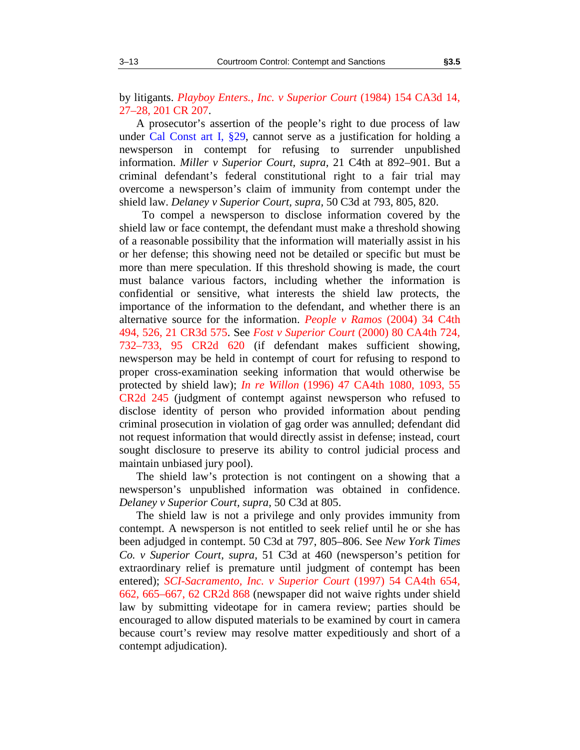by litigants. *Playboy Enters., Inc. v Superior Court* (1984) 154 CA3d 14, 27–28, 201 CR 207.

A prosecutor's assertion of the people's right to due process of law under Cal Const art I, §29, cannot serve as a justification for holding a newsperson in contempt for refusing to surrender unpublished information. *Miller v Superior Court, supra,* 21 C4th at 892–901. But a criminal defendant's federal constitutional right to a fair trial may overcome a newsperson's claim of immunity from contempt under the shield law. *Delaney v Superior Court, supra,* 50 C3d at 793, 805, 820.

To compel a newsperson to disclose information covered by the shield law or face contempt, the defendant must make a threshold showing of a reasonable possibility that the information will materially assist in his or her defense; this showing need not be detailed or specific but must be more than mere speculation. If this threshold showing is made, the court must balance various factors, including whether the information is confidential or sensitive, what interests the shield law protects, the importance of the information to the defendant, and whether there is an alternative source for the information. *People v Ramos* (2004) 34 C4th 494, 526, 21 CR3d 575. See *Fost v Superior Court* (2000) 80 CA4th 724, 732–733, 95 CR2d 620 (if defendant makes sufficient showing, newsperson may be held in contempt of court for refusing to respond to proper cross-examination seeking information that would otherwise be protected by shield law); *In re Willon* (1996) 47 CA4th 1080, 1093, 55 CR2d 245 (judgment of contempt against newsperson who refused to disclose identity of person who provided information about pending criminal prosecution in violation of gag order was annulled; defendant did not request information that would directly assist in defense; instead, court sought disclosure to preserve its ability to control judicial process and maintain unbiased jury pool).

The shield law's protection is not contingent on a showing that a newsperson's unpublished information was obtained in confidence. *Delaney v Superior Court, supra,* 50 C3d at 805.

The shield law is not a privilege and only provides immunity from contempt. A newsperson is not entitled to seek relief until he or she has been adjudged in contempt. 50 C3d at 797, 805–806. See *New York Times Co. v Superior Court, supra,* 51 C3d at 460 (newsperson's petition for extraordinary relief is premature until judgment of contempt has been entered); *SCI-Sacramento, Inc. v Superior Court* (1997) 54 CA4th 654, 662, 665–667, 62 CR2d 868 (newspaper did not waive rights under shield law by submitting videotape for in camera review; parties should be encouraged to allow disputed materials to be examined by court in camera because court's review may resolve matter expeditiously and short of a contempt adjudication).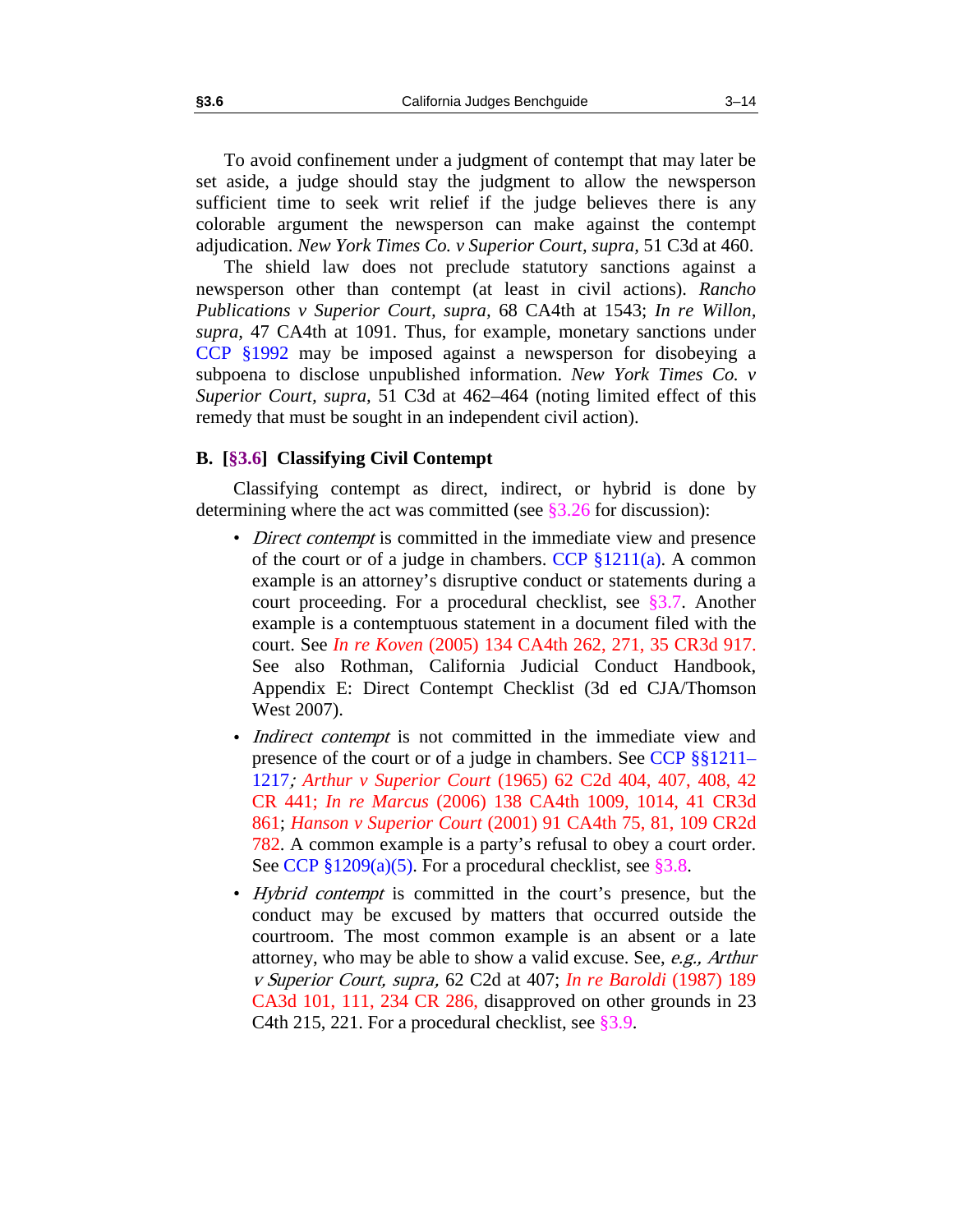To avoid confinement under a judgment of contempt that may later be set aside, a judge should stay the judgment to allow the newsperson sufficient time to seek writ relief if the judge believes there is any colorable argument the newsperson can make against the contempt adjudication. *New York Times Co. v Superior Court*, *supra*, 51 C3d at 460.

The shield law does not preclude statutory sanctions against a newsperson other than contempt (at least in civil actions). *Rancho Publications v Superior Court*, *supra*, 68 CA4th at 1543; *In re Willon*, *supra*, 47 CA4th at 1091. Thus, for example, monetary sanctions under CCP §1992 may be imposed against a newsperson for disobeying a subpoena to disclose unpublished information. *New York Times Co. v Superior Court*, *supra*, 51 C3d at 462–464 (noting limited effect of this remedy that must be sought in an independent civil action).

### B. [§3.6] Classifying Civil Contempt

Classifying contempt as direct, indirect, or hybrid is done by determining where the act was committed (see §3.26 for discussion):

- *Direct contempt* is committed in the immediate view and presence of the court or of a judge in chambers. CCP §1211(a). A common example is an attorney's disruptive conduct or statements during a court proceeding. For a procedural checklist, see §3.7. Another example is a contemptuous statement in a document filed with the court. See *In re Koven* (2005) 134 CA4th 262, 271, 35 CR3d 917. See also Rothman, California Judicial Conduct Handbook, Appendix E: Direct Contempt Checklist (3d ed CJA/Thomson West 2007).
- *Indirect contempt* is not committed in the immediate view and presence of the court or of a judge in chambers. See CCP §§1211–1217; *Arthur v Superior Court* (1965) 62 C2d 404, 407, 408, 42 CR 441; *In re Marcus* (2006) 138 CA4th 1009, 1014, 41 CR3d 861; *Hanson v Superior Court* (2001) 91 CA4th 75, 81, 109 CR2d 782. A common example is a party's refusal to obey a court order. See CCP §1209(a)(5). For a procedural checklist, see §3.8.
- *Hybrid contempt* is committed in the court's presence, but the conduct may be excused by matters that occurred outside the courtroom. The most common example is an absent or a late attorney, who may be able to show a valid excuse. See, *e.g., Arthur v Superior Court, supra,* 62 C2d at 407; *In re Baroldi* (1987) 189 CA3d 101, 111, 234 CR 286, disapproved on other grounds in 23 C4th 215, 221. For a procedural checklist, see §3.9.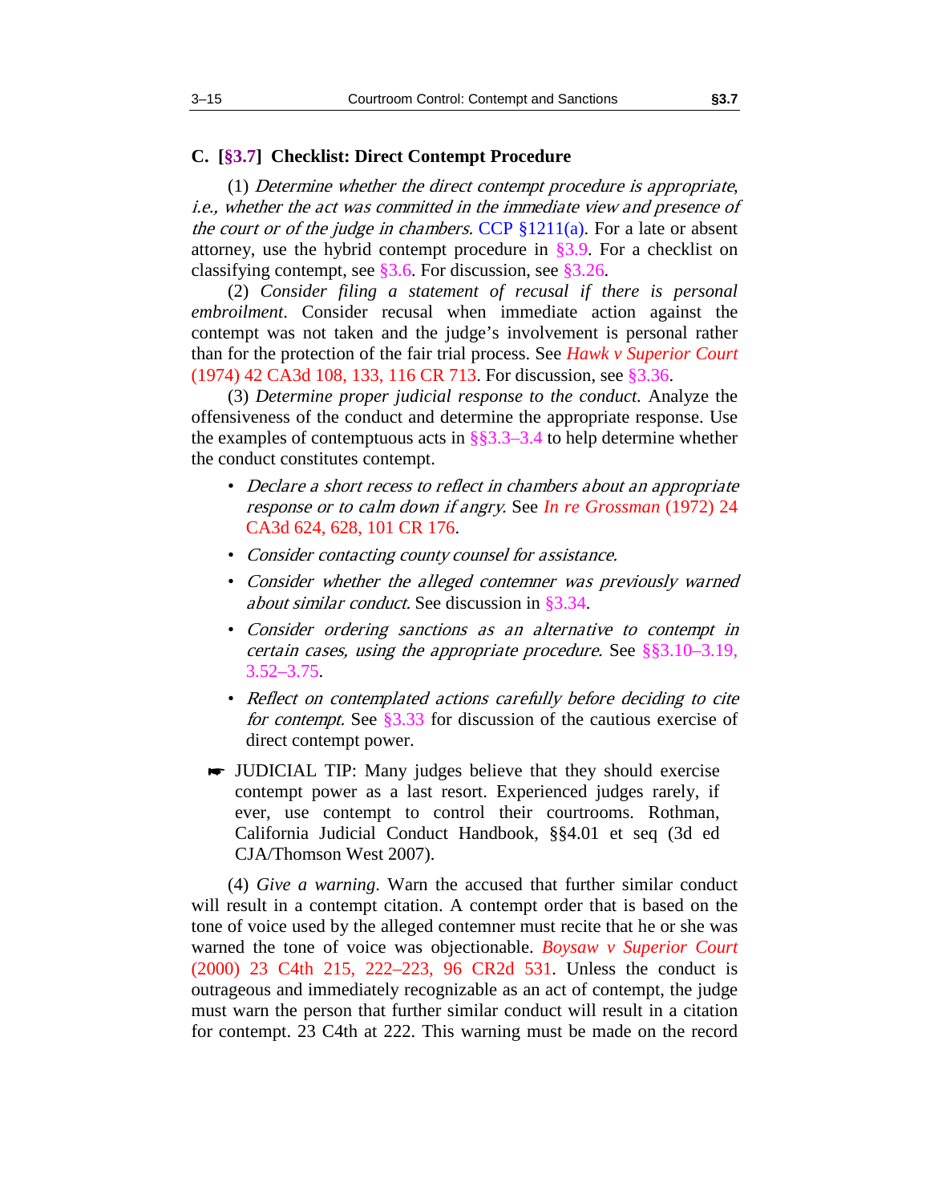## C. [§3.7] Checklist: Direct Contempt Procedure

(1) *Determine whether the direct contempt procedure is appropriate, i.e., whether the act was committed in the immediate view and presence of the court or of the judge in chambers.* CCP §1211(a). For a late or absent attorney, use the hybrid contempt procedure in §3.9. For a checklist on classifying contempt, see §3.6. For discussion, see §3.26.

(2) *Consider filing a statement of recusal if there is personal embroilment.* Consider recusal when immediate action against the contempt was not taken and the judge's involvement is personal rather than for the protection of the fair trial process. See *Hawk v Superior Court* (1974) 42 CA3d 108, 133, 116 CR 713. For discussion, see §3.36.

(3) *Determine proper judicial response to the conduct.* Analyze the offensiveness of the conduct and determine the appropriate response. Use the examples of contemptuous acts in §§3.3–3.4 to help determine whether the conduct constitutes contempt.

- *Declare a short recess to reflect in chambers about an appropriate response or to calm down if angry.* See *In re Grossman* (1972) 24 CA3d 624, 628, 101 CR 176.
- *Consider contacting county counsel for assistance.*
- *Consider whether the alleged contemner was previously warned about similar conduct.* See discussion in §3.34.
- *Consider ordering sanctions as an alternative to contempt in certain cases, using the appropriate procedure.* See §§3.10–3.19, 3.52–3.75.
- *Reflect on contemplated actions carefully before deciding to cite for contempt.* See §3.33 for discussion of the cautious exercise of direct contempt power.

☛ JUDICIAL TIP: Many judges believe that they should exercise contempt power as a last resort. Experienced judges rarely, if ever, use contempt to control their courtrooms. Rothman, California Judicial Conduct Handbook, §§4.01 et seq (3d ed CJA/Thomson West 2007).

(4) *Give a warning.* Warn the accused that further similar conduct will result in a contempt citation. A contempt order that is based on the tone of voice used by the alleged contemner must recite that he or she was warned the tone of voice was objectionable. *Boysaw v Superior Court* (2000) 23 C4th 215, 222–223, 96 CR2d 531. Unless the conduct is outrageous and immediately recognizable as an act of contempt, the judge must warn the person that further similar conduct will result in a citation for contempt. 23 C4th at 222. This warning must be made on the record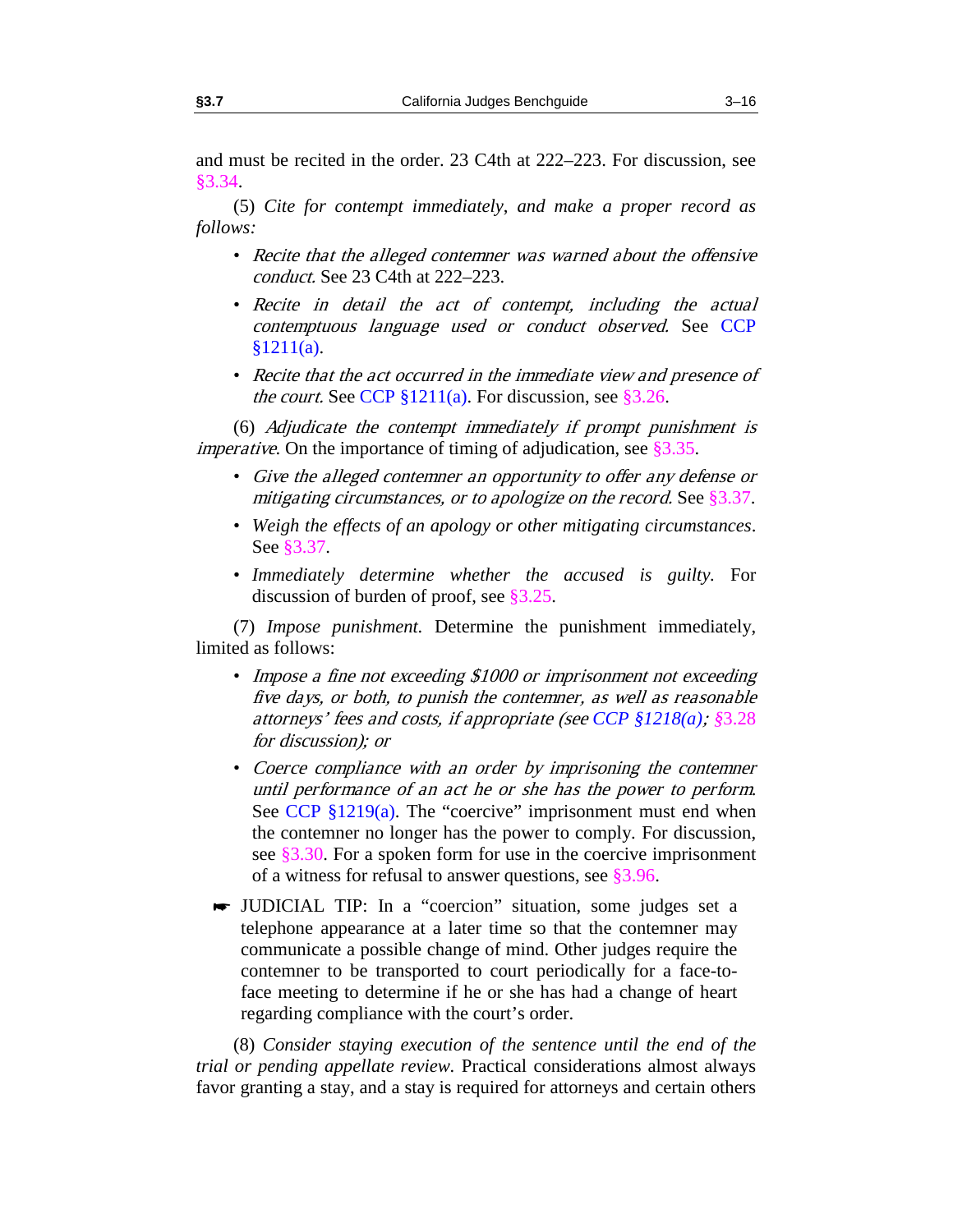and must be recited in the order. 23 C4th at 222–223. For discussion, see §3.34.

(5) *Cite for contempt immediately, and make a proper record as follows:*

- *Recite that the alleged contemner was warned about the offensive conduct.* See 23 C4th at 222–223.
- *Recite in detail the act of contempt, including the actual contemptuous language used or conduct observed.* See CCP §1211(a).
- *Recite that the act occurred in the immediate view and presence of the court.* See CCP §1211(a). For discussion, see §3.26.

(6) *Adjudicate the contempt immediately if prompt punishment is imperative*. On the importance of timing of adjudication, see §3.35.

- *Give the alleged contemner an opportunity to offer any defense or mitigating circumstances, or to apologize on the record.* See §3.37.
- *Weigh the effects of an apology or other mitigating circumstances*. See §3.37.
- *Immediately determine whether the accused is guilty*. For discussion of burden of proof, see §3.25.

(7) *Impose punishment*. Determine the punishment immediately, limited as follows:

- *Impose a fine not exceeding $1000 or imprisonment not exceeding five days, or both, to punish the contemner, as well as reasonable attorneys' fees and costs, if appropriate (see CCP §1218(a); §3.28 for discussion); or*
- *Coerce compliance with an order by imprisoning the contemner until performance of an act he or she has the power to perform.* See CCP §1219(a). The "coercive" imprisonment must end when the contemner no longer has the power to comply. For discussion, see §3.30. For a spoken form for use in the coercive imprisonment of a witness for refusal to answer questions, see §3.96.

☛ JUDICIAL TIP: In a "coercion" situation, some judges set a telephone appearance at a later time so that the contemner may communicate a possible change of mind. Other judges require the contemner to be transported to court periodically for a face-to-face meeting to determine if he or she has had a change of heart regarding compliance with the court's order.

(8) *Consider staying execution of the sentence until the end of the trial or pending appellate review*. Practical considerations almost always favor granting a stay, and a stay is required for attorneys and certain others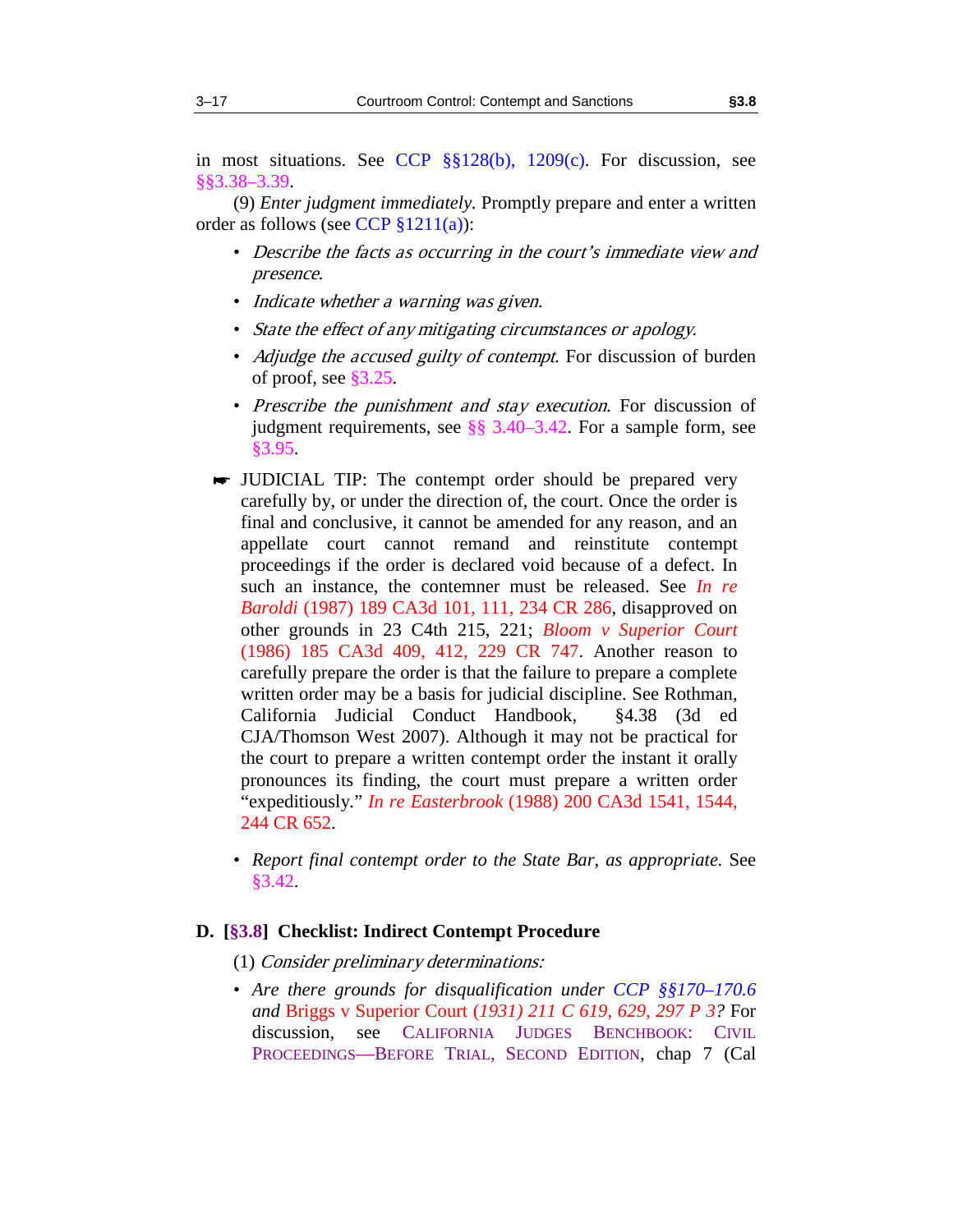in most situations. See CCP §§128(b), 1209(c). For discussion, see §§3.38–3.39.

(9) *Enter judgment immediately.* Promptly prepare and enter a written order as follows (see CCP §1211(a)):

- *Describe the facts as occurring in the court's immediate view and presence.*
- *Indicate whether a warning was given.*
- *State the effect of any mitigating circumstances or apology.*
- *Adjudge the accused guilty of contempt.* For discussion of burden of proof, see §3.25.
- *Prescribe the punishment and stay execution.* For discussion of judgment requirements, see §§ 3.40–3.42. For a sample form, see §3.95.

☛ JUDICIAL TIP: The contempt order should be prepared very carefully by, or under the direction of, the court. Once the order is final and conclusive, it cannot be amended for any reason, and an appellate court cannot remand and reinstitute contempt proceedings if the order is declared void because of a defect. In such an instance, the contemner must be released. See *In re Baroldi* (1987) 189 CA3d 101, 111, 234 CR 286, disapproved on other grounds in 23 C4th 215, 221; *Bloom v Superior Court* (1986) 185 CA3d 409, 412, 229 CR 747. Another reason to carefully prepare the order is that the failure to prepare a complete written order may be a basis for judicial discipline. See Rothman, California Judicial Conduct Handbook, §4.38 (3d ed CJA/Thomson West 2007). Although it may not be practical for the court to prepare a written contempt order the instant it orally pronounces its finding, the court must prepare a written order "expeditiously." *In re Easterbrook* (1988) 200 CA3d 1541, 1544, 244 CR 652.

- *Report final contempt order to the State Bar, as appropriate.* See §3.42.

## D. [§3.8] Checklist: Indirect Contempt Procedure

(1) *Consider preliminary determinations:*

- *Are there grounds for disqualification under CCP §§170–170.6 and* Briggs v Superior Court *(1931) 211 C 619, 629, 297 P 3?* For discussion, see CALIFORNIA JUDGES BENCHBOOK: CIVIL PROCEEDINGS—BEFORE TRIAL, SECOND EDITION, chap 7 (Cal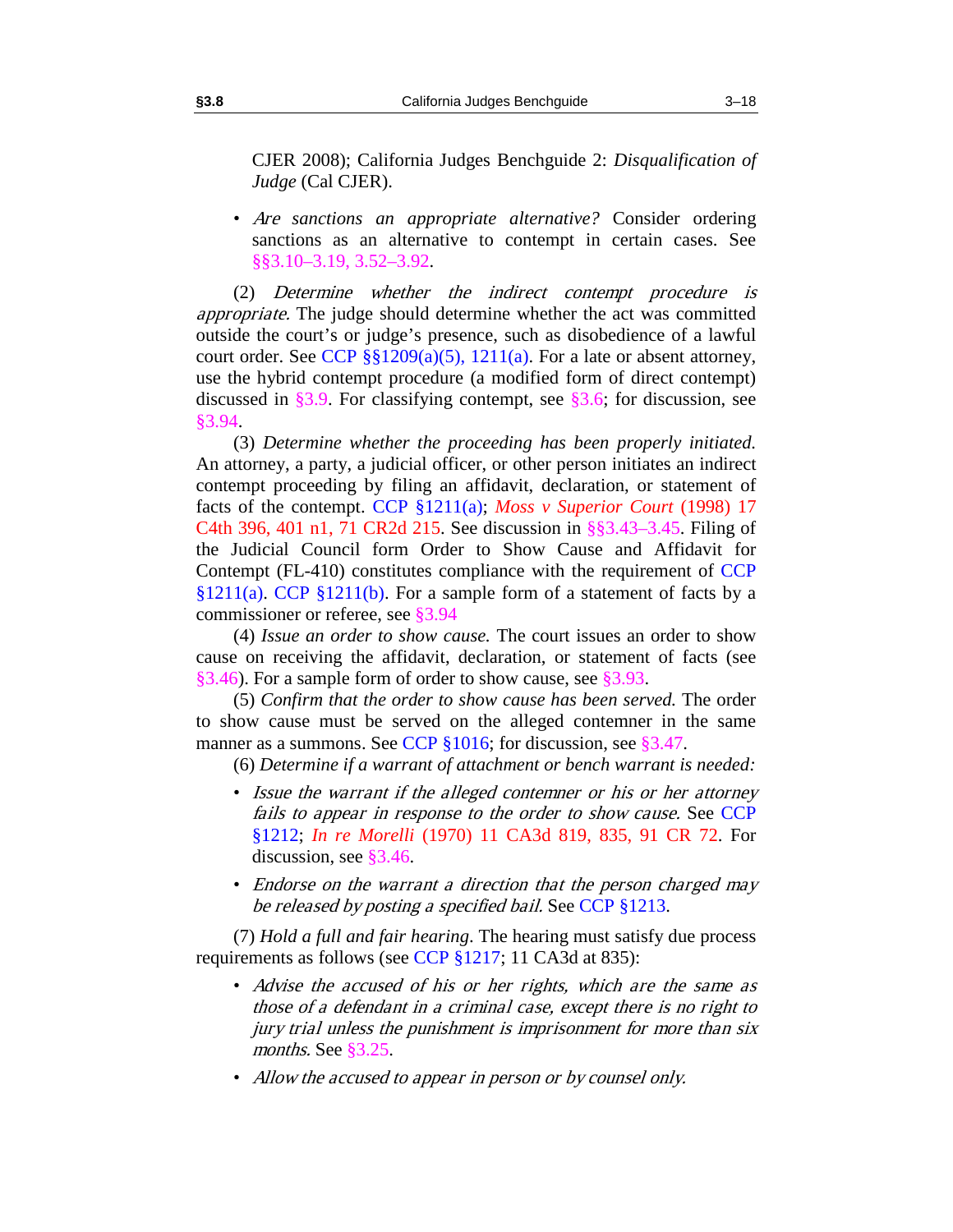CJER 2008); California Judges Benchguide 2: *Disqualification of Judge* (Cal CJER).

- *Are sanctions an appropriate alternative?* Consider ordering sanctions as an alternative to contempt in certain cases. See §§3.10–3.19, 3.52–3.92.

(2) *Determine whether the indirect contempt procedure is appropriate.* The judge should determine whether the act was committed outside the court's or judge's presence, such as disobedience of a lawful court order. See CCP §§1209(a)(5), 1211(a). For a late or absent attorney, use the hybrid contempt procedure (a modified form of direct contempt) discussed in §3.9. For classifying contempt, see §3.6; for discussion, see §3.94.

(3) *Determine whether the proceeding has been properly initiated.* An attorney, a party, a judicial officer, or other person initiates an indirect contempt proceeding by filing an affidavit, declaration, or statement of facts of the contempt. CCP §1211(a); *Moss v Superior Court* (1998) 17 C4th 396, 401 n1, 71 CR2d 215. See discussion in §§3.43–3.45. Filing of the Judicial Council form Order to Show Cause and Affidavit for Contempt (FL-410) constitutes compliance with the requirement of CCP §1211(a). CCP §1211(b). For a sample form of a statement of facts by a commissioner or referee, see §3.94

(4) *Issue an order to show cause.* The court issues an order to show cause on receiving the affidavit, declaration, or statement of facts (see §3.46). For a sample form of order to show cause, see §3.93.

(5) *Confirm that the order to show cause has been served.* The order to show cause must be served on the alleged contemner in the same manner as a summons. See CCP §1016; for discussion, see §3.47.

(6) *Determine if a warrant of attachment or bench warrant is needed:*

- *Issue the warrant if the alleged contemner or his or her attorney fails to appear in response to the order to show cause.* See CCP §1212; *In re Morelli* (1970) 11 CA3d 819, 835, 91 CR 72. For discussion, see §3.46.

- *Endorse on the warrant a direction that the person charged may be released by posting a specified bail.* See CCP §1213.

(7) *Hold a full and fair hearing.* The hearing must satisfy due process requirements as follows (see CCP §1217; 11 CA3d at 835):

- *Advise the accused of his or her rights, which are the same as those of a defendant in a criminal case, except there is no right to jury trial unless the punishment is imprisonment for more than six months.* See §3.25.

- *Allow the accused to appear in person or by counsel only.*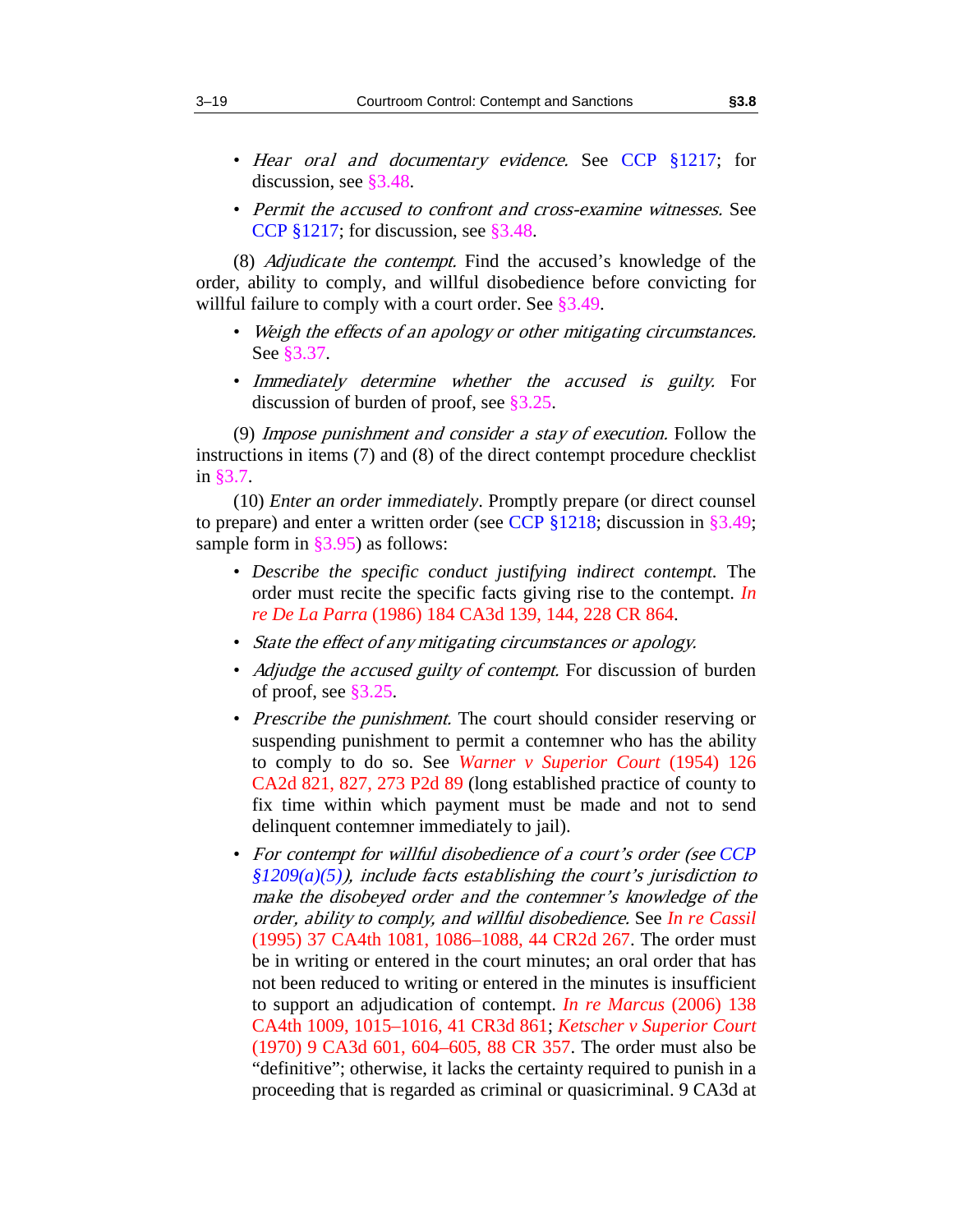- *Hear oral and documentary evidence.* See CCP §1217; for discussion, see §3.48.
- *Permit the accused to confront and cross-examine witnesses.* See CCP §1217; for discussion, see §3.48.

(8) *Adjudicate the contempt.* Find the accused's knowledge of the order, ability to comply, and willful disobedience before convicting for willful failure to comply with a court order. See §3.49.

- *Weigh the effects of an apology or other mitigating circumstances.* See §3.37.
- *Immediately determine whether the accused is guilty.* For discussion of burden of proof, see §3.25.

(9) *Impose punishment and consider a stay of execution.* Follow the instructions in items (7) and (8) of the direct contempt procedure checklist in §3.7.

(10) *Enter an order immediately*. Promptly prepare (or direct counsel to prepare) and enter a written order (see CCP §1218; discussion in §3.49; sample form in §3.95) as follows:

- *Describe the specific conduct justifying indirect contempt.* The order must recite the specific facts giving rise to the contempt. *In re De La Parra* (1986) 184 CA3d 139, 144, 228 CR 864.
- *State the effect of any mitigating circumstances or apology.*
- *Adjudge the accused guilty of contempt.* For discussion of burden of proof, see §3.25.
- *Prescribe the punishment.* The court should consider reserving or suspending punishment to permit a contemner who has the ability to comply to do so. See *Warner v Superior Court* (1954) 126 CA2d 821, 827, 273 P2d 89 (long established practice of county to fix time within which payment must be made and not to send delinquent contemner immediately to jail).
- *For contempt for willful disobedience of a court's order (see CCP §1209(a)(5)), include facts establishing the court's jurisdiction to make the disobeyed order and the contemner's knowledge of the order, ability to comply, and willful disobedience.* See *In re Cassil* (1995) 37 CA4th 1081, 1086–1088, 44 CR2d 267. The order must be in writing or entered in the court minutes; an oral order that has not been reduced to writing or entered in the minutes is insufficient to support an adjudication of contempt. *In re Marcus* (2006) 138 CA4th 1009, 1015–1016, 41 CR3d 861; *Ketscher v Superior Court* (1970) 9 CA3d 601, 604–605, 88 CR 357. The order must also be "definitive"; otherwise, it lacks the certainty required to punish in a proceeding that is regarded as criminal or quasicriminal. 9 CA3d at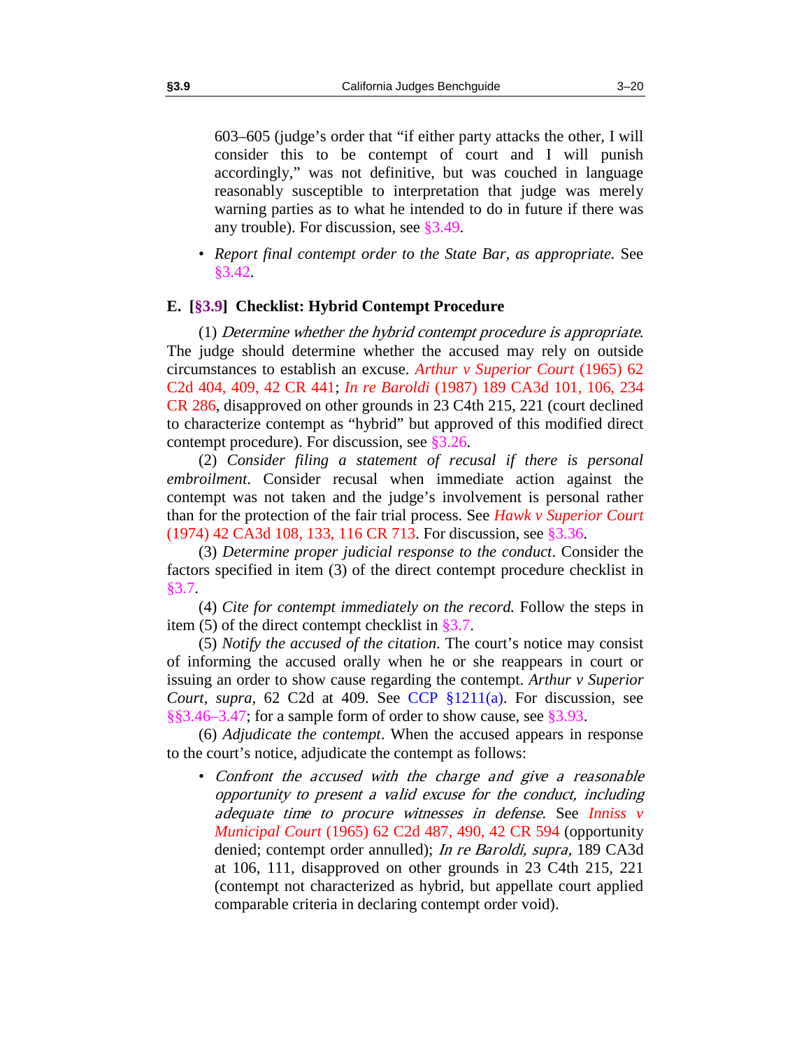603–605 (judge's order that "if either party attacks the other, I will consider this to be contempt of court and I will punish accordingly," was not definitive, but was couched in language reasonably susceptible to interpretation that judge was merely warning parties as to what he intended to do in future if there was any trouble). For discussion, see §3.49.

- *Report final contempt order to the State Bar, as appropriate.* See §3.42.

## E. [§3.9] Checklist: Hybrid Contempt Procedure

(1) *Determine whether the hybrid contempt procedure is appropriate.* The judge should determine whether the accused may rely on outside circumstances to establish an excuse. *Arthur v Superior Court* (1965) 62 C2d 404, 409, 42 CR 441; *In re Baroldi* (1987) 189 CA3d 101, 106, 234 CR 286, disapproved on other grounds in 23 C4th 215, 221 (court declined to characterize contempt as "hybrid" but approved of this modified direct contempt procedure). For discussion, see §3.26.

(2) *Consider filing a statement of recusal if there is personal embroilment.* Consider recusal when immediate action against the contempt was not taken and the judge's involvement is personal rather than for the protection of the fair trial process. See *Hawk v Superior Court* (1974) 42 CA3d 108, 133, 116 CR 713. For discussion, see §3.36.

(3) *Determine proper judicial response to the conduct*. Consider the factors specified in item (3) of the direct contempt procedure checklist in §3.7.

(4) *Cite for contempt immediately on the record.* Follow the steps in item (5) of the direct contempt checklist in §3.7.

(5) *Notify the accused of the citation*. The court's notice may consist of informing the accused orally when he or she reappears in court or issuing an order to show cause regarding the contempt. *Arthur v Superior Court*, *supra*, 62 C2d at 409. See CCP §1211(a). For discussion, see §§3.46–3.47; for a sample form of order to show cause, see §3.93.

(6) *Adjudicate the contempt*. When the accused appears in response to the court's notice, adjudicate the contempt as follows:

- *Confront the accused with the charge and give a reasonable opportunity to present a valid excuse for the conduct, including adequate time to procure witnesses in defense.* See *Inniss v Municipal Court* (1965) 62 C2d 487, 490, 42 CR 594 (opportunity denied; contempt order annulled); *In re Baroldi, supra,* 189 CA3d at 106, 111, disapproved on other grounds in 23 C4th 215, 221 (contempt not characterized as hybrid, but appellate court applied comparable criteria in declaring contempt order void).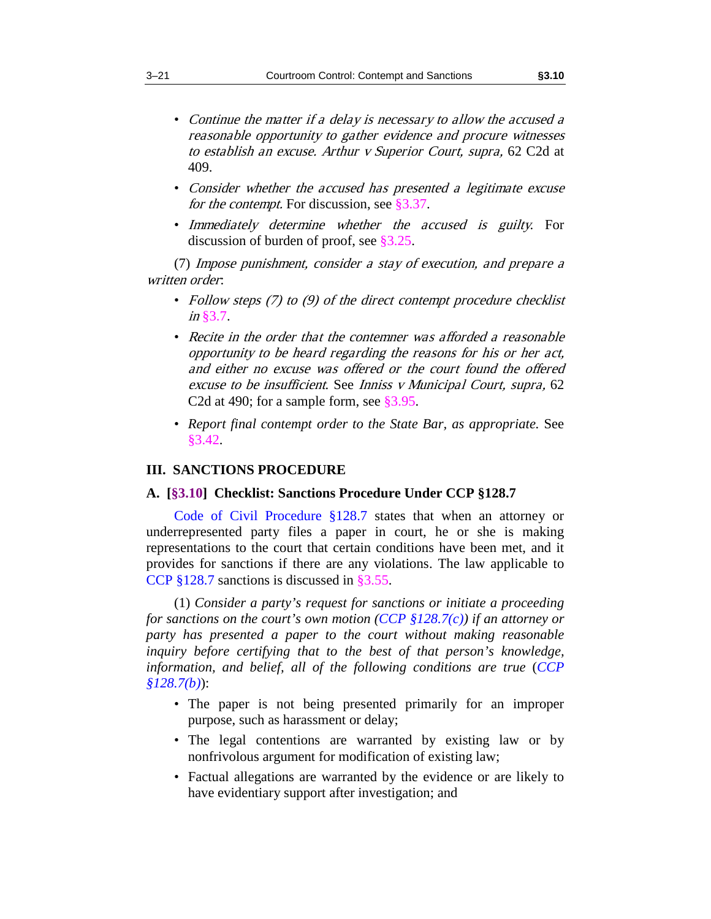- *Continue the matter if a delay is necessary to allow the accused a reasonable opportunity to gather evidence and procure witnesses to establish an excuse. Arthur v Superior Court, supra,* 62 C2d at 409.
- *Consider whether the accused has presented a legitimate excuse for the contempt.* For discussion, see §3.37.
- *Immediately determine whether the accused is guilty.* For discussion of burden of proof, see §3.25.

(7) *Impose punishment, consider a stay of execution, and prepare a written order*:

- *Follow steps (7) to (9) of the direct contempt procedure checklist in* §3.7.
- *Recite in the order that the contemner was afforded a reasonable opportunity to be heard regarding the reasons for his or her act, and either no excuse was offered or the court found the offered excuse to be insufficient*. See *Inniss v Municipal Court, supra,* 62 C2d at 490; for a sample form, see §3.95.
- *Report final contempt order to the State Bar, as appropriate.* See §3.42.

## III. SANCTIONS PROCEDURE

### A. [§3.10] Checklist: Sanctions Procedure Under CCP §128.7

Code of Civil Procedure §128.7 states that when an attorney or underrepresented party files a paper in court, he or she is making representations to the court that certain conditions have been met, and it provides for sanctions if there are any violations. The law applicable to CCP §128.7 sanctions is discussed in §3.55.

(1) *Consider a party's request for sanctions or initiate a proceeding for sanctions on the court's own motion (CCP §128.7(c)) if an attorney or party has presented a paper to the court without making reasonable inquiry before certifying that to the best of that person's knowledge, information, and belief, all of the following conditions are true* (*CCP §128.7(b)*):

- The paper is not being presented primarily for an improper purpose, such as harassment or delay;
- The legal contentions are warranted by existing law or by nonfrivolous argument for modification of existing law;
- Factual allegations are warranted by the evidence or are likely to have evidentiary support after investigation; and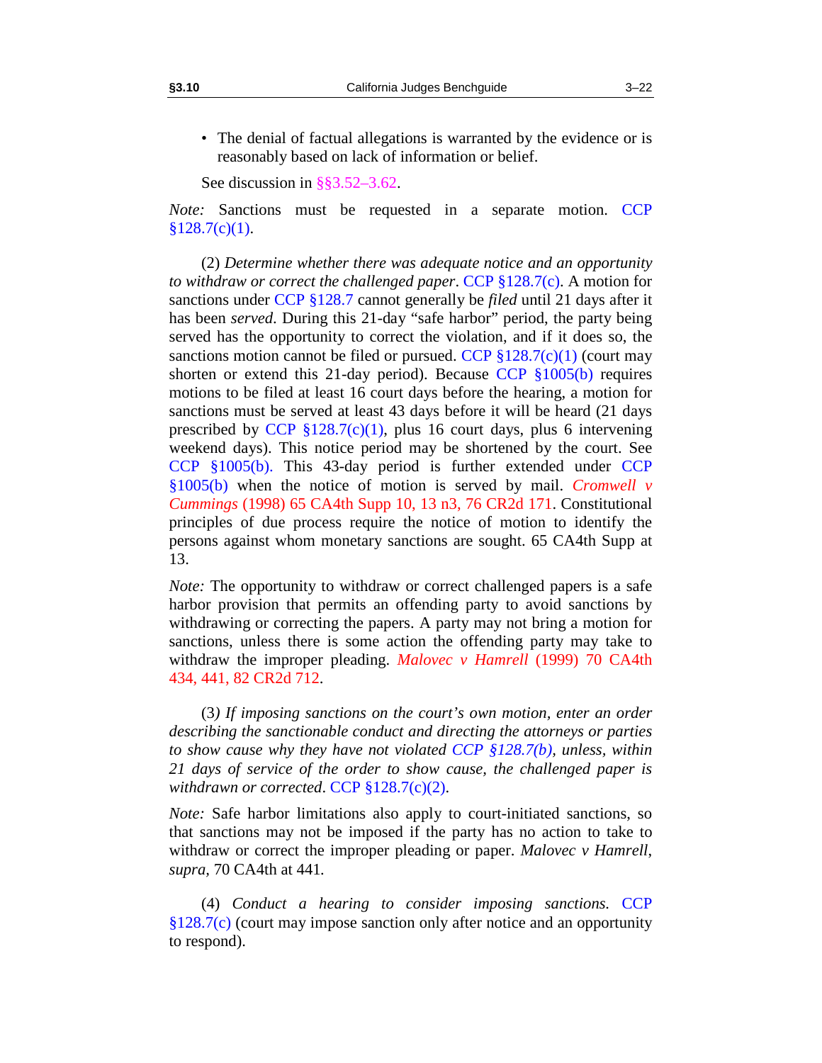- The denial of factual allegations is warranted by the evidence or is reasonably based on lack of information or belief.

See discussion in §§3.52–3.62.

*Note:* Sanctions must be requested in a separate motion. CCP §128.7(c)(1).

(2) *Determine whether there was adequate notice and an opportunity to withdraw or correct the challenged paper*. CCP §128.7(c). A motion for sanctions under CCP §128.7 cannot generally be *filed* until 21 days after it has been *served*. During this 21-day "safe harbor" period, the party being served has the opportunity to correct the violation, and if it does so, the sanctions motion cannot be filed or pursued. CCP §128.7(c)(1) (court may shorten or extend this 21-day period). Because CCP §1005(b) requires motions to be filed at least 16 court days before the hearing, a motion for sanctions must be served at least 43 days before it will be heard (21 days prescribed by CCP §128.7(c)(1), plus 16 court days, plus 6 intervening weekend days). This notice period may be shortened by the court. See CCP §1005(b). This 43-day period is further extended under CCP §1005(b) when the notice of motion is served by mail. *Cromwell v Cummings* (1998) 65 CA4th Supp 10, 13 n3, 76 CR2d 171. Constitutional principles of due process require the notice of motion to identify the persons against whom monetary sanctions are sought. 65 CA4th Supp at 13.

*Note:* The opportunity to withdraw or correct challenged papers is a safe harbor provision that permits an offending party to avoid sanctions by withdrawing or correcting the papers. A party may not bring a motion for sanctions, unless there is some action the offending party may take to withdraw the improper pleading. *Malovec v Hamrell* (1999) 70 CA4th 434, 441, 82 CR2d 712.

(3*) If imposing sanctions on the court's own motion, enter an order describing the sanctionable conduct and directing the attorneys or parties to show cause why they have not violated CCP §128.7(b), unless, within 21 days of service of the order to show cause, the challenged paper is withdrawn or corrected*. CCP §128.7(c)(2).

*Note:* Safe harbor limitations also apply to court-initiated sanctions, so that sanctions may not be imposed if the party has no action to take to withdraw or correct the improper pleading or paper. *Malovec v Hamrell*, *supra*, 70 CA4th at 441.

(4) *Conduct a hearing to consider imposing sanctions.* CCP §128.7(c) (court may impose sanction only after notice and an opportunity to respond).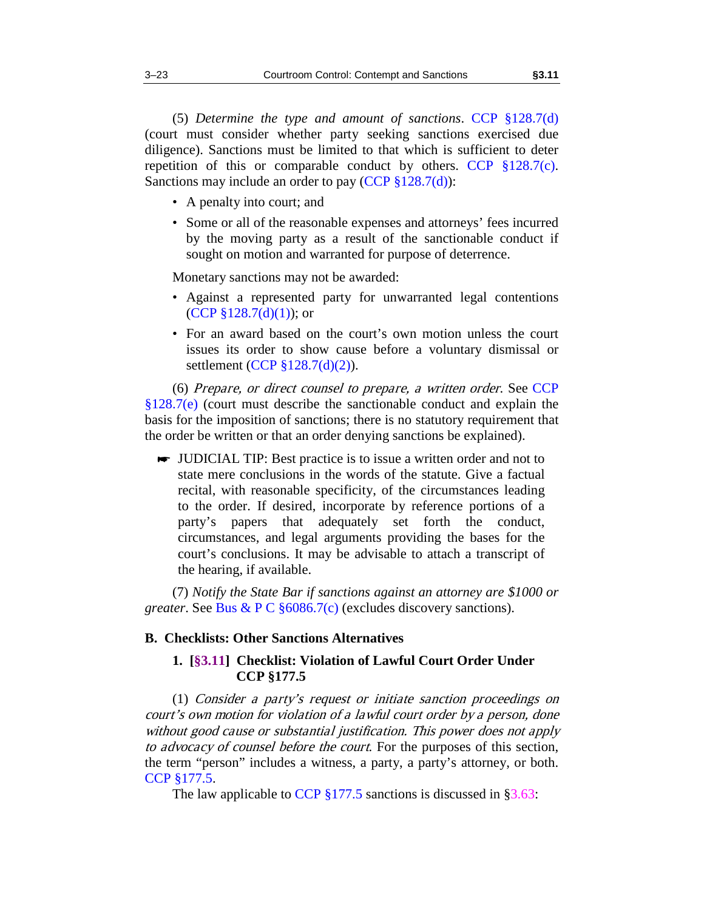(5) *Determine the type and amount of sanctions*. CCP §128.7(d) (court must consider whether party seeking sanctions exercised due diligence). Sanctions must be limited to that which is sufficient to deter repetition of this or comparable conduct by others. CCP §128.7(c). Sanctions may include an order to pay (CCP §128.7(d)):

- A penalty into court; and
- Some or all of the reasonable expenses and attorneys' fees incurred by the moving party as a result of the sanctionable conduct if sought on motion and warranted for purpose of deterrence.

Monetary sanctions may not be awarded:

- Against a represented party for unwarranted legal contentions (CCP §128.7(d)(1)); or
- For an award based on the court's own motion unless the court issues its order to show cause before a voluntary dismissal or settlement (CCP §128.7(d)(2)).

(6) *Prepare, or direct counsel to prepare, a written order*. See CCP §128.7(e) (court must describe the sanctionable conduct and explain the basis for the imposition of sanctions; there is no statutory requirement that the order be written or that an order denying sanctions be explained).

☛ JUDICIAL TIP: Best practice is to issue a written order and not to state mere conclusions in the words of the statute. Give a factual recital, with reasonable specificity, of the circumstances leading to the order. If desired, incorporate by reference portions of a party's papers that adequately set forth the conduct, circumstances, and legal arguments providing the bases for the court's conclusions. It may be advisable to attach a transcript of the hearing, if available.

(7) *Notify the State Bar if sanctions against an attorney are $1000 or greater*. See Bus & P C §6086.7(c) (excludes discovery sanctions).

## B. Checklists: Other Sanctions Alternatives

### 1. [§3.11] Checklist: Violation of Lawful Court Order Under CCP §177.5

(1) *Consider a party's request or initiate sanction proceedings on court's own motion for violation of a lawful court order by a person, done without good cause or substantial justification. This power does not apply to advocacy of counsel before the court*. For the purposes of this section, the term "person" includes a witness, a party, a party's attorney, or both. CCP §177.5.

The law applicable to CCP §177.5 sanctions is discussed in §3.63: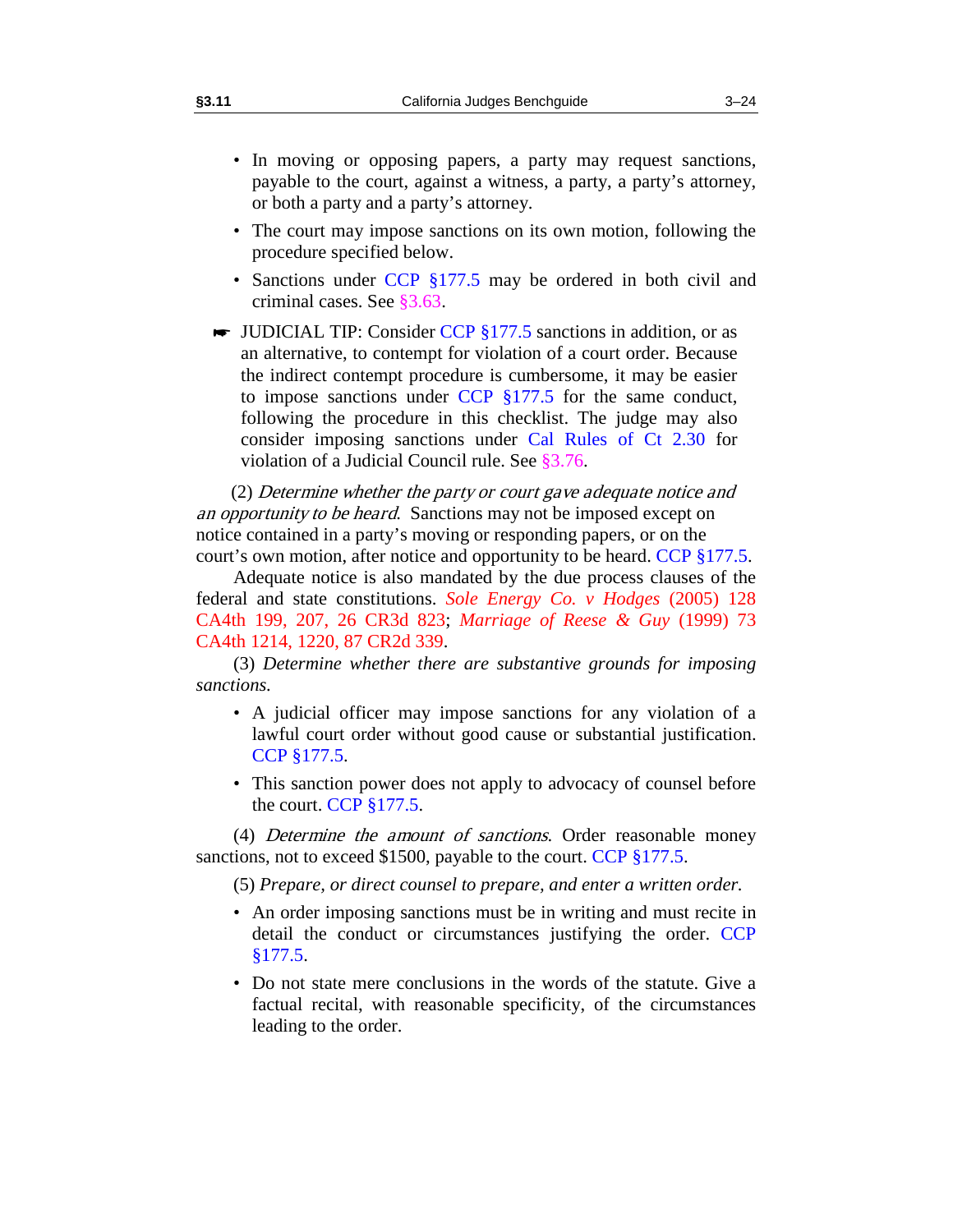- In moving or opposing papers, a party may request sanctions, payable to the court, against a witness, a party, a party's attorney, or both a party and a party's attorney.
- The court may impose sanctions on its own motion, following the procedure specified below.
- Sanctions under CCP §177.5 may be ordered in both civil and criminal cases. See §3.63.

☛ JUDICIAL TIP: Consider CCP §177.5 sanctions in addition, or as an alternative, to contempt for violation of a court order. Because the indirect contempt procedure is cumbersome, it may be easier to impose sanctions under CCP §177.5 for the same conduct, following the procedure in this checklist. The judge may also consider imposing sanctions under Cal Rules of Ct 2.30 for violation of a Judicial Council rule. See §3.76.

(2) *Determine whether the party or court gave adequate notice and an opportunity to be heard*. Sanctions may not be imposed except on notice contained in a party's moving or responding papers, or on the court's own motion, after notice and opportunity to be heard. CCP §177.5.

Adequate notice is also mandated by the due process clauses of the federal and state constitutions. *Sole Energy Co. v Hodges* (2005) 128 CA4th 199, 207, 26 CR3d 823; *Marriage of Reese & Guy* (1999) 73 CA4th 1214, 1220, 87 CR2d 339.

(3) *Determine whether there are substantive grounds for imposing sanctions.*

- A judicial officer may impose sanctions for any violation of a lawful court order without good cause or substantial justification. CCP §177.5.
- This sanction power does not apply to advocacy of counsel before the court. CCP §177.5.

(4) *Determine the amount of sanctions*. Order reasonable money sanctions, not to exceed $1500, payable to the court. CCP §177.5.

(5) *Prepare, or direct counsel to prepare, and enter a written order.*

- An order imposing sanctions must be in writing and must recite in detail the conduct or circumstances justifying the order. CCP §177.5.
- Do not state mere conclusions in the words of the statute. Give a factual recital, with reasonable specificity, of the circumstances leading to the order.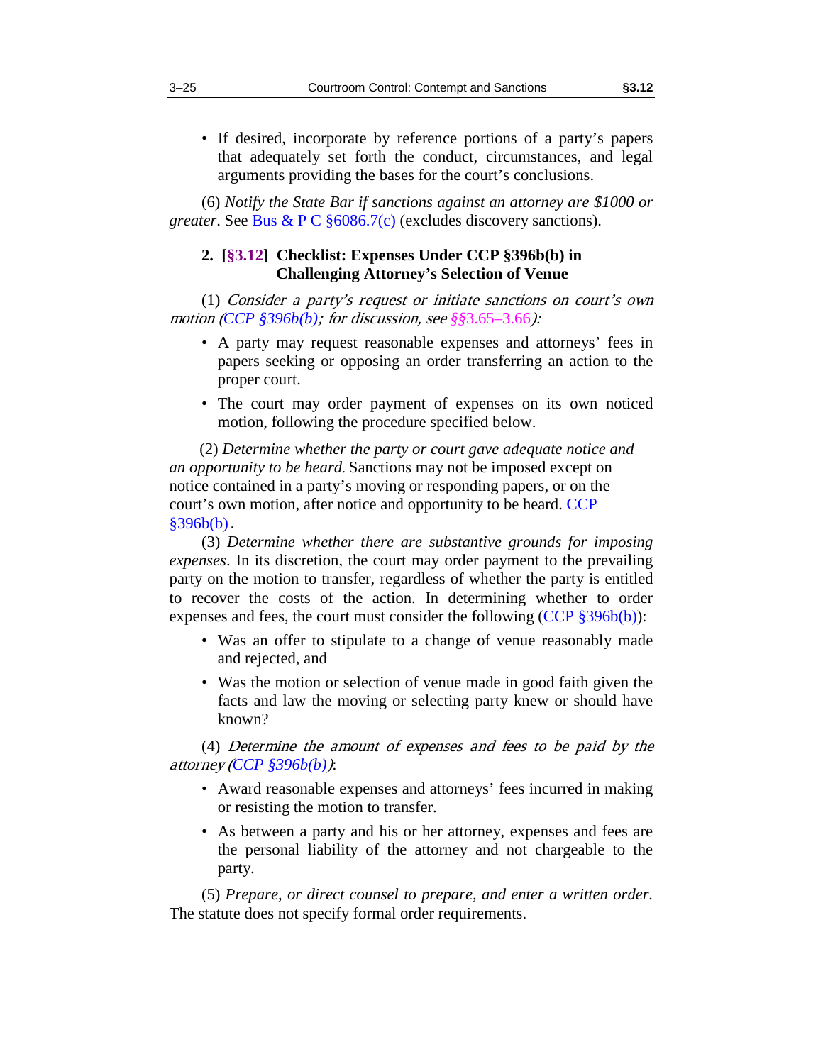- If desired, incorporate by reference portions of a party's papers that adequately set forth the conduct, circumstances, and legal arguments providing the bases for the court's conclusions.

(6) *Notify the State Bar if sanctions against an attorney are $1000 or greater*. See Bus & P C §6086.7(c) (excludes discovery sanctions).

### 2. [§3.12] Checklist: Expenses Under CCP §396b(b) in Challenging Attorney's Selection of Venue

(1) *Consider a party's request or initiate sanctions on court's own motion (CCP §396b(b); for discussion, see §§3.65–3.66):*

- A party may request reasonable expenses and attorneys' fees in papers seeking or opposing an order transferring an action to the proper court.
- The court may order payment of expenses on its own noticed motion, following the procedure specified below.

(2) *Determine whether the party or court gave adequate notice and an opportunity to be heard*. Sanctions may not be imposed except on notice contained in a party's moving or responding papers, or on the court's own motion, after notice and opportunity to be heard. CCP §396b(b).

(3) *Determine whether there are substantive grounds for imposing expenses*. In its discretion, the court may order payment to the prevailing party on the motion to transfer, regardless of whether the party is entitled to recover the costs of the action. In determining whether to order expenses and fees, the court must consider the following (CCP §396b(b)):

- Was an offer to stipulate to a change of venue reasonably made and rejected, and
- Was the motion or selection of venue made in good faith given the facts and law the moving or selecting party knew or should have known?

(4) *Determine the amount of expenses and fees to be paid by the attorney (CCP §396b(b))*:

- Award reasonable expenses and attorneys' fees incurred in making or resisting the motion to transfer.
- As between a party and his or her attorney, expenses and fees are the personal liability of the attorney and not chargeable to the party.

(5) *Prepare, or direct counsel to prepare, and enter a written order.* The statute does not specify formal order requirements.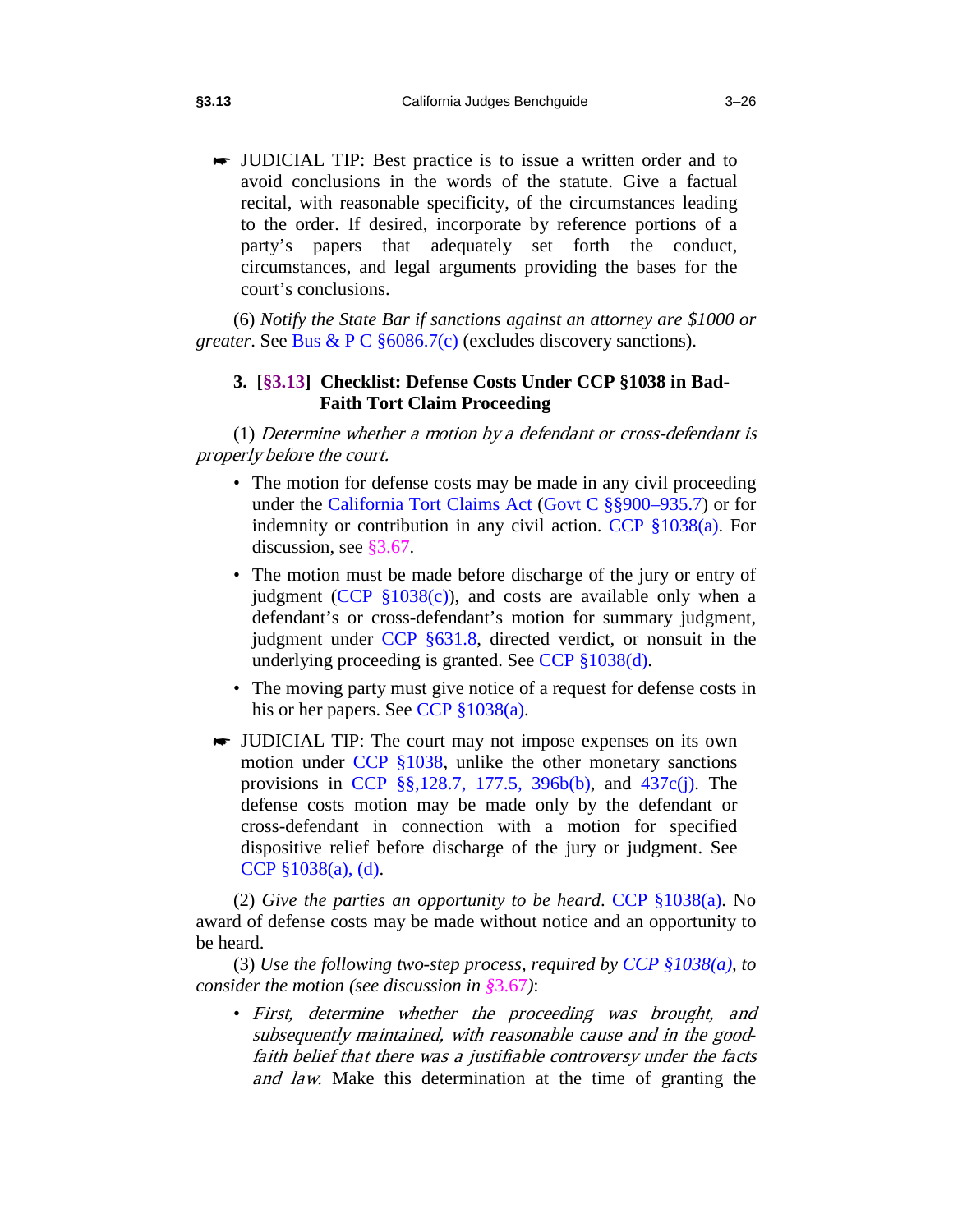☛ JUDICIAL TIP: Best practice is to issue a written order and to avoid conclusions in the words of the statute. Give a factual recital, with reasonable specificity, of the circumstances leading to the order. If desired, incorporate by reference portions of a party's papers that adequately set forth the conduct, circumstances, and legal arguments providing the bases for the court's conclusions.

(6) *Notify the State Bar if sanctions against an attorney are $1000 or greater*. See Bus & P C §6086.7(c) (excludes discovery sanctions).

### 3. [§3.13] Checklist: Defense Costs Under CCP §1038 in Bad-Faith Tort Claim Proceeding

(1) *Determine whether a motion by a defendant or cross-defendant is properly before the court.*

- The motion for defense costs may be made in any civil proceeding under the California Tort Claims Act (Govt C §§900–935.7) or for indemnity or contribution in any civil action. CCP §1038(a). For discussion, see §3.67.
- The motion must be made before discharge of the jury or entry of judgment (CCP §1038(c)), and costs are available only when a defendant's or cross-defendant's motion for summary judgment, judgment under CCP §631.8, directed verdict, or nonsuit in the underlying proceeding is granted. See CCP §1038(d).
- The moving party must give notice of a request for defense costs in his or her papers. See CCP §1038(a).

☛ JUDICIAL TIP: The court may not impose expenses on its own motion under CCP §1038, unlike the other monetary sanctions provisions in CCP §§,128.7, 177.5, 396b(b), and 437c(j). The defense costs motion may be made only by the defendant or cross-defendant in connection with a motion for specified dispositive relief before discharge of the jury or judgment. See CCP §1038(a), (d).

(2) *Give the parties an opportunity to be heard*. CCP §1038(a). No award of defense costs may be made without notice and an opportunity to be heard.

(3) *Use the following two-step process, required by CCP §1038(a), to consider the motion (see discussion in §3.67)*:

- *First, determine whether the proceeding was brought, and subsequently maintained, with reasonable cause and in the good-faith belief that there was a justifiable controversy under the facts and law.* Make this determination at the time of granting the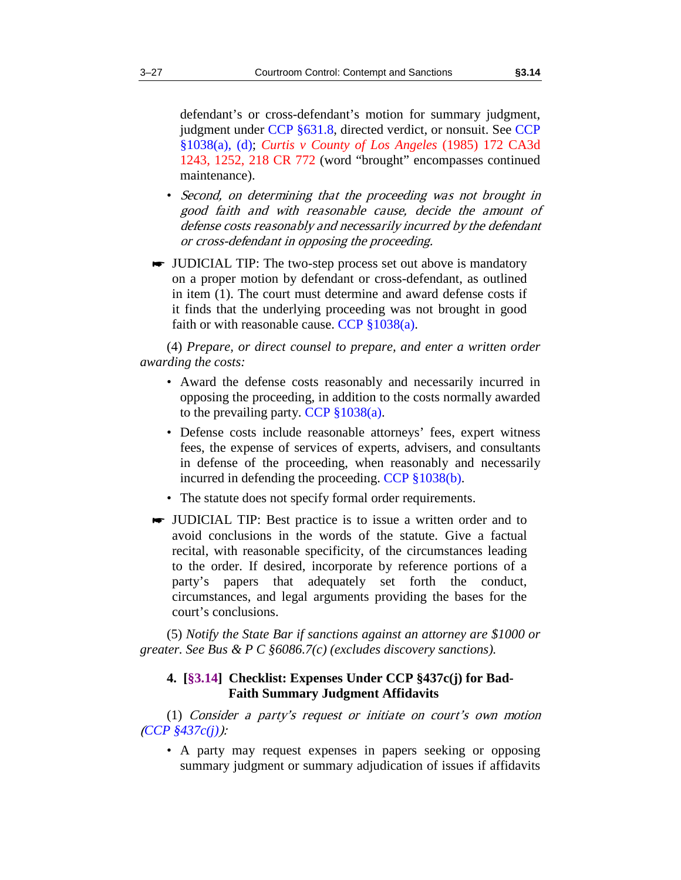defendant's or cross-defendant's motion for summary judgment, judgment under CCP §631.8, directed verdict, or nonsuit. See CCP §1038(a), (d); *Curtis v County of Los Angeles* (1985) 172 CA3d 1243, 1252, 218 CR 772 (word "brought" encompasses continued maintenance).

- *Second, on determining that the proceeding was not brought in good faith and with reasonable cause, decide the amount of defense costs reasonably and necessarily incurred by the defendant or cross-defendant in opposing the proceeding.*

☛ JUDICIAL TIP: The two-step process set out above is mandatory on a proper motion by defendant or cross-defendant, as outlined in item (1). The court must determine and award defense costs if it finds that the underlying proceeding was not brought in good faith or with reasonable cause. CCP §1038(a).

(4) *Prepare, or direct counsel to prepare, and enter a written order awarding the costs:*

- Award the defense costs reasonably and necessarily incurred in opposing the proceeding, in addition to the costs normally awarded to the prevailing party. CCP §1038(a).
- Defense costs include reasonable attorneys' fees, expert witness fees, the expense of services of experts, advisers, and consultants in defense of the proceeding, when reasonably and necessarily incurred in defending the proceeding. CCP §1038(b).
- The statute does not specify formal order requirements.

☛ JUDICIAL TIP: Best practice is to issue a written order and to avoid conclusions in the words of the statute. Give a factual recital, with reasonable specificity, of the circumstances leading to the order. If desired, incorporate by reference portions of a party's papers that adequately set forth the conduct, circumstances, and legal arguments providing the bases for the court's conclusions.

(5) *Notify the State Bar if sanctions against an attorney are $1000 or greater. See Bus & P C §6086.7(c) (excludes discovery sanctions).*

### 4. [§3.14] Checklist: Expenses Under CCP §437c(j) for Bad-Faith Summary Judgment Affidavits

(1) *Consider a party's request or initiate on court's own motion (CCP §437c(j)):*

- A party may request expenses in papers seeking or opposing summary judgment or summary adjudication of issues if affidavits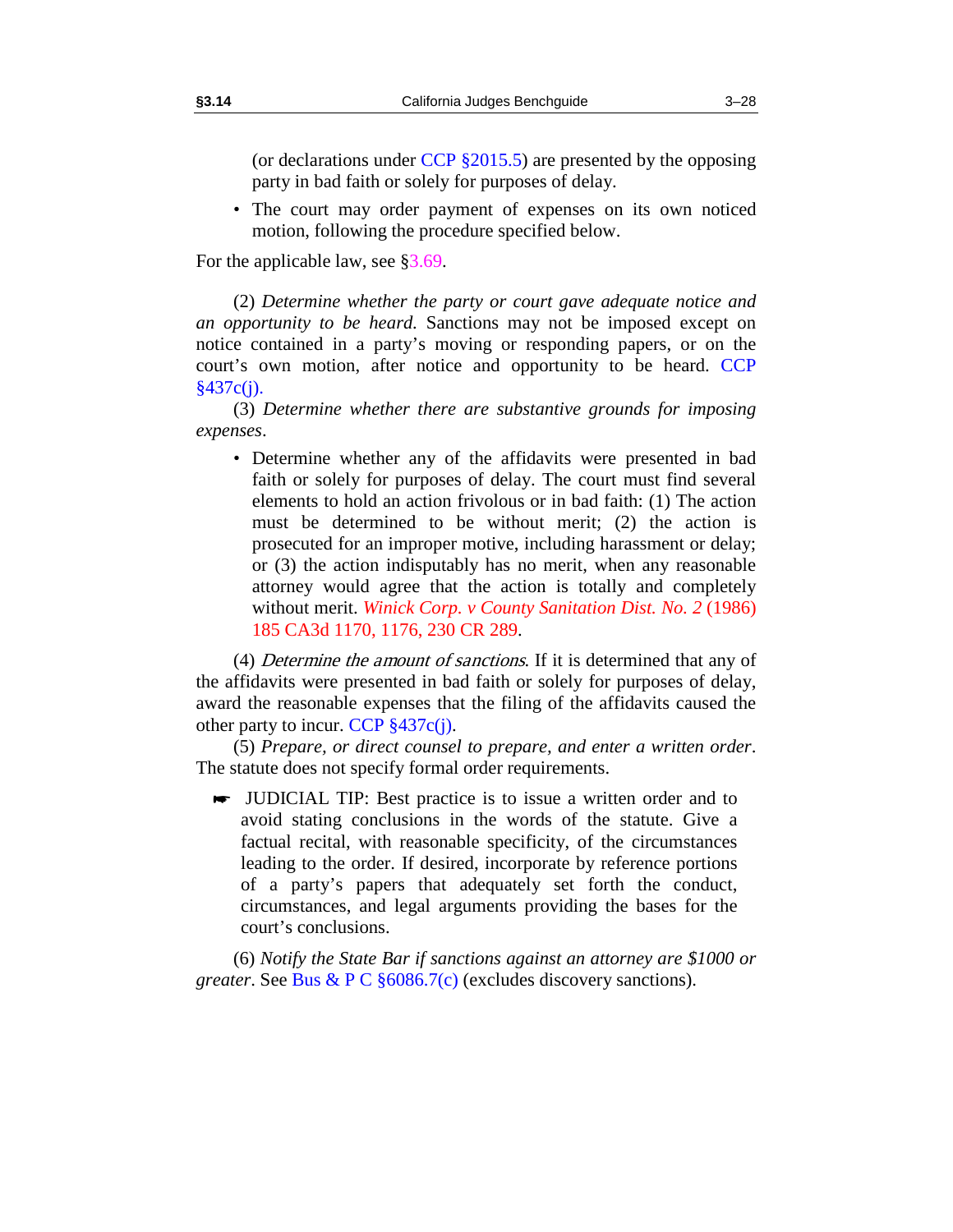(or declarations under CCP §2015.5) are presented by the opposing party in bad faith or solely for purposes of delay.

- The court may order payment of expenses on its own noticed motion, following the procedure specified below.

For the applicable law, see §3.69.

(2) *Determine whether the party or court gave adequate notice and an opportunity to be heard.* Sanctions may not be imposed except on notice contained in a party's moving or responding papers, or on the court's own motion, after notice and opportunity to be heard. CCP §437c(j).

(3) *Determine whether there are substantive grounds for imposing expenses*.

- Determine whether any of the affidavits were presented in bad faith or solely for purposes of delay. The court must find several elements to hold an action frivolous or in bad faith: (1) The action must be determined to be without merit; (2) the action is prosecuted for an improper motive, including harassment or delay; or (3) the action indisputably has no merit, when any reasonable attorney would agree that the action is totally and completely without merit. *Winick Corp. v County Sanitation Dist. No. 2* (1986) 185 CA3d 1170, 1176, 230 CR 289.

(4) *Determine the amount of sanctions*. If it is determined that any of the affidavits were presented in bad faith or solely for purposes of delay, award the reasonable expenses that the filing of the affidavits caused the other party to incur. CCP §437c(j).

(5) *Prepare, or direct counsel to prepare, and enter a written order*. The statute does not specify formal order requirements.

☛ JUDICIAL TIP: Best practice is to issue a written order and to avoid stating conclusions in the words of the statute. Give a factual recital, with reasonable specificity, of the circumstances leading to the order. If desired, incorporate by reference portions of a party's papers that adequately set forth the conduct, circumstances, and legal arguments providing the bases for the court's conclusions.

(6) *Notify the State Bar if sanctions against an attorney are $1000 or greater*. See Bus & P C §6086.7(c) (excludes discovery sanctions).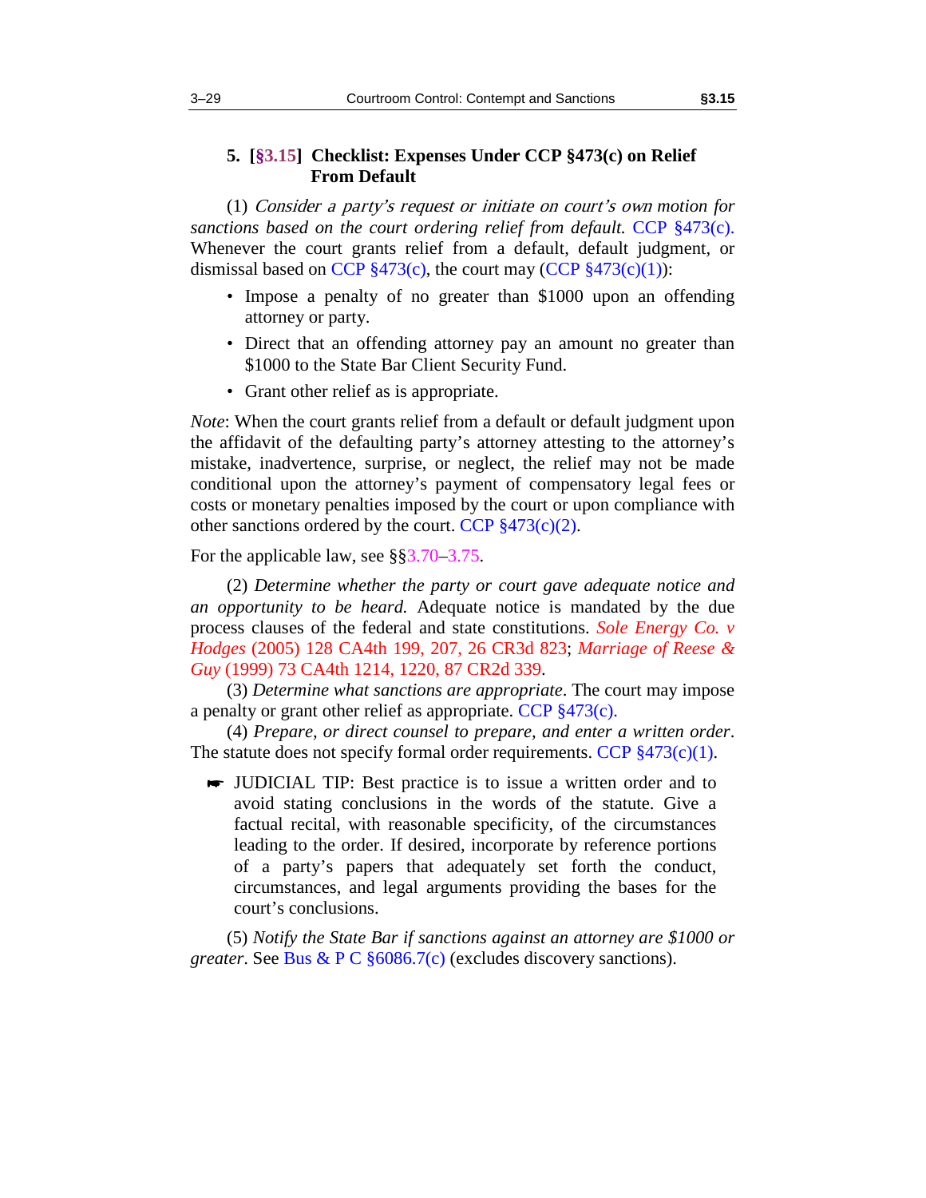### 5. [§3.15] Checklist: Expenses Under CCP §473(c) on Relief From Default

(1) *Consider a party's request or initiate on court's own motion for sanctions based on the court ordering relief from default.* CCP §473(c). Whenever the court grants relief from a default, default judgment, or dismissal based on CCP §473(c), the court may (CCP §473(c)(1)):

- Impose a penalty of no greater than $1000 upon an offending attorney or party.
- Direct that an offending attorney pay an amount no greater than $1000 to the State Bar Client Security Fund.
- Grant other relief as is appropriate.

*Note*: When the court grants relief from a default or default judgment upon the affidavit of the defaulting party's attorney attesting to the attorney's mistake, inadvertence, surprise, or neglect, the relief may not be made conditional upon the attorney's payment of compensatory legal fees or costs or monetary penalties imposed by the court or upon compliance with other sanctions ordered by the court. CCP §473(c)(2).

For the applicable law, see §§3.70–3.75.

(2) *Determine whether the party or court gave adequate notice and an opportunity to be heard.* Adequate notice is mandated by the due process clauses of the federal and state constitutions. *Sole Energy Co. v Hodges* (2005) 128 CA4th 199, 207, 26 CR3d 823; *Marriage of Reese & Guy* (1999) 73 CA4th 1214, 1220, 87 CR2d 339.

(3) *Determine what sanctions are appropriate*. The court may impose a penalty or grant other relief as appropriate. CCP §473(c).

(4) *Prepare, or direct counsel to prepare, and enter a written order*. The statute does not specify formal order requirements. CCP §473(c)(1).

☛ JUDICIAL TIP: Best practice is to issue a written order and to avoid stating conclusions in the words of the statute. Give a factual recital, with reasonable specificity, of the circumstances leading to the order. If desired, incorporate by reference portions of a party's papers that adequately set forth the conduct, circumstances, and legal arguments providing the bases for the court's conclusions.

(5) *Notify the State Bar if sanctions against an attorney are $1000 or greater*. See Bus & P C §6086.7(c) (excludes discovery sanctions).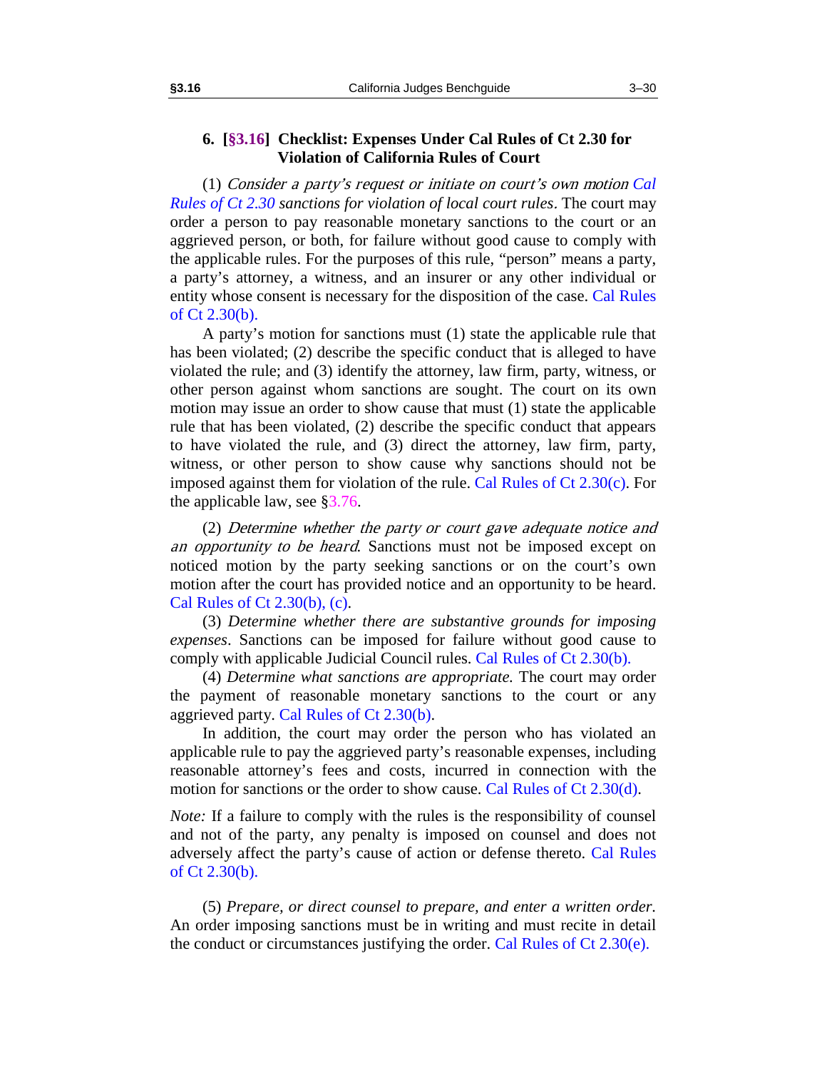### 6. [§3.16] Checklist: Expenses Under Cal Rules of Ct 2.30 for Violation of California Rules of Court

(1) *Consider a party's request or initiate on court's own motion Cal Rules of Ct 2.30 sanctions for violation of local court rules*. The court may order a person to pay reasonable monetary sanctions to the court or an aggrieved person, or both, for failure without good cause to comply with the applicable rules. For the purposes of this rule, "person" means a party, a party's attorney, a witness, and an insurer or any other individual or entity whose consent is necessary for the disposition of the case. Cal Rules of Ct 2.30(b).

A party's motion for sanctions must (1) state the applicable rule that has been violated; (2) describe the specific conduct that is alleged to have violated the rule; and (3) identify the attorney, law firm, party, witness, or other person against whom sanctions are sought. The court on its own motion may issue an order to show cause that must (1) state the applicable rule that has been violated, (2) describe the specific conduct that appears to have violated the rule, and (3) direct the attorney, law firm, party, witness, or other person to show cause why sanctions should not be imposed against them for violation of the rule. Cal Rules of Ct 2.30(c). For the applicable law, see §3.76.

(2) *Determine whether the party or court gave adequate notice and an opportunity to be heard*. Sanctions must not be imposed except on noticed motion by the party seeking sanctions or on the court's own motion after the court has provided notice and an opportunity to be heard. Cal Rules of Ct 2.30(b), (c).

(3) *Determine whether there are substantive grounds for imposing expenses*. Sanctions can be imposed for failure without good cause to comply with applicable Judicial Council rules. Cal Rules of Ct 2.30(b).

(4) *Determine what sanctions are appropriate.* The court may order the payment of reasonable monetary sanctions to the court or any aggrieved party. Cal Rules of Ct 2.30(b).

In addition, the court may order the person who has violated an applicable rule to pay the aggrieved party's reasonable expenses, including reasonable attorney's fees and costs, incurred in connection with the motion for sanctions or the order to show cause. Cal Rules of Ct 2.30(d).

*Note:* If a failure to comply with the rules is the responsibility of counsel and not of the party, any penalty is imposed on counsel and does not adversely affect the party's cause of action or defense thereto. Cal Rules of Ct 2.30(b).

(5) *Prepare, or direct counsel to prepare, and enter a written order.* An order imposing sanctions must be in writing and must recite in detail the conduct or circumstances justifying the order. Cal Rules of Ct 2.30(e).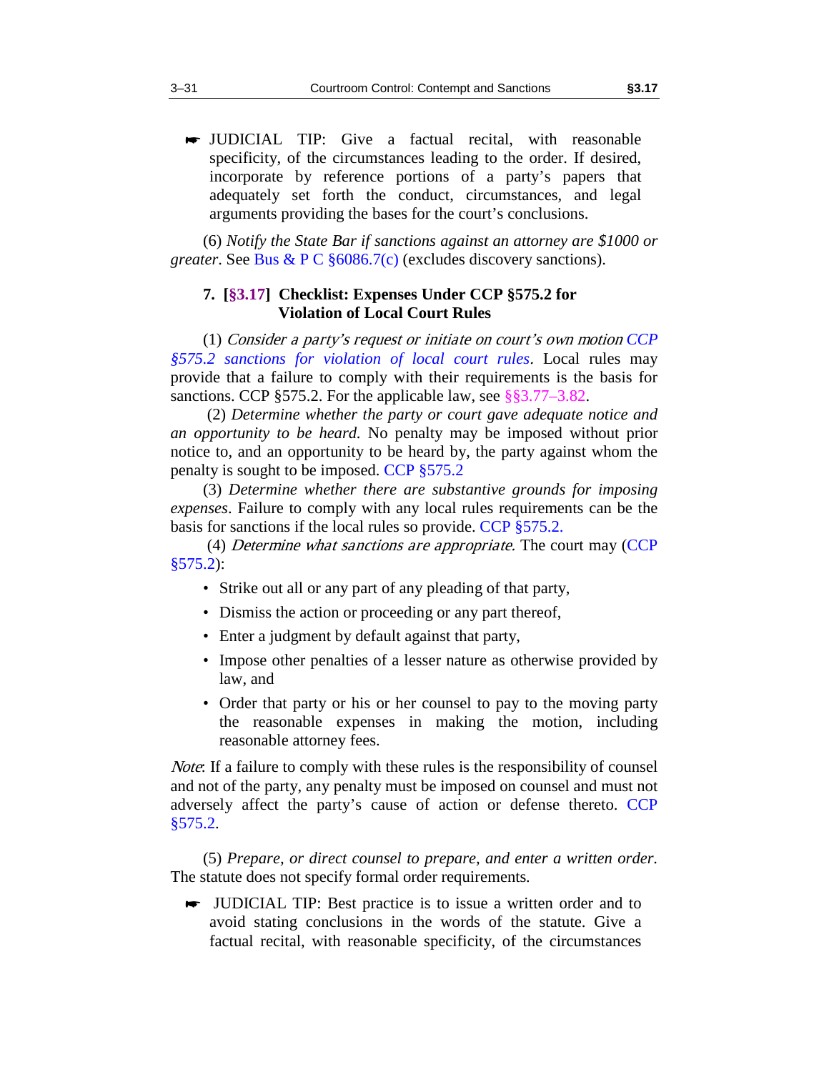☛ JUDICIAL TIP: Give a factual recital, with reasonable specificity, of the circumstances leading to the order. If desired, incorporate by reference portions of a party's papers that adequately set forth the conduct, circumstances, and legal arguments providing the bases for the court's conclusions.

(6) *Notify the State Bar if sanctions against an attorney are $1000 or greater*. See Bus & P C §6086.7(c) (excludes discovery sanctions).

### 7. [§3.17] Checklist: Expenses Under CCP §575.2 for Violation of Local Court Rules

(1) *Consider a party's request or initiate on court's own motion CCP §575.2 sanctions for violation of local court rules*. Local rules may provide that a failure to comply with their requirements is the basis for sanctions. CCP §575.2. For the applicable law, see §§3.77–3.82.

(2) *Determine whether the party or court gave adequate notice and an opportunity to be heard.* No penalty may be imposed without prior notice to, and an opportunity to be heard by, the party against whom the penalty is sought to be imposed. CCP §575.2

(3) *Determine whether there are substantive grounds for imposing expenses*. Failure to comply with any local rules requirements can be the basis for sanctions if the local rules so provide. CCP §575.2.

(4) *Determine what sanctions are appropriate*. The court may (CCP §575.2):

- Strike out all or any part of any pleading of that party,
- Dismiss the action or proceeding or any part thereof,
- Enter a judgment by default against that party,
- Impose other penalties of a lesser nature as otherwise provided by law, and
- Order that party or his or her counsel to pay to the moving party the reasonable expenses in making the motion, including reasonable attorney fees.

*Note*: If a failure to comply with these rules is the responsibility of counsel and not of the party, any penalty must be imposed on counsel and must not adversely affect the party's cause of action or defense thereto. CCP §575.2.

(5) *Prepare, or direct counsel to prepare, and enter a written order.* The statute does not specify formal order requirements.

☛ JUDICIAL TIP: Best practice is to issue a written order and to avoid stating conclusions in the words of the statute. Give a factual recital, with reasonable specificity, of the circumstances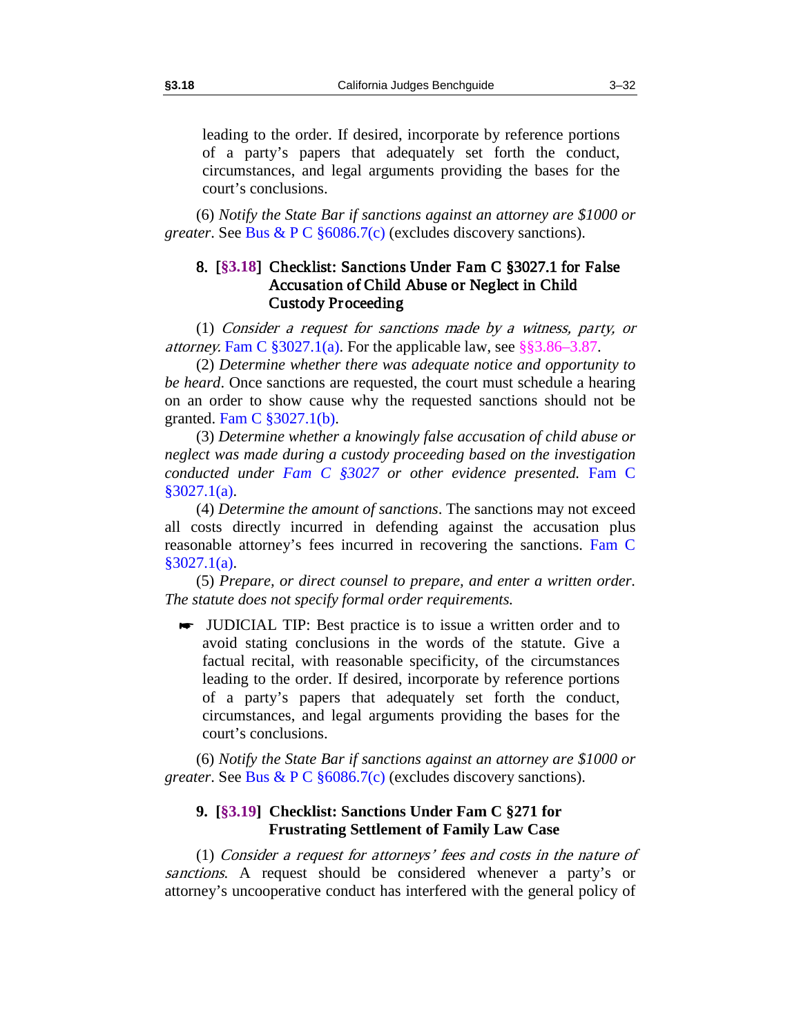leading to the order. If desired, incorporate by reference portions of a party's papers that adequately set forth the conduct, circumstances, and legal arguments providing the bases for the court's conclusions.

(6) *Notify the State Bar if sanctions against an attorney are $1000 or greater*. See Bus & P C §6086.7(c) (excludes discovery sanctions).

### 8. [§3.18] Checklist: Sanctions Under Fam C §3027.1 for False Accusation of Child Abuse or Neglect in Child Custody Proceeding

(1) *Consider a request for sanctions made by a witness, party, or attorney.* Fam C §3027.1(a). For the applicable law, see §§3.86–3.87.

(2) *Determine whether there was adequate notice and opportunity to be heard*. Once sanctions are requested, the court must schedule a hearing on an order to show cause why the requested sanctions should not be granted. Fam C §3027.1(b).

(3) *Determine whether a knowingly false accusation of child abuse or neglect was made during a custody proceeding based on the investigation conducted under Fam C §3027 or other evidence presented.* Fam C §3027.1(a).

(4) *Determine the amount of sanctions*. The sanctions may not exceed all costs directly incurred in defending against the accusation plus reasonable attorney's fees incurred in recovering the sanctions. Fam C §3027.1(a).

(5) *Prepare, or direct counsel to prepare, and enter a written order. The statute does not specify formal order requirements.*

☛ JUDICIAL TIP: Best practice is to issue a written order and to avoid stating conclusions in the words of the statute. Give a factual recital, with reasonable specificity, of the circumstances leading to the order. If desired, incorporate by reference portions of a party's papers that adequately set forth the conduct, circumstances, and legal arguments providing the bases for the court's conclusions.

(6) *Notify the State Bar if sanctions against an attorney are $1000 or greater*. See Bus & P C §6086.7(c) (excludes discovery sanctions).

### 9. [§3.19] Checklist: Sanctions Under Fam C §271 for Frustrating Settlement of Family Law Case

(1) *Consider a request for attorneys' fees and costs in the nature of sanctions*. A request should be considered whenever a party's or attorney's uncooperative conduct has interfered with the general policy of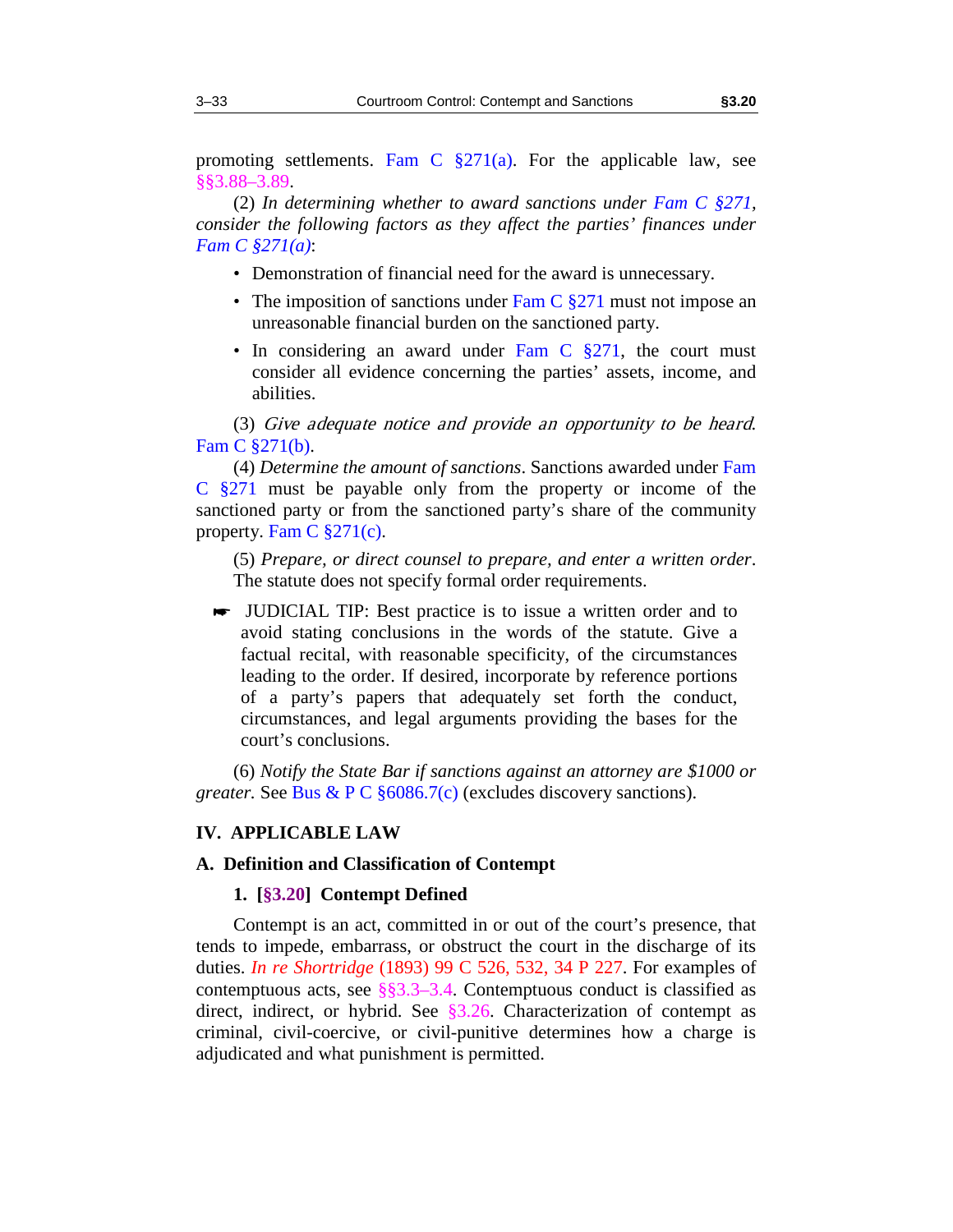promoting settlements. Fam C §271(a). For the applicable law, see §§3.88–3.89.

(2) *In determining whether to award sanctions under Fam C §271, consider the following factors as they affect the parties' finances under Fam C §271(a)*:

- Demonstration of financial need for the award is unnecessary.
- The imposition of sanctions under Fam C §271 must not impose an unreasonable financial burden on the sanctioned party.
- In considering an award under Fam C §271, the court must consider all evidence concerning the parties' assets, income, and abilities.

(3) *Give adequate notice and provide an opportunity to be heard.* Fam C §271(b).

(4) *Determine the amount of sanctions*. Sanctions awarded under Fam C §271 must be payable only from the property or income of the sanctioned party or from the sanctioned party's share of the community property. Fam C §271(c).

(5) *Prepare, or direct counsel to prepare, and enter a written order*. The statute does not specify formal order requirements.

☛ JUDICIAL TIP: Best practice is to issue a written order and to avoid stating conclusions in the words of the statute. Give a factual recital, with reasonable specificity, of the circumstances leading to the order. If desired, incorporate by reference portions of a party's papers that adequately set forth the conduct, circumstances, and legal arguments providing the bases for the court's conclusions.

(6) *Notify the State Bar if sanctions against an attorney are $1000 or greater.* See Bus & P C §6086.7(c) (excludes discovery sanctions).

## IV. APPLICABLE LAW

### A. Definition and Classification of Contempt

#### 1. [§3.20] Contempt Defined

Contempt is an act, committed in or out of the court's presence, that tends to impede, embarrass, or obstruct the court in the discharge of its duties. *In re Shortridge* (1893) 99 C 526, 532, 34 P 227. For examples of contemptuous acts, see §§3.3–3.4. Contemptuous conduct is classified as direct, indirect, or hybrid. See §3.26. Characterization of contempt as criminal, civil-coercive, or civil-punitive determines how a charge is adjudicated and what punishment is permitted.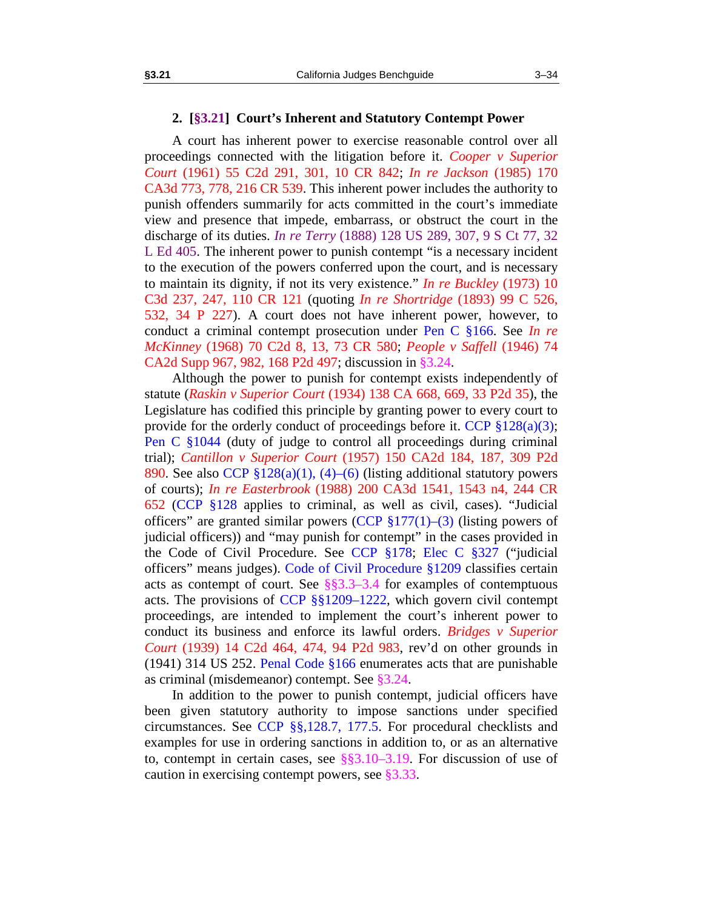## 2. [§3.21] Court's Inherent and Statutory Contempt Power

A court has inherent power to exercise reasonable control over all proceedings connected with the litigation before it. *Cooper v Superior Court* (1961) 55 C2d 291, 301, 10 CR 842; *In re Jackson* (1985) 170 CA3d 773, 778, 216 CR 539. This inherent power includes the authority to punish offenders summarily for acts committed in the court's immediate view and presence that impede, embarrass, or obstruct the court in the discharge of its duties. *In re Terry* (1888) 128 US 289, 307, 9 S Ct 77, 32 L Ed 405. The inherent power to punish contempt "is a necessary incident to the execution of the powers conferred upon the court, and is necessary to maintain its dignity, if not its very existence." *In re Buckley* (1973) 10 C3d 237, 247, 110 CR 121 (quoting *In re Shortridge* (1893) 99 C 526, 532, 34 P 227). A court does not have inherent power, however, to conduct a criminal contempt prosecution under Pen C §166. See *In re McKinney* (1968) 70 C2d 8, 13, 73 CR 580; *People v Saffell* (1946) 74 CA2d Supp 967, 982, 168 P2d 497; discussion in §3.24.

Although the power to punish for contempt exists independently of statute (*Raskin v Superior Court* (1934) 138 CA 668, 669, 33 P2d 35), the Legislature has codified this principle by granting power to every court to provide for the orderly conduct of proceedings before it. CCP §128(a)(3); Pen C §1044 (duty of judge to control all proceedings during criminal trial); *Cantillon v Superior Court* (1957) 150 CA2d 184, 187, 309 P2d 890. See also CCP §128(a)(1), (4)–(6) (listing additional statutory powers of courts); *In re Easterbrook* (1988) 200 CA3d 1541, 1543 n4, 244 CR 652 (CCP §128 applies to criminal, as well as civil, cases). "Judicial officers" are granted similar powers (CCP §177(1)–(3) (listing powers of judicial officers)) and "may punish for contempt" in the cases provided in the Code of Civil Procedure. See CCP §178; Elec C §327 ("judicial officers" means judges). Code of Civil Procedure §1209 classifies certain acts as contempt of court. See §§3.3–3.4 for examples of contemptuous acts. The provisions of CCP §§1209–1222, which govern civil contempt proceedings, are intended to implement the court's inherent power to conduct its business and enforce its lawful orders. *Bridges v Superior Court* (1939) 14 C2d 464, 474, 94 P2d 983, rev'd on other grounds in (1941) 314 US 252. Penal Code §166 enumerates acts that are punishable as criminal (misdemeanor) contempt. See §3.24.

In addition to the power to punish contempt, judicial officers have been given statutory authority to impose sanctions under specified circumstances. See CCP §§,128.7, 177.5. For procedural checklists and examples for use in ordering sanctions in addition to, or as an alternative to, contempt in certain cases, see §§3.10–3.19. For discussion of use of caution in exercising contempt powers, see §3.33.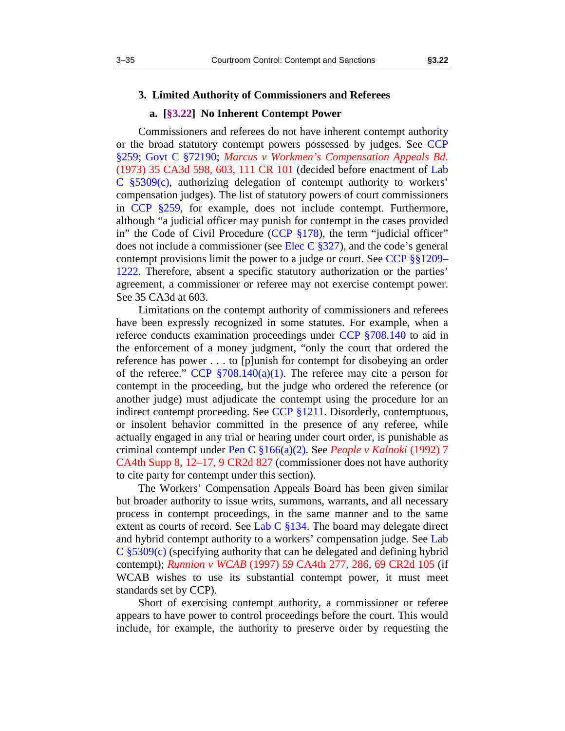### 3. Limited Authority of Commissioners and Referees

#### a. [§3.22] No Inherent Contempt Power

Commissioners and referees do not have inherent contempt authority or the broad statutory contempt powers possessed by judges. See CCP §259; Govt C §72190; *Marcus v Workmen's Compensation Appeals Bd.* (1973) 35 CA3d 598, 603, 111 CR 101 (decided before enactment of Lab C §5309(c), authorizing delegation of contempt authority to workers' compensation judges). The list of statutory powers of court commissioners in CCP §259, for example, does not include contempt. Furthermore, although "a judicial officer may punish for contempt in the cases provided in" the Code of Civil Procedure (CCP §178), the term "judicial officer" does not include a commissioner (see Elec C §327), and the code's general contempt provisions limit the power to a judge or court. See CCP §§1209–1222. Therefore, absent a specific statutory authorization or the parties' agreement, a commissioner or referee may not exercise contempt power. See 35 CA3d at 603.

Limitations on the contempt authority of commissioners and referees have been expressly recognized in some statutes. For example, when a referee conducts examination proceedings under CCP §708.140 to aid in the enforcement of a money judgment, "only the court that ordered the reference has power . . . to [p]unish for contempt for disobeying an order of the referee." CCP §708.140(a)(1). The referee may cite a person for contempt in the proceeding, but the judge who ordered the reference (or another judge) must adjudicate the contempt using the procedure for an indirect contempt proceeding. See CCP §1211. Disorderly, contemptuous, or insolent behavior committed in the presence of any referee, while actually engaged in any trial or hearing under court order, is punishable as criminal contempt under Pen C §166(a)(2). See *People v Kalnoki* (1992) 7 CA4th Supp 8, 12–17, 9 CR2d 827 (commissioner does not have authority to cite party for contempt under this section).

The Workers' Compensation Appeals Board has been given similar but broader authority to issue writs, summons, warrants, and all necessary process in contempt proceedings, in the same manner and to the same extent as courts of record. See Lab C §134. The board may delegate direct and hybrid contempt authority to a workers' compensation judge. See Lab C §5309(c) (specifying authority that can be delegated and defining hybrid contempt); *Runnion v WCAB* (1997) 59 CA4th 277, 286, 69 CR2d 105 (if WCAB wishes to use its substantial contempt power, it must meet standards set by CCP).

Short of exercising contempt authority, a commissioner or referee appears to have power to control proceedings before the court. This would include, for example, the authority to preserve order by requesting the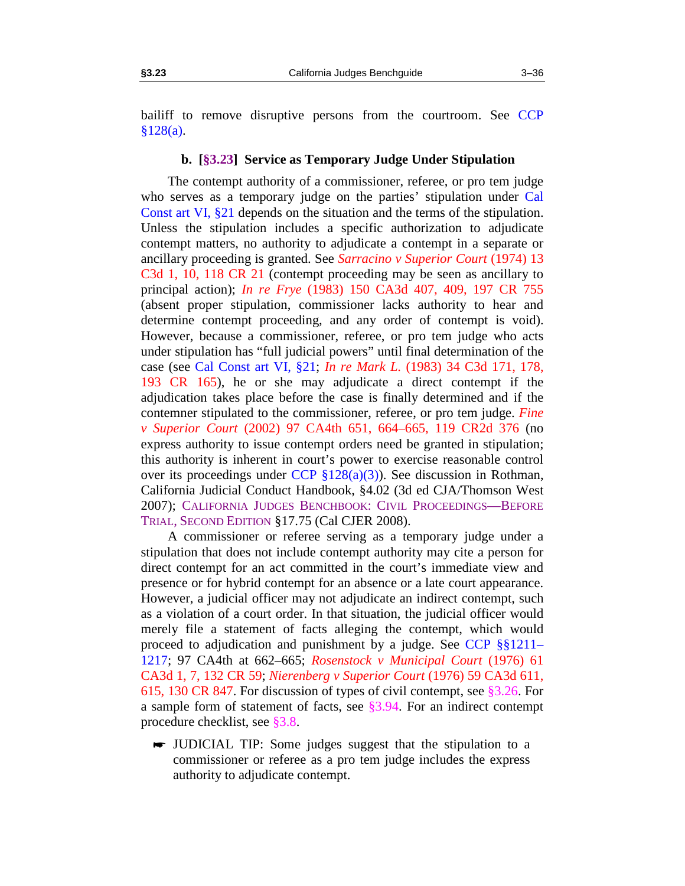bailiff to remove disruptive persons from the courtroom. See CCP §128(a).

#### b. [§3.23] Service as Temporary Judge Under Stipulation

The contempt authority of a commissioner, referee, or pro tem judge who serves as a temporary judge on the parties' stipulation under Cal Const art VI, §21 depends on the situation and the terms of the stipulation. Unless the stipulation includes a specific authorization to adjudicate contempt matters, no authority to adjudicate a contempt in a separate or ancillary proceeding is granted. See *Sarracino v Superior Court* (1974) 13 C3d 1, 10, 118 CR 21 (contempt proceeding may be seen as ancillary to principal action); *In re Frye* (1983) 150 CA3d 407, 409, 197 CR 755 (absent proper stipulation, commissioner lacks authority to hear and determine contempt proceeding, and any order of contempt is void). However, because a commissioner, referee, or pro tem judge who acts under stipulation has "full judicial powers" until final determination of the case (see Cal Const art VI, §21; *In re Mark L.* (1983) 34 C3d 171, 178, 193 CR 165), he or she may adjudicate a direct contempt if the adjudication takes place before the case is finally determined and if the contemner stipulated to the commissioner, referee, or pro tem judge. *Fine v Superior Court* (2002) 97 CA4th 651, 664–665, 119 CR2d 376 (no express authority to issue contempt orders need be granted in stipulation; this authority is inherent in court's power to exercise reasonable control over its proceedings under CCP §128(a)(3)). See discussion in Rothman, California Judicial Conduct Handbook, §4.02 (3d ed CJA/Thomson West 2007); CALIFORNIA JUDGES BENCHBOOK: CIVIL PROCEEDINGS—BEFORE TRIAL, SECOND EDITION §17.75 (Cal CJER 2008).

A commissioner or referee serving as a temporary judge under a stipulation that does not include contempt authority may cite a person for direct contempt for an act committed in the court's immediate view and presence or for hybrid contempt for an absence or a late court appearance. However, a judicial officer may not adjudicate an indirect contempt, such as a violation of a court order. In that situation, the judicial officer would merely file a statement of facts alleging the contempt, which would proceed to adjudication and punishment by a judge. See CCP §§1211–1217; 97 CA4th at 662–665; *Rosenstock v Municipal Court* (1976) 61 CA3d 1, 7, 132 CR 59; *Nierenberg v Superior Court* (1976) 59 CA3d 611, 615, 130 CR 847. For discussion of types of civil contempt, see §3.26. For a sample form of statement of facts, see §3.94. For an indirect contempt procedure checklist, see §3.8.

- ☛ JUDICIAL TIP: Some judges suggest that the stipulation to a commissioner or referee as a pro tem judge includes the express authority to adjudicate contempt.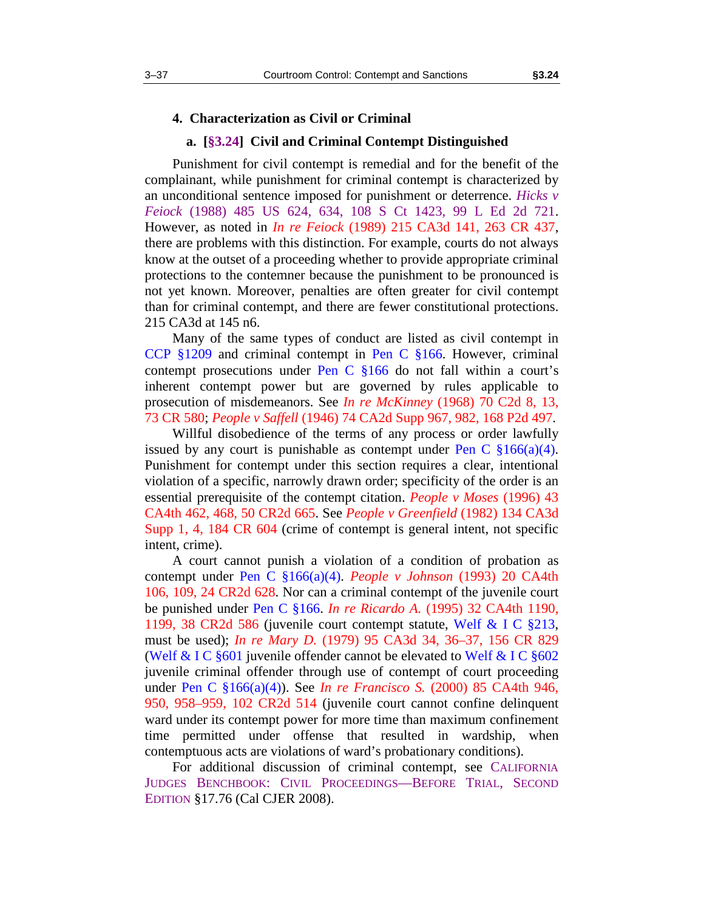### 4. Characterization as Civil or Criminal

#### a. [§3.24] Civil and Criminal Contempt Distinguished

Punishment for civil contempt is remedial and for the benefit of the complainant, while punishment for criminal contempt is characterized by an unconditional sentence imposed for punishment or deterrence. *Hicks v Feiock* (1988) 485 US 624, 634, 108 S Ct 1423, 99 L Ed 2d 721. However, as noted in *In re Feiock* (1989) 215 CA3d 141, 263 CR 437, there are problems with this distinction. For example, courts do not always know at the outset of a proceeding whether to provide appropriate criminal protections to the contemner because the punishment to be pronounced is not yet known. Moreover, penalties are often greater for civil contempt than for criminal contempt, and there are fewer constitutional protections. 215 CA3d at 145 n6.

Many of the same types of conduct are listed as civil contempt in CCP §1209 and criminal contempt in Pen C §166. However, criminal contempt prosecutions under Pen C §166 do not fall within a court's inherent contempt power but are governed by rules applicable to prosecution of misdemeanors. See *In re McKinney* (1968) 70 C2d 8, 13, 73 CR 580; *People v Saffell* (1946) 74 CA2d Supp 967, 982, 168 P2d 497.

Willful disobedience of the terms of any process or order lawfully issued by any court is punishable as contempt under Pen C §166(a)(4). Punishment for contempt under this section requires a clear, intentional violation of a specific, narrowly drawn order; specificity of the order is an essential prerequisite of the contempt citation. *People v Moses* (1996) 43 CA4th 462, 468, 50 CR2d 665. See *People v Greenfield* (1982) 134 CA3d Supp 1, 4, 184 CR 604 (crime of contempt is general intent, not specific intent, crime).

A court cannot punish a violation of a condition of probation as contempt under Pen C §166(a)(4). *People v Johnson* (1993) 20 CA4th 106, 109, 24 CR2d 628. Nor can a criminal contempt of the juvenile court be punished under Pen C §166. *In re Ricardo A.* (1995) 32 CA4th 1190, 1199, 38 CR2d 586 (juvenile court contempt statute, Welf & I C §213, must be used); *In re Mary D.* (1979) 95 CA3d 34, 36–37, 156 CR 829 (Welf & I C §601 juvenile offender cannot be elevated to Welf & I C §602 juvenile criminal offender through use of contempt of court proceeding under Pen C §166(a)(4)). See *In re Francisco S.* (2000) 85 CA4th 946, 950, 958–959, 102 CR2d 514 (juvenile court cannot confine delinquent ward under its contempt power for more time than maximum confinement time permitted under offense that resulted in wardship, when contemptuous acts are violations of ward's probationary conditions).

For additional discussion of criminal contempt, see CALIFORNIA JUDGES BENCHBOOK: CIVIL PROCEEDINGS—BEFORE TRIAL, SECOND EDITION §17.76 (Cal CJER 2008).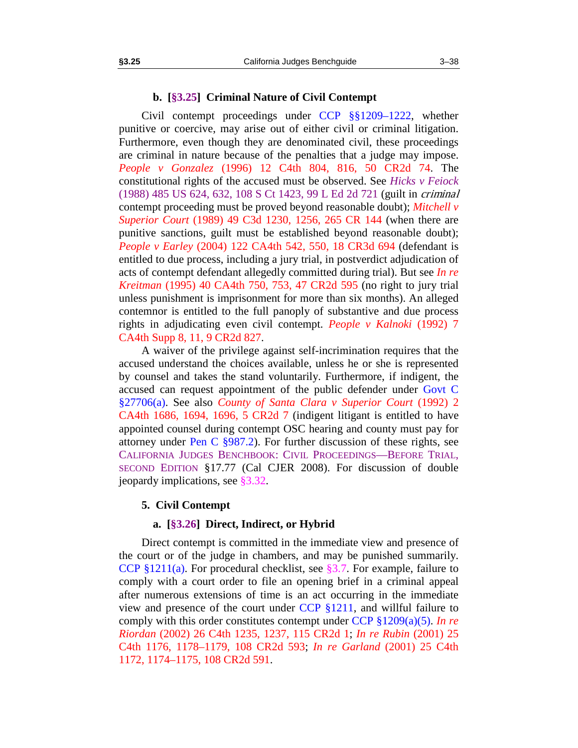#### b. [§3.25] Criminal Nature of Civil Contempt

Civil contempt proceedings under CCP §§1209–1222, whether punitive or coercive, may arise out of either civil or criminal litigation. Furthermore, even though they are denominated civil, these proceedings are criminal in nature because of the penalties that a judge may impose. *People v Gonzalez* (1996) 12 C4th 804, 816, 50 CR2d 74. The constitutional rights of the accused must be observed. See *Hicks v Feiock* (1988) 485 US 624, 632, 108 S Ct 1423, 99 L Ed 2d 721 (guilt in *criminal* contempt proceeding must be proved beyond reasonable doubt); *Mitchell v Superior Court* (1989) 49 C3d 1230, 1256, 265 CR 144 (when there are punitive sanctions, guilt must be established beyond reasonable doubt); *People v Earley* (2004) 122 CA4th 542, 550, 18 CR3d 694 (defendant is entitled to due process, including a jury trial, in postverdict adjudication of acts of contempt defendant allegedly committed during trial). But see *In re Kreitman* (1995) 40 CA4th 750, 753, 47 CR2d 595 (no right to jury trial unless punishment is imprisonment for more than six months). An alleged contemnor is entitled to the full panoply of substantive and due process rights in adjudicating even civil contempt. *People v Kalnoki* (1992) 7 CA4th Supp 8, 11, 9 CR2d 827.

A waiver of the privilege against self-incrimination requires that the accused understand the choices available, unless he or she is represented by counsel and takes the stand voluntarily. Furthermore, if indigent, the accused can request appointment of the public defender under Govt C §27706(a). See also *County of Santa Clara v Superior Court* (1992) 2 CA4th 1686, 1694, 1696, 5 CR2d 7 (indigent litigant is entitled to have appointed counsel during contempt OSC hearing and county must pay for attorney under Pen C §987.2). For further discussion of these rights, see CALIFORNIA JUDGES BENCHBOOK: CIVIL PROCEEDINGS—BEFORE TRIAL, SECOND EDITION §17.77 (Cal CJER 2008). For discussion of double jeopardy implications, see §3.32.

### 5. Civil Contempt

#### a. [§3.26] Direct, Indirect, or Hybrid

Direct contempt is committed in the immediate view and presence of the court or of the judge in chambers, and may be punished summarily. CCP §1211(a). For procedural checklist, see §3.7. For example, failure to comply with a court order to file an opening brief in a criminal appeal after numerous extensions of time is an act occurring in the immediate view and presence of the court under CCP §1211, and willful failure to comply with this order constitutes contempt under CCP §1209(a)(5). *In re Riordan* (2002) 26 C4th 1235, 1237, 115 CR2d 1; *In re Rubin* (2001) 25 C4th 1176, 1178–1179, 108 CR2d 593; *In re Garland* (2001) 25 C4th 1172, 1174–1175, 108 CR2d 591.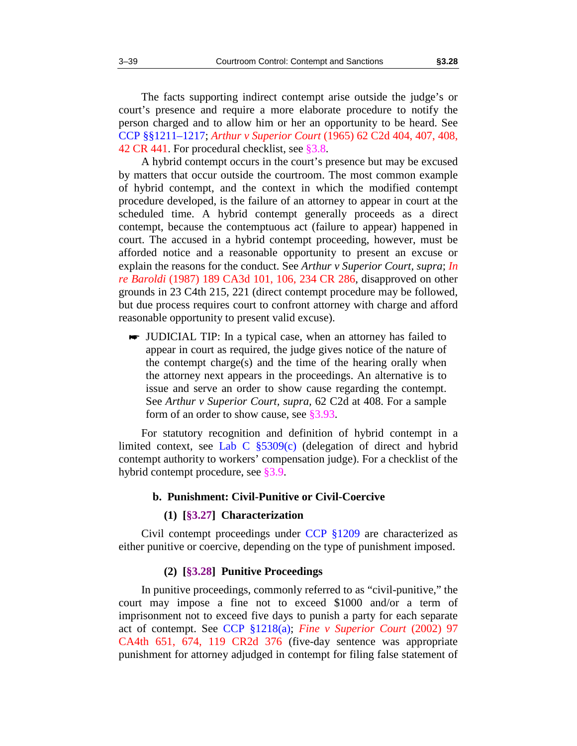The facts supporting indirect contempt arise outside the judge's or court's presence and require a more elaborate procedure to notify the person charged and to allow him or her an opportunity to be heard. See CCP §§1211–1217; *Arthur v Superior Court* (1965) 62 C2d 404, 407, 408, 42 CR 441. For procedural checklist, see §3.8.

A hybrid contempt occurs in the court's presence but may be excused by matters that occur outside the courtroom. The most common example of hybrid contempt, and the context in which the modified contempt procedure developed, is the failure of an attorney to appear in court at the scheduled time. A hybrid contempt generally proceeds as a direct contempt, because the contemptuous act (failure to appear) happened in court. The accused in a hybrid contempt proceeding, however, must be afforded notice and a reasonable opportunity to present an excuse or explain the reasons for the conduct. See *Arthur v Superior Court*, *supra*; *In re Baroldi* (1987) 189 CA3d 101, 106, 234 CR 286, disapproved on other grounds in 23 C4th 215, 221 (direct contempt procedure may be followed, but due process requires court to confront attorney with charge and afford reasonable opportunity to present valid excuse).

> ☛ JUDICIAL TIP: In a typical case, when an attorney has failed to appear in court as required, the judge gives notice of the nature of the contempt charge(s) and the time of the hearing orally when the attorney next appears in the proceedings. An alternative is to issue and serve an order to show cause regarding the contempt. See *Arthur v Superior Court*, *supra*, 62 C2d at 408. For a sample form of an order to show cause, see §3.93.

For statutory recognition and definition of hybrid contempt in a limited context, see Lab C §5309(c) (delegation of direct and hybrid contempt authority to workers' compensation judge). For a checklist of the hybrid contempt procedure, see §3.9.

### b. Punishment: Civil-Punitive or Civil-Coercive

#### (1) [§3.27] Characterization

Civil contempt proceedings under CCP §1209 are characterized as either punitive or coercive, depending on the type of punishment imposed.

#### (2) [§3.28] Punitive Proceedings

In punitive proceedings, commonly referred to as "civil-punitive," the court may impose a fine not to exceed $1000 and/or a term of imprisonment not to exceed five days to punish a party for each separate act of contempt. See CCP §1218(a); *Fine v Superior Court* (2002) 97 CA4th 651, 674, 119 CR2d 376 (five-day sentence was appropriate punishment for attorney adjudged in contempt for filing false statement of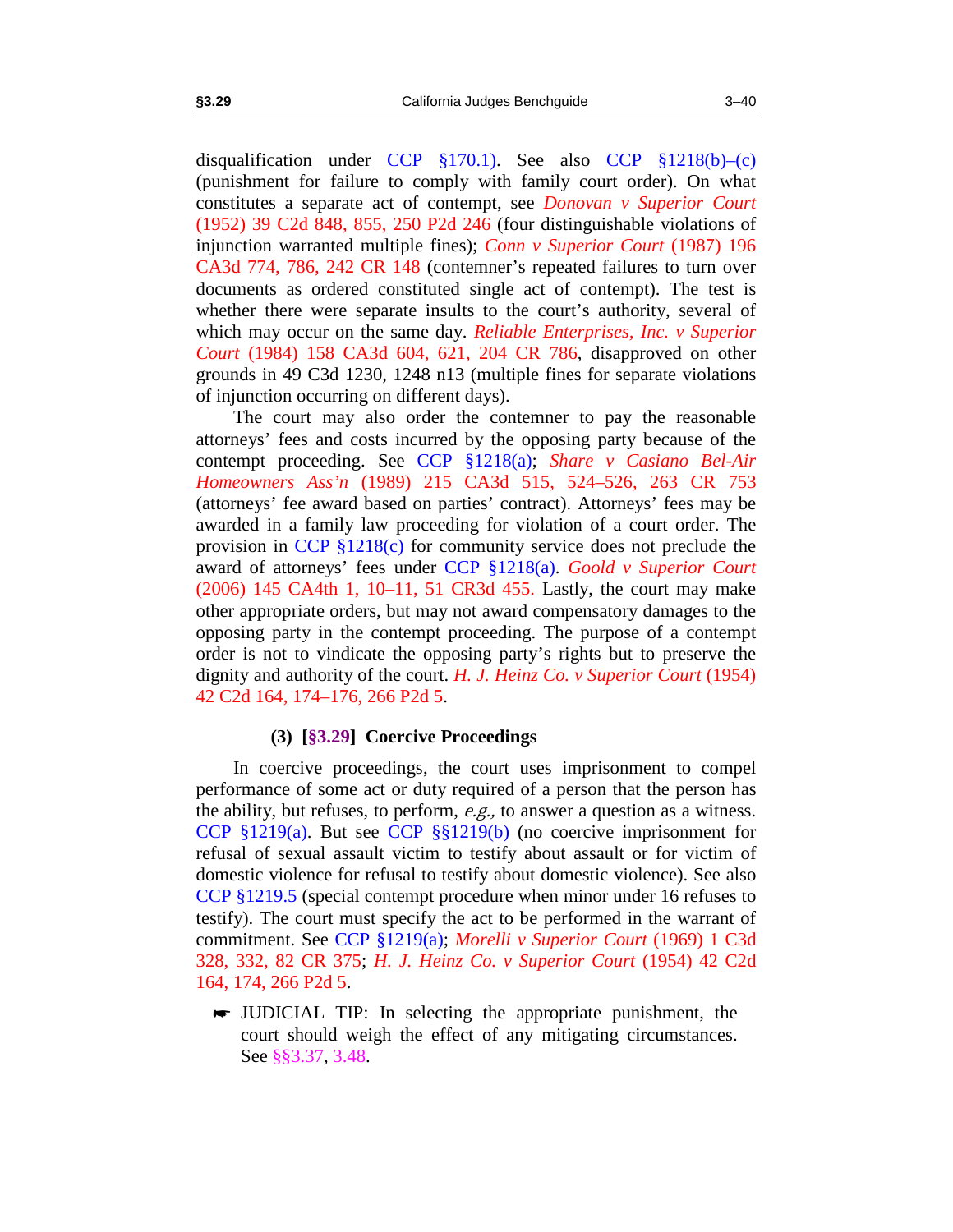disqualification under CCP §170.1). See also CCP §1218(b)–(c) (punishment for failure to comply with family court order). On what constitutes a separate act of contempt, see *Donovan v Superior Court* (1952) 39 C2d 848, 855, 250 P2d 246 (four distinguishable violations of injunction warranted multiple fines); *Conn v Superior Court* (1987) 196 CA3d 774, 786, 242 CR 148 (contemner's repeated failures to turn over documents as ordered constituted single act of contempt). The test is whether there were separate insults to the court's authority, several of which may occur on the same day. *Reliable Enterprises, Inc. v Superior Court* (1984) 158 CA3d 604, 621, 204 CR 786, disapproved on other grounds in 49 C3d 1230, 1248 n13 (multiple fines for separate violations of injunction occurring on different days).

The court may also order the contemner to pay the reasonable attorneys' fees and costs incurred by the opposing party because of the contempt proceeding. See CCP §1218(a); *Share v Casiano Bel-Air Homeowners Ass'n* (1989) 215 CA3d 515, 524–526, 263 CR 753 (attorneys' fee award based on parties' contract). Attorneys' fees may be awarded in a family law proceeding for violation of a court order. The provision in CCP §1218(c) for community service does not preclude the award of attorneys' fees under CCP §1218(a). *Goold v Superior Court* (2006) 145 CA4th 1, 10–11, 51 CR3d 455. Lastly, the court may make other appropriate orders, but may not award compensatory damages to the opposing party in the contempt proceeding. The purpose of a contempt order is not to vindicate the opposing party's rights but to preserve the dignity and authority of the court. *H. J. Heinz Co. v Superior Court* (1954) 42 C2d 164, 174–176, 266 P2d 5.

#### (3) [§3.29] Coercive Proceedings

In coercive proceedings, the court uses imprisonment to compel performance of some act or duty required of a person that the person has the ability, but refuses, to perform, *e.g.,* to answer a question as a witness. CCP §1219(a). But see CCP §§1219(b) (no coercive imprisonment for refusal of sexual assault victim to testify about assault or for victim of domestic violence for refusal to testify about domestic violence). See also CCP §1219.5 (special contempt procedure when minor under 16 refuses to testify). The court must specify the act to be performed in the warrant of commitment. See CCP §1219(a); *Morelli v Superior Court* (1969) 1 C3d 328, 332, 82 CR 375; *H. J. Heinz Co. v Superior Court* (1954) 42 C2d 164, 174, 266 P2d 5.

☛ JUDICIAL TIP: In selecting the appropriate punishment, the court should weigh the effect of any mitigating circumstances. See §§3.37, 3.48.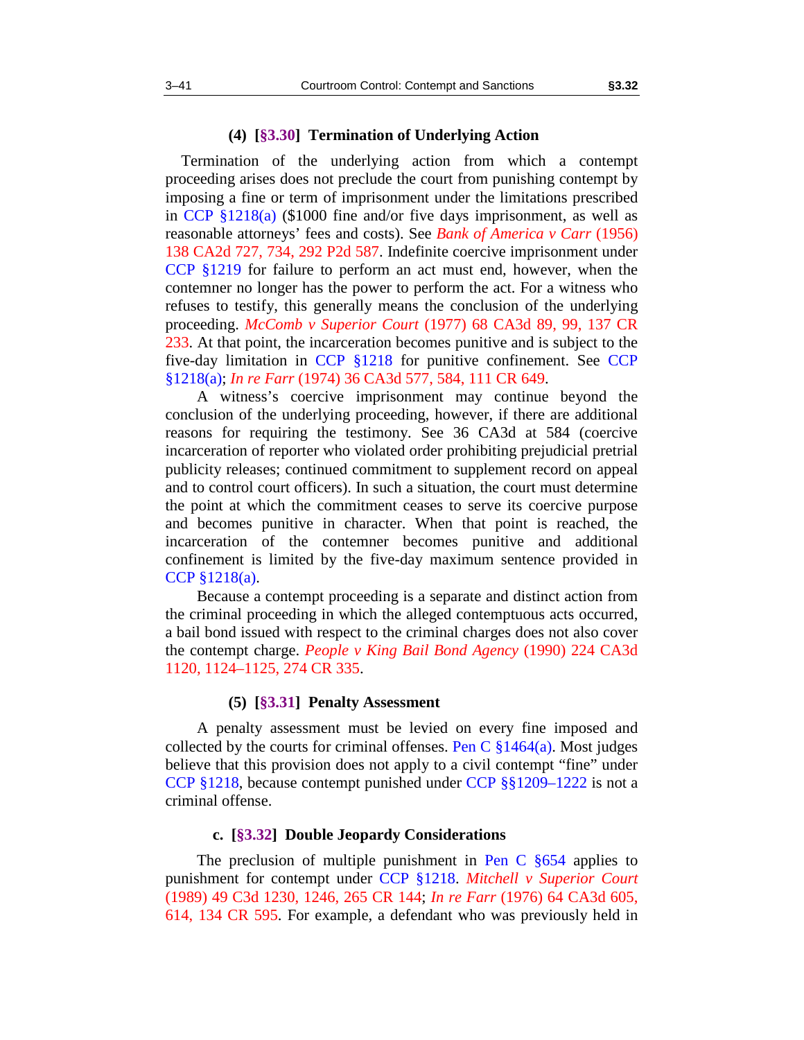#### (4) [§3.30] Termination of Underlying Action

Termination of the underlying action from which a contempt proceeding arises does not preclude the court from punishing contempt by imposing a fine or term of imprisonment under the limitations prescribed in CCP §1218(a) ($1000 fine and/or five days imprisonment, as well as reasonable attorneys' fees and costs). See *Bank of America v Carr* (1956) 138 CA2d 727, 734, 292 P2d 587. Indefinite coercive imprisonment under CCP §1219 for failure to perform an act must end, however, when the contemner no longer has the power to perform the act. For a witness who refuses to testify, this generally means the conclusion of the underlying proceeding. *McComb v Superior Court* (1977) 68 CA3d 89, 99, 137 CR 233. At that point, the incarceration becomes punitive and is subject to the five-day limitation in CCP §1218 for punitive confinement. See CCP §1218(a); *In re Farr* (1974) 36 CA3d 577, 584, 111 CR 649.

A witness's coercive imprisonment may continue beyond the conclusion of the underlying proceeding, however, if there are additional reasons for requiring the testimony. See 36 CA3d at 584 (coercive incarceration of reporter who violated order prohibiting prejudicial pretrial publicity releases; continued commitment to supplement record on appeal and to control court officers). In such a situation, the court must determine the point at which the commitment ceases to serve its coercive purpose and becomes punitive in character. When that point is reached, the incarceration of the contemner becomes punitive and additional confinement is limited by the five-day maximum sentence provided in CCP §1218(a).

Because a contempt proceeding is a separate and distinct action from the criminal proceeding in which the alleged contemptuous acts occurred, a bail bond issued with respect to the criminal charges does not also cover the contempt charge. *People v King Bail Bond Agency* (1990) 224 CA3d 1120, 1124–1125, 274 CR 335.

#### (5) [§3.31] Penalty Assessment

A penalty assessment must be levied on every fine imposed and collected by the courts for criminal offenses. Pen C §1464(a). Most judges believe that this provision does not apply to a civil contempt "fine" under CCP §1218, because contempt punished under CCP §§1209–1222 is not a criminal offense.

### c. [§3.32] Double Jeopardy Considerations

The preclusion of multiple punishment in Pen C §654 applies to punishment for contempt under CCP §1218. *Mitchell v Superior Court* (1989) 49 C3d 1230, 1246, 265 CR 144; *In re Farr* (1976) 64 CA3d 605, 614, 134 CR 595. For example, a defendant who was previously held in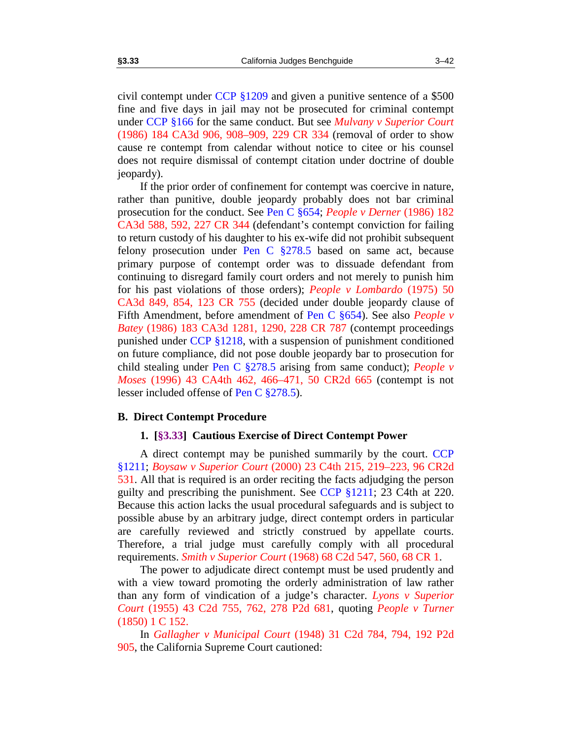civil contempt under CCP §1209 and given a punitive sentence of a $500 fine and five days in jail may not be prosecuted for criminal contempt under CCP §166 for the same conduct. But see *Mulvany v Superior Court* (1986) 184 CA3d 906, 908–909, 229 CR 334 (removal of order to show cause re contempt from calendar without notice to citee or his counsel does not require dismissal of contempt citation under doctrine of double jeopardy).

If the prior order of confinement for contempt was coercive in nature, rather than punitive, double jeopardy probably does not bar criminal prosecution for the conduct. See Pen C §654; *People v Derner* (1986) 182 CA3d 588, 592, 227 CR 344 (defendant's contempt conviction for failing to return custody of his daughter to his ex-wife did not prohibit subsequent felony prosecution under Pen C §278.5 based on same act, because primary purpose of contempt order was to dissuade defendant from continuing to disregard family court orders and not merely to punish him for his past violations of those orders); *People v Lombardo* (1975) 50 CA3d 849, 854, 123 CR 755 (decided under double jeopardy clause of Fifth Amendment, before amendment of Pen C §654). See also *People v Batey* (1986) 183 CA3d 1281, 1290, 228 CR 787 (contempt proceedings punished under CCP §1218, with a suspension of punishment conditioned on future compliance, did not pose double jeopardy bar to prosecution for child stealing under Pen C §278.5 arising from same conduct); *People v Moses* (1996) 43 CA4th 462, 466–471, 50 CR2d 665 (contempt is not lesser included offense of Pen C §278.5).

## B. Direct Contempt Procedure

### 1. [§3.33] Cautious Exercise of Direct Contempt Power

A direct contempt may be punished summarily by the court. CCP §1211; *Boysaw v Superior Court* (2000) 23 C4th 215, 219–223, 96 CR2d 531. All that is required is an order reciting the facts adjudging the person guilty and prescribing the punishment. See CCP §1211; 23 C4th at 220. Because this action lacks the usual procedural safeguards and is subject to possible abuse by an arbitrary judge, direct contempt orders in particular are carefully reviewed and strictly construed by appellate courts. Therefore, a trial judge must carefully comply with all procedural requirements. *Smith v Superior Court* (1968) 68 C2d 547, 560, 68 CR 1.

The power to adjudicate direct contempt must be used prudently and with a view toward promoting the orderly administration of law rather than any form of vindication of a judge's character. *Lyons v Superior Court* (1955) 43 C2d 755, 762, 278 P2d 681, quoting *People v Turner* (1850) 1 C 152.

In *Gallagher v Municipal Court* (1948) 31 C2d 784, 794, 192 P2d 905, the California Supreme Court cautioned: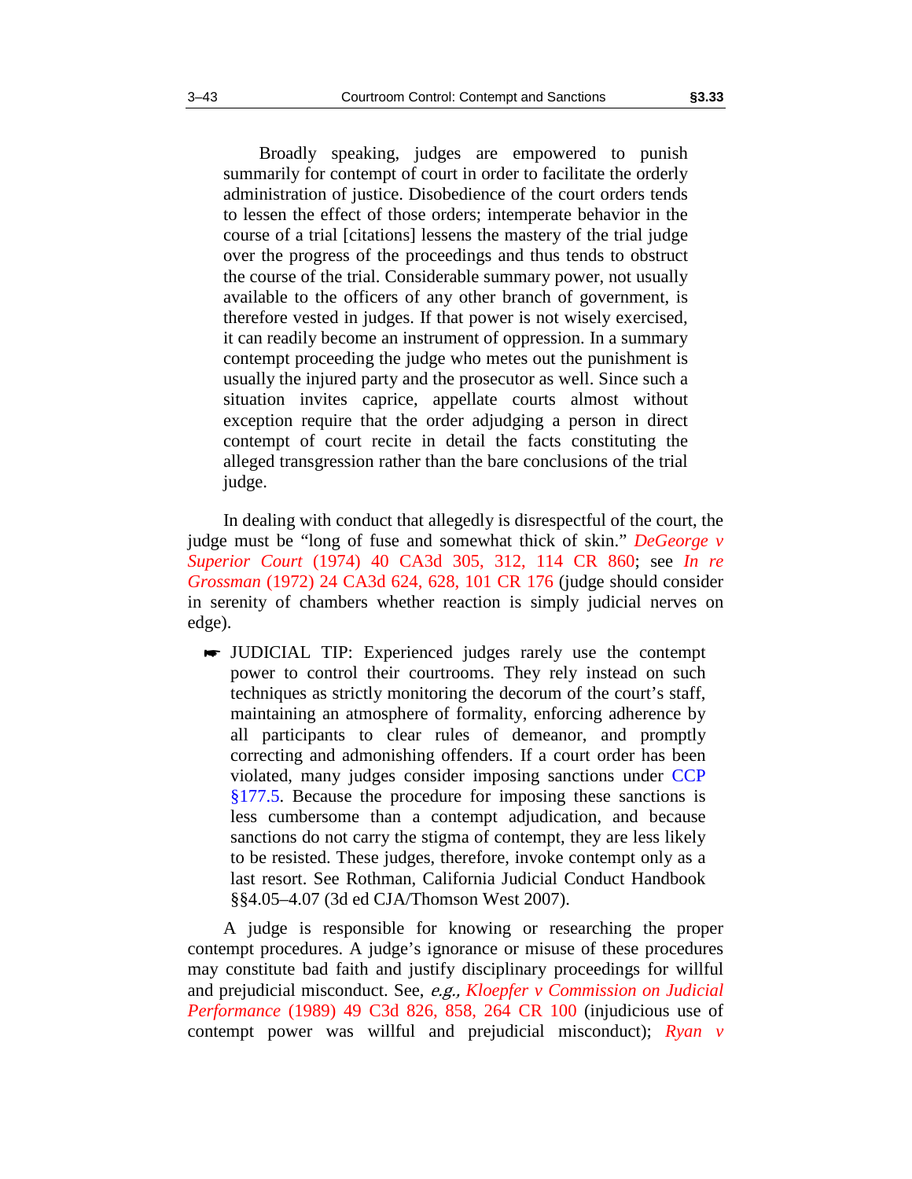> Broadly speaking, judges are empowered to punish summarily for contempt of court in order to facilitate the orderly administration of justice. Disobedience of the court orders tends to lessen the effect of those orders; intemperate behavior in the course of a trial [citations] lessens the mastery of the trial judge over the progress of the proceedings and thus tends to obstruct the course of the trial. Considerable summary power, not usually available to the officers of any other branch of government, is therefore vested in judges. If that power is not wisely exercised, it can readily become an instrument of oppression. In a summary contempt proceeding the judge who metes out the punishment is usually the injured party and the prosecutor as well. Since such a situation invites caprice, appellate courts almost without exception require that the order adjudging a person in direct contempt of court recite in detail the facts constituting the alleged transgression rather than the bare conclusions of the trial judge.

In dealing with conduct that allegedly is disrespectful of the court, the judge must be "long of fuse and somewhat thick of skin." *DeGeorge v Superior Court* (1974) 40 CA3d 305, 312, 114 CR 860; see *In re Grossman* (1972) 24 CA3d 624, 628, 101 CR 176 (judge should consider in serenity of chambers whether reaction is simply judicial nerves on edge).

> ☛ JUDICIAL TIP: Experienced judges rarely use the contempt power to control their courtrooms. They rely instead on such techniques as strictly monitoring the decorum of the court's staff, maintaining an atmosphere of formality, enforcing adherence by all participants to clear rules of demeanor, and promptly correcting and admonishing offenders. If a court order has been violated, many judges consider imposing sanctions under CCP §177.5. Because the procedure for imposing these sanctions is less cumbersome than a contempt adjudication, and because sanctions do not carry the stigma of contempt, they are less likely to be resisted. These judges, therefore, invoke contempt only as a last resort. See Rothman, California Judicial Conduct Handbook §§4.05–4.07 (3d ed CJA/Thomson West 2007).

A judge is responsible for knowing or researching the proper contempt procedures. A judge's ignorance or misuse of these procedures may constitute bad faith and justify disciplinary proceedings for willful and prejudicial misconduct. See, *e.g., Kloepfer v Commission on Judicial Performance* (1989) 49 C3d 826, 858, 264 CR 100 (injudicious use of contempt power was willful and prejudicial misconduct); *Ryan v*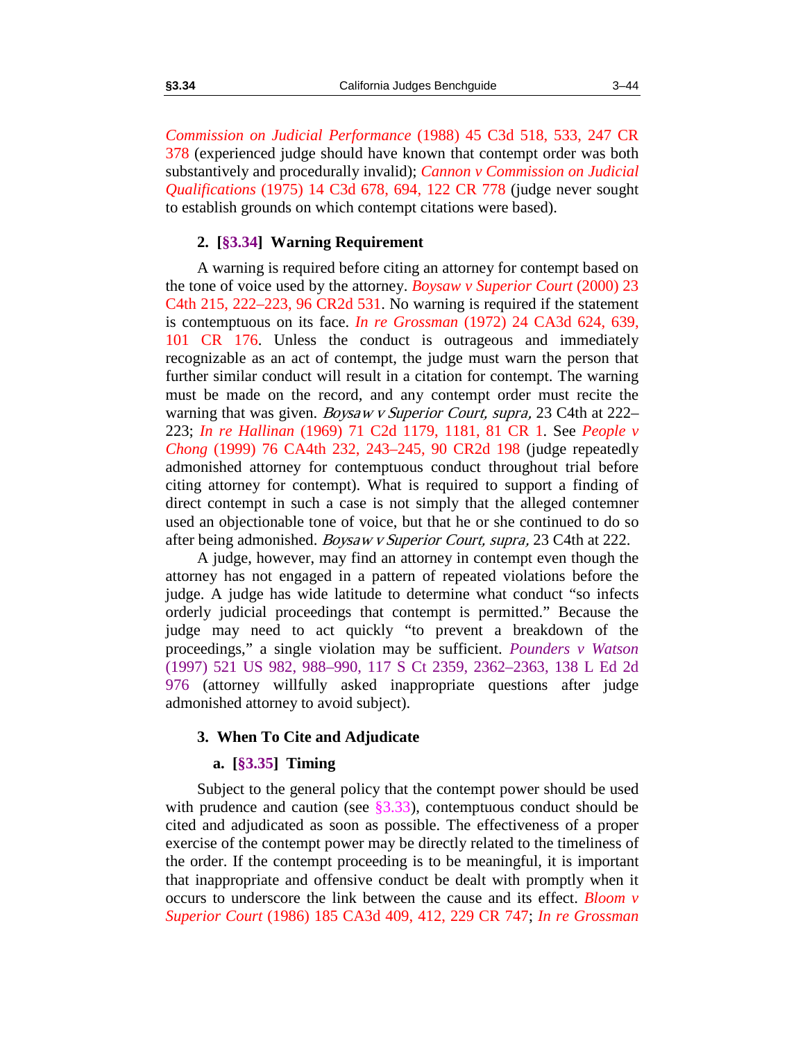*Commission on Judicial Performance* (1988) 45 C3d 518, 533, 247 CR 378 (experienced judge should have known that contempt order was both substantively and procedurally invalid); *Cannon v Commission on Judicial Qualifications* (1975) 14 C3d 678, 694, 122 CR 778 (judge never sought to establish grounds on which contempt citations were based).

### 2. [§3.34] Warning Requirement

A warning is required before citing an attorney for contempt based on the tone of voice used by the attorney. *Boysaw v Superior Court* (2000) 23 C4th 215, 222–223, 96 CR2d 531. No warning is required if the statement is contemptuous on its face. *In re Grossman* (1972) 24 CA3d 624, 639, 101 CR 176. Unless the conduct is outrageous and immediately recognizable as an act of contempt, the judge must warn the person that further similar conduct will result in a citation for contempt. The warning must be made on the record, and any contempt order must recite the warning that was given. *Boysaw v Superior Court, supra,* 23 C4th at 222–223; *In re Hallinan* (1969) 71 C2d 1179, 1181, 81 CR 1. See *People v Chong* (1999) 76 CA4th 232, 243–245, 90 CR2d 198 (judge repeatedly admonished attorney for contemptuous conduct throughout trial before citing attorney for contempt). What is required to support a finding of direct contempt in such a case is not simply that the alleged contemner used an objectionable tone of voice, but that he or she continued to do so after being admonished. *Boysaw v Superior Court, supra,* 23 C4th at 222.

A judge, however, may find an attorney in contempt even though the attorney has not engaged in a pattern of repeated violations before the judge. A judge has wide latitude to determine what conduct "so infects orderly judicial proceedings that contempt is permitted." Because the judge may need to act quickly "to prevent a breakdown of the proceedings," a single violation may be sufficient. *Pounders v Watson* (1997) 521 US 982, 988–990, 117 S Ct 2359, 2362–2363, 138 L Ed 2d 976 (attorney willfully asked inappropriate questions after judge admonished attorney to avoid subject).

### 3. When To Cite and Adjudicate

#### a. [§3.35] Timing

Subject to the general policy that the contempt power should be used with prudence and caution (see §3.33), contemptuous conduct should be cited and adjudicated as soon as possible. The effectiveness of a proper exercise of the contempt power may be directly related to the timeliness of the order. If the contempt proceeding is to be meaningful, it is important that inappropriate and offensive conduct be dealt with promptly when it occurs to underscore the link between the cause and its effect. *Bloom v Superior Court* (1986) 185 CA3d 409, 412, 229 CR 747; *In re Grossman*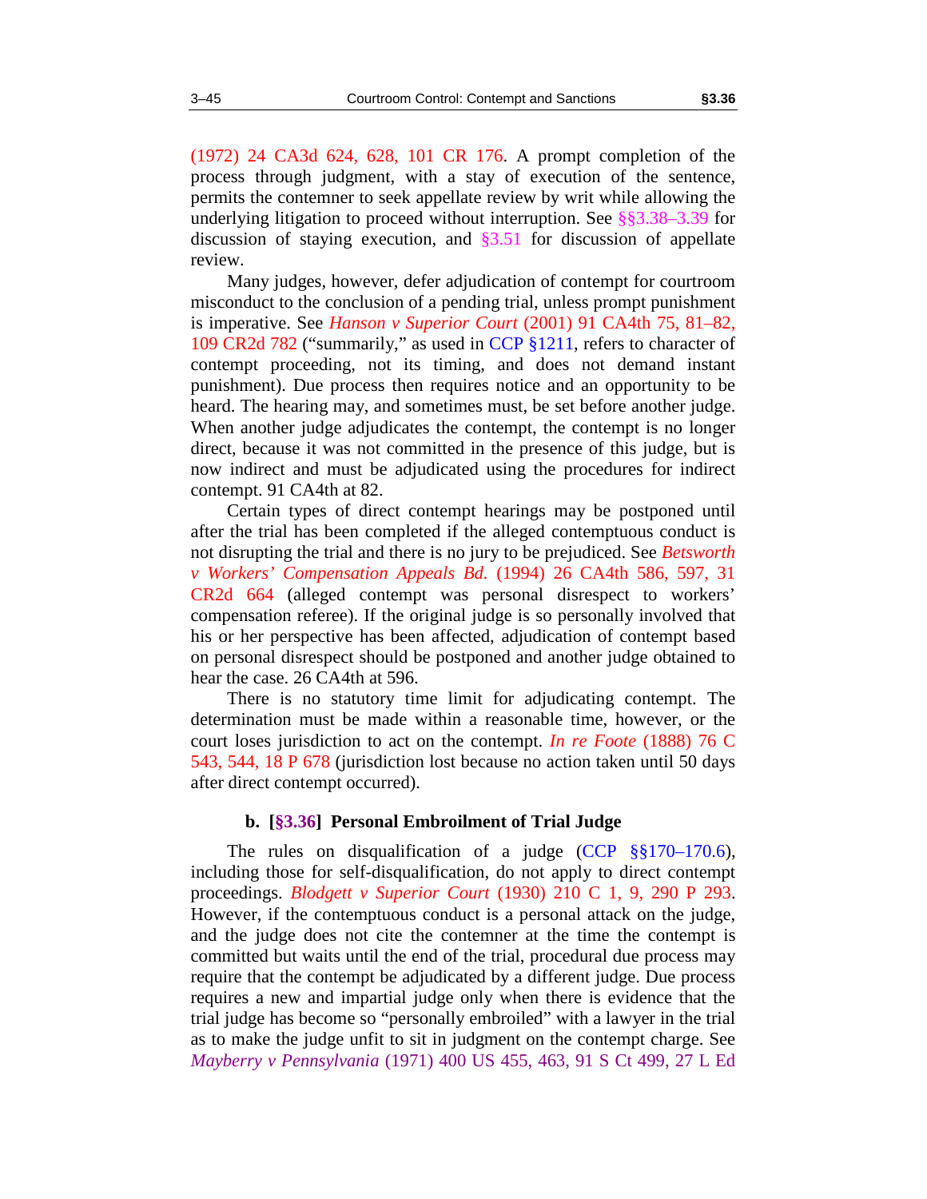(1972) 24 CA3d 624, 628, 101 CR 176. A prompt completion of the process through judgment, with a stay of execution of the sentence, permits the contemner to seek appellate review by writ while allowing the underlying litigation to proceed without interruption. See §§3.38–3.39 for discussion of staying execution, and §3.51 for discussion of appellate review.

Many judges, however, defer adjudication of contempt for courtroom misconduct to the conclusion of a pending trial, unless prompt punishment is imperative. See *Hanson v Superior Court* (2001) 91 CA4th 75, 81–82, 109 CR2d 782 ("summarily," as used in CCP §1211, refers to character of contempt proceeding, not its timing, and does not demand instant punishment). Due process then requires notice and an opportunity to be heard. The hearing may, and sometimes must, be set before another judge. When another judge adjudicates the contempt, the contempt is no longer direct, because it was not committed in the presence of this judge, but is now indirect and must be adjudicated using the procedures for indirect contempt. 91 CA4th at 82.

Certain types of direct contempt hearings may be postponed until after the trial has been completed if the alleged contemptuous conduct is not disrupting the trial and there is no jury to be prejudiced. See *Betsworth v Workers' Compensation Appeals Bd.* (1994) 26 CA4th 586, 597, 31 CR2d 664 (alleged contempt was personal disrespect to workers' compensation referee). If the original judge is so personally involved that his or her perspective has been affected, adjudication of contempt based on personal disrespect should be postponed and another judge obtained to hear the case. 26 CA4th at 596.

There is no statutory time limit for adjudicating contempt. The determination must be made within a reasonable time, however, or the court loses jurisdiction to act on the contempt. *In re Foote* (1888) 76 C 543, 544, 18 P 678 (jurisdiction lost because no action taken until 50 days after direct contempt occurred).

### b. [§3.36] Personal Embroilment of Trial Judge

The rules on disqualification of a judge (CCP §§170–170.6), including those for self-disqualification, do not apply to direct contempt proceedings. *Blodgett v Superior Court* (1930) 210 C 1, 9, 290 P 293. However, if the contemptuous conduct is a personal attack on the judge, and the judge does not cite the contemner at the time the contempt is committed but waits until the end of the trial, procedural due process may require that the contempt be adjudicated by a different judge. Due process requires a new and impartial judge only when there is evidence that the trial judge has become so "personally embroiled" with a lawyer in the trial as to make the judge unfit to sit in judgment on the contempt charge. See *Mayberry v Pennsylvania* (1971) 400 US 455, 463, 91 S Ct 499, 27 L Ed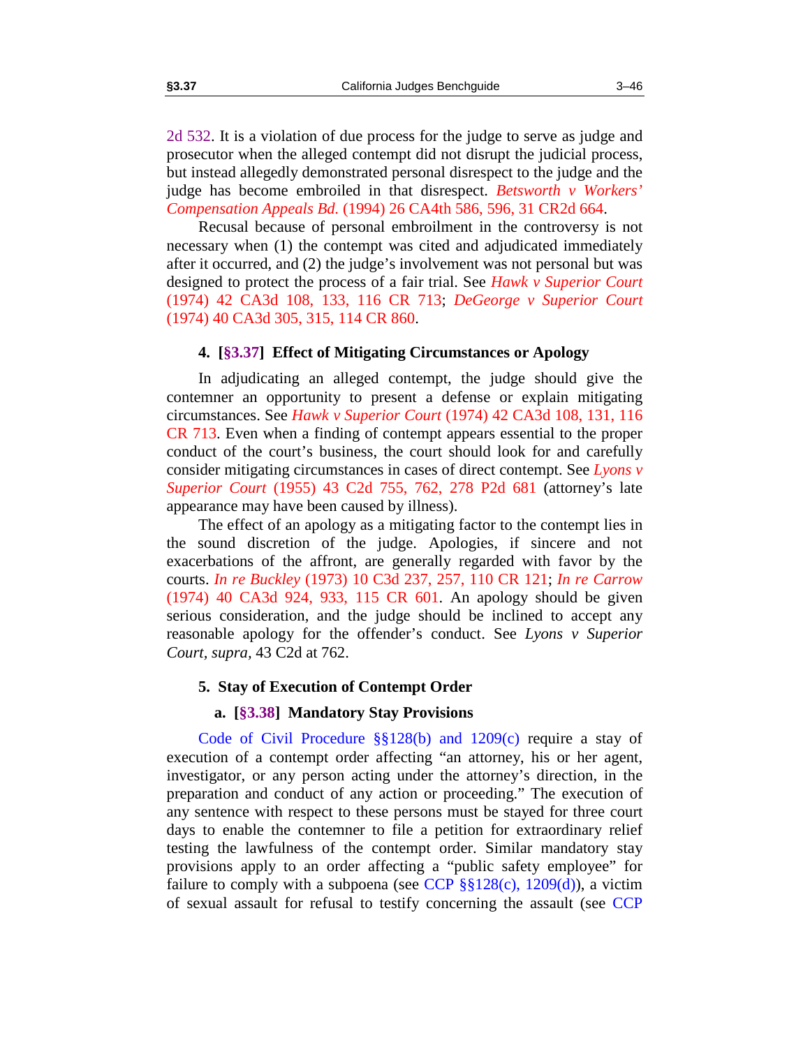2d 532. It is a violation of due process for the judge to serve as judge and prosecutor when the alleged contempt did not disrupt the judicial process, but instead allegedly demonstrated personal disrespect to the judge and the judge has become embroiled in that disrespect. *Betsworth v Workers' Compensation Appeals Bd.* (1994) 26 CA4th 586, 596, 31 CR2d 664.

Recusal because of personal embroilment in the controversy is not necessary when (1) the contempt was cited and adjudicated immediately after it occurred, and (2) the judge's involvement was not personal but was designed to protect the process of a fair trial. See *Hawk v Superior Court* (1974) 42 CA3d 108, 133, 116 CR 713; *DeGeorge v Superior Court* (1974) 40 CA3d 305, 315, 114 CR 860.

#### 4. [§3.37] Effect of Mitigating Circumstances or Apology

In adjudicating an alleged contempt, the judge should give the contemner an opportunity to present a defense or explain mitigating circumstances. See *Hawk v Superior Court* (1974) 42 CA3d 108, 131, 116 CR 713. Even when a finding of contempt appears essential to the proper conduct of the court's business, the court should look for and carefully consider mitigating circumstances in cases of direct contempt. See *Lyons v Superior Court* (1955) 43 C2d 755, 762, 278 P2d 681 (attorney's late appearance may have been caused by illness).

The effect of an apology as a mitigating factor to the contempt lies in the sound discretion of the judge. Apologies, if sincere and not exacerbations of the affront, are generally regarded with favor by the courts. *In re Buckley* (1973) 10 C3d 237, 257, 110 CR 121; *In re Carrow* (1974) 40 CA3d 924, 933, 115 CR 601. An apology should be given serious consideration, and the judge should be inclined to accept any reasonable apology for the offender's conduct. See *Lyons v Superior Court*, *supra*, 43 C2d at 762.

#### 5. Stay of Execution of Contempt Order

##### a. [§3.38] Mandatory Stay Provisions

Code of Civil Procedure §§128(b) and 1209(c) require a stay of execution of a contempt order affecting "an attorney, his or her agent, investigator, or any person acting under the attorney's direction, in the preparation and conduct of any action or proceeding." The execution of any sentence with respect to these persons must be stayed for three court days to enable the contemner to file a petition for extraordinary relief testing the lawfulness of the contempt order. Similar mandatory stay provisions apply to an order affecting a "public safety employee" for failure to comply with a subpoena (see CCP §§128(c), 1209(d)), a victim of sexual assault for refusal to testify concerning the assault (see CCP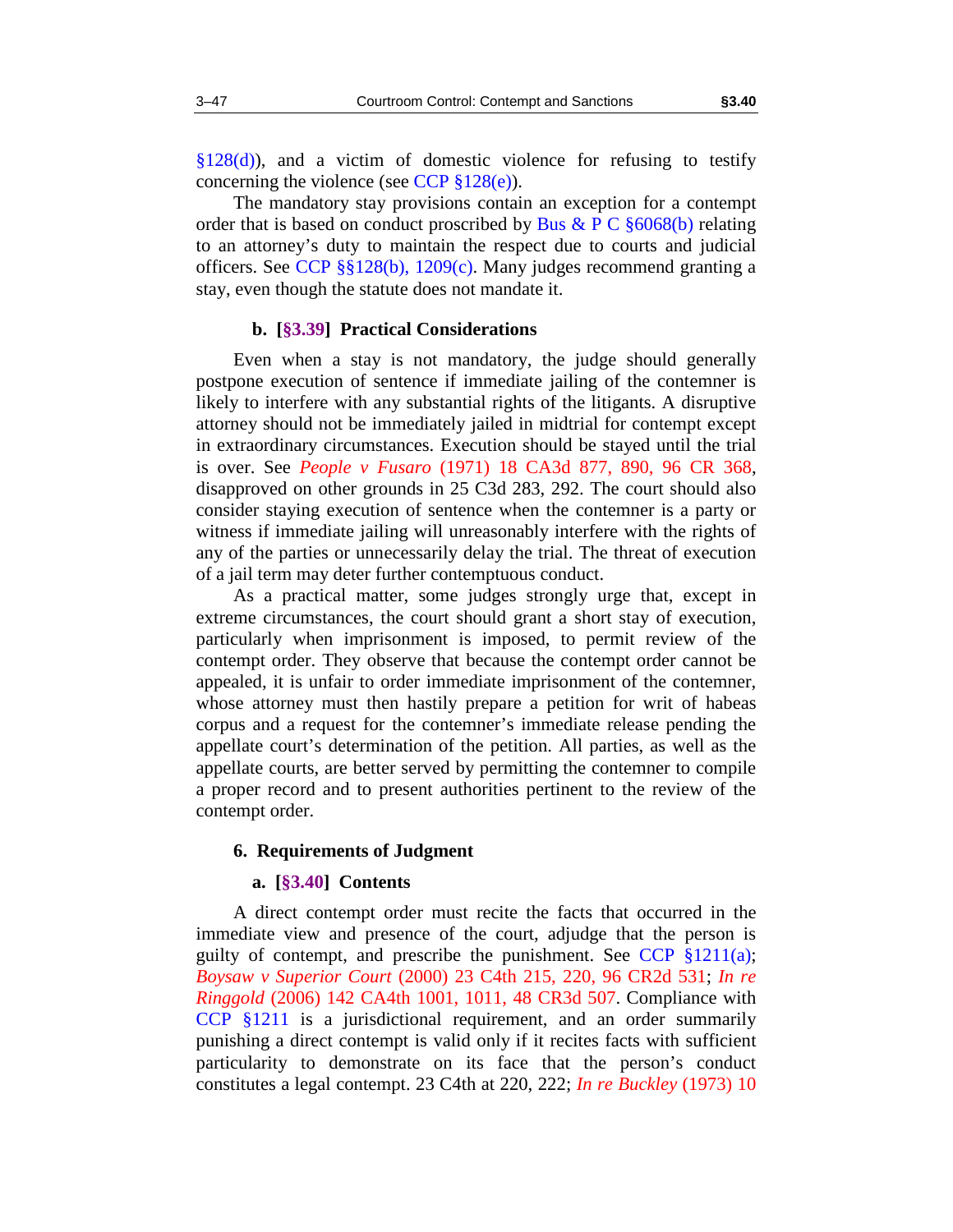§128(d)), and a victim of domestic violence for refusing to testify concerning the violence (see CCP §128(e)).

The mandatory stay provisions contain an exception for a contempt order that is based on conduct proscribed by Bus & P C §6068(b) relating to an attorney's duty to maintain the respect due to courts and judicial officers. See CCP §§128(b), 1209(c). Many judges recommend granting a stay, even though the statute does not mandate it.

### b. [§3.39] Practical Considerations

Even when a stay is not mandatory, the judge should generally postpone execution of sentence if immediate jailing of the contemner is likely to interfere with any substantial rights of the litigants. A disruptive attorney should not be immediately jailed in midtrial for contempt except in extraordinary circumstances. Execution should be stayed until the trial is over. See *People v Fusaro* (1971) 18 CA3d 877, 890, 96 CR 368, disapproved on other grounds in 25 C3d 283, 292. The court should also consider staying execution of sentence when the contemner is a party or witness if immediate jailing will unreasonably interfere with the rights of any of the parties or unnecessarily delay the trial. The threat of execution of a jail term may deter further contemptuous conduct.

As a practical matter, some judges strongly urge that, except in extreme circumstances, the court should grant a short stay of execution, particularly when imprisonment is imposed, to permit review of the contempt order. They observe that because the contempt order cannot be appealed, it is unfair to order immediate imprisonment of the contemner, whose attorney must then hastily prepare a petition for writ of habeas corpus and a request for the contemner's immediate release pending the appellate court's determination of the petition. All parties, as well as the appellate courts, are better served by permitting the contemner to compile a proper record and to present authorities pertinent to the review of the contempt order.

## 6. Requirements of Judgment

### a. [§3.40] Contents

A direct contempt order must recite the facts that occurred in the immediate view and presence of the court, adjudge that the person is guilty of contempt, and prescribe the punishment. See CCP §1211(a); *Boysaw v Superior Court* (2000) 23 C4th 215, 220, 96 CR2d 531; *In re Ringgold* (2006) 142 CA4th 1001, 1011, 48 CR3d 507. Compliance with CCP §1211 is a jurisdictional requirement, and an order summarily punishing a direct contempt is valid only if it recites facts with sufficient particularity to demonstrate on its face that the person's conduct constitutes a legal contempt. 23 C4th at 220, 222; *In re Buckley* (1973) 10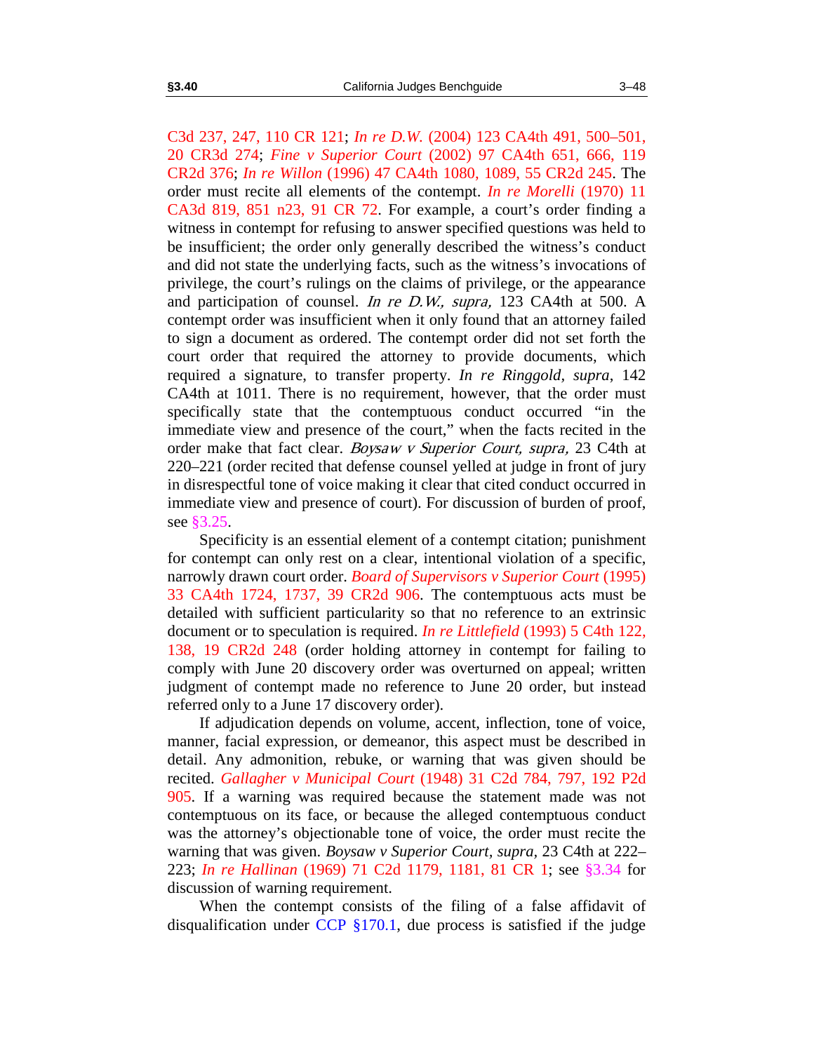C3d 237, 247, 110 CR 121; *In re D.W.* (2004) 123 CA4th 491, 500–501, 20 CR3d 274; *Fine v Superior Court* (2002) 97 CA4th 651, 666, 119 CR2d 376; *In re Willon* (1996) 47 CA4th 1080, 1089, 55 CR2d 245. The order must recite all elements of the contempt. *In re Morelli* (1970) 11 CA3d 819, 851 n23, 91 CR 72. For example, a court's order finding a witness in contempt for refusing to answer specified questions was held to be insufficient; the order only generally described the witness's conduct and did not state the underlying facts, such as the witness's invocations of privilege, the court's rulings on the claims of privilege, or the appearance and participation of counsel. *In re D.W., supra,* 123 CA4th at 500. A contempt order was insufficient when it only found that an attorney failed to sign a document as ordered. The contempt order did not set forth the court order that required the attorney to provide documents, which required a signature, to transfer property. *In re Ringgold*, *supra*, 142 CA4th at 1011. There is no requirement, however, that the order must specifically state that the contemptuous conduct occurred "in the immediate view and presence of the court," when the facts recited in the order make that fact clear. *Boysaw v Superior Court, supra,* 23 C4th at 220–221 (order recited that defense counsel yelled at judge in front of jury in disrespectful tone of voice making it clear that cited conduct occurred in immediate view and presence of court). For discussion of burden of proof, see §3.25.

Specificity is an essential element of a contempt citation; punishment for contempt can only rest on a clear, intentional violation of a specific, narrowly drawn court order. *Board of Supervisors v Superior Court* (1995) 33 CA4th 1724, 1737, 39 CR2d 906. The contemptuous acts must be detailed with sufficient particularity so that no reference to an extrinsic document or to speculation is required. *In re Littlefield* (1993) 5 C4th 122, 138, 19 CR2d 248 (order holding attorney in contempt for failing to comply with June 20 discovery order was overturned on appeal; written judgment of contempt made no reference to June 20 order, but instead referred only to a June 17 discovery order).

If adjudication depends on volume, accent, inflection, tone of voice, manner, facial expression, or demeanor, this aspect must be described in detail. Any admonition, rebuke, or warning that was given should be recited. *Gallagher v Municipal Court* (1948) 31 C2d 784, 797, 192 P2d 905. If a warning was required because the statement made was not contemptuous on its face, or because the alleged contemptuous conduct was the attorney's objectionable tone of voice, the order must recite the warning that was given. *Boysaw v Superior Court*, *supra,* 23 C4th at 222–223; *In re Hallinan* (1969) 71 C2d 1179, 1181, 81 CR 1; see §3.34 for discussion of warning requirement.

When the contempt consists of the filing of a false affidavit of disqualification under CCP §170.1, due process is satisfied if the judge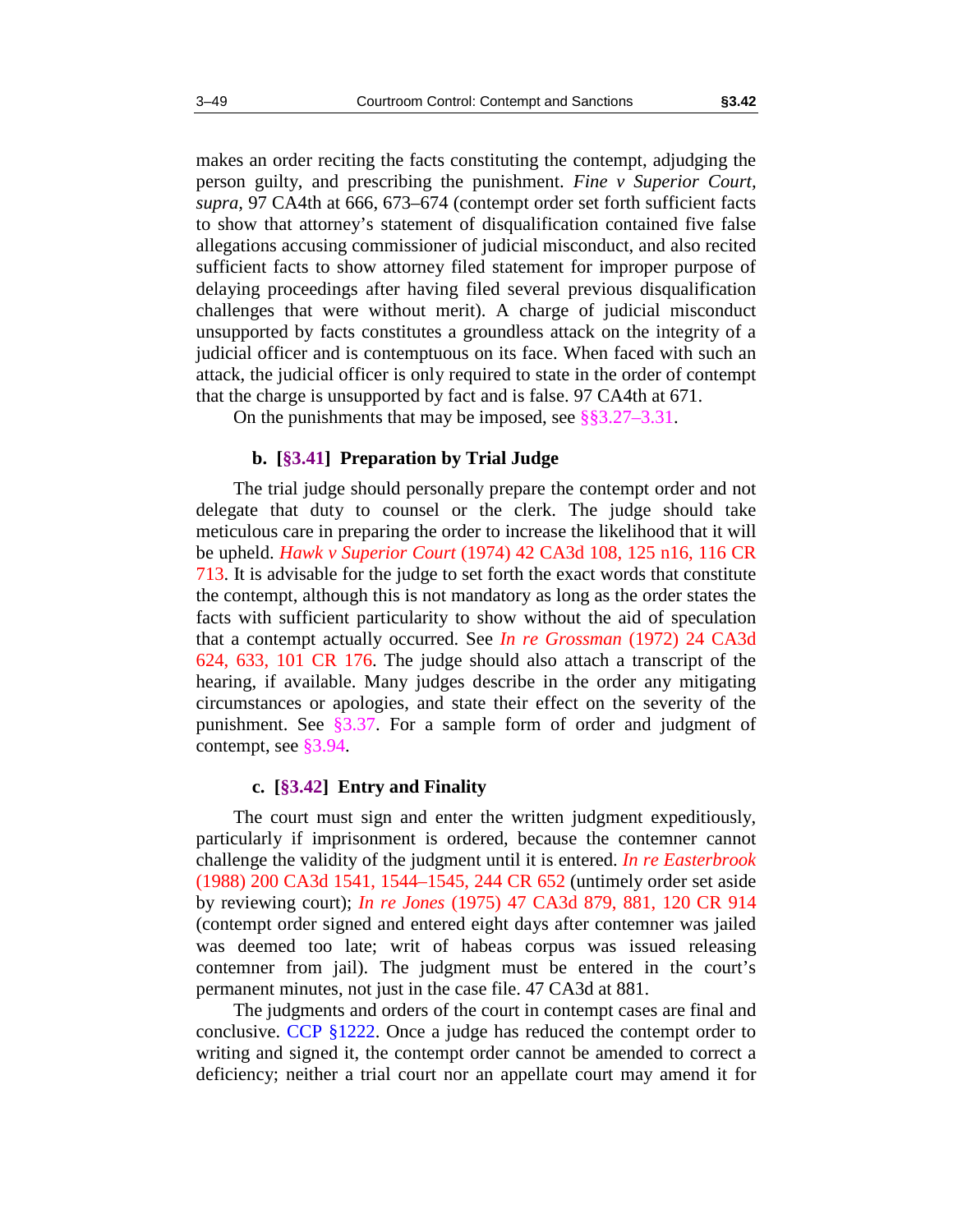makes an order reciting the facts constituting the contempt, adjudging the person guilty, and prescribing the punishment. *Fine v Superior Court, supra,* 97 CA4th at 666, 673–674 (contempt order set forth sufficient facts to show that attorney's statement of disqualification contained five false allegations accusing commissioner of judicial misconduct, and also recited sufficient facts to show attorney filed statement for improper purpose of delaying proceedings after having filed several previous disqualification challenges that were without merit). A charge of judicial misconduct unsupported by facts constitutes a groundless attack on the integrity of a judicial officer and is contemptuous on its face. When faced with such an attack, the judicial officer is only required to state in the order of contempt that the charge is unsupported by fact and is false. 97 CA4th at 671.

On the punishments that may be imposed, see §§3.27–3.31.

### b. [§3.41] Preparation by Trial Judge

The trial judge should personally prepare the contempt order and not delegate that duty to counsel or the clerk. The judge should take meticulous care in preparing the order to increase the likelihood that it will be upheld. *Hawk v Superior Court* (1974) 42 CA3d 108, 125 n16, 116 CR 713. It is advisable for the judge to set forth the exact words that constitute the contempt, although this is not mandatory as long as the order states the facts with sufficient particularity to show without the aid of speculation that a contempt actually occurred. See *In re Grossman* (1972) 24 CA3d 624, 633, 101 CR 176. The judge should also attach a transcript of the hearing, if available. Many judges describe in the order any mitigating circumstances or apologies, and state their effect on the severity of the punishment. See §3.37. For a sample form of order and judgment of contempt, see §3.94.

### c. [§3.42] Entry and Finality

The court must sign and enter the written judgment expeditiously, particularly if imprisonment is ordered, because the contemner cannot challenge the validity of the judgment until it is entered. *In re Easterbrook* (1988) 200 CA3d 1541, 1544–1545, 244 CR 652 (untimely order set aside by reviewing court); *In re Jones* (1975) 47 CA3d 879, 881, 120 CR 914 (contempt order signed and entered eight days after contemner was jailed was deemed too late; writ of habeas corpus was issued releasing contemner from jail). The judgment must be entered in the court's permanent minutes, not just in the case file. 47 CA3d at 881.

The judgments and orders of the court in contempt cases are final and conclusive. CCP §1222. Once a judge has reduced the contempt order to writing and signed it, the contempt order cannot be amended to correct a deficiency; neither a trial court nor an appellate court may amend it for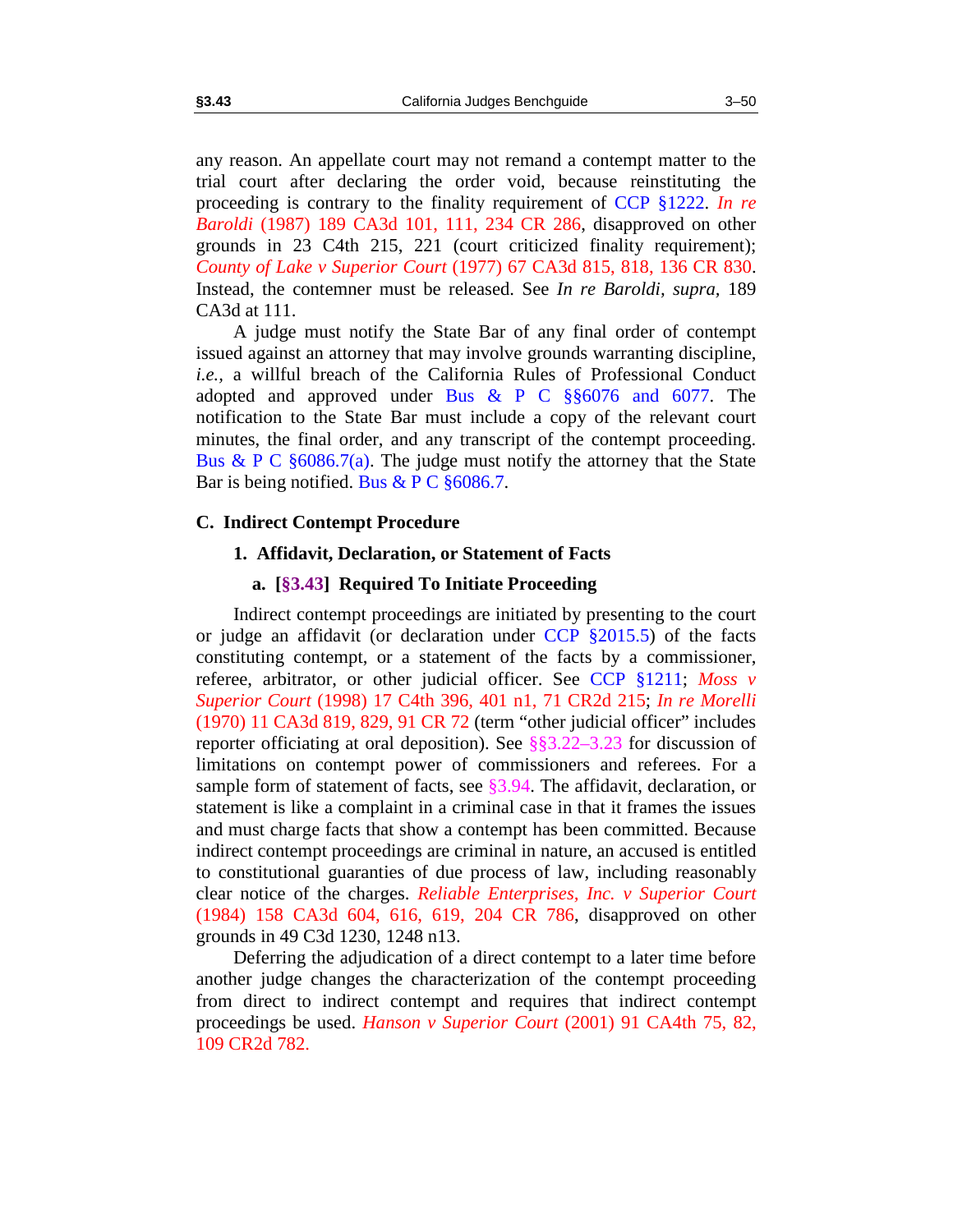any reason. An appellate court may not remand a contempt matter to the trial court after declaring the order void, because reinstituting the proceeding is contrary to the finality requirement of CCP §1222. *In re Baroldi* (1987) 189 CA3d 101, 111, 234 CR 286, disapproved on other grounds in 23 C4th 215, 221 (court criticized finality requirement); *County of Lake v Superior Court* (1977) 67 CA3d 815, 818, 136 CR 830. Instead, the contemner must be released. See *In re Baroldi, supra,* 189 CA3d at 111.

A judge must notify the State Bar of any final order of contempt issued against an attorney that may involve grounds warranting discipline, *i.e.*, a willful breach of the California Rules of Professional Conduct adopted and approved under Bus & P C §§6076 and 6077. The notification to the State Bar must include a copy of the relevant court minutes, the final order, and any transcript of the contempt proceeding. Bus & P C §6086.7(a). The judge must notify the attorney that the State Bar is being notified. Bus & P C §6086.7.

## C. Indirect Contempt Procedure

### 1. Affidavit, Declaration, or Statement of Facts

#### a. [§3.43] Required To Initiate Proceeding

Indirect contempt proceedings are initiated by presenting to the court or judge an affidavit (or declaration under CCP §2015.5) of the facts constituting contempt, or a statement of the facts by a commissioner, referee, arbitrator, or other judicial officer. See CCP §1211; *Moss v Superior Court* (1998) 17 C4th 396, 401 n1, 71 CR2d 215; *In re Morelli* (1970) 11 CA3d 819, 829, 91 CR 72 (term "other judicial officer" includes reporter officiating at oral deposition). See §§3.22–3.23 for discussion of limitations on contempt power of commissioners and referees. For a sample form of statement of facts, see §3.94. The affidavit, declaration, or statement is like a complaint in a criminal case in that it frames the issues and must charge facts that show a contempt has been committed. Because indirect contempt proceedings are criminal in nature, an accused is entitled to constitutional guaranties of due process of law, including reasonably clear notice of the charges. *Reliable Enterprises, Inc. v Superior Court* (1984) 158 CA3d 604, 616, 619, 204 CR 786, disapproved on other grounds in 49 C3d 1230, 1248 n13.

Deferring the adjudication of a direct contempt to a later time before another judge changes the characterization of the contempt proceeding from direct to indirect contempt and requires that indirect contempt proceedings be used. *Hanson v Superior Court* (2001) 91 CA4th 75, 82, 109 CR2d 782.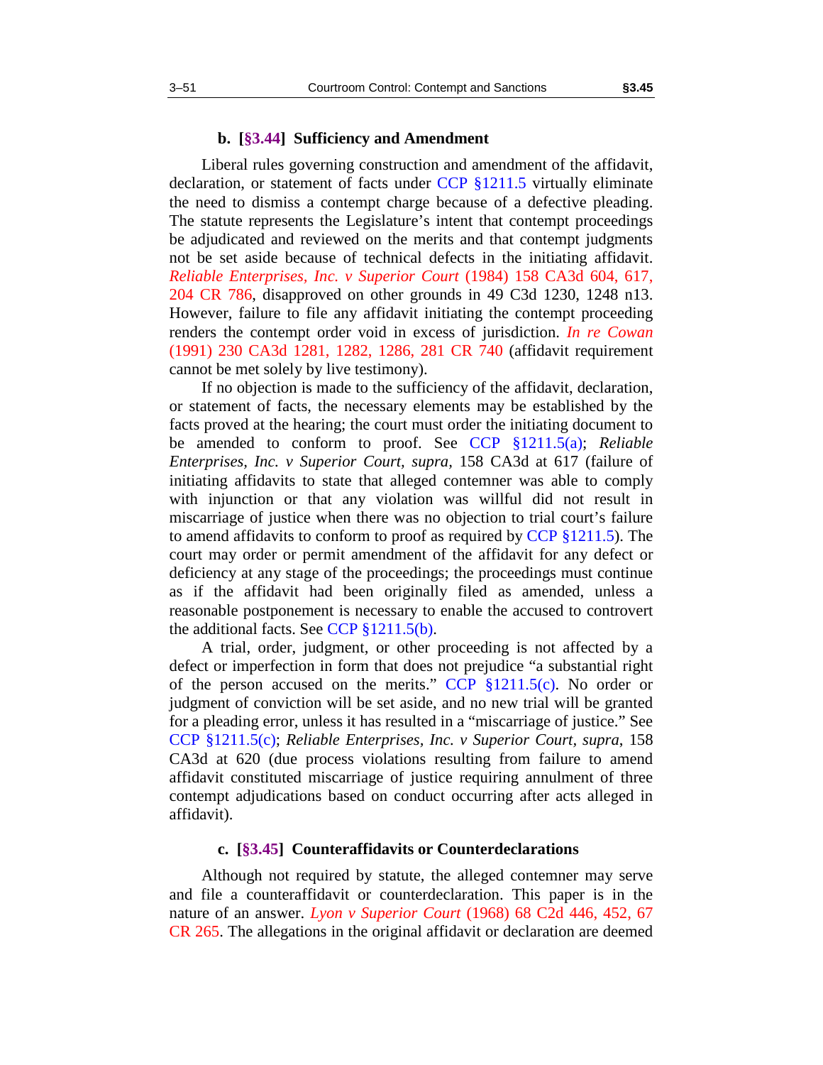### b. [§3.44] Sufficiency and Amendment

Liberal rules governing construction and amendment of the affidavit, declaration, or statement of facts under CCP §1211.5 virtually eliminate the need to dismiss a contempt charge because of a defective pleading. The statute represents the Legislature's intent that contempt proceedings be adjudicated and reviewed on the merits and that contempt judgments not be set aside because of technical defects in the initiating affidavit. *Reliable Enterprises, Inc. v Superior Court* (1984) 158 CA3d 604, 617, 204 CR 786, disapproved on other grounds in 49 C3d 1230, 1248 n13. However, failure to file any affidavit initiating the contempt proceeding renders the contempt order void in excess of jurisdiction. *In re Cowan* (1991) 230 CA3d 1281, 1282, 1286, 281 CR 740 (affidavit requirement cannot be met solely by live testimony).

If no objection is made to the sufficiency of the affidavit, declaration, or statement of facts, the necessary elements may be established by the facts proved at the hearing; the court must order the initiating document to be amended to conform to proof. See CCP §1211.5(a); *Reliable Enterprises, Inc. v Superior Court*, *supra*, 158 CA3d at 617 (failure of initiating affidavits to state that alleged contemner was able to comply with injunction or that any violation was willful did not result in miscarriage of justice when there was no objection to trial court's failure to amend affidavits to conform to proof as required by CCP §1211.5). The court may order or permit amendment of the affidavit for any defect or deficiency at any stage of the proceedings; the proceedings must continue as if the affidavit had been originally filed as amended, unless a reasonable postponement is necessary to enable the accused to controvert the additional facts. See CCP §1211.5(b).

A trial, order, judgment, or other proceeding is not affected by a defect or imperfection in form that does not prejudice "a substantial right of the person accused on the merits." CCP §1211.5(c). No order or judgment of conviction will be set aside, and no new trial will be granted for a pleading error, unless it has resulted in a "miscarriage of justice." See CCP §1211.5(c); *Reliable Enterprises, Inc. v Superior Court*, *supra*, 158 CA3d at 620 (due process violations resulting from failure to amend affidavit constituted miscarriage of justice requiring annulment of three contempt adjudications based on conduct occurring after acts alleged in affidavit).

### c. [§3.45] Counteraffidavits or Counterdeclarations

Although not required by statute, the alleged contemner may serve and file a counteraffidavit or counterdeclaration. This paper is in the nature of an answer. *Lyon v Superior Court* (1968) 68 C2d 446, 452, 67 CR 265. The allegations in the original affidavit or declaration are deemed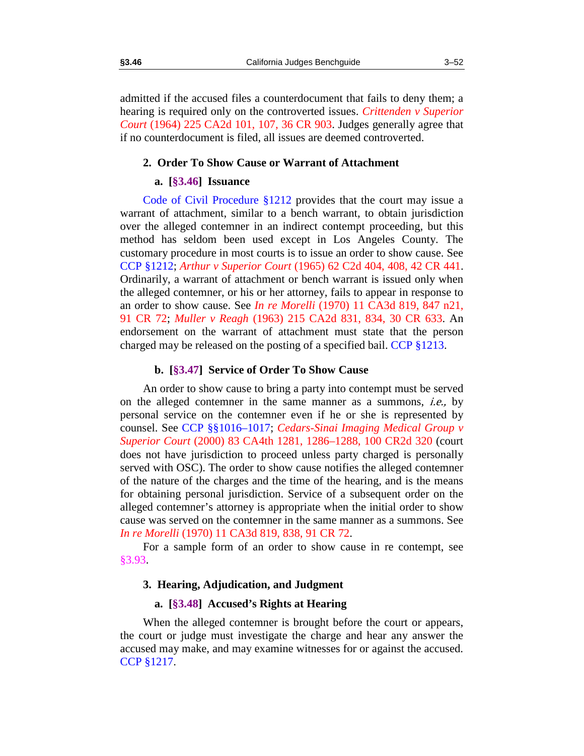admitted if the accused files a counterdocument that fails to deny them; a hearing is required only on the controverted issues. *Crittenden v Superior Court* (1964) 225 CA2d 101, 107, 36 CR 903. Judges generally agree that if no counterdocument is filed, all issues are deemed controverted.

### 2. Order To Show Cause or Warrant of Attachment

#### a. [§3.46] Issuance

Code of Civil Procedure §1212 provides that the court may issue a warrant of attachment, similar to a bench warrant, to obtain jurisdiction over the alleged contemner in an indirect contempt proceeding, but this method has seldom been used except in Los Angeles County. The customary procedure in most courts is to issue an order to show cause. See CCP §1212; *Arthur v Superior Court* (1965) 62 C2d 404, 408, 42 CR 441. Ordinarily, a warrant of attachment or bench warrant is issued only when the alleged contemner, or his or her attorney, fails to appear in response to an order to show cause. See *In re Morelli* (1970) 11 CA3d 819, 847 n21, 91 CR 72; *Muller v Reagh* (1963) 215 CA2d 831, 834, 30 CR 633. An endorsement on the warrant of attachment must state that the person charged may be released on the posting of a specified bail. CCP §1213.

#### b. [§3.47] Service of Order To Show Cause

An order to show cause to bring a party into contempt must be served on the alleged contemner in the same manner as a summons, *i.e.,* by personal service on the contemner even if he or she is represented by counsel. See CCP §§1016–1017; *Cedars-Sinai Imaging Medical Group v Superior Court* (2000) 83 CA4th 1281, 1286–1288, 100 CR2d 320 (court does not have jurisdiction to proceed unless party charged is personally served with OSC). The order to show cause notifies the alleged contemner of the nature of the charges and the time of the hearing, and is the means for obtaining personal jurisdiction. Service of a subsequent order on the alleged contemner's attorney is appropriate when the initial order to show cause was served on the contemner in the same manner as a summons. See *In re Morelli* (1970) 11 CA3d 819, 838, 91 CR 72.

For a sample form of an order to show cause in re contempt, see §3.93.

### 3. Hearing, Adjudication, and Judgment

#### a. [§3.48] Accused's Rights at Hearing

When the alleged contemner is brought before the court or appears, the court or judge must investigate the charge and hear any answer the accused may make, and may examine witnesses for or against the accused. CCP §1217.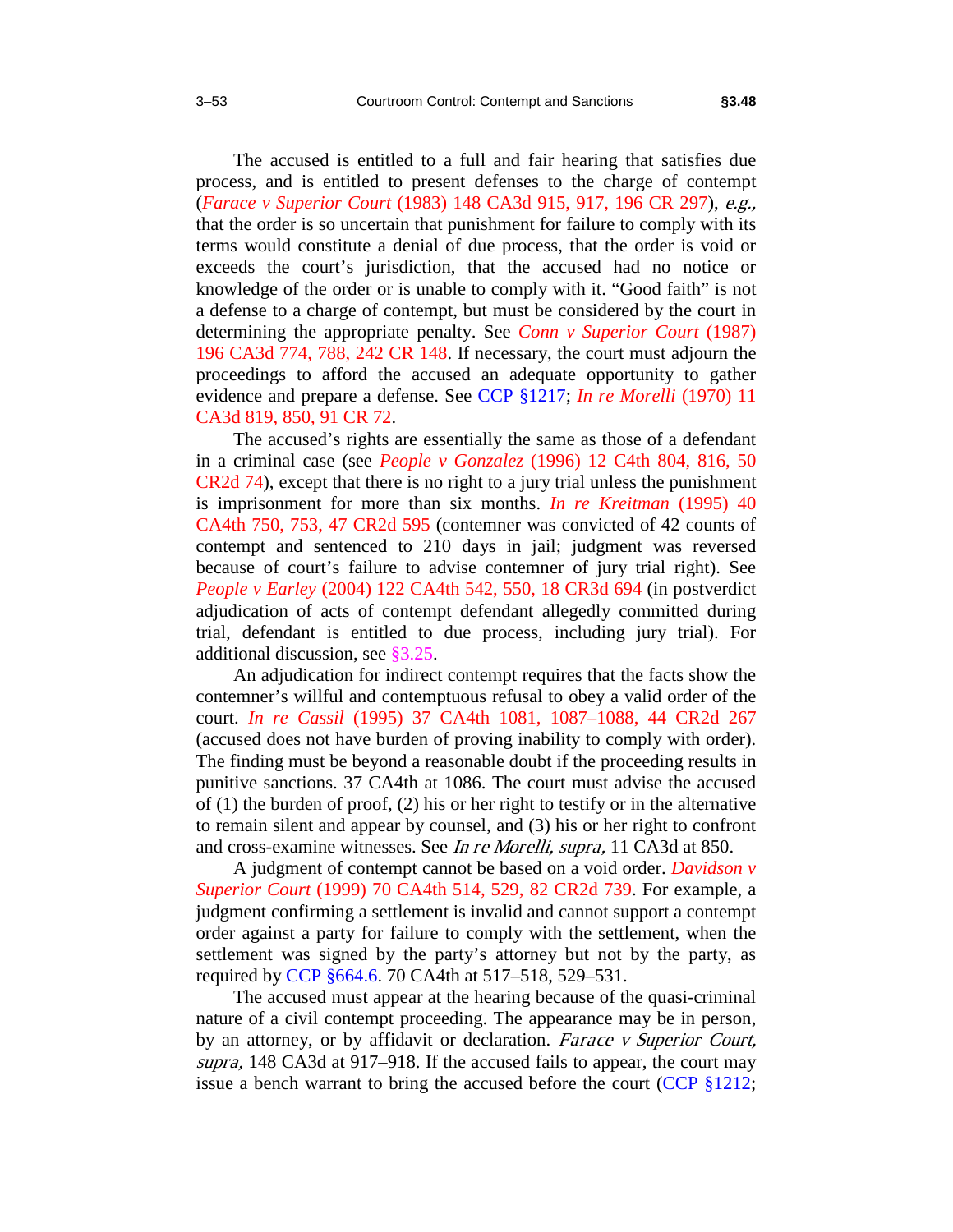The accused is entitled to a full and fair hearing that satisfies due process, and is entitled to present defenses to the charge of contempt (*Farace v Superior Court* (1983) 148 CA3d 915, 917, 196 CR 297), *e.g.,* that the order is so uncertain that punishment for failure to comply with its terms would constitute a denial of due process, that the order is void or exceeds the court's jurisdiction, that the accused had no notice or knowledge of the order or is unable to comply with it. "Good faith" is not a defense to a charge of contempt, but must be considered by the court in determining the appropriate penalty. See *Conn v Superior Court* (1987) 196 CA3d 774, 788, 242 CR 148. If necessary, the court must adjourn the proceedings to afford the accused an adequate opportunity to gather evidence and prepare a defense. See CCP §1217; *In re Morelli* (1970) 11 CA3d 819, 850, 91 CR 72.

The accused's rights are essentially the same as those of a defendant in a criminal case (see *People v Gonzalez* (1996) 12 C4th 804, 816, 50 CR2d 74), except that there is no right to a jury trial unless the punishment is imprisonment for more than six months. *In re Kreitman* (1995) 40 CA4th 750, 753, 47 CR2d 595 (contemner was convicted of 42 counts of contempt and sentenced to 210 days in jail; judgment was reversed because of court's failure to advise contemner of jury trial right). See *People v Earley* (2004) 122 CA4th 542, 550, 18 CR3d 694 (in postverdict adjudication of acts of contempt defendant allegedly committed during trial, defendant is entitled to due process, including jury trial). For additional discussion, see §3.25.

An adjudication for indirect contempt requires that the facts show the contemner's willful and contemptuous refusal to obey a valid order of the court. *In re Cassil* (1995) 37 CA4th 1081, 1087–1088, 44 CR2d 267 (accused does not have burden of proving inability to comply with order). The finding must be beyond a reasonable doubt if the proceeding results in punitive sanctions. 37 CA4th at 1086. The court must advise the accused of (1) the burden of proof, (2) his or her right to testify or in the alternative to remain silent and appear by counsel, and (3) his or her right to confront and cross-examine witnesses. See *In re Morelli, supra,* 11 CA3d at 850.

A judgment of contempt cannot be based on a void order. *Davidson v Superior Court* (1999) 70 CA4th 514, 529, 82 CR2d 739. For example, a judgment confirming a settlement is invalid and cannot support a contempt order against a party for failure to comply with the settlement, when the settlement was signed by the party's attorney but not by the party, as required by CCP §664.6. 70 CA4th at 517–518, 529–531.

The accused must appear at the hearing because of the quasi-criminal nature of a civil contempt proceeding. The appearance may be in person, by an attorney, or by affidavit or declaration. *Farace v Superior Court, supra,* 148 CA3d at 917–918. If the accused fails to appear, the court may issue a bench warrant to bring the accused before the court (CCP §1212;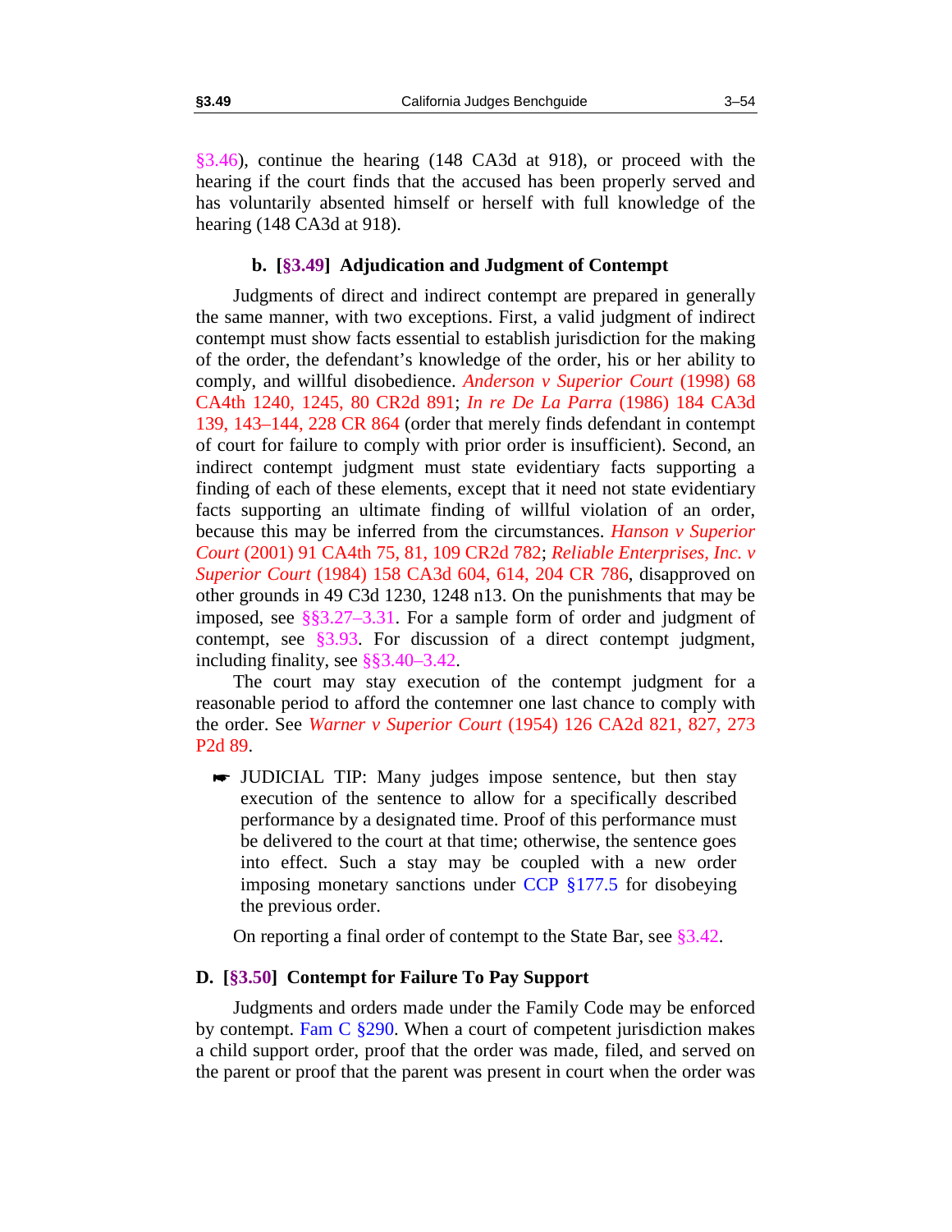§3.46), continue the hearing (148 CA3d at 918), or proceed with the hearing if the court finds that the accused has been properly served and has voluntarily absented himself or herself with full knowledge of the hearing (148 CA3d at 918).

### b. [§3.49] Adjudication and Judgment of Contempt

Judgments of direct and indirect contempt are prepared in generally the same manner, with two exceptions. First, a valid judgment of indirect contempt must show facts essential to establish jurisdiction for the making of the order, the defendant's knowledge of the order, his or her ability to comply, and willful disobedience. *Anderson v Superior Court* (1998) 68 CA4th 1240, 1245, 80 CR2d 891; *In re De La Parra* (1986) 184 CA3d 139, 143–144, 228 CR 864 (order that merely finds defendant in contempt of court for failure to comply with prior order is insufficient). Second, an indirect contempt judgment must state evidentiary facts supporting a finding of each of these elements, except that it need not state evidentiary facts supporting an ultimate finding of willful violation of an order, because this may be inferred from the circumstances. *Hanson v Superior Court* (2001) 91 CA4th 75, 81, 109 CR2d 782; *Reliable Enterprises, Inc. v Superior Court* (1984) 158 CA3d 604, 614, 204 CR 786, disapproved on other grounds in 49 C3d 1230, 1248 n13. On the punishments that may be imposed, see §§3.27–3.31. For a sample form of order and judgment of contempt, see §3.93. For discussion of a direct contempt judgment, including finality, see §§3.40–3.42.

The court may stay execution of the contempt judgment for a reasonable period to afford the contemner one last chance to comply with the order. See *Warner v Superior Court* (1954) 126 CA2d 821, 827, 273 P2d 89.

> ☛ JUDICIAL TIP: Many judges impose sentence, but then stay execution of the sentence to allow for a specifically described performance by a designated time. Proof of this performance must be delivered to the court at that time; otherwise, the sentence goes into effect. Such a stay may be coupled with a new order imposing monetary sanctions under CCP §177.5 for disobeying the previous order.

On reporting a final order of contempt to the State Bar, see §3.42.

## D. [§3.50] Contempt for Failure To Pay Support

Judgments and orders made under the Family Code may be enforced by contempt. Fam C §290. When a court of competent jurisdiction makes a child support order, proof that the order was made, filed, and served on the parent or proof that the parent was present in court when the order was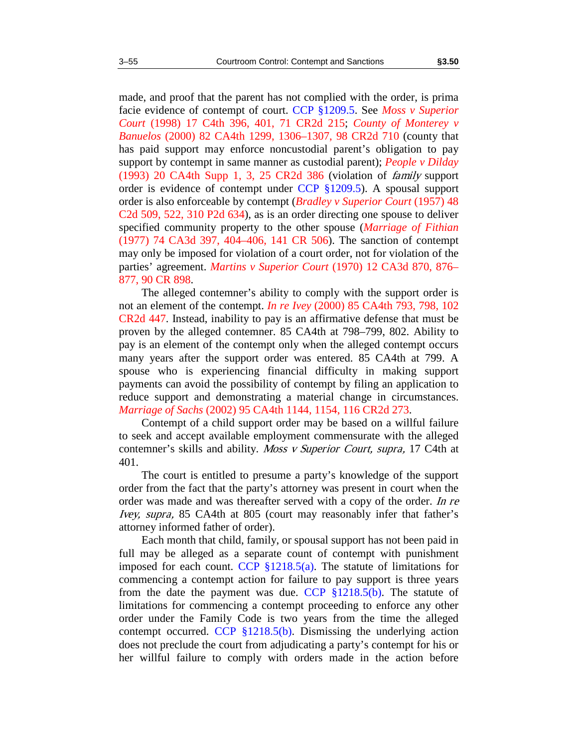made, and proof that the parent has not complied with the order, is prima facie evidence of contempt of court. CCP §1209.5. See *Moss v Superior Court* (1998) 17 C4th 396, 401, 71 CR2d 215; *County of Monterey v Banuelos* (2000) 82 CA4th 1299, 1306–1307, 98 CR2d 710 (county that has paid support may enforce noncustodial parent's obligation to pay support by contempt in same manner as custodial parent); *People v Dilday* (1993) 20 CA4th Supp 1, 3, 25 CR2d 386 (violation of *family* support order is evidence of contempt under CCP §1209.5). A spousal support order is also enforceable by contempt (*Bradley v Superior Court* (1957) 48 C2d 509, 522, 310 P2d 634), as is an order directing one spouse to deliver specified community property to the other spouse (*Marriage of Fithian* (1977) 74 CA3d 397, 404–406, 141 CR 506). The sanction of contempt may only be imposed for violation of a court order, not for violation of the parties' agreement. *Martins v Superior Court* (1970) 12 CA3d 870, 876–877, 90 CR 898.

The alleged contemner's ability to comply with the support order is not an element of the contempt. *In re Ivey* (2000) 85 CA4th 793, 798, 102 CR2d 447. Instead, inability to pay is an affirmative defense that must be proven by the alleged contemner. 85 CA4th at 798–799, 802. Ability to pay is an element of the contempt only when the alleged contempt occurs many years after the support order was entered. 85 CA4th at 799. A spouse who is experiencing financial difficulty in making support payments can avoid the possibility of contempt by filing an application to reduce support and demonstrating a material change in circumstances. *Marriage of Sachs* (2002) 95 CA4th 1144, 1154, 116 CR2d 273.

Contempt of a child support order may be based on a willful failure to seek and accept available employment commensurate with the alleged contemner's skills and ability. *Moss v Superior Court, supra,* 17 C4th at 401.

The court is entitled to presume a party's knowledge of the support order from the fact that the party's attorney was present in court when the order was made and was thereafter served with a copy of the order. *In re Ivey, supra,* 85 CA4th at 805 (court may reasonably infer that father's attorney informed father of order).

Each month that child, family, or spousal support has not been paid in full may be alleged as a separate count of contempt with punishment imposed for each count. CCP §1218.5(a). The statute of limitations for commencing a contempt action for failure to pay support is three years from the date the payment was due. CCP §1218.5(b). The statute of limitations for commencing a contempt proceeding to enforce any other order under the Family Code is two years from the time the alleged contempt occurred. CCP §1218.5(b). Dismissing the underlying action does not preclude the court from adjudicating a party's contempt for his or her willful failure to comply with orders made in the action before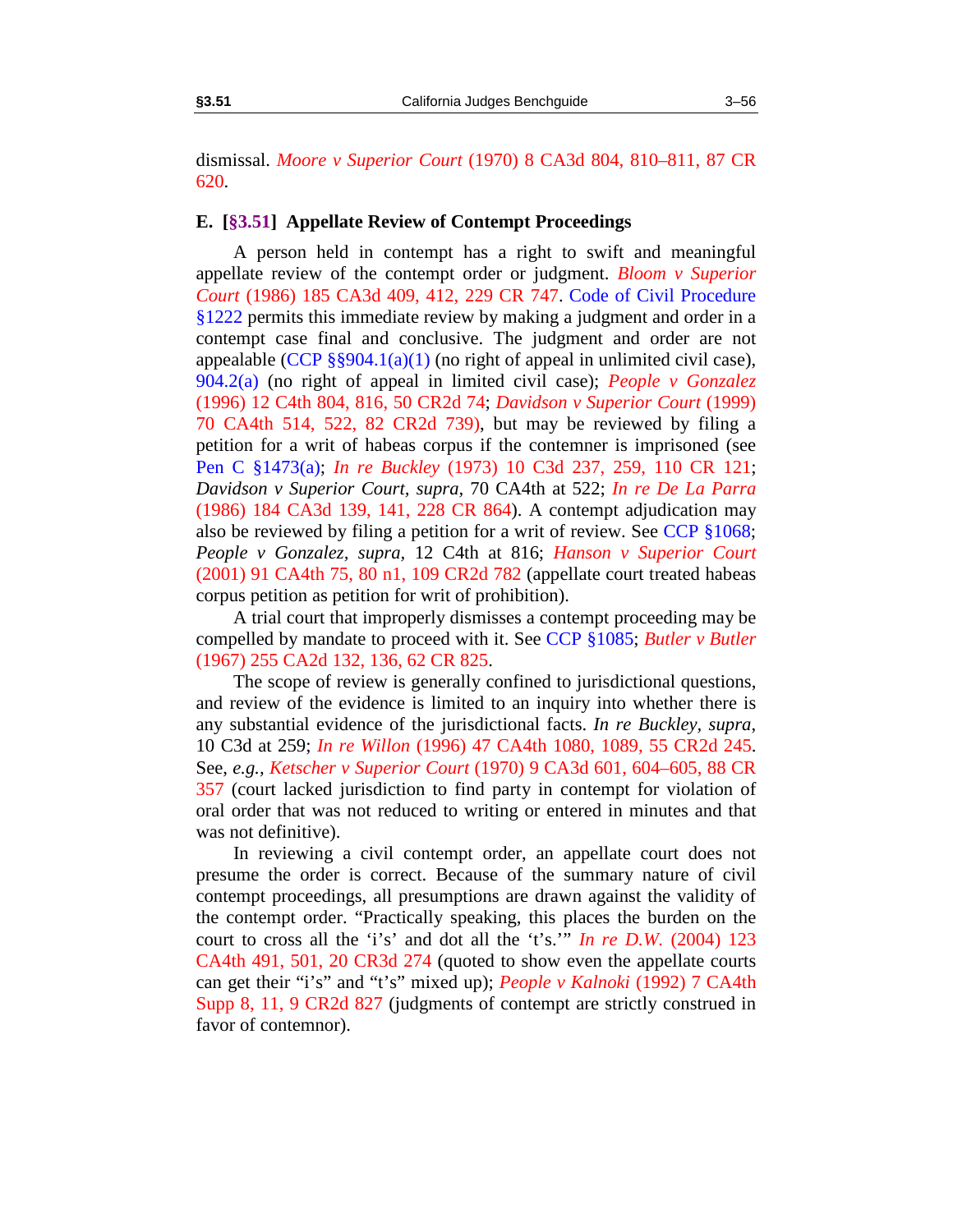dismissal. *Moore v Superior Court* (1970) 8 CA3d 804, 810–811, 87 CR 620.

### E. [§3.51] Appellate Review of Contempt Proceedings

A person held in contempt has a right to swift and meaningful appellate review of the contempt order or judgment. *Bloom v Superior Court* (1986) 185 CA3d 409, 412, 229 CR 747. Code of Civil Procedure §1222 permits this immediate review by making a judgment and order in a contempt case final and conclusive. The judgment and order are not appealable (CCP §§904.1(a)(1) (no right of appeal in unlimited civil case), 904.2(a) (no right of appeal in limited civil case); *People v Gonzalez* (1996) 12 C4th 804, 816, 50 CR2d 74; *Davidson v Superior Court* (1999) 70 CA4th 514, 522, 82 CR2d 739), but may be reviewed by filing a petition for a writ of habeas corpus if the contemner is imprisoned (see Pen C §1473(a); *In re Buckley* (1973) 10 C3d 237, 259, 110 CR 121; *Davidson v Superior Court, supra*, 70 CA4th at 522; *In re De La Parra* (1986) 184 CA3d 139, 141, 228 CR 864). A contempt adjudication may also be reviewed by filing a petition for a writ of review. See CCP §1068; *People v Gonzalez, supra*, 12 C4th at 816; *Hanson v Superior Court* (2001) 91 CA4th 75, 80 n1, 109 CR2d 782 (appellate court treated habeas corpus petition as petition for writ of prohibition).

A trial court that improperly dismisses a contempt proceeding may be compelled by mandate to proceed with it. See CCP §1085; *Butler v Butler* (1967) 255 CA2d 132, 136, 62 CR 825.

The scope of review is generally confined to jurisdictional questions, and review of the evidence is limited to an inquiry into whether there is any substantial evidence of the jurisdictional facts. *In re Buckley, supra*, 10 C3d at 259; *In re Willon* (1996) 47 CA4th 1080, 1089, 55 CR2d 245. See, *e.g.*, *Ketscher v Superior Court* (1970) 9 CA3d 601, 604–605, 88 CR 357 (court lacked jurisdiction to find party in contempt for violation of oral order that was not reduced to writing or entered in minutes and that was not definitive).

In reviewing a civil contempt order, an appellate court does not presume the order is correct. Because of the summary nature of civil contempt proceedings, all presumptions are drawn against the validity of the contempt order. "Practically speaking, this places the burden on the court to cross all the 'i's' and dot all the 't's.'" *In re D.W.* (2004) 123 CA4th 491, 501, 20 CR3d 274 (quoted to show even the appellate courts can get their "i's" and "t's" mixed up); *People v Kalnoki* (1992) 7 CA4th Supp 8, 11, 9 CR2d 827 (judgments of contempt are strictly construed in favor of contemnor).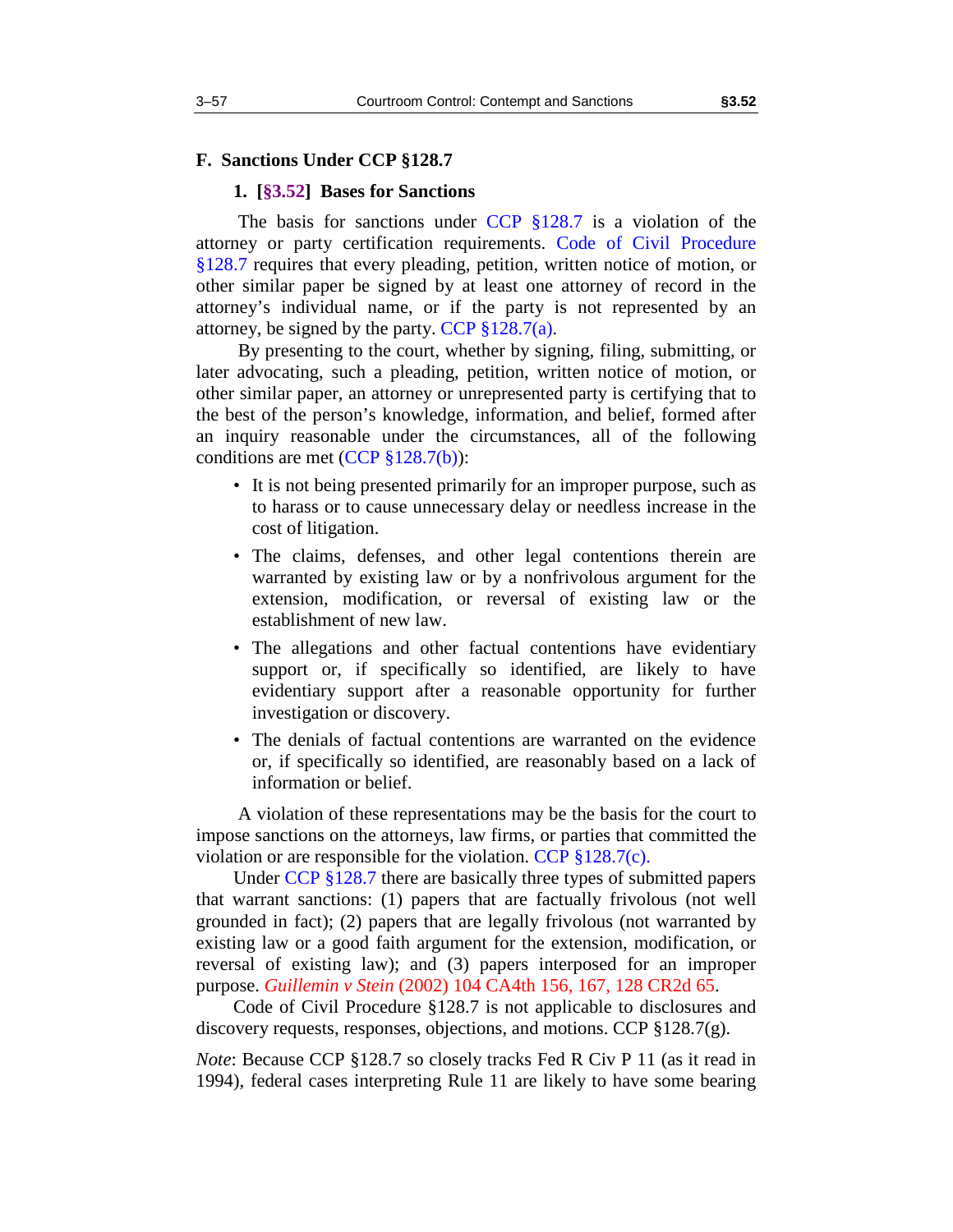## F. Sanctions Under CCP §128.7

### 1. [§3.52] Bases for Sanctions

The basis for sanctions under CCP §128.7 is a violation of the attorney or party certification requirements. Code of Civil Procedure §128.7 requires that every pleading, petition, written notice of motion, or other similar paper be signed by at least one attorney of record in the attorney's individual name, or if the party is not represented by an attorney, be signed by the party. CCP §128.7(a).

By presenting to the court, whether by signing, filing, submitting, or later advocating, such a pleading, petition, written notice of motion, or other similar paper, an attorney or unrepresented party is certifying that to the best of the person's knowledge, information, and belief, formed after an inquiry reasonable under the circumstances, all of the following conditions are met (CCP §128.7(b)):

- It is not being presented primarily for an improper purpose, such as to harass or to cause unnecessary delay or needless increase in the cost of litigation.
- The claims, defenses, and other legal contentions therein are warranted by existing law or by a nonfrivolous argument for the extension, modification, or reversal of existing law or the establishment of new law.
- The allegations and other factual contentions have evidentiary support or, if specifically so identified, are likely to have evidentiary support after a reasonable opportunity for further investigation or discovery.
- The denials of factual contentions are warranted on the evidence or, if specifically so identified, are reasonably based on a lack of information or belief.

A violation of these representations may be the basis for the court to impose sanctions on the attorneys, law firms, or parties that committed the violation or are responsible for the violation. CCP §128.7(c).

Under CCP §128.7 there are basically three types of submitted papers that warrant sanctions: (1) papers that are factually frivolous (not well grounded in fact); (2) papers that are legally frivolous (not warranted by existing law or a good faith argument for the extension, modification, or reversal of existing law); and (3) papers interposed for an improper purpose. *Guillemin v Stein* (2002) 104 CA4th 156, 167, 128 CR2d 65.

Code of Civil Procedure §128.7 is not applicable to disclosures and discovery requests, responses, objections, and motions. CCP §128.7(g).

*Note*: Because CCP §128.7 so closely tracks Fed R Civ P 11 (as it read in 1994), federal cases interpreting Rule 11 are likely to have some bearing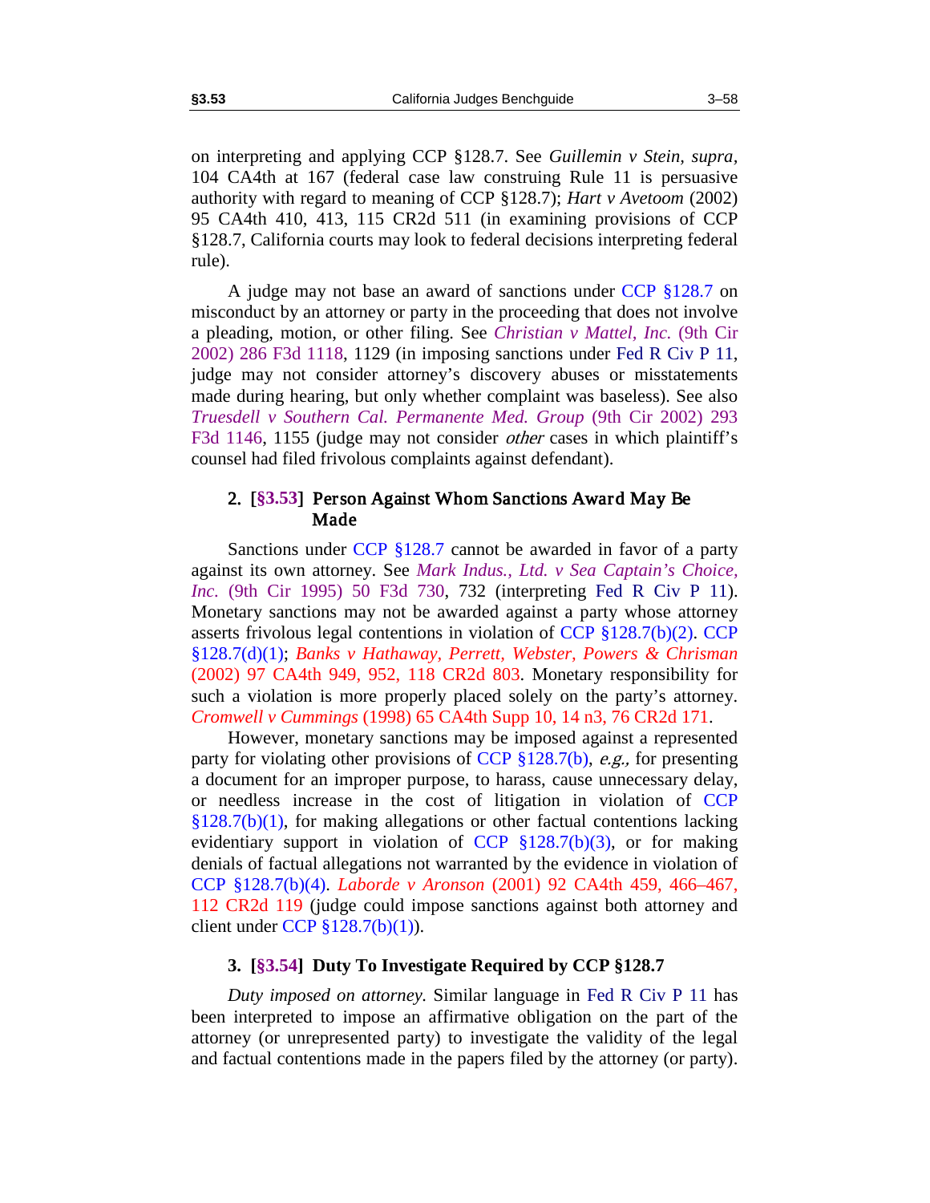on interpreting and applying CCP §128.7. See *Guillemin v Stein, supra,* 104 CA4th at 167 (federal case law construing Rule 11 is persuasive authority with regard to meaning of CCP §128.7); *Hart v Avetoom* (2002) 95 CA4th 410, 413, 115 CR2d 511 (in examining provisions of CCP §128.7, California courts may look to federal decisions interpreting federal rule).

A judge may not base an award of sanctions under CCP §128.7 on misconduct by an attorney or party in the proceeding that does not involve a pleading, motion, or other filing. See *Christian v Mattel, Inc.* (9th Cir 2002) 286 F3d 1118, 1129 (in imposing sanctions under Fed R Civ P 11, judge may not consider attorney's discovery abuses or misstatements made during hearing, but only whether complaint was baseless). See also *Truesdell v Southern Cal. Permanente Med. Group* (9th Cir 2002) 293 F3d 1146, 1155 (judge may not consider *other* cases in which plaintiff's counsel had filed frivolous complaints against defendant).

### 2. [§3.53] Person Against Whom Sanctions Award May Be Made

Sanctions under CCP §128.7 cannot be awarded in favor of a party against its own attorney. See *Mark Indus., Ltd. v Sea Captain's Choice, Inc.* (9th Cir 1995) 50 F3d 730, 732 (interpreting Fed R Civ P 11). Monetary sanctions may not be awarded against a party whose attorney asserts frivolous legal contentions in violation of CCP §128.7(b)(2). CCP §128.7(d)(1); *Banks v Hathaway, Perrett, Webster, Powers & Chrisman* (2002) 97 CA4th 949, 952, 118 CR2d 803. Monetary responsibility for such a violation is more properly placed solely on the party's attorney. *Cromwell v Cummings* (1998) 65 CA4th Supp 10, 14 n3, 76 CR2d 171.

However, monetary sanctions may be imposed against a represented party for violating other provisions of CCP §128.7(b), *e.g.,* for presenting a document for an improper purpose, to harass, cause unnecessary delay, or needless increase in the cost of litigation in violation of CCP §128.7(b)(1), for making allegations or other factual contentions lacking evidentiary support in violation of CCP §128.7(b)(3), or for making denials of factual allegations not warranted by the evidence in violation of CCP §128.7(b)(4). *Laborde v Aronson* (2001) 92 CA4th 459, 466–467, 112 CR2d 119 (judge could impose sanctions against both attorney and client under CCP §128.7(b)(1)).

### 3. [§3.54] Duty To Investigate Required by CCP §128.7

*Duty imposed on attorney.* Similar language in Fed R Civ P 11 has been interpreted to impose an affirmative obligation on the part of the attorney (or unrepresented party) to investigate the validity of the legal and factual contentions made in the papers filed by the attorney (or party).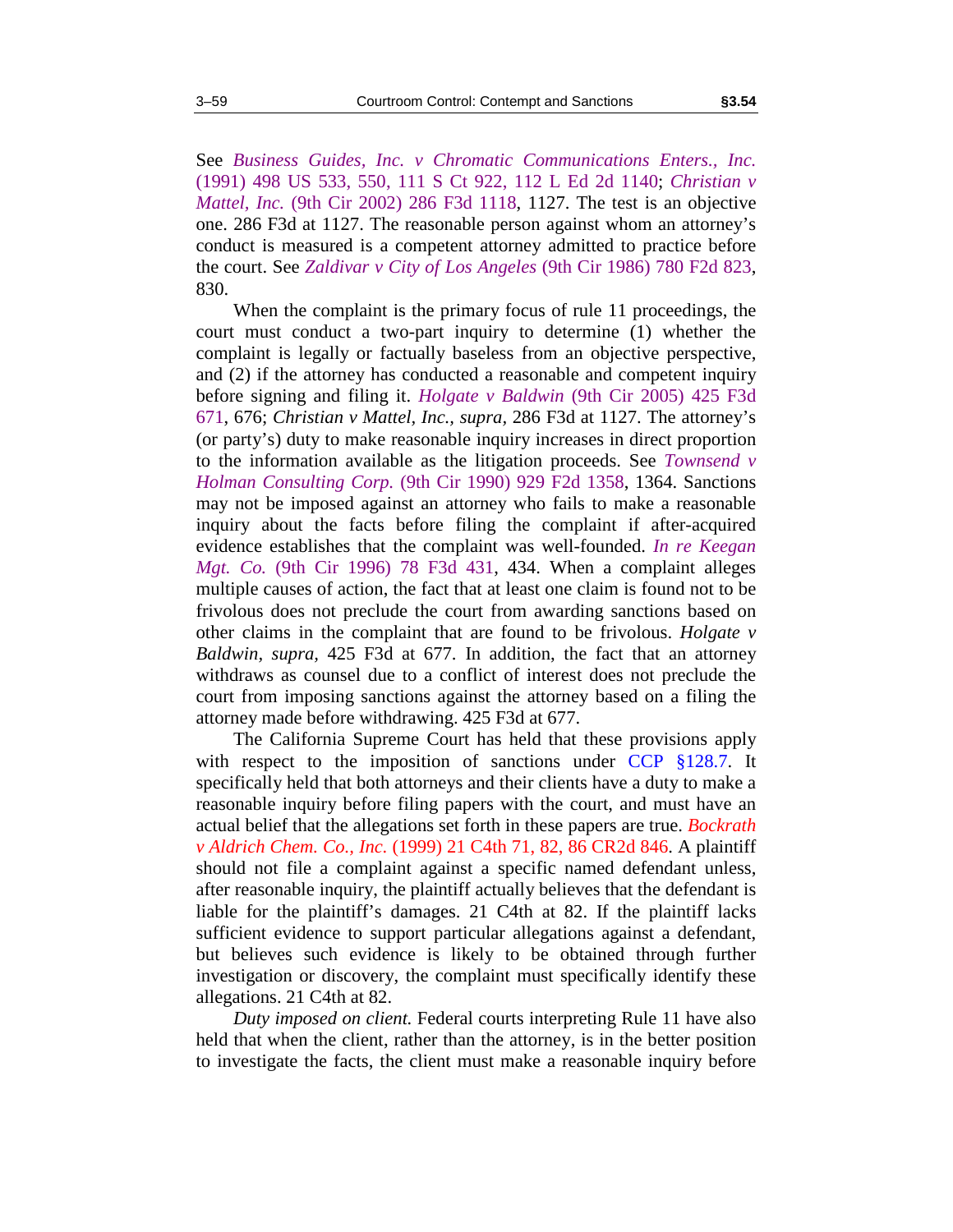See *Business Guides, Inc. v Chromatic Communications Enters., Inc.* (1991) 498 US 533, 550, 111 S Ct 922, 112 L Ed 2d 1140; *Christian v Mattel, Inc.* (9th Cir 2002) 286 F3d 1118, 1127. The test is an objective one. 286 F3d at 1127. The reasonable person against whom an attorney's conduct is measured is a competent attorney admitted to practice before the court. See *Zaldivar v City of Los Angeles* (9th Cir 1986) 780 F2d 823, 830.

When the complaint is the primary focus of rule 11 proceedings, the court must conduct a two-part inquiry to determine (1) whether the complaint is legally or factually baseless from an objective perspective, and (2) if the attorney has conducted a reasonable and competent inquiry before signing and filing it. *Holgate v Baldwin* (9th Cir 2005) 425 F3d 671, 676; *Christian v Mattel, Inc., supra,* 286 F3d at 1127. The attorney's (or party's) duty to make reasonable inquiry increases in direct proportion to the information available as the litigation proceeds. See *Townsend v Holman Consulting Corp.* (9th Cir 1990) 929 F2d 1358, 1364. Sanctions may not be imposed against an attorney who fails to make a reasonable inquiry about the facts before filing the complaint if after-acquired evidence establishes that the complaint was well-founded. *In re Keegan Mgt. Co.* (9th Cir 1996) 78 F3d 431, 434. When a complaint alleges multiple causes of action, the fact that at least one claim is found not to be frivolous does not preclude the court from awarding sanctions based on other claims in the complaint that are found to be frivolous. *Holgate v Baldwin, supra,* 425 F3d at 677. In addition, the fact that an attorney withdraws as counsel due to a conflict of interest does not preclude the court from imposing sanctions against the attorney based on a filing the attorney made before withdrawing. 425 F3d at 677.

The California Supreme Court has held that these provisions apply with respect to the imposition of sanctions under CCP §128.7. It specifically held that both attorneys and their clients have a duty to make a reasonable inquiry before filing papers with the court, and must have an actual belief that the allegations set forth in these papers are true. *Bockrath v Aldrich Chem. Co., Inc.* (1999) 21 C4th 71, 82, 86 CR2d 846. A plaintiff should not file a complaint against a specific named defendant unless, after reasonable inquiry, the plaintiff actually believes that the defendant is liable for the plaintiff's damages. 21 C4th at 82. If the plaintiff lacks sufficient evidence to support particular allegations against a defendant, but believes such evidence is likely to be obtained through further investigation or discovery, the complaint must specifically identify these allegations. 21 C4th at 82.

*Duty imposed on client.* Federal courts interpreting Rule 11 have also held that when the client, rather than the attorney, is in the better position to investigate the facts, the client must make a reasonable inquiry before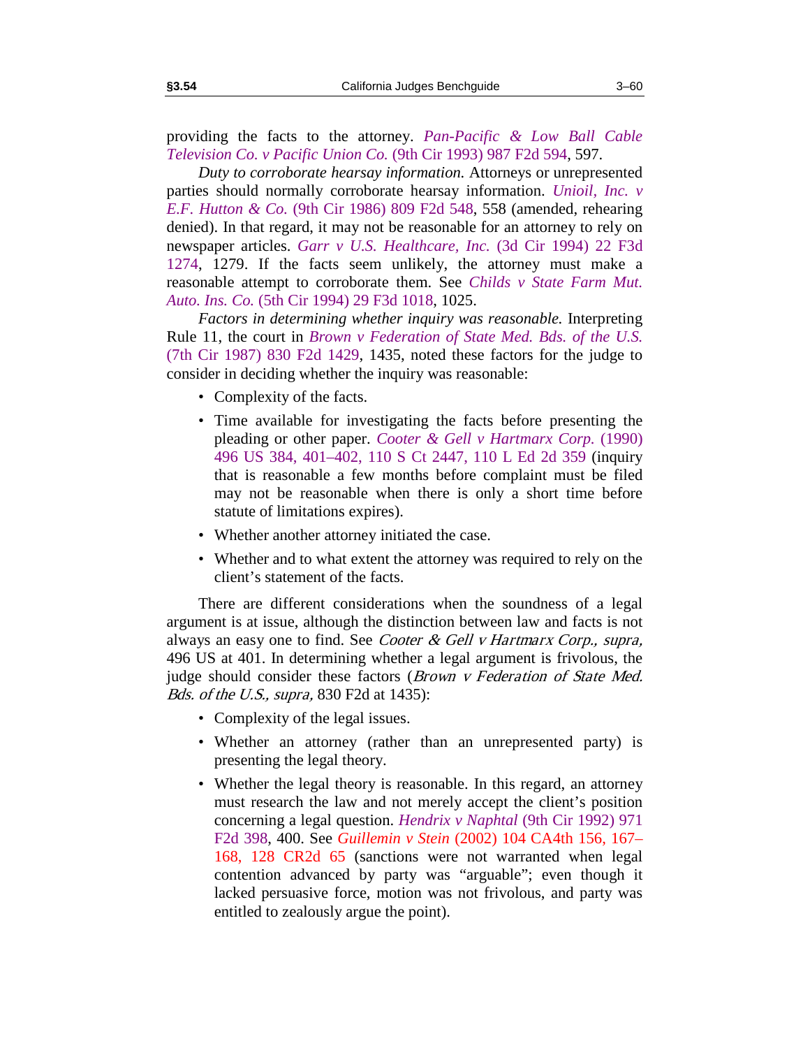providing the facts to the attorney. *Pan-Pacific & Low Ball Cable Television Co. v Pacific Union Co.* (9th Cir 1993) 987 F2d 594, 597.

*Duty to corroborate hearsay information.* Attorneys or unrepresented parties should normally corroborate hearsay information. *Unioil, Inc. v E.F. Hutton & Co.* (9th Cir 1986) 809 F2d 548, 558 (amended, rehearing denied). In that regard, it may not be reasonable for an attorney to rely on newspaper articles. *Garr v U.S. Healthcare, Inc.* (3d Cir 1994) 22 F3d 1274, 1279. If the facts seem unlikely, the attorney must make a reasonable attempt to corroborate them. See *Childs v State Farm Mut. Auto. Ins. Co.* (5th Cir 1994) 29 F3d 1018, 1025.

*Factors in determining whether inquiry was reasonable.* Interpreting Rule 11, the court in *Brown v Federation of State Med. Bds. of the U.S.* (7th Cir 1987) 830 F2d 1429, 1435, noted these factors for the judge to consider in deciding whether the inquiry was reasonable:

- Complexity of the facts.
- Time available for investigating the facts before presenting the pleading or other paper. *Cooter & Gell v Hartmarx Corp.* (1990) 496 US 384, 401–402, 110 S Ct 2447, 110 L Ed 2d 359 (inquiry that is reasonable a few months before complaint must be filed may not be reasonable when there is only a short time before statute of limitations expires).
- Whether another attorney initiated the case.
- Whether and to what extent the attorney was required to rely on the client's statement of the facts.

There are different considerations when the soundness of a legal argument is at issue, although the distinction between law and facts is not always an easy one to find. See *Cooter & Gell v Hartmarx Corp., supra,* 496 US at 401. In determining whether a legal argument is frivolous, the judge should consider these factors (*Brown v Federation of State Med. Bds. of the U.S., supra,* 830 F2d at 1435):

- Complexity of the legal issues.
- Whether an attorney (rather than an unrepresented party) is presenting the legal theory.
- Whether the legal theory is reasonable. In this regard, an attorney must research the law and not merely accept the client's position concerning a legal question. *Hendrix v Naphtal* (9th Cir 1992) 971 F2d 398, 400. See *Guillemin v Stein* (2002) 104 CA4th 156, 167–168, 128 CR2d 65 (sanctions were not warranted when legal contention advanced by party was "arguable"; even though it lacked persuasive force, motion was not frivolous, and party was entitled to zealously argue the point).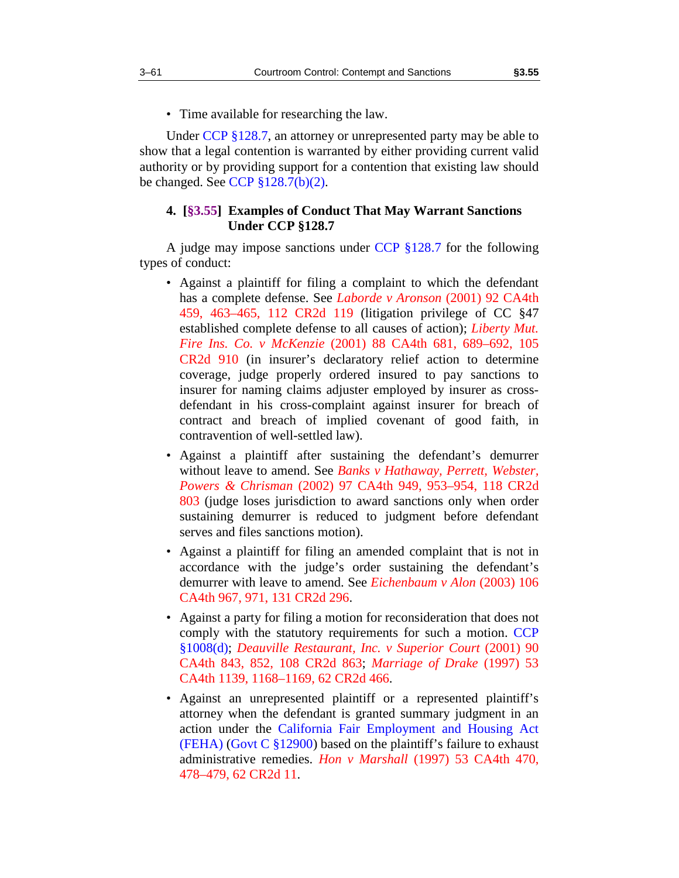- Time available for researching the law.

Under CCP §128.7, an attorney or unrepresented party may be able to show that a legal contention is warranted by either providing current valid authority or by providing support for a contention that existing law should be changed. See CCP §128.7(b)(2).

#### 4. [§3.55] Examples of Conduct That May Warrant Sanctions Under CCP §128.7

A judge may impose sanctions under CCP §128.7 for the following types of conduct:

- Against a plaintiff for filing a complaint to which the defendant has a complete defense. See *Laborde v Aronson* (2001) 92 CA4th 459, 463–465, 112 CR2d 119 (litigation privilege of CC §47 established complete defense to all causes of action); *Liberty Mut. Fire Ins. Co. v McKenzie* (2001) 88 CA4th 681, 689–692, 105 CR2d 910 (in insurer's declaratory relief action to determine coverage, judge properly ordered insured to pay sanctions to insurer for naming claims adjuster employed by insurer as cross-defendant in his cross-complaint against insurer for breach of contract and breach of implied covenant of good faith, in contravention of well-settled law).
- Against a plaintiff after sustaining the defendant's demurrer without leave to amend. See *Banks v Hathaway, Perrett, Webster, Powers & Chrisman* (2002) 97 CA4th 949, 953–954, 118 CR2d 803 (judge loses jurisdiction to award sanctions only when order sustaining demurrer is reduced to judgment before defendant serves and files sanctions motion).
- Against a plaintiff for filing an amended complaint that is not in accordance with the judge's order sustaining the defendant's demurrer with leave to amend. See *Eichenbaum v Alon* (2003) 106 CA4th 967, 971, 131 CR2d 296.
- Against a party for filing a motion for reconsideration that does not comply with the statutory requirements for such a motion. CCP §1008(d); *Deauville Restaurant, Inc. v Superior Court* (2001) 90 CA4th 843, 852, 108 CR2d 863; *Marriage of Drake* (1997) 53 CA4th 1139, 1168–1169, 62 CR2d 466.
- Against an unrepresented plaintiff or a represented plaintiff's attorney when the defendant is granted summary judgment in an action under the California Fair Employment and Housing Act (FEHA) (Govt C §12900) based on the plaintiff's failure to exhaust administrative remedies. *Hon v Marshall* (1997) 53 CA4th 470, 478–479, 62 CR2d 11.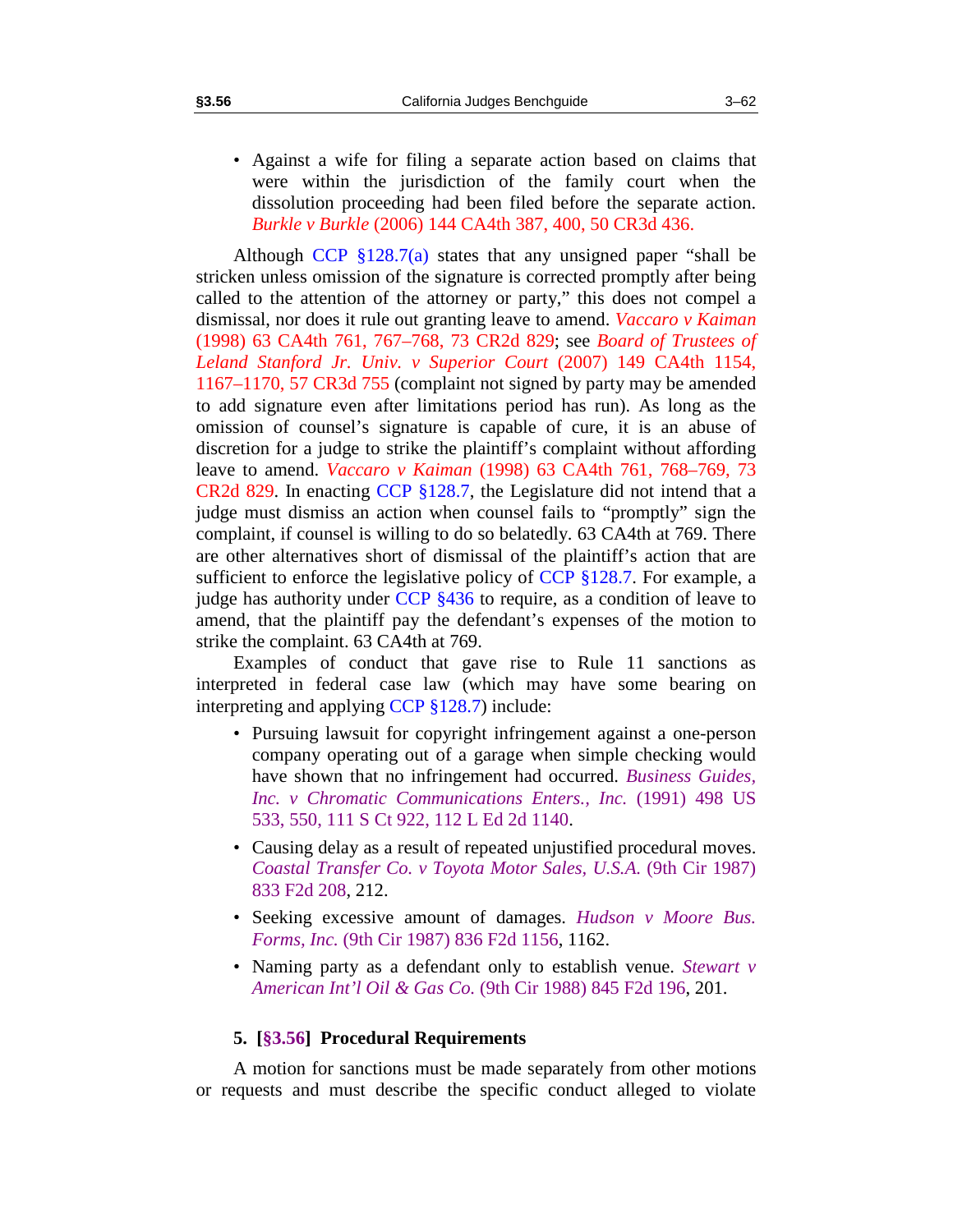- Against a wife for filing a separate action based on claims that were within the jurisdiction of the family court when the dissolution proceeding had been filed before the separate action. *Burkle v Burkle* (2006) 144 CA4th 387, 400, 50 CR3d 436.

Although CCP §128.7(a) states that any unsigned paper "shall be stricken unless omission of the signature is corrected promptly after being called to the attention of the attorney or party," this does not compel a dismissal, nor does it rule out granting leave to amend. *Vaccaro v Kaiman* (1998) 63 CA4th 761, 767–768, 73 CR2d 829; see *Board of Trustees of Leland Stanford Jr. Univ. v Superior Court* (2007) 149 CA4th 1154, 1167–1170, 57 CR3d 755 (complaint not signed by party may be amended to add signature even after limitations period has run). As long as the omission of counsel's signature is capable of cure, it is an abuse of discretion for a judge to strike the plaintiff's complaint without affording leave to amend. *Vaccaro v Kaiman* (1998) 63 CA4th 761, 768–769, 73 CR2d 829. In enacting CCP §128.7, the Legislature did not intend that a judge must dismiss an action when counsel fails to "promptly" sign the complaint, if counsel is willing to do so belatedly. 63 CA4th at 769. There are other alternatives short of dismissal of the plaintiff's action that are sufficient to enforce the legislative policy of CCP §128.7. For example, a judge has authority under CCP §436 to require, as a condition of leave to amend, that the plaintiff pay the defendant's expenses of the motion to strike the complaint. 63 CA4th at 769.

Examples of conduct that gave rise to Rule 11 sanctions as interpreted in federal case law (which may have some bearing on interpreting and applying CCP §128.7) include:

- Pursuing lawsuit for copyright infringement against a one-person company operating out of a garage when simple checking would have shown that no infringement had occurred. *Business Guides, Inc. v Chromatic Communications Enters., Inc.* (1991) 498 US 533, 550, 111 S Ct 922, 112 L Ed 2d 1140.
- Causing delay as a result of repeated unjustified procedural moves. *Coastal Transfer Co. v Toyota Motor Sales, U.S.A.* (9th Cir 1987) 833 F2d 208, 212.
- Seeking excessive amount of damages. *Hudson v Moore Bus. Forms, Inc.* (9th Cir 1987) 836 F2d 1156, 1162.
- Naming party as a defendant only to establish venue. *Stewart v American Int'l Oil & Gas Co.* (9th Cir 1988) 845 F2d 196, 201.

### 5. [§3.56] Procedural Requirements

A motion for sanctions must be made separately from other motions or requests and must describe the specific conduct alleged to violate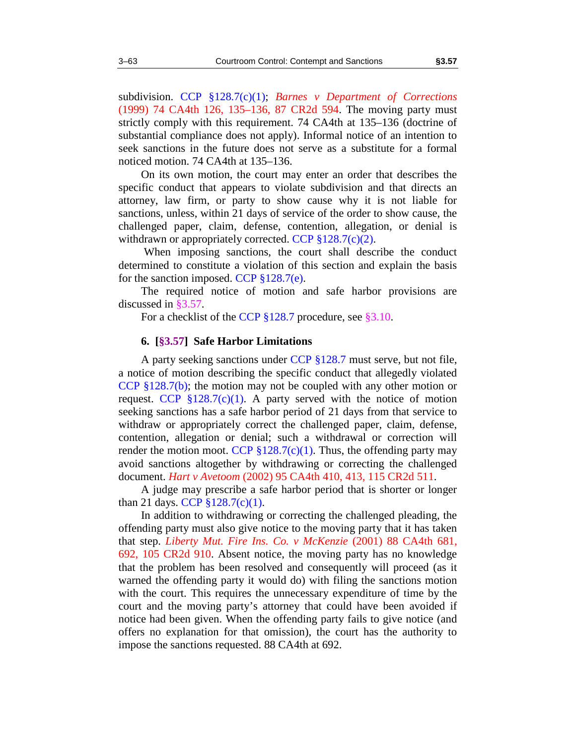subdivision. CCP §128.7(c)(1); *Barnes v Department of Corrections* (1999) 74 CA4th 126, 135–136, 87 CR2d 594. The moving party must strictly comply with this requirement. 74 CA4th at 135–136 (doctrine of substantial compliance does not apply). Informal notice of an intention to seek sanctions in the future does not serve as a substitute for a formal noticed motion. 74 CA4th at 135–136.

On its own motion, the court may enter an order that describes the specific conduct that appears to violate subdivision and that directs an attorney, law firm, or party to show cause why it is not liable for sanctions, unless, within 21 days of service of the order to show cause, the challenged paper, claim, defense, contention, allegation, or denial is withdrawn or appropriately corrected. CCP §128.7(c)(2).

When imposing sanctions, the court shall describe the conduct determined to constitute a violation of this section and explain the basis for the sanction imposed. CCP §128.7(e).

The required notice of motion and safe harbor provisions are discussed in §3.57.

For a checklist of the CCP §128.7 procedure, see §3.10.

### 6. [§3.57] Safe Harbor Limitations

A party seeking sanctions under CCP §128.7 must serve, but not file, a notice of motion describing the specific conduct that allegedly violated CCP §128.7(b); the motion may not be coupled with any other motion or request. CCP §128.7(c)(1). A party served with the notice of motion seeking sanctions has a safe harbor period of 21 days from that service to withdraw or appropriately correct the challenged paper, claim, defense, contention, allegation or denial; such a withdrawal or correction will render the motion moot. CCP §128.7(c)(1). Thus, the offending party may avoid sanctions altogether by withdrawing or correcting the challenged document. *Hart v Avetoom* (2002) 95 CA4th 410, 413, 115 CR2d 511.

A judge may prescribe a safe harbor period that is shorter or longer than 21 days. CCP §128.7(c)(1).

In addition to withdrawing or correcting the challenged pleading, the offending party must also give notice to the moving party that it has taken that step. *Liberty Mut. Fire Ins. Co. v McKenzie* (2001) 88 CA4th 681, 692, 105 CR2d 910. Absent notice, the moving party has no knowledge that the problem has been resolved and consequently will proceed (as it warned the offending party it would do) with filing the sanctions motion with the court. This requires the unnecessary expenditure of time by the court and the moving party's attorney that could have been avoided if notice had been given. When the offending party fails to give notice (and offers no explanation for that omission), the court has the authority to impose the sanctions requested. 88 CA4th at 692.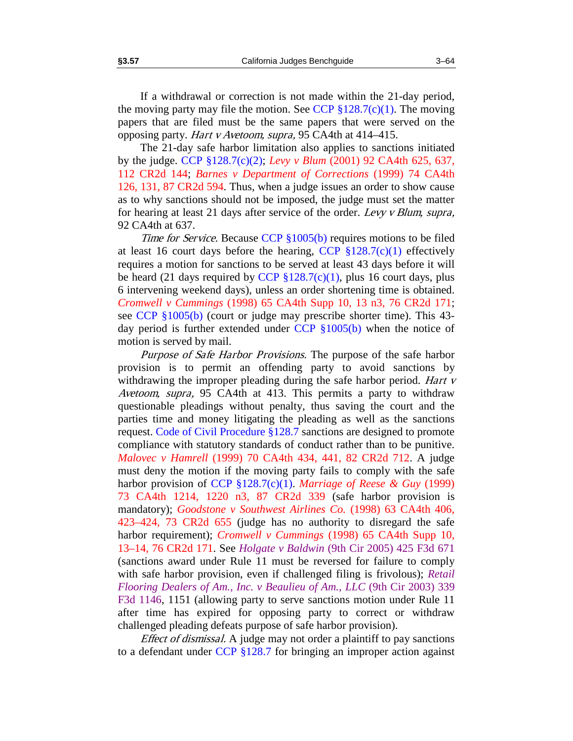If a withdrawal or correction is not made within the 21-day period, the moving party may file the motion. See CCP §128.7(c)(1). The moving papers that are filed must be the same papers that were served on the opposing party. *Hart v Avetoom, supra,* 95 CA4th at 414–415.

The 21-day safe harbor limitation also applies to sanctions initiated by the judge. CCP §128.7(c)(2); *Levy v Blum* (2001) 92 CA4th 625, 637, 112 CR2d 144; *Barnes v Department of Corrections* (1999) 74 CA4th 126, 131, 87 CR2d 594. Thus, when a judge issues an order to show cause as to why sanctions should not be imposed, the judge must set the matter for hearing at least 21 days after service of the order. *Levy v Blum, supra,* 92 CA4th at 637.

*Time for Service.* Because CCP §1005(b) requires motions to be filed at least 16 court days before the hearing, CCP §128.7(c)(1) effectively requires a motion for sanctions to be served at least 43 days before it will be heard (21 days required by CCP §128.7(c)(1), plus 16 court days, plus 6 intervening weekend days), unless an order shortening time is obtained. *Cromwell v Cummings* (1998) 65 CA4th Supp 10, 13 n3, 76 CR2d 171; see CCP §1005(b) (court or judge may prescribe shorter time). This 43-day period is further extended under CCP §1005(b) when the notice of motion is served by mail.

*Purpose of Safe Harbor Provisions.* The purpose of the safe harbor provision is to permit an offending party to avoid sanctions by withdrawing the improper pleading during the safe harbor period. *Hart v Avetoom, supra,* 95 CA4th at 413. This permits a party to withdraw questionable pleadings without penalty, thus saving the court and the parties time and money litigating the pleading as well as the sanctions request. Code of Civil Procedure §128.7 sanctions are designed to promote compliance with statutory standards of conduct rather than to be punitive. *Malovec v Hamrell* (1999) 70 CA4th 434, 441, 82 CR2d 712. A judge must deny the motion if the moving party fails to comply with the safe harbor provision of CCP §128.7(c)(1). *Marriage of Reese & Guy* (1999) 73 CA4th 1214, 1220 n3, 87 CR2d 339 (safe harbor provision is mandatory); *Goodstone v Southwest Airlines Co.* (1998) 63 CA4th 406, 423–424, 73 CR2d 655 (judge has no authority to disregard the safe harbor requirement); *Cromwell v Cummings* (1998) 65 CA4th Supp 10, 13–14, 76 CR2d 171. See *Holgate v Baldwin* (9th Cir 2005) 425 F3d 671 (sanctions award under Rule 11 must be reversed for failure to comply with safe harbor provision, even if challenged filing is frivolous); *Retail Flooring Dealers of Am., Inc. v Beaulieu of Am., LLC* (9th Cir 2003) 339 F3d 1146, 1151 (allowing party to serve sanctions motion under Rule 11 after time has expired for opposing party to correct or withdraw challenged pleading defeats purpose of safe harbor provision).

*Effect of dismissal.* A judge may not order a plaintiff to pay sanctions to a defendant under CCP §128.7 for bringing an improper action against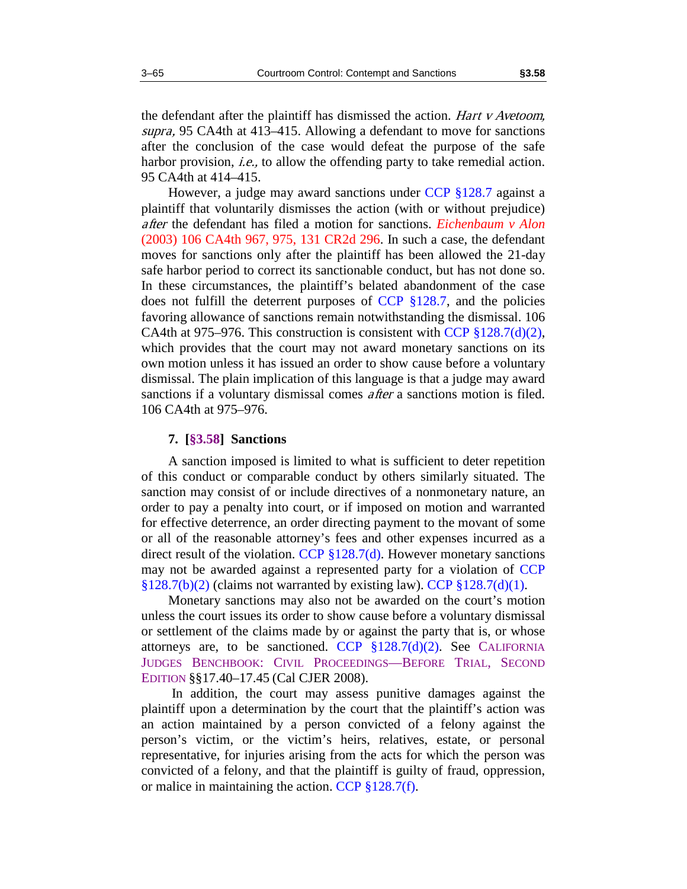the defendant after the plaintiff has dismissed the action. *Hart v Avetoom, supra,* 95 CA4th at 413–415. Allowing a defendant to move for sanctions after the conclusion of the case would defeat the purpose of the safe harbor provision, *i.e.,* to allow the offending party to take remedial action. 95 CA4th at 414–415.

However, a judge may award sanctions under CCP §128.7 against a plaintiff that voluntarily dismisses the action (with or without prejudice) *after* the defendant has filed a motion for sanctions. *Eichenbaum v Alon* (2003) 106 CA4th 967, 975, 131 CR2d 296. In such a case, the defendant moves for sanctions only after the plaintiff has been allowed the 21-day safe harbor period to correct its sanctionable conduct, but has not done so. In these circumstances, the plaintiff's belated abandonment of the case does not fulfill the deterrent purposes of CCP §128.7, and the policies favoring allowance of sanctions remain notwithstanding the dismissal. 106 CA4th at 975–976. This construction is consistent with CCP §128.7(d)(2), which provides that the court may not award monetary sanctions on its own motion unless it has issued an order to show cause before a voluntary dismissal. The plain implication of this language is that a judge may award sanctions if a voluntary dismissal comes *after* a sanctions motion is filed. 106 CA4th at 975–976.

### 7. [§3.58] Sanctions

A sanction imposed is limited to what is sufficient to deter repetition of this conduct or comparable conduct by others similarly situated. The sanction may consist of or include directives of a nonmonetary nature, an order to pay a penalty into court, or if imposed on motion and warranted for effective deterrence, an order directing payment to the movant of some or all of the reasonable attorney's fees and other expenses incurred as a direct result of the violation. CCP §128.7(d). However monetary sanctions may not be awarded against a represented party for a violation of CCP §128.7(b)(2) (claims not warranted by existing law). CCP §128.7(d)(1).

Monetary sanctions may also not be awarded on the court's motion unless the court issues its order to show cause before a voluntary dismissal or settlement of the claims made by or against the party that is, or whose attorneys are, to be sanctioned. CCP §128.7(d)(2). See CALIFORNIA JUDGES BENCHBOOK: CIVIL PROCEEDINGS—BEFORE TRIAL, SECOND EDITION §§17.40–17.45 (Cal CJER 2008).

In addition, the court may assess punitive damages against the plaintiff upon a determination by the court that the plaintiff's action was an action maintained by a person convicted of a felony against the person's victim, or the victim's heirs, relatives, estate, or personal representative, for injuries arising from the acts for which the person was convicted of a felony, and that the plaintiff is guilty of fraud, oppression, or malice in maintaining the action. CCP §128.7(f).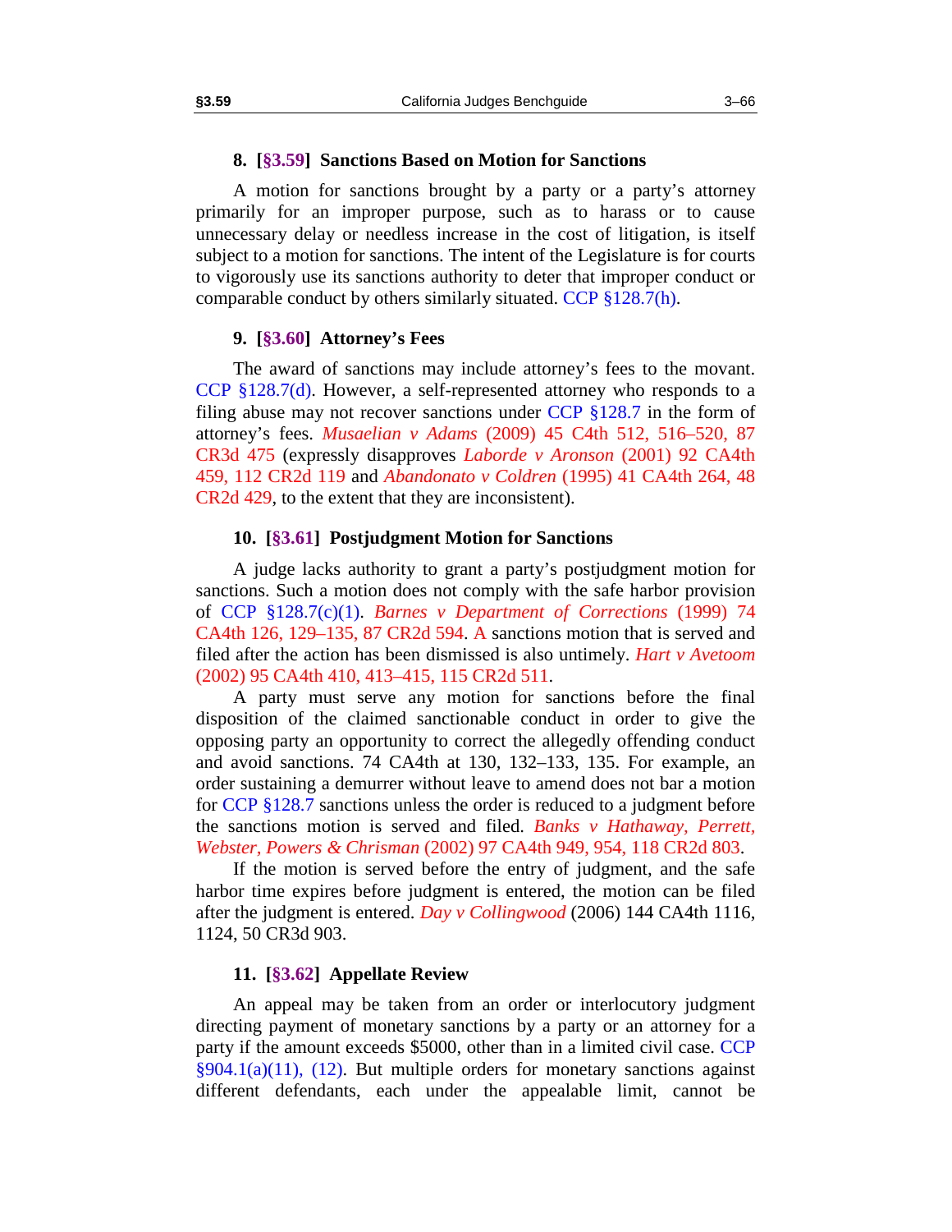### 8. [§3.59] Sanctions Based on Motion for Sanctions

A motion for sanctions brought by a party or a party's attorney primarily for an improper purpose, such as to harass or to cause unnecessary delay or needless increase in the cost of litigation, is itself subject to a motion for sanctions. The intent of the Legislature is for courts to vigorously use its sanctions authority to deter that improper conduct or comparable conduct by others similarly situated. CCP §128.7(h).

### 9. [§3.60] Attorney's Fees

The award of sanctions may include attorney's fees to the movant. CCP §128.7(d). However, a self-represented attorney who responds to a filing abuse may not recover sanctions under CCP §128.7 in the form of attorney's fees. *Musaelian v Adams* (2009) 45 C4th 512, 516–520, 87 CR3d 475 (expressly disapproves *Laborde v Aronson* (2001) 92 CA4th 459, 112 CR2d 119 and *Abandonato v Coldren* (1995) 41 CA4th 264, 48 CR2d 429, to the extent that they are inconsistent).

### 10. [§3.61] Postjudgment Motion for Sanctions

A judge lacks authority to grant a party's postjudgment motion for sanctions. Such a motion does not comply with the safe harbor provision of CCP §128.7(c)(1). *Barnes v Department of Corrections* (1999) 74 CA4th 126, 129–135, 87 CR2d 594. A sanctions motion that is served and filed after the action has been dismissed is also untimely. *Hart v Avetoom* (2002) 95 CA4th 410, 413–415, 115 CR2d 511.

A party must serve any motion for sanctions before the final disposition of the claimed sanctionable conduct in order to give the opposing party an opportunity to correct the allegedly offending conduct and avoid sanctions. 74 CA4th at 130, 132–133, 135. For example, an order sustaining a demurrer without leave to amend does not bar a motion for CCP §128.7 sanctions unless the order is reduced to a judgment before the sanctions motion is served and filed. *Banks v Hathaway, Perrett, Webster, Powers & Chrisman* (2002) 97 CA4th 949, 954, 118 CR2d 803.

If the motion is served before the entry of judgment, and the safe harbor time expires before judgment is entered, the motion can be filed after the judgment is entered. *Day v Collingwood* (2006) 144 CA4th 1116, 1124, 50 CR3d 903.

### 11. [§3.62] Appellate Review

An appeal may be taken from an order or interlocutory judgment directing payment of monetary sanctions by a party or an attorney for a party if the amount exceeds $5000, other than in a limited civil case. CCP §904.1(a)(11), (12). But multiple orders for monetary sanctions against different defendants, each under the appealable limit, cannot be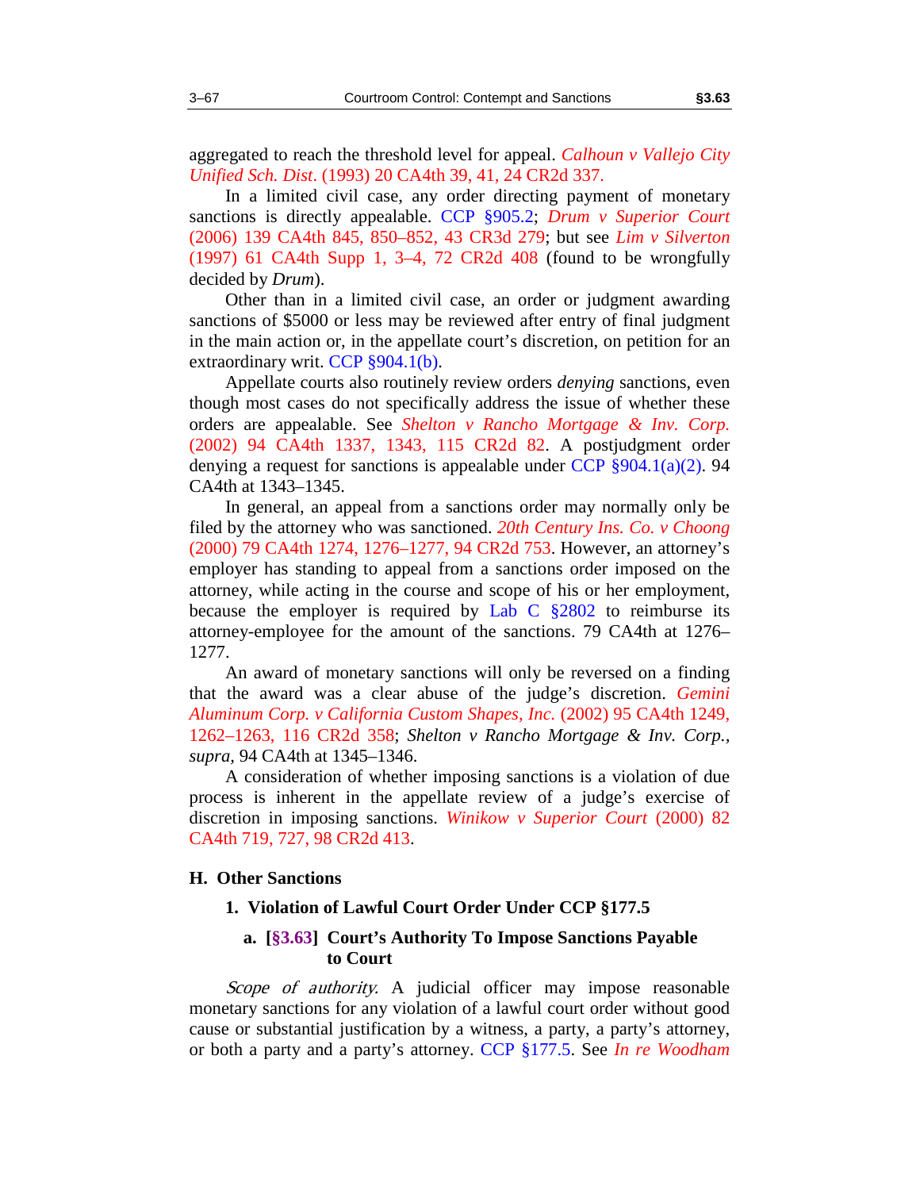aggregated to reach the threshold level for appeal. *Calhoun v Vallejo City Unified Sch. Dist.* (1993) 20 CA4th 39, 41, 24 CR2d 337.

In a limited civil case, any order directing payment of monetary sanctions is directly appealable. CCP §905.2; *Drum v Superior Court* (2006) 139 CA4th 845, 850–852, 43 CR3d 279; but see *Lim v Silverton* (1997) 61 CA4th Supp 1, 3–4, 72 CR2d 408 (found to be wrongfully decided by *Drum*).

Other than in a limited civil case, an order or judgment awarding sanctions of $5000 or less may be reviewed after entry of final judgment in the main action or, in the appellate court's discretion, on petition for an extraordinary writ. CCP §904.1(b).

Appellate courts also routinely review orders *denying* sanctions, even though most cases do not specifically address the issue of whether these orders are appealable. See *Shelton v Rancho Mortgage & Inv. Corp.* (2002) 94 CA4th 1337, 1343, 115 CR2d 82. A postjudgment order denying a request for sanctions is appealable under CCP §904.1(a)(2). 94 CA4th at 1343–1345.

In general, an appeal from a sanctions order may normally only be filed by the attorney who was sanctioned. *20th Century Ins. Co. v Choong* (2000) 79 CA4th 1274, 1276–1277, 94 CR2d 753. However, an attorney's employer has standing to appeal from a sanctions order imposed on the attorney, while acting in the course and scope of his or her employment, because the employer is required by Lab C §2802 to reimburse its attorney-employee for the amount of the sanctions. 79 CA4th at 1276–1277.

An award of monetary sanctions will only be reversed on a finding that the award was a clear abuse of the judge's discretion. *Gemini Aluminum Corp. v California Custom Shapes, Inc.* (2002) 95 CA4th 1249, 1262–1263, 116 CR2d 358; *Shelton v Rancho Mortgage & Inv. Corp., supra,* 94 CA4th at 1345–1346.

A consideration of whether imposing sanctions is a violation of due process is inherent in the appellate review of a judge's exercise of discretion in imposing sanctions. *Winikow v Superior Court* (2000) 82 CA4th 719, 727, 98 CR2d 413.

## H. Other Sanctions

### 1. Violation of Lawful Court Order Under CCP §177.5

#### a. [§3.63] Court's Authority To Impose Sanctions Payable to Court

*Scope of authority.* A judicial officer may impose reasonable monetary sanctions for any violation of a lawful court order without good cause or substantial justification by a witness, a party, a party's attorney, or both a party and a party's attorney. CCP §177.5. See *In re Woodham*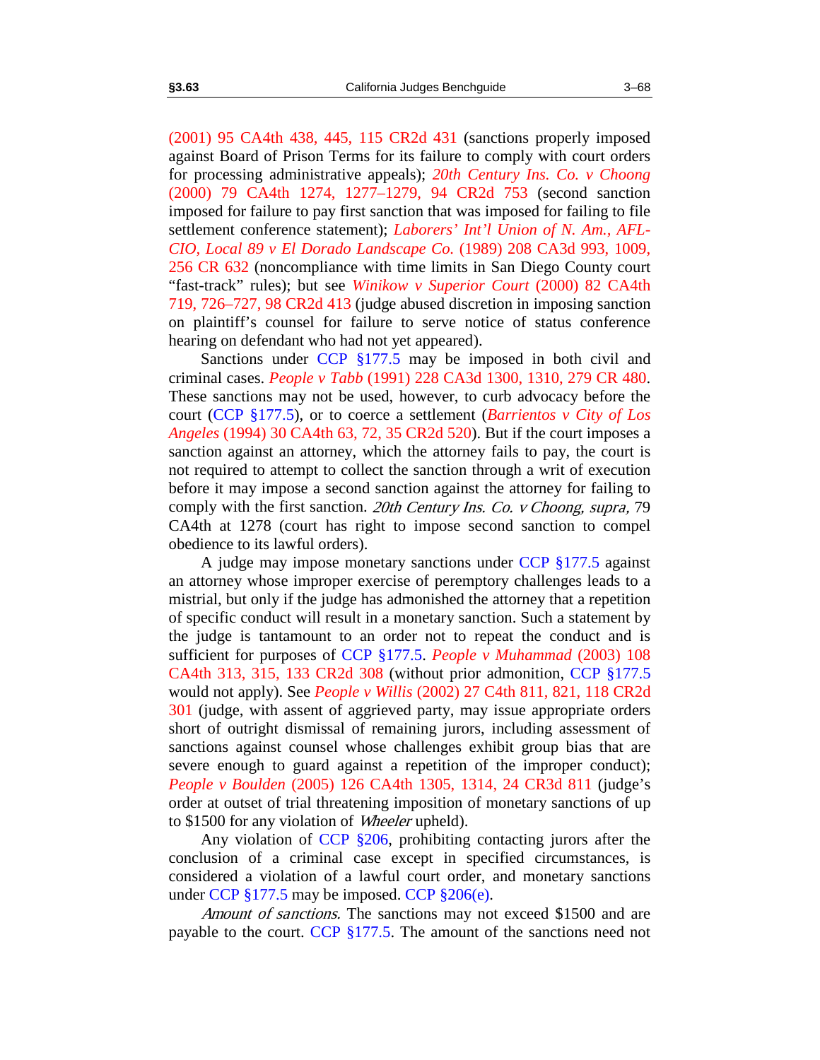(2001) 95 CA4th 438, 445, 115 CR2d 431 (sanctions properly imposed against Board of Prison Terms for its failure to comply with court orders for processing administrative appeals); *20th Century Ins. Co. v Choong* (2000) 79 CA4th 1274, 1277–1279, 94 CR2d 753 (second sanction imposed for failure to pay first sanction that was imposed for failing to file settlement conference statement); *Laborers' Int'l Union of N. Am., AFL-CIO, Local 89 v El Dorado Landscape Co.* (1989) 208 CA3d 993, 1009, 256 CR 632 (noncompliance with time limits in San Diego County court "fast-track" rules); but see *Winikow v Superior Court* (2000) 82 CA4th 719, 726–727, 98 CR2d 413 (judge abused discretion in imposing sanction on plaintiff's counsel for failure to serve notice of status conference hearing on defendant who had not yet appeared).

Sanctions under CCP §177.5 may be imposed in both civil and criminal cases. *People v Tabb* (1991) 228 CA3d 1300, 1310, 279 CR 480. These sanctions may not be used, however, to curb advocacy before the court (CCP §177.5), or to coerce a settlement (*Barrientos v City of Los Angeles* (1994) 30 CA4th 63, 72, 35 CR2d 520). But if the court imposes a sanction against an attorney, which the attorney fails to pay, the court is not required to attempt to collect the sanction through a writ of execution before it may impose a second sanction against the attorney for failing to comply with the first sanction. *20th Century Ins. Co. v Choong, supra,* 79 CA4th at 1278 (court has right to impose second sanction to compel obedience to its lawful orders).

A judge may impose monetary sanctions under CCP §177.5 against an attorney whose improper exercise of peremptory challenges leads to a mistrial, but only if the judge has admonished the attorney that a repetition of specific conduct will result in a monetary sanction. Such a statement by the judge is tantamount to an order not to repeat the conduct and is sufficient for purposes of CCP §177.5. *People v Muhammad* (2003) 108 CA4th 313, 315, 133 CR2d 308 (without prior admonition, CCP §177.5 would not apply). See *People v Willis* (2002) 27 C4th 811, 821, 118 CR2d 301 (judge, with assent of aggrieved party, may issue appropriate orders short of outright dismissal of remaining jurors, including assessment of sanctions against counsel whose challenges exhibit group bias that are severe enough to guard against a repetition of the improper conduct); *People v Boulden* (2005) 126 CA4th 1305, 1314, 24 CR3d 811 (judge's order at outset of trial threatening imposition of monetary sanctions of up to $1500 for any violation of *Wheeler* upheld).

Any violation of CCP §206, prohibiting contacting jurors after the conclusion of a criminal case except in specified circumstances, is considered a violation of a lawful court order, and monetary sanctions under CCP §177.5 may be imposed. CCP §206(e).

*Amount of sanctions.* The sanctions may not exceed $1500 and are payable to the court. CCP §177.5. The amount of the sanctions need not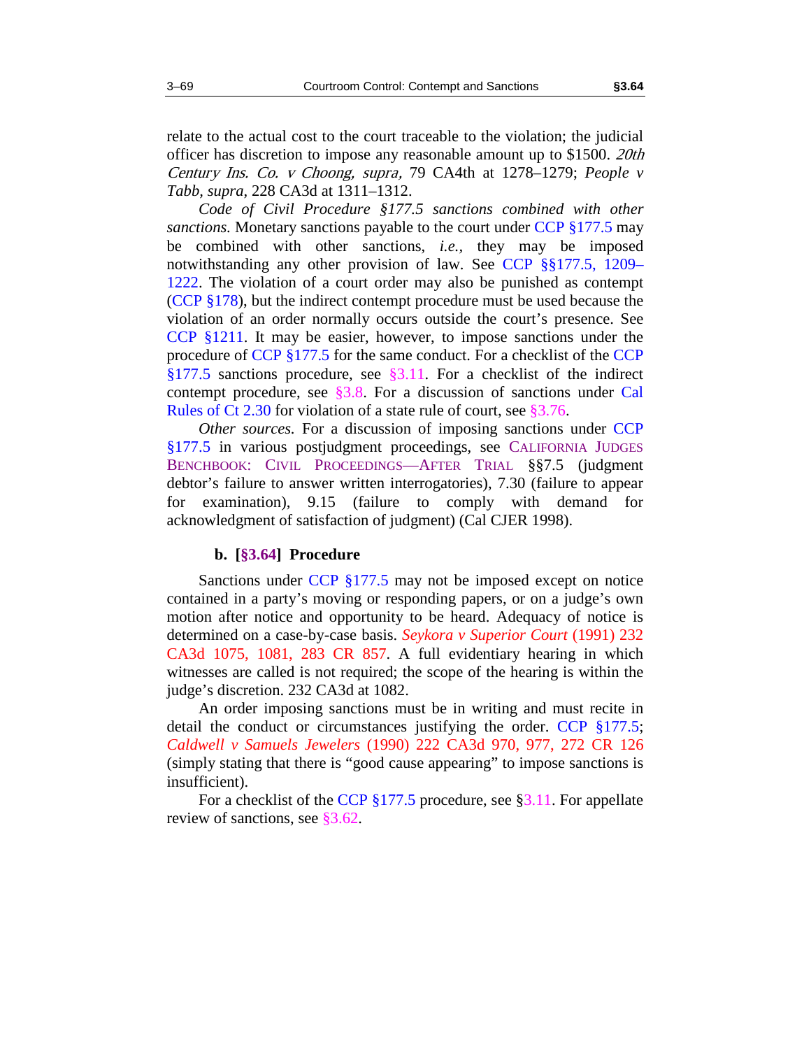relate to the actual cost to the court traceable to the violation; the judicial officer has discretion to impose any reasonable amount up to $1500. *20th Century Ins. Co. v Choong, supra,* 79 CA4th at 1278–1279; *People v Tabb, supra*, 228 CA3d at 1311–1312.

*Code of Civil Procedure §177.5 sanctions combined with other sanctions.* Monetary sanctions payable to the court under CCP §177.5 may be combined with other sanctions, *i.e.*, they may be imposed notwithstanding any other provision of law. See CCP §§177.5, 1209–1222. The violation of a court order may also be punished as contempt (CCP §178), but the indirect contempt procedure must be used because the violation of an order normally occurs outside the court's presence. See CCP §1211. It may be easier, however, to impose sanctions under the procedure of CCP §177.5 for the same conduct. For a checklist of the CCP §177.5 sanctions procedure, see §3.11. For a checklist of the indirect contempt procedure, see §3.8. For a discussion of sanctions under Cal Rules of Ct 2.30 for violation of a state rule of court, see §3.76.

*Other sources.* For a discussion of imposing sanctions under CCP §177.5 in various postjudgment proceedings, see CALIFORNIA JUDGES BENCHBOOK: CIVIL PROCEEDINGS—AFTER TRIAL §§7.5 (judgment debtor's failure to answer written interrogatories), 7.30 (failure to appear for examination), 9.15 (failure to comply with demand for acknowledgment of satisfaction of judgment) (Cal CJER 1998).

### b. [§3.64] Procedure

Sanctions under CCP §177.5 may not be imposed except on notice contained in a party's moving or responding papers, or on a judge's own motion after notice and opportunity to be heard. Adequacy of notice is determined on a case-by-case basis. *Seykora v Superior Court* (1991) 232 CA3d 1075, 1081, 283 CR 857. A full evidentiary hearing in which witnesses are called is not required; the scope of the hearing is within the judge's discretion. 232 CA3d at 1082.

An order imposing sanctions must be in writing and must recite in detail the conduct or circumstances justifying the order. CCP §177.5; *Caldwell v Samuels Jewelers* (1990) 222 CA3d 970, 977, 272 CR 126 (simply stating that there is "good cause appearing" to impose sanctions is insufficient).

For a checklist of the CCP §177.5 procedure, see §3.11. For appellate review of sanctions, see §3.62.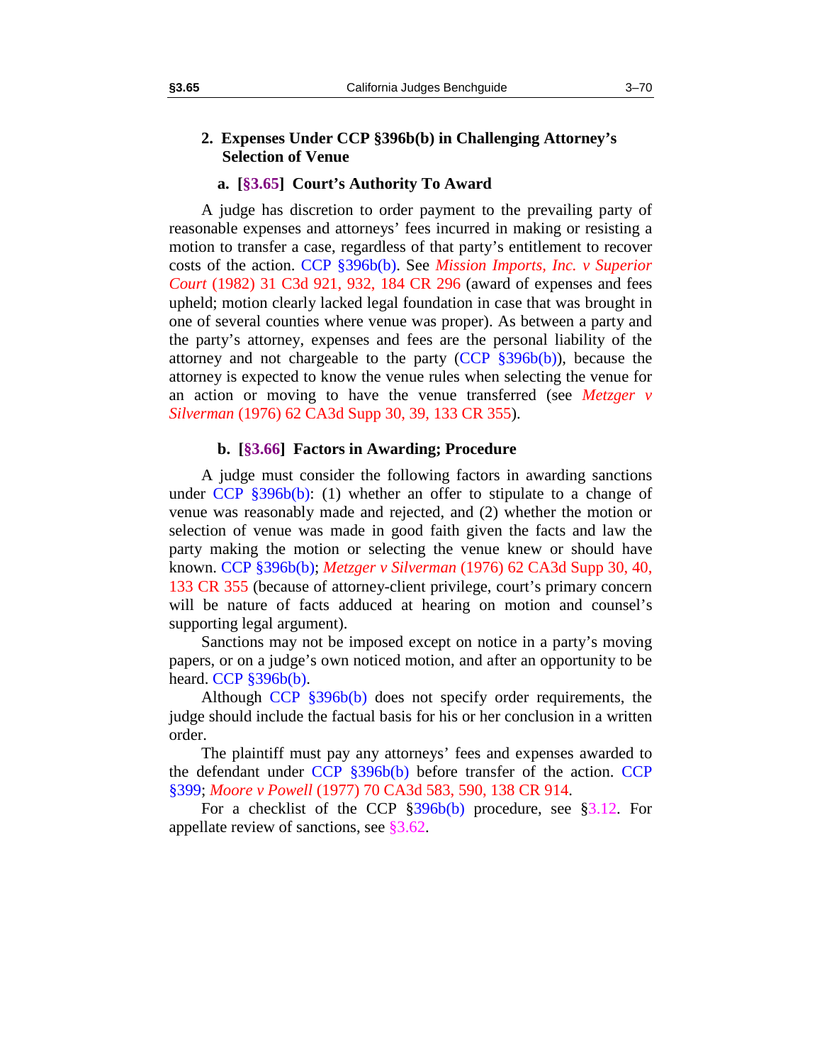## 2. Expenses Under CCP §396b(b) in Challenging Attorney's Selection of Venue

### a. [§3.65] Court's Authority To Award

A judge has discretion to order payment to the prevailing party of reasonable expenses and attorneys' fees incurred in making or resisting a motion to transfer a case, regardless of that party's entitlement to recover costs of the action. CCP §396b(b). See *Mission Imports, Inc. v Superior Court* (1982) 31 C3d 921, 932, 184 CR 296 (award of expenses and fees upheld; motion clearly lacked legal foundation in case that was brought in one of several counties where venue was proper). As between a party and the party's attorney, expenses and fees are the personal liability of the attorney and not chargeable to the party (CCP §396b(b)), because the attorney is expected to know the venue rules when selecting the venue for an action or moving to have the venue transferred (see *Metzger v Silverman* (1976) 62 CA3d Supp 30, 39, 133 CR 355).

### b. [§3.66] Factors in Awarding; Procedure

A judge must consider the following factors in awarding sanctions under CCP §396b(b): (1) whether an offer to stipulate to a change of venue was reasonably made and rejected, and (2) whether the motion or selection of venue was made in good faith given the facts and law the party making the motion or selecting the venue knew or should have known. CCP §396b(b); *Metzger v Silverman* (1976) 62 CA3d Supp 30, 40, 133 CR 355 (because of attorney-client privilege, court's primary concern will be nature of facts adduced at hearing on motion and counsel's supporting legal argument).

Sanctions may not be imposed except on notice in a party's moving papers, or on a judge's own noticed motion, and after an opportunity to be heard. CCP §396b(b).

Although CCP §396b(b) does not specify order requirements, the judge should include the factual basis for his or her conclusion in a written order.

The plaintiff must pay any attorneys' fees and expenses awarded to the defendant under CCP §396b(b) before transfer of the action. CCP §399; *Moore v Powell* (1977) 70 CA3d 583, 590, 138 CR 914.

For a checklist of the CCP §396b(b) procedure, see §3.12. For appellate review of sanctions, see §3.62.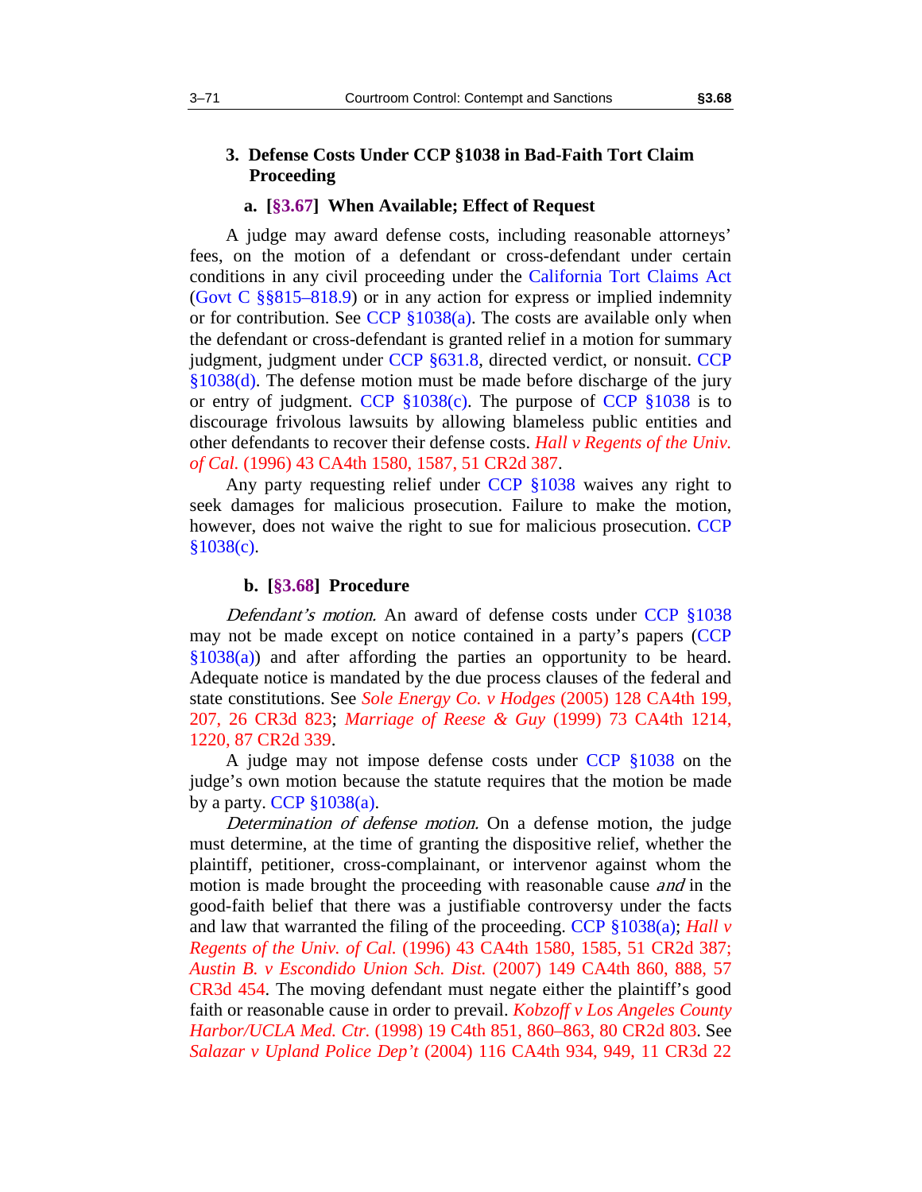### 3. Defense Costs Under CCP §1038 in Bad-Faith Tort Claim Proceeding

#### a. [§3.67] When Available; Effect of Request

A judge may award defense costs, including reasonable attorneys' fees, on the motion of a defendant or cross-defendant under certain conditions in any civil proceeding under the California Tort Claims Act (Govt C §§815–818.9) or in any action for express or implied indemnity or for contribution. See CCP §1038(a). The costs are available only when the defendant or cross-defendant is granted relief in a motion for summary judgment, judgment under CCP §631.8, directed verdict, or nonsuit. CCP §1038(d). The defense motion must be made before discharge of the jury or entry of judgment. CCP §1038(c). The purpose of CCP §1038 is to discourage frivolous lawsuits by allowing blameless public entities and other defendants to recover their defense costs. *Hall v Regents of the Univ. of Cal.* (1996) 43 CA4th 1580, 1587, 51 CR2d 387.

Any party requesting relief under CCP §1038 waives any right to seek damages for malicious prosecution. Failure to make the motion, however, does not waive the right to sue for malicious prosecution. CCP §1038(c).

#### b. [§3.68] Procedure

*Defendant's motion.* An award of defense costs under CCP §1038 may not be made except on notice contained in a party's papers (CCP §1038(a)) and after affording the parties an opportunity to be heard. Adequate notice is mandated by the due process clauses of the federal and state constitutions. See *Sole Energy Co. v Hodges* (2005) 128 CA4th 199, 207, 26 CR3d 823; *Marriage of Reese & Guy* (1999) 73 CA4th 1214, 1220, 87 CR2d 339.

A judge may not impose defense costs under CCP §1038 on the judge's own motion because the statute requires that the motion be made by a party. CCP §1038(a).

*Determination of defense motion.* On a defense motion, the judge must determine, at the time of granting the dispositive relief, whether the plaintiff, petitioner, cross-complainant, or intervenor against whom the motion is made brought the proceeding with reasonable cause *and* in the good-faith belief that there was a justifiable controversy under the facts and law that warranted the filing of the proceeding. CCP §1038(a); *Hall v Regents of the Univ. of Cal.* (1996) 43 CA4th 1580, 1585, 51 CR2d 387; *Austin B. v Escondido Union Sch. Dist.* (2007) 149 CA4th 860, 888, 57 CR3d 454. The moving defendant must negate either the plaintiff's good faith or reasonable cause in order to prevail. *Kobzoff v Los Angeles County Harbor/UCLA Med. Ctr.* (1998) 19 C4th 851, 860–863, 80 CR2d 803. See *Salazar v Upland Police Dep't* (2004) 116 CA4th 934, 949, 11 CR3d 22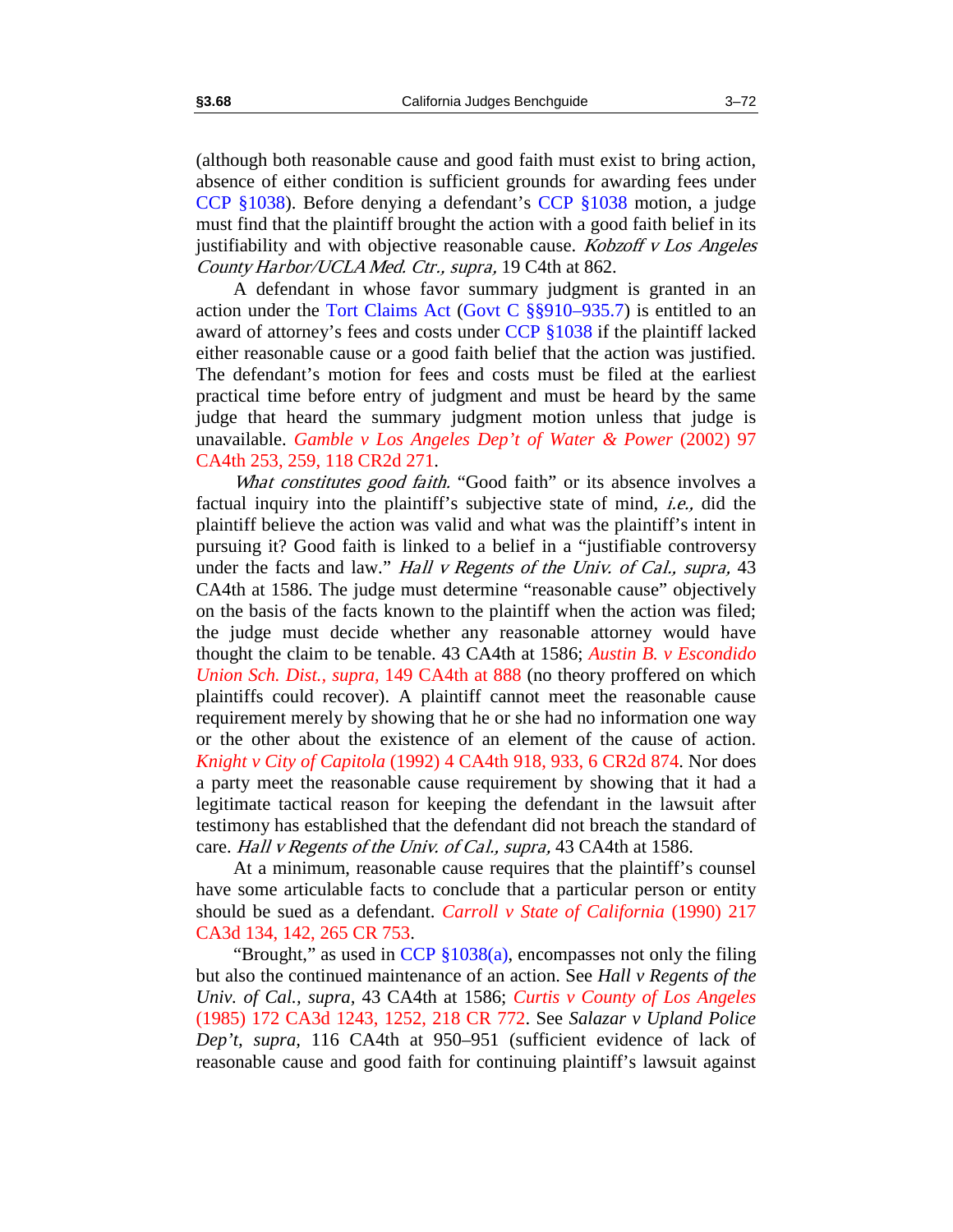(although both reasonable cause and good faith must exist to bring action, absence of either condition is sufficient grounds for awarding fees under CCP §1038). Before denying a defendant's CCP §1038 motion, a judge must find that the plaintiff brought the action with a good faith belief in its justifiability and with objective reasonable cause. *Kobzoff v Los Angeles County Harbor/UCLA Med. Ctr., supra,* 19 C4th at 862.

A defendant in whose favor summary judgment is granted in an action under the Tort Claims Act (Govt C §§910–935.7) is entitled to an award of attorney's fees and costs under CCP §1038 if the plaintiff lacked either reasonable cause or a good faith belief that the action was justified. The defendant's motion for fees and costs must be filed at the earliest practical time before entry of judgment and must be heard by the same judge that heard the summary judgment motion unless that judge is unavailable. *Gamble v Los Angeles Dep't of Water & Power* (2002) 97 CA4th 253, 259, 118 CR2d 271.

*What constitutes good faith.* "Good faith" or its absence involves a factual inquiry into the plaintiff's subjective state of mind, *i.e.,* did the plaintiff believe the action was valid and what was the plaintiff's intent in pursuing it? Good faith is linked to a belief in a "justifiable controversy under the facts and law." *Hall v Regents of the Univ. of Cal., supra,* 43 CA4th at 1586. The judge must determine "reasonable cause" objectively on the basis of the facts known to the plaintiff when the action was filed; the judge must decide whether any reasonable attorney would have thought the claim to be tenable. 43 CA4th at 1586; *Austin B. v Escondido Union Sch. Dist., supra,* 149 CA4th at 888 (no theory proffered on which plaintiffs could recover). A plaintiff cannot meet the reasonable cause requirement merely by showing that he or she had no information one way or the other about the existence of an element of the cause of action. *Knight v City of Capitola* (1992) 4 CA4th 918, 933, 6 CR2d 874. Nor does a party meet the reasonable cause requirement by showing that it had a legitimate tactical reason for keeping the defendant in the lawsuit after testimony has established that the defendant did not breach the standard of care. *Hall v Regents of the Univ. of Cal., supra,* 43 CA4th at 1586.

At a minimum, reasonable cause requires that the plaintiff's counsel have some articulable facts to conclude that a particular person or entity should be sued as a defendant. *Carroll v State of California* (1990) 217 CA3d 134, 142, 265 CR 753.

"Brought," as used in CCP §1038(a), encompasses not only the filing but also the continued maintenance of an action. See *Hall v Regents of the Univ. of Cal., supra*, 43 CA4th at 1586; *Curtis v County of Los Angeles* (1985) 172 CA3d 1243, 1252, 218 CR 772. See *Salazar v Upland Police Dep't, supra*, 116 CA4th at 950–951 (sufficient evidence of lack of reasonable cause and good faith for continuing plaintiff's lawsuit against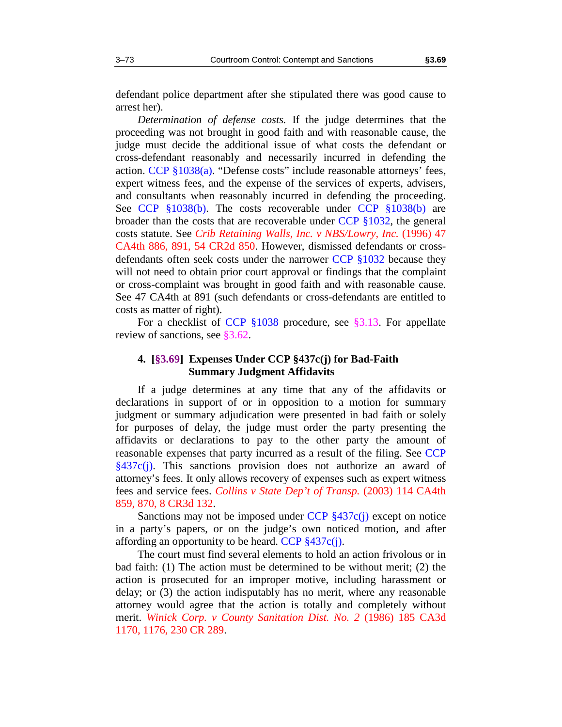defendant police department after she stipulated there was good cause to arrest her).

*Determination of defense costs.* If the judge determines that the proceeding was not brought in good faith and with reasonable cause, the judge must decide the additional issue of what costs the defendant or cross-defendant reasonably and necessarily incurred in defending the action. CCP §1038(a). "Defense costs" include reasonable attorneys' fees, expert witness fees, and the expense of the services of experts, advisers, and consultants when reasonably incurred in defending the proceeding. See CCP §1038(b). The costs recoverable under CCP §1038(b) are broader than the costs that are recoverable under CCP §1032, the general costs statute. See *Crib Retaining Walls, Inc. v NBS/Lowry, Inc.* (1996) 47 CA4th 886, 891, 54 CR2d 850. However, dismissed defendants or cross-defendants often seek costs under the narrower CCP §1032 because they will not need to obtain prior court approval or findings that the complaint or cross-complaint was brought in good faith and with reasonable cause. See 47 CA4th at 891 (such defendants or cross-defendants are entitled to costs as matter of right).

For a checklist of CCP §1038 procedure, see §3.13. For appellate review of sanctions, see §3.62.

### 4. [§3.69] Expenses Under CCP §437c(j) for Bad-Faith Summary Judgment Affidavits

If a judge determines at any time that any of the affidavits or declarations in support of or in opposition to a motion for summary judgment or summary adjudication were presented in bad faith or solely for purposes of delay, the judge must order the party presenting the affidavits or declarations to pay to the other party the amount of reasonable expenses that party incurred as a result of the filing. See CCP §437c(j). This sanctions provision does not authorize an award of attorney's fees. It only allows recovery of expenses such as expert witness fees and service fees. *Collins v State Dep't of Transp.* (2003) 114 CA4th 859, 870, 8 CR3d 132.

Sanctions may not be imposed under CCP §437c(j) except on notice in a party's papers, or on the judge's own noticed motion, and after affording an opportunity to be heard. CCP §437c(j).

The court must find several elements to hold an action frivolous or in bad faith: (1) The action must be determined to be without merit; (2) the action is prosecuted for an improper motive, including harassment or delay; or (3) the action indisputably has no merit, where any reasonable attorney would agree that the action is totally and completely without merit. *Winick Corp. v County Sanitation Dist. No. 2* (1986) 185 CA3d 1170, 1176, 230 CR 289.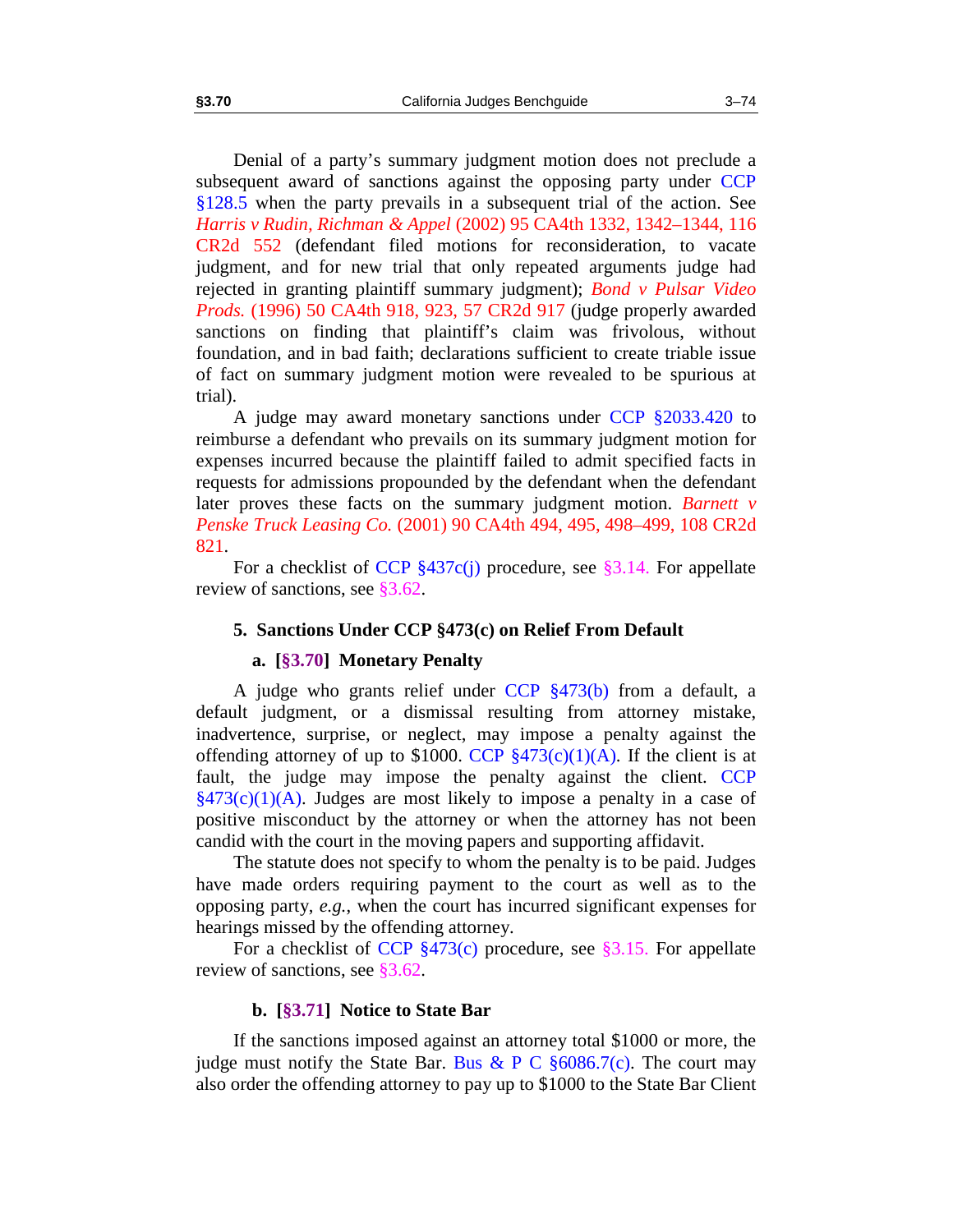Denial of a party's summary judgment motion does not preclude a subsequent award of sanctions against the opposing party under CCP §128.5 when the party prevails in a subsequent trial of the action. See *Harris v Rudin, Richman & Appel* (2002) 95 CA4th 1332, 1342–1344, 116 CR2d 552 (defendant filed motions for reconsideration, to vacate judgment, and for new trial that only repeated arguments judge had rejected in granting plaintiff summary judgment); *Bond v Pulsar Video Prods.* (1996) 50 CA4th 918, 923, 57 CR2d 917 (judge properly awarded sanctions on finding that plaintiff's claim was frivolous, without foundation, and in bad faith; declarations sufficient to create triable issue of fact on summary judgment motion were revealed to be spurious at trial).

A judge may award monetary sanctions under CCP §2033.420 to reimburse a defendant who prevails on its summary judgment motion for expenses incurred because the plaintiff failed to admit specified facts in requests for admissions propounded by the defendant when the defendant later proves these facts on the summary judgment motion. *Barnett v Penske Truck Leasing Co.* (2001) 90 CA4th 494, 495, 498–499, 108 CR2d 821.

For a checklist of CCP §437c(j) procedure, see §3.14. For appellate review of sanctions, see §3.62.

### 5. Sanctions Under CCP §473(c) on Relief From Default

#### a. [§3.70] Monetary Penalty

A judge who grants relief under CCP §473(b) from a default, a default judgment, or a dismissal resulting from attorney mistake, inadvertence, surprise, or neglect, may impose a penalty against the offending attorney of up to $1000. CCP §473(c)(1)(A). If the client is at fault, the judge may impose the penalty against the client. CCP §473(c)(1)(A). Judges are most likely to impose a penalty in a case of positive misconduct by the attorney or when the attorney has not been candid with the court in the moving papers and supporting affidavit.

The statute does not specify to whom the penalty is to be paid. Judges have made orders requiring payment to the court as well as to the opposing party, *e.g.*, when the court has incurred significant expenses for hearings missed by the offending attorney.

For a checklist of CCP §473(c) procedure, see §3.15. For appellate review of sanctions, see §3.62.

#### b. [§3.71] Notice to State Bar

If the sanctions imposed against an attorney total $1000 or more, the judge must notify the State Bar. Bus & P C §6086.7(c). The court may also order the offending attorney to pay up to $1000 to the State Bar Client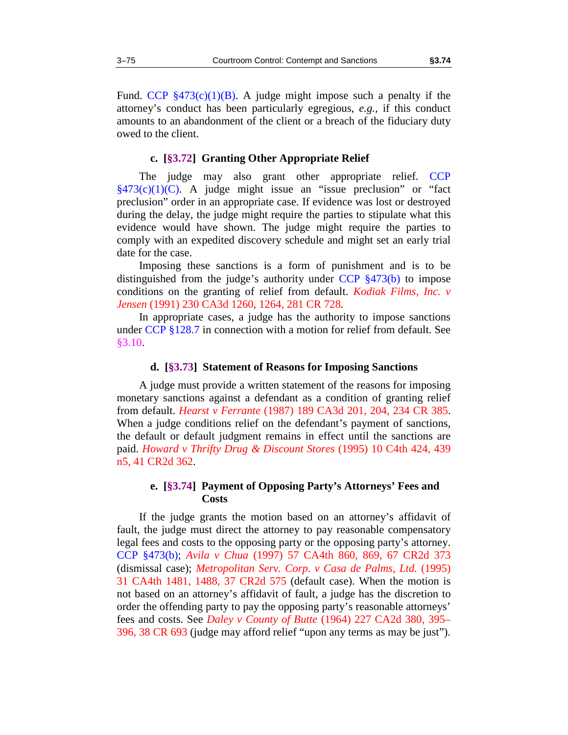Fund. CCP §473(c)(1)(B). A judge might impose such a penalty if the attorney's conduct has been particularly egregious, *e.g.*, if this conduct amounts to an abandonment of the client or a breach of the fiduciary duty owed to the client.

#### c. [§3.72] Granting Other Appropriate Relief

The judge may also grant other appropriate relief. CCP §473(c)(1)(C). A judge might issue an "issue preclusion" or "fact preclusion" order in an appropriate case. If evidence was lost or destroyed during the delay, the judge might require the parties to stipulate what this evidence would have shown. The judge might require the parties to comply with an expedited discovery schedule and might set an early trial date for the case.

Imposing these sanctions is a form of punishment and is to be distinguished from the judge's authority under CCP §473(b) to impose conditions on the granting of relief from default. *Kodiak Films, Inc. v Jensen* (1991) 230 CA3d 1260, 1264, 281 CR 728.

In appropriate cases, a judge has the authority to impose sanctions under CCP §128.7 in connection with a motion for relief from default. See §3.10.

#### d. [§3.73] Statement of Reasons for Imposing Sanctions

A judge must provide a written statement of the reasons for imposing monetary sanctions against a defendant as a condition of granting relief from default. *Hearst v Ferrante* (1987) 189 CA3d 201, 204, 234 CR 385. When a judge conditions relief on the defendant's payment of sanctions, the default or default judgment remains in effect until the sanctions are paid. *Howard v Thrifty Drug & Discount Stores* (1995) 10 C4th 424, 439 n5, 41 CR2d 362.

#### e. [§3.74] Payment of Opposing Party's Attorneys' Fees and Costs

If the judge grants the motion based on an attorney's affidavit of fault, the judge must direct the attorney to pay reasonable compensatory legal fees and costs to the opposing party or the opposing party's attorney. CCP §473(b); *Avila v Chua* (1997) 57 CA4th 860, 869, 67 CR2d 373 (dismissal case); *Metropolitan Serv. Corp. v Casa de Palms, Ltd.* (1995) 31 CA4th 1481, 1488, 37 CR2d 575 (default case). When the motion is not based on an attorney's affidavit of fault, a judge has the discretion to order the offending party to pay the opposing party's reasonable attorneys' fees and costs. See *Daley v County of Butte* (1964) 227 CA2d 380, 395–396, 38 CR 693 (judge may afford relief "upon any terms as may be just").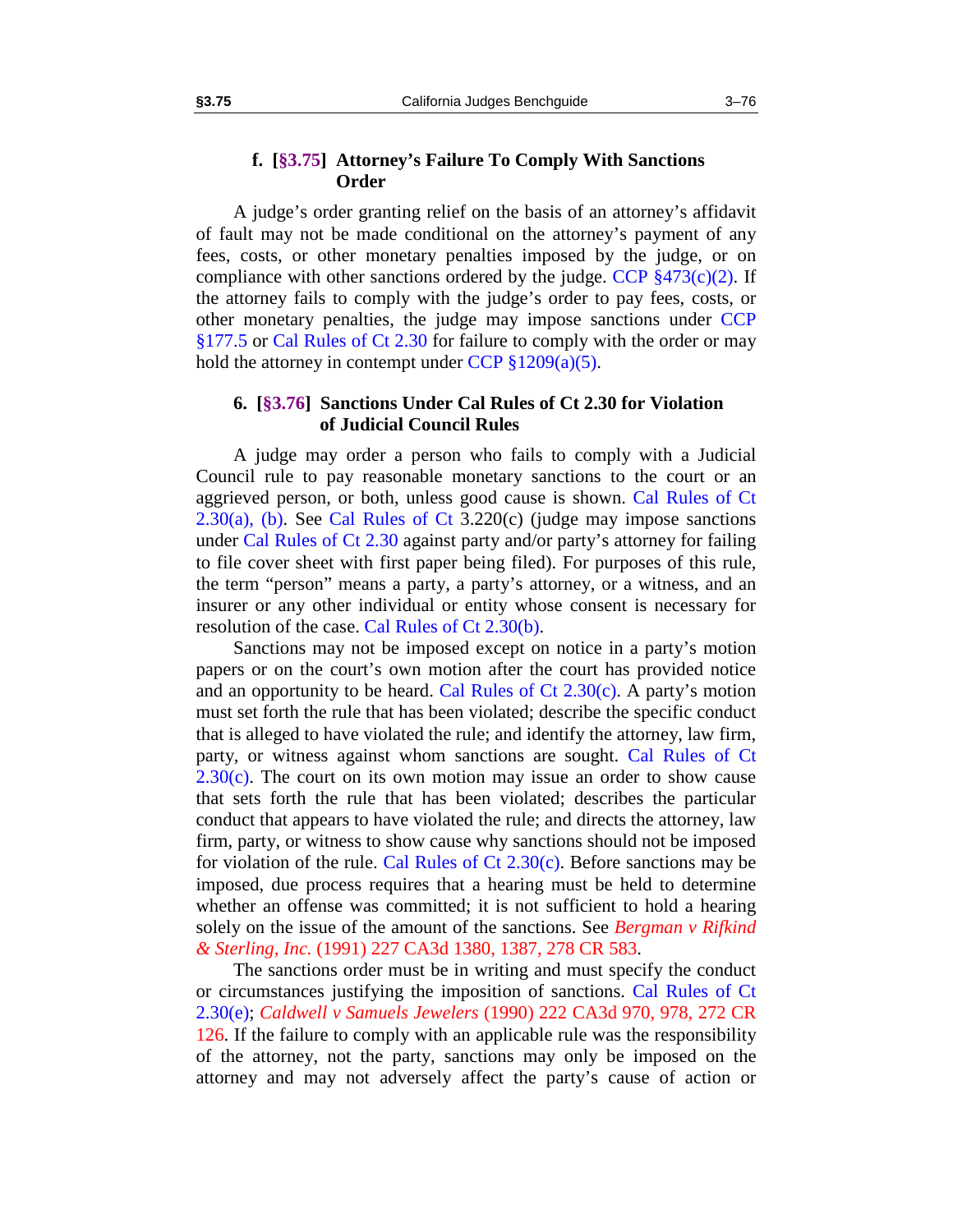#### f. [§3.75] Attorney's Failure To Comply With Sanctions Order

A judge's order granting relief on the basis of an attorney's affidavit of fault may not be made conditional on the attorney's payment of any fees, costs, or other monetary penalties imposed by the judge, or on compliance with other sanctions ordered by the judge. CCP §473(c)(2). If the attorney fails to comply with the judge's order to pay fees, costs, or other monetary penalties, the judge may impose sanctions under CCP §177.5 or Cal Rules of Ct 2.30 for failure to comply with the order or may hold the attorney in contempt under CCP §1209(a)(5).

### 6. [§3.76] Sanctions Under Cal Rules of Ct 2.30 for Violation of Judicial Council Rules

A judge may order a person who fails to comply with a Judicial Council rule to pay reasonable monetary sanctions to the court or an aggrieved person, or both, unless good cause is shown. Cal Rules of Ct 2.30(a), (b). See Cal Rules of Ct 3.220(c) (judge may impose sanctions under Cal Rules of Ct 2.30 against party and/or party's attorney for failing to file cover sheet with first paper being filed). For purposes of this rule, the term "person" means a party, a party's attorney, or a witness, and an insurer or any other individual or entity whose consent is necessary for resolution of the case. Cal Rules of Ct 2.30(b).

Sanctions may not be imposed except on notice in a party's motion papers or on the court's own motion after the court has provided notice and an opportunity to be heard. Cal Rules of Ct 2.30(c). A party's motion must set forth the rule that has been violated; describe the specific conduct that is alleged to have violated the rule; and identify the attorney, law firm, party, or witness against whom sanctions are sought. Cal Rules of Ct 2.30(c). The court on its own motion may issue an order to show cause that sets forth the rule that has been violated; describes the particular conduct that appears to have violated the rule; and directs the attorney, law firm, party, or witness to show cause why sanctions should not be imposed for violation of the rule. Cal Rules of Ct 2.30(c). Before sanctions may be imposed, due process requires that a hearing must be held to determine whether an offense was committed; it is not sufficient to hold a hearing solely on the issue of the amount of the sanctions. See *Bergman v Rifkind & Sterling, Inc.* (1991) 227 CA3d 1380, 1387, 278 CR 583.

The sanctions order must be in writing and must specify the conduct or circumstances justifying the imposition of sanctions. Cal Rules of Ct 2.30(e); *Caldwell v Samuels Jewelers* (1990) 222 CA3d 970, 978, 272 CR 126. If the failure to comply with an applicable rule was the responsibility of the attorney, not the party, sanctions may only be imposed on the attorney and may not adversely affect the party's cause of action or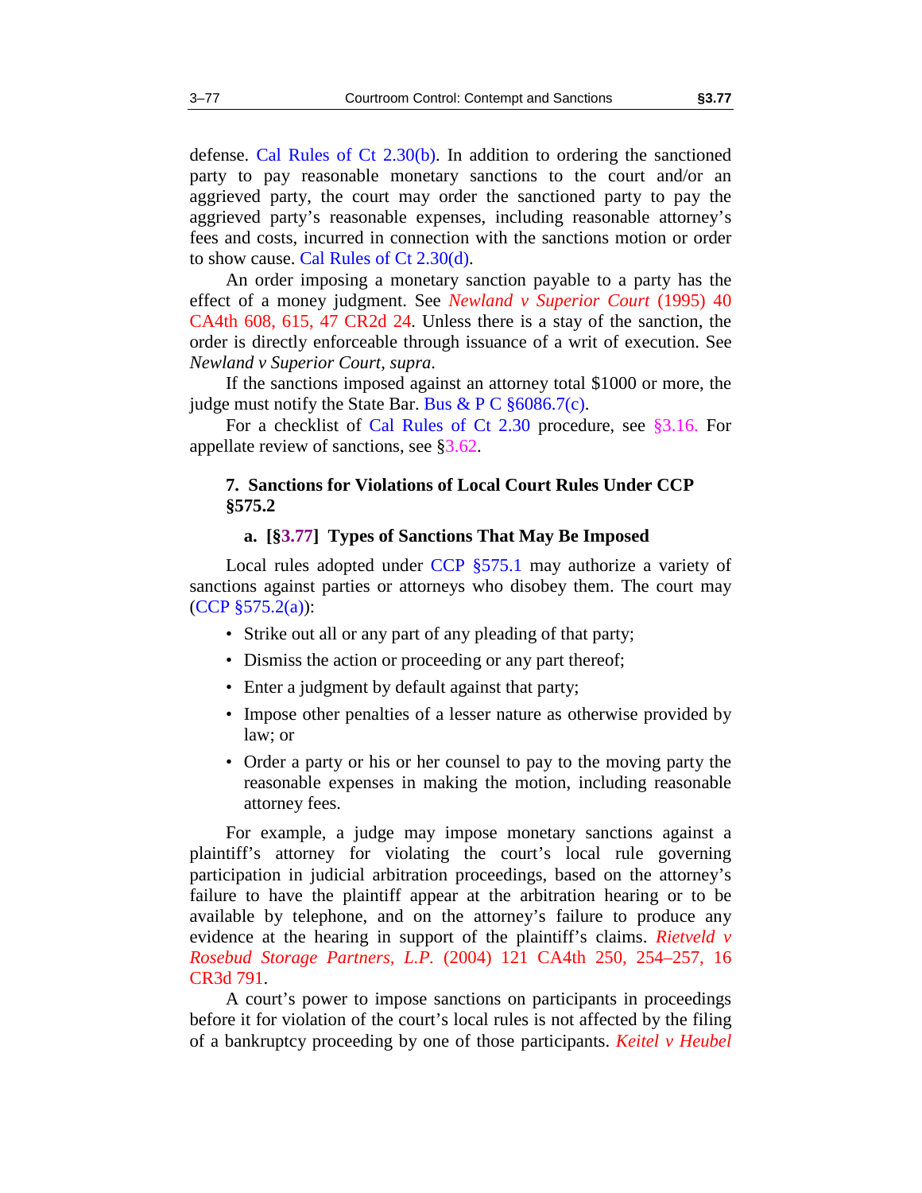defense. Cal Rules of Ct 2.30(b). In addition to ordering the sanctioned party to pay reasonable monetary sanctions to the court and/or an aggrieved party, the court may order the sanctioned party to pay the aggrieved party's reasonable expenses, including reasonable attorney's fees and costs, incurred in connection with the sanctions motion or order to show cause. Cal Rules of Ct 2.30(d).

An order imposing a monetary sanction payable to a party has the effect of a money judgment. See *Newland v Superior Court* (1995) 40 CA4th 608, 615, 47 CR2d 24. Unless there is a stay of the sanction, the order is directly enforceable through issuance of a writ of execution. See *Newland v Superior Court, supra*.

If the sanctions imposed against an attorney total $1000 or more, the judge must notify the State Bar. Bus & P C §6086.7(c).

For a checklist of Cal Rules of Ct 2.30 procedure, see §3.16. For appellate review of sanctions, see §3.62.

### 7. Sanctions for Violations of Local Court Rules Under CCP §575.2

#### a. [§3.77] Types of Sanctions That May Be Imposed

Local rules adopted under CCP §575.1 may authorize a variety of sanctions against parties or attorneys who disobey them. The court may (CCP §575.2(a)):

- Strike out all or any part of any pleading of that party;
- Dismiss the action or proceeding or any part thereof;
- Enter a judgment by default against that party;
- Impose other penalties of a lesser nature as otherwise provided by law; or
- Order a party or his or her counsel to pay to the moving party the reasonable expenses in making the motion, including reasonable attorney fees.

For example, a judge may impose monetary sanctions against a plaintiff's attorney for violating the court's local rule governing participation in judicial arbitration proceedings, based on the attorney's failure to have the plaintiff appear at the arbitration hearing or to be available by telephone, and on the attorney's failure to produce any evidence at the hearing in support of the plaintiff's claims. *Rietveld v Rosebud Storage Partners, L.P.* (2004) 121 CA4th 250, 254–257, 16 CR3d 791.

A court's power to impose sanctions on participants in proceedings before it for violation of the court's local rules is not affected by the filing of a bankruptcy proceeding by one of those participants. *Keitel v Heubel*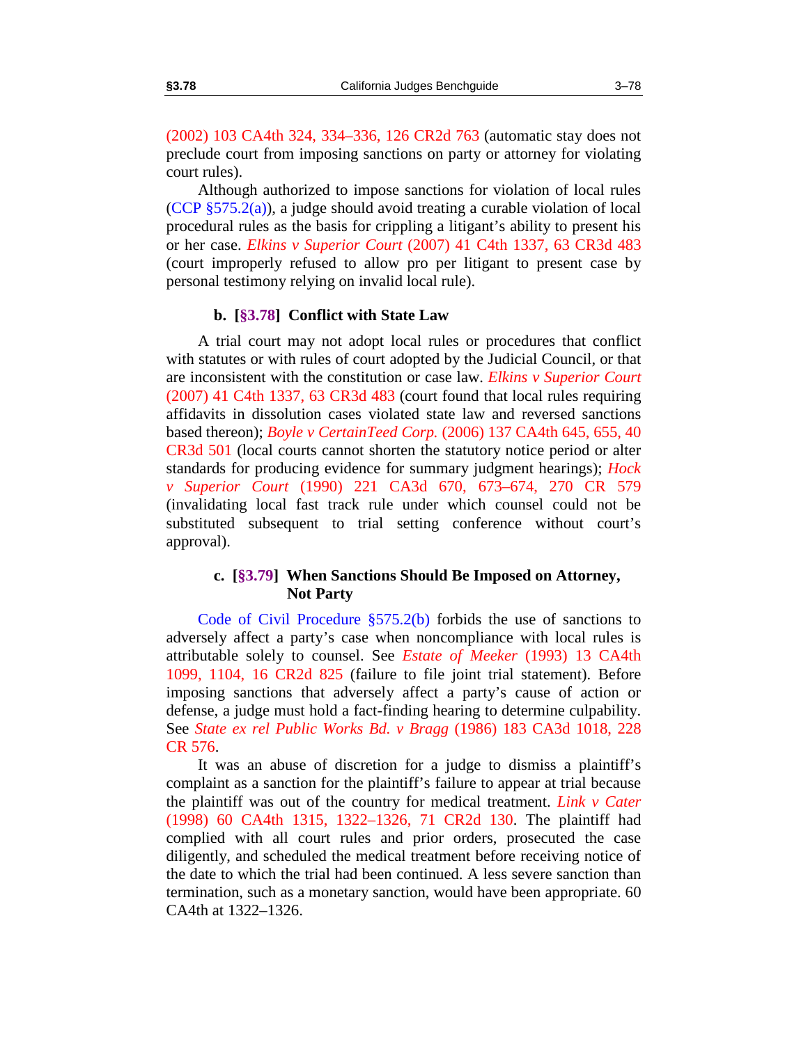(2002) 103 CA4th 324, 334–336, 126 CR2d 763 (automatic stay does not preclude court from imposing sanctions on party or attorney for violating court rules).

Although authorized to impose sanctions for violation of local rules (CCP §575.2(a)), a judge should avoid treating a curable violation of local procedural rules as the basis for crippling a litigant's ability to present his or her case. *Elkins v Superior Court* (2007) 41 C4th 1337, 63 CR3d 483 (court improperly refused to allow pro per litigant to present case by personal testimony relying on invalid local rule).

### b. [§3.78] Conflict with State Law

A trial court may not adopt local rules or procedures that conflict with statutes or with rules of court adopted by the Judicial Council, or that are inconsistent with the constitution or case law. *Elkins v Superior Court* (2007) 41 C4th 1337, 63 CR3d 483 (court found that local rules requiring affidavits in dissolution cases violated state law and reversed sanctions based thereon); *Boyle v CertainTeed Corp.* (2006) 137 CA4th 645, 655, 40 CR3d 501 (local courts cannot shorten the statutory notice period or alter standards for producing evidence for summary judgment hearings); *Hock v Superior Court* (1990) 221 CA3d 670, 673–674, 270 CR 579 (invalidating local fast track rule under which counsel could not be substituted subsequent to trial setting conference without court's approval).

### c. [§3.79] When Sanctions Should Be Imposed on Attorney, Not Party

Code of Civil Procedure §575.2(b) forbids the use of sanctions to adversely affect a party's case when noncompliance with local rules is attributable solely to counsel. See *Estate of Meeker* (1993) 13 CA4th 1099, 1104, 16 CR2d 825 (failure to file joint trial statement). Before imposing sanctions that adversely affect a party's cause of action or defense, a judge must hold a fact-finding hearing to determine culpability. See *State ex rel Public Works Bd. v Bragg* (1986) 183 CA3d 1018, 228 CR 576.

It was an abuse of discretion for a judge to dismiss a plaintiff's complaint as a sanction for the plaintiff's failure to appear at trial because the plaintiff was out of the country for medical treatment. *Link v Cater* (1998) 60 CA4th 1315, 1322–1326, 71 CR2d 130. The plaintiff had complied with all court rules and prior orders, prosecuted the case diligently, and scheduled the medical treatment before receiving notice of the date to which the trial had been continued. A less severe sanction than termination, such as a monetary sanction, would have been appropriate. 60 CA4th at 1322–1326.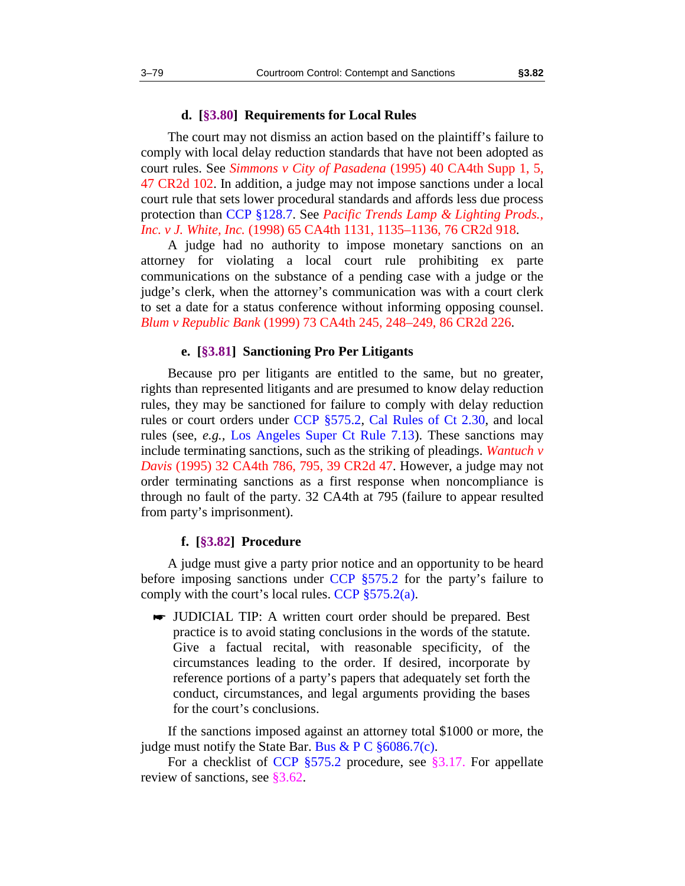### d. [§3.80] Requirements for Local Rules

The court may not dismiss an action based on the plaintiff's failure to comply with local delay reduction standards that have not been adopted as court rules. See *Simmons v City of Pasadena* (1995) 40 CA4th Supp 1, 5, 47 CR2d 102. In addition, a judge may not impose sanctions under a local court rule that sets lower procedural standards and affords less due process protection than CCP §128.7. See *Pacific Trends Lamp & Lighting Prods., Inc. v J. White, Inc.* (1998) 65 CA4th 1131, 1135–1136, 76 CR2d 918.

A judge had no authority to impose monetary sanctions on an attorney for violating a local court rule prohibiting ex parte communications on the substance of a pending case with a judge or the judge's clerk, when the attorney's communication was with a court clerk to set a date for a status conference without informing opposing counsel. *Blum v Republic Bank* (1999) 73 CA4th 245, 248–249, 86 CR2d 226.

### e. [§3.81] Sanctioning Pro Per Litigants

Because pro per litigants are entitled to the same, but no greater, rights than represented litigants and are presumed to know delay reduction rules, they may be sanctioned for failure to comply with delay reduction rules or court orders under CCP §575.2, Cal Rules of Ct 2.30, and local rules (see, *e.g.*, Los Angeles Super Ct Rule 7.13). These sanctions may include terminating sanctions, such as the striking of pleadings. *Wantuch v Davis* (1995) 32 CA4th 786, 795, 39 CR2d 47. However, a judge may not order terminating sanctions as a first response when noncompliance is through no fault of the party. 32 CA4th at 795 (failure to appear resulted from party's imprisonment).

### f. [§3.82] Procedure

A judge must give a party prior notice and an opportunity to be heard before imposing sanctions under CCP §575.2 for the party's failure to comply with the court's local rules. CCP §575.2(a).

> ☛ JUDICIAL TIP: A written court order should be prepared. Best practice is to avoid stating conclusions in the words of the statute. Give a factual recital, with reasonable specificity, of the circumstances leading to the order. If desired, incorporate by reference portions of a party's papers that adequately set forth the conduct, circumstances, and legal arguments providing the bases for the court's conclusions.

If the sanctions imposed against an attorney total $1000 or more, the judge must notify the State Bar. Bus & P C §6086.7(c).

For a checklist of CCP §575.2 procedure, see §3.17. For appellate review of sanctions, see §3.62.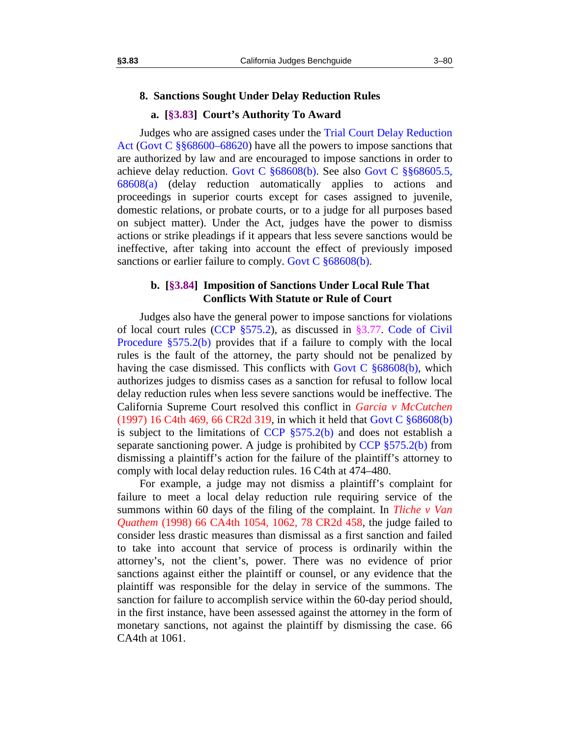## 8. Sanctions Sought Under Delay Reduction Rules

### a. [§3.83] Court's Authority To Award

Judges who are assigned cases under the Trial Court Delay Reduction Act (Govt C §§68600–68620) have all the powers to impose sanctions that are authorized by law and are encouraged to impose sanctions in order to achieve delay reduction. Govt C §68608(b). See also Govt C §§68605.5, 68608(a) (delay reduction automatically applies to actions and proceedings in superior courts except for cases assigned to juvenile, domestic relations, or probate courts, or to a judge for all purposes based on subject matter). Under the Act, judges have the power to dismiss actions or strike pleadings if it appears that less severe sanctions would be ineffective, after taking into account the effect of previously imposed sanctions or earlier failure to comply. Govt C §68608(b).

### b. [§3.84] Imposition of Sanctions Under Local Rule That Conflicts With Statute or Rule of Court

Judges also have the general power to impose sanctions for violations of local court rules (CCP §575.2), as discussed in §3.77. Code of Civil Procedure §575.2(b) provides that if a failure to comply with the local rules is the fault of the attorney, the party should not be penalized by having the case dismissed. This conflicts with Govt C §68608(b), which authorizes judges to dismiss cases as a sanction for refusal to follow local delay reduction rules when less severe sanctions would be ineffective. The California Supreme Court resolved this conflict in *Garcia v McCutchen* (1997) 16 C4th 469, 66 CR2d 319, in which it held that Govt C §68608(b) is subject to the limitations of CCP §575.2(b) and does not establish a separate sanctioning power. A judge is prohibited by CCP §575.2(b) from dismissing a plaintiff's action for the failure of the plaintiff's attorney to comply with local delay reduction rules. 16 C4th at 474–480.

For example, a judge may not dismiss a plaintiff's complaint for failure to meet a local delay reduction rule requiring service of the summons within 60 days of the filing of the complaint. In *Tliche v Van Quathem* (1998) 66 CA4th 1054, 1062, 78 CR2d 458, the judge failed to consider less drastic measures than dismissal as a first sanction and failed to take into account that service of process is ordinarily within the attorney's, not the client's, power. There was no evidence of prior sanctions against either the plaintiff or counsel, or any evidence that the plaintiff was responsible for the delay in service of the summons. The sanction for failure to accomplish service within the 60-day period should, in the first instance, have been assessed against the attorney in the form of monetary sanctions, not against the plaintiff by dismissing the case. 66 CA4th at 1061.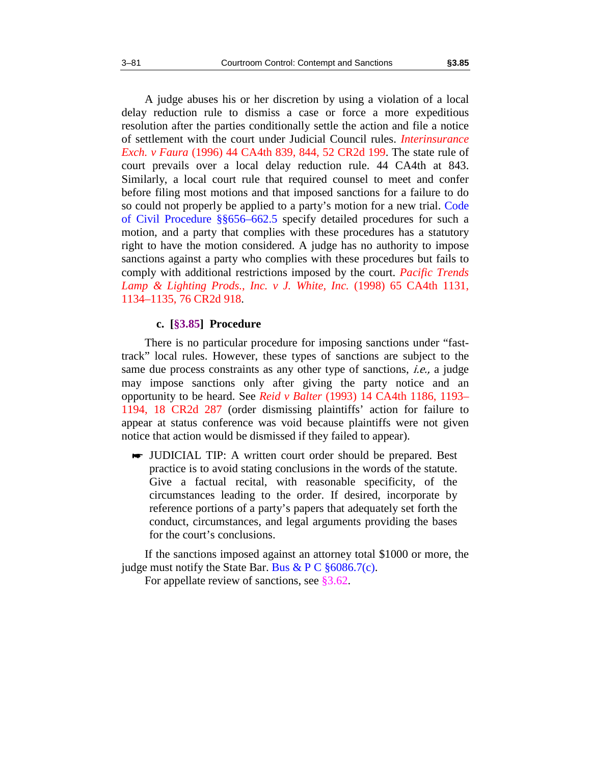A judge abuses his or her discretion by using a violation of a local delay reduction rule to dismiss a case or force a more expeditious resolution after the parties conditionally settle the action and file a notice of settlement with the court under Judicial Council rules. *Interinsurance Exch. v Faura* (1996) 44 CA4th 839, 844, 52 CR2d 199. The state rule of court prevails over a local delay reduction rule. 44 CA4th at 843. Similarly, a local court rule that required counsel to meet and confer before filing most motions and that imposed sanctions for a failure to do so could not properly be applied to a party's motion for a new trial. Code of Civil Procedure §§656–662.5 specify detailed procedures for such a motion, and a party that complies with these procedures has a statutory right to have the motion considered. A judge has no authority to impose sanctions against a party who complies with these procedures but fails to comply with additional restrictions imposed by the court. *Pacific Trends Lamp & Lighting Prods., Inc. v J. White, Inc.* (1998) 65 CA4th 1131, 1134–1135, 76 CR2d 918.

### c. [§3.85] Procedure

There is no particular procedure for imposing sanctions under "fast-track" local rules. However, these types of sanctions are subject to the same due process constraints as any other type of sanctions, *i.e.,* a judge may impose sanctions only after giving the party notice and an opportunity to be heard. See *Reid v Balter* (1993) 14 CA4th 1186, 1193–1194, 18 CR2d 287 (order dismissing plaintiffs' action for failure to appear at status conference was void because plaintiffs were not given notice that action would be dismissed if they failed to appear).

> ☛ JUDICIAL TIP: A written court order should be prepared. Best practice is to avoid stating conclusions in the words of the statute. Give a factual recital, with reasonable specificity, of the circumstances leading to the order. If desired, incorporate by reference portions of a party's papers that adequately set forth the conduct, circumstances, and legal arguments providing the bases for the court's conclusions.

If the sanctions imposed against an attorney total $1000 or more, the judge must notify the State Bar. Bus & P C §6086.7(c).

For appellate review of sanctions, see §3.62.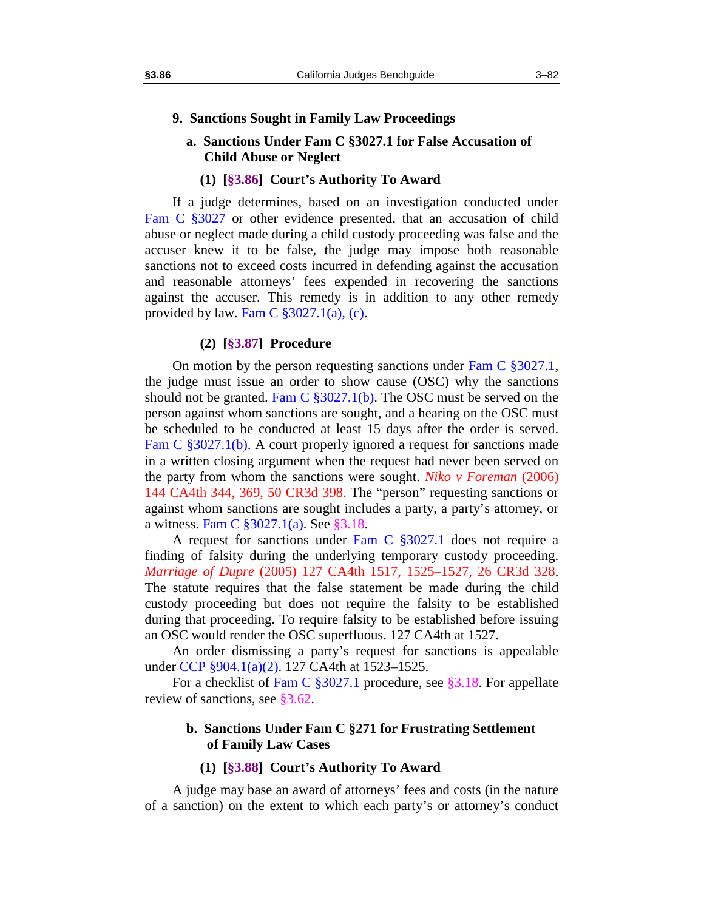## 9. Sanctions Sought in Family Law Proceedings

### a. Sanctions Under Fam C §3027.1 for False Accusation of Child Abuse or Neglect

#### (1) [§3.86] Court's Authority To Award

If a judge determines, based on an investigation conducted under Fam C §3027 or other evidence presented, that an accusation of child abuse or neglect made during a child custody proceeding was false and the accuser knew it to be false, the judge may impose both reasonable sanctions not to exceed costs incurred in defending against the accusation and reasonable attorneys' fees expended in recovering the sanctions against the accuser. This remedy is in addition to any other remedy provided by law. Fam C §3027.1(a), (c).

#### (2) [§3.87] Procedure

On motion by the person requesting sanctions under Fam C §3027.1, the judge must issue an order to show cause (OSC) why the sanctions should not be granted. Fam C §3027.1(b). The OSC must be served on the person against whom sanctions are sought, and a hearing on the OSC must be scheduled to be conducted at least 15 days after the order is served. Fam C §3027.1(b). A court properly ignored a request for sanctions made in a written closing argument when the request had never been served on the party from whom the sanctions were sought. *Niko v Foreman* (2006) 144 CA4th 344, 369, 50 CR3d 398. The "person" requesting sanctions or against whom sanctions are sought includes a party, a party's attorney, or a witness. Fam C §3027.1(a). See §3.18.

A request for sanctions under Fam C §3027.1 does not require a finding of falsity during the underlying temporary custody proceeding. *Marriage of Dupre* (2005) 127 CA4th 1517, 1525–1527, 26 CR3d 328. The statute requires that the false statement be made during the child custody proceeding but does not require the falsity to be established during that proceeding. To require falsity to be established before issuing an OSC would render the OSC superfluous. 127 CA4th at 1527.

An order dismissing a party's request for sanctions is appealable under CCP §904.1(a)(2). 127 CA4th at 1523–1525.

For a checklist of Fam C §3027.1 procedure, see §3.18. For appellate review of sanctions, see §3.62.

### b. Sanctions Under Fam C §271 for Frustrating Settlement of Family Law Cases

#### (1) [§3.88] Court's Authority To Award

A judge may base an award of attorneys' fees and costs (in the nature of a sanction) on the extent to which each party's or attorney's conduct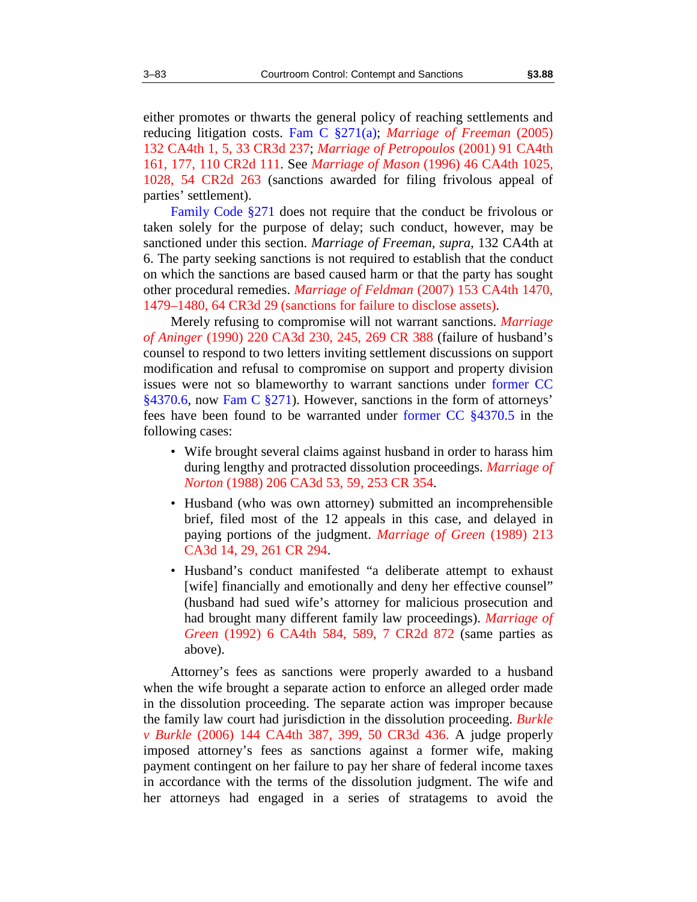either promotes or thwarts the general policy of reaching settlements and reducing litigation costs. Fam C §271(a); *Marriage of Freeman* (2005) 132 CA4th 1, 5, 33 CR3d 237; *Marriage of Petropoulos* (2001) 91 CA4th 161, 177, 110 CR2d 111. See *Marriage of Mason* (1996) 46 CA4th 1025, 1028, 54 CR2d 263 (sanctions awarded for filing frivolous appeal of parties' settlement).

Family Code §271 does not require that the conduct be frivolous or taken solely for the purpose of delay; such conduct, however, may be sanctioned under this section. *Marriage of Freeman, supra,* 132 CA4th at 6. The party seeking sanctions is not required to establish that the conduct on which the sanctions are based caused harm or that the party has sought other procedural remedies. *Marriage of Feldman* (2007) 153 CA4th 1470, 1479–1480, 64 CR3d 29 (sanctions for failure to disclose assets).

Merely refusing to compromise will not warrant sanctions. *Marriage of Aninger* (1990) 220 CA3d 230, 245, 269 CR 388 (failure of husband's counsel to respond to two letters inviting settlement discussions on support modification and refusal to compromise on support and property division issues were not so blameworthy to warrant sanctions under former CC §4370.6, now Fam C §271). However, sanctions in the form of attorneys' fees have been found to be warranted under former CC §4370.5 in the following cases:

- Wife brought several claims against husband in order to harass him during lengthy and protracted dissolution proceedings. *Marriage of Norton* (1988) 206 CA3d 53, 59, 253 CR 354.
- Husband (who was own attorney) submitted an incomprehensible brief, filed most of the 12 appeals in this case, and delayed in paying portions of the judgment. *Marriage of Green* (1989) 213 CA3d 14, 29, 261 CR 294.
- Husband's conduct manifested "a deliberate attempt to exhaust [wife] financially and emotionally and deny her effective counsel" (husband had sued wife's attorney for malicious prosecution and had brought many different family law proceedings). *Marriage of Green* (1992) 6 CA4th 584, 589, 7 CR2d 872 (same parties as above).

Attorney's fees as sanctions were properly awarded to a husband when the wife brought a separate action to enforce an alleged order made in the dissolution proceeding. The separate action was improper because the family law court had jurisdiction in the dissolution proceeding. *Burkle v Burkle* (2006) 144 CA4th 387, 399, 50 CR3d 436. A judge properly imposed attorney's fees as sanctions against a former wife, making payment contingent on her failure to pay her share of federal income taxes in accordance with the terms of the dissolution judgment. The wife and her attorneys had engaged in a series of stratagems to avoid the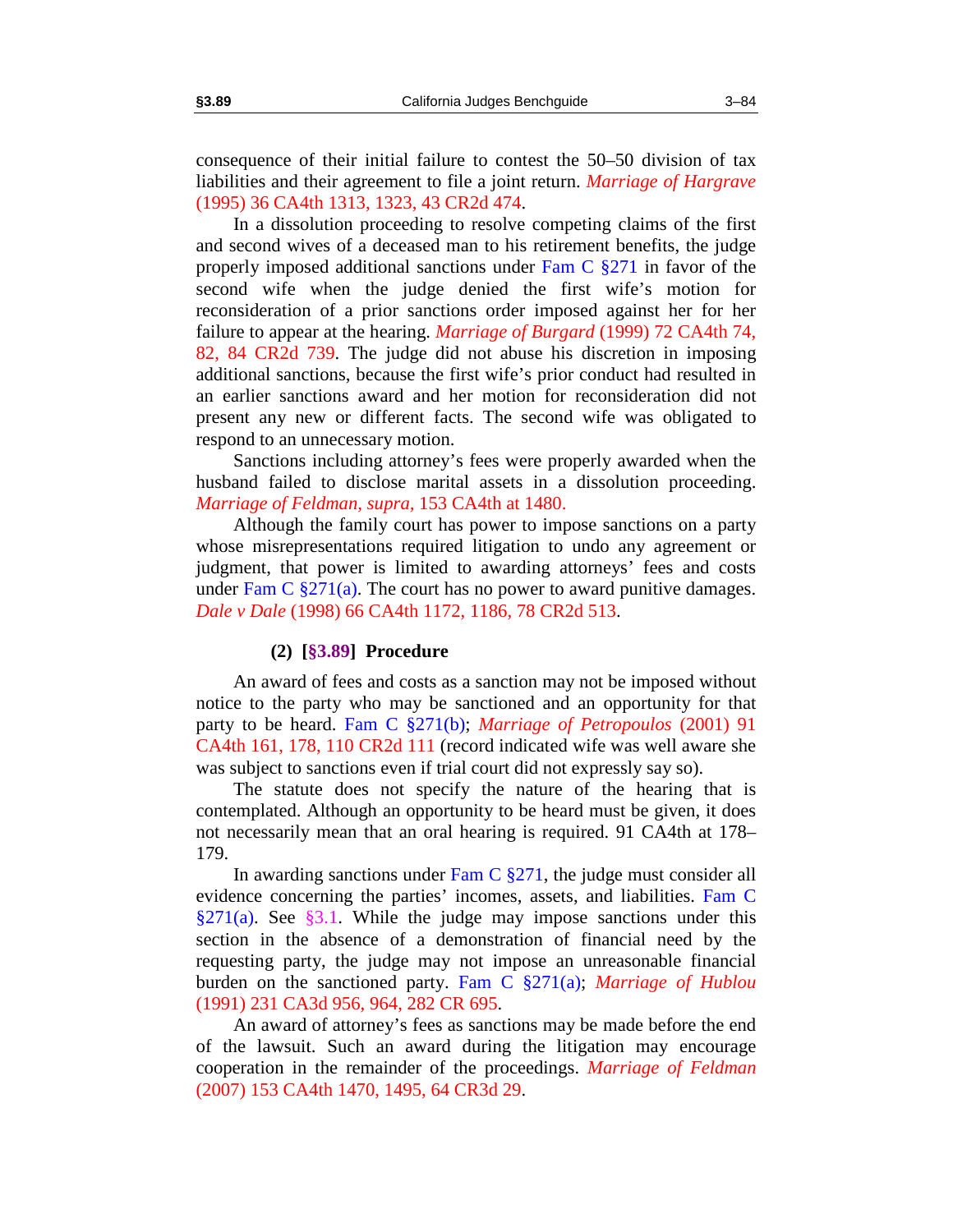consequence of their initial failure to contest the 50–50 division of tax liabilities and their agreement to file a joint return. *Marriage of Hargrave* (1995) 36 CA4th 1313, 1323, 43 CR2d 474.

In a dissolution proceeding to resolve competing claims of the first and second wives of a deceased man to his retirement benefits, the judge properly imposed additional sanctions under Fam C §271 in favor of the second wife when the judge denied the first wife's motion for reconsideration of a prior sanctions order imposed against her for her failure to appear at the hearing. *Marriage of Burgard* (1999) 72 CA4th 74, 82, 84 CR2d 739. The judge did not abuse his discretion in imposing additional sanctions, because the first wife's prior conduct had resulted in an earlier sanctions award and her motion for reconsideration did not present any new or different facts. The second wife was obligated to respond to an unnecessary motion.

Sanctions including attorney's fees were properly awarded when the husband failed to disclose marital assets in a dissolution proceeding. *Marriage of Feldman, supra,* 153 CA4th at 1480.

Although the family court has power to impose sanctions on a party whose misrepresentations required litigation to undo any agreement or judgment, that power is limited to awarding attorneys' fees and costs under Fam C §271(a). The court has no power to award punitive damages. *Dale v Dale* (1998) 66 CA4th 1172, 1186, 78 CR2d 513.

### (2) [§3.89] Procedure

An award of fees and costs as a sanction may not be imposed without notice to the party who may be sanctioned and an opportunity for that party to be heard. Fam C §271(b); *Marriage of Petropoulos* (2001) 91 CA4th 161, 178, 110 CR2d 111 (record indicated wife was well aware she was subject to sanctions even if trial court did not expressly say so).

The statute does not specify the nature of the hearing that is contemplated. Although an opportunity to be heard must be given, it does not necessarily mean that an oral hearing is required. 91 CA4th at 178–179.

In awarding sanctions under Fam C §271, the judge must consider all evidence concerning the parties' incomes, assets, and liabilities. Fam C §271(a). See §3.1. While the judge may impose sanctions under this section in the absence of a demonstration of financial need by the requesting party, the judge may not impose an unreasonable financial burden on the sanctioned party. Fam C §271(a); *Marriage of Hublou* (1991) 231 CA3d 956, 964, 282 CR 695.

An award of attorney's fees as sanctions may be made before the end of the lawsuit. Such an award during the litigation may encourage cooperation in the remainder of the proceedings. *Marriage of Feldman* (2007) 153 CA4th 1470, 1495, 64 CR3d 29.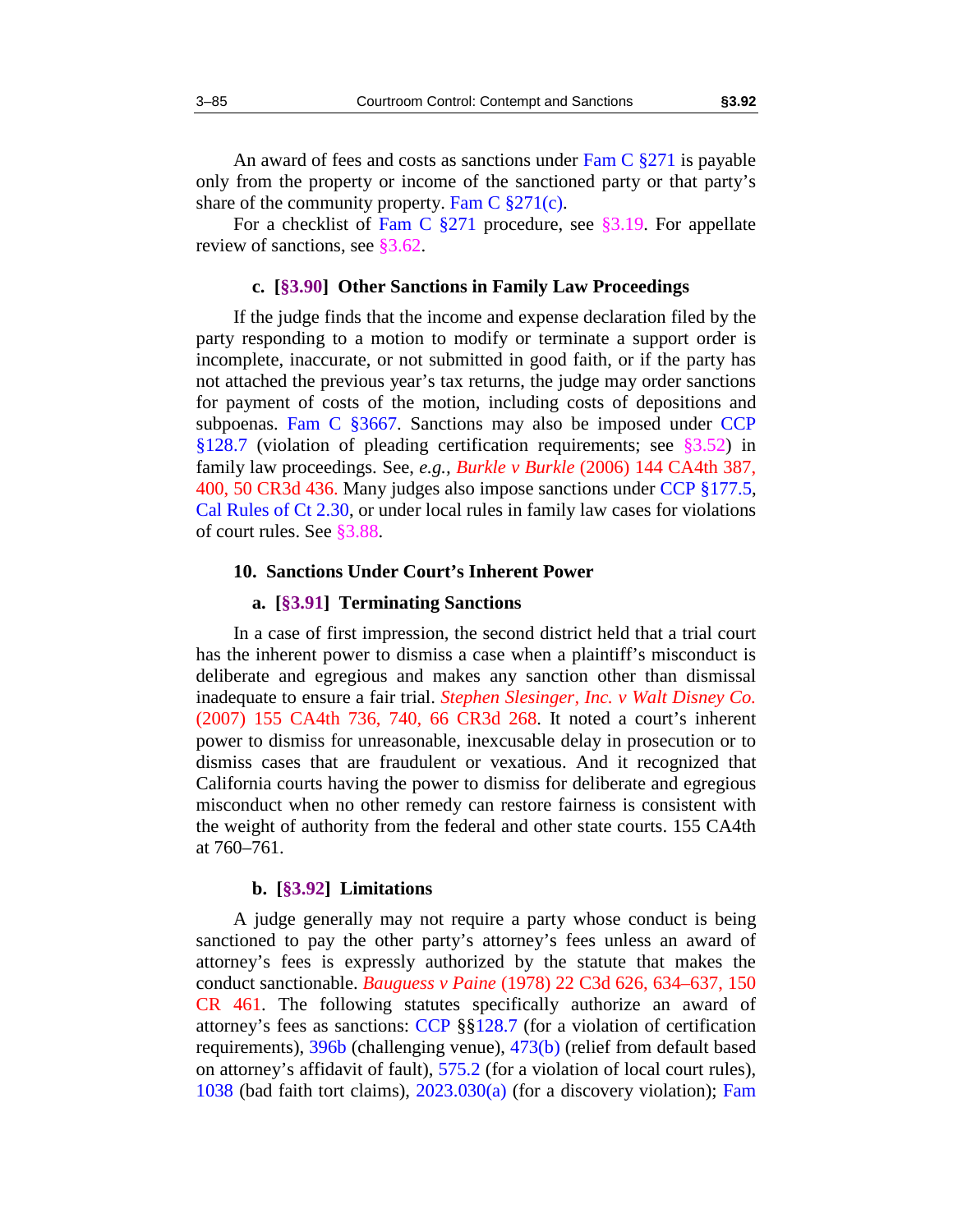An award of fees and costs as sanctions under Fam C §271 is payable only from the property or income of the sanctioned party or that party's share of the community property. Fam C §271(c).

For a checklist of Fam C §271 procedure, see §3.19. For appellate review of sanctions, see §3.62.

### c. [§3.90] Other Sanctions in Family Law Proceedings

If the judge finds that the income and expense declaration filed by the party responding to a motion to modify or terminate a support order is incomplete, inaccurate, or not submitted in good faith, or if the party has not attached the previous year's tax returns, the judge may order sanctions for payment of costs of the motion, including costs of depositions and subpoenas. Fam C §3667. Sanctions may also be imposed under CCP §128.7 (violation of pleading certification requirements; see §3.52) in family law proceedings. See, *e.g.*, *Burkle v Burkle* (2006) 144 CA4th 387, 400, 50 CR3d 436. Many judges also impose sanctions under CCP §177.5, Cal Rules of Ct 2.30, or under local rules in family law cases for violations of court rules. See §3.88.

## 10. Sanctions Under Court's Inherent Power

### a. [§3.91] Terminating Sanctions

In a case of first impression, the second district held that a trial court has the inherent power to dismiss a case when a plaintiff's misconduct is deliberate and egregious and makes any sanction other than dismissal inadequate to ensure a fair trial. *Stephen Slesinger, Inc. v Walt Disney Co.* (2007) 155 CA4th 736, 740, 66 CR3d 268. It noted a court's inherent power to dismiss for unreasonable, inexcusable delay in prosecution or to dismiss cases that are fraudulent or vexatious. And it recognized that California courts having the power to dismiss for deliberate and egregious misconduct when no other remedy can restore fairness is consistent with the weight of authority from the federal and other state courts. 155 CA4th at 760–761.

### b. [§3.92] Limitations

A judge generally may not require a party whose conduct is being sanctioned to pay the other party's attorney's fees unless an award of attorney's fees is expressly authorized by the statute that makes the conduct sanctionable. *Bauguess v Paine* (1978) 22 C3d 626, 634–637, 150 CR 461. The following statutes specifically authorize an award of attorney's fees as sanctions: CCP §§128.7 (for a violation of certification requirements), 396b (challenging venue), 473(b) (relief from default based on attorney's affidavit of fault), 575.2 (for a violation of local court rules), 1038 (bad faith tort claims), 2023.030(a) (for a discovery violation); Fam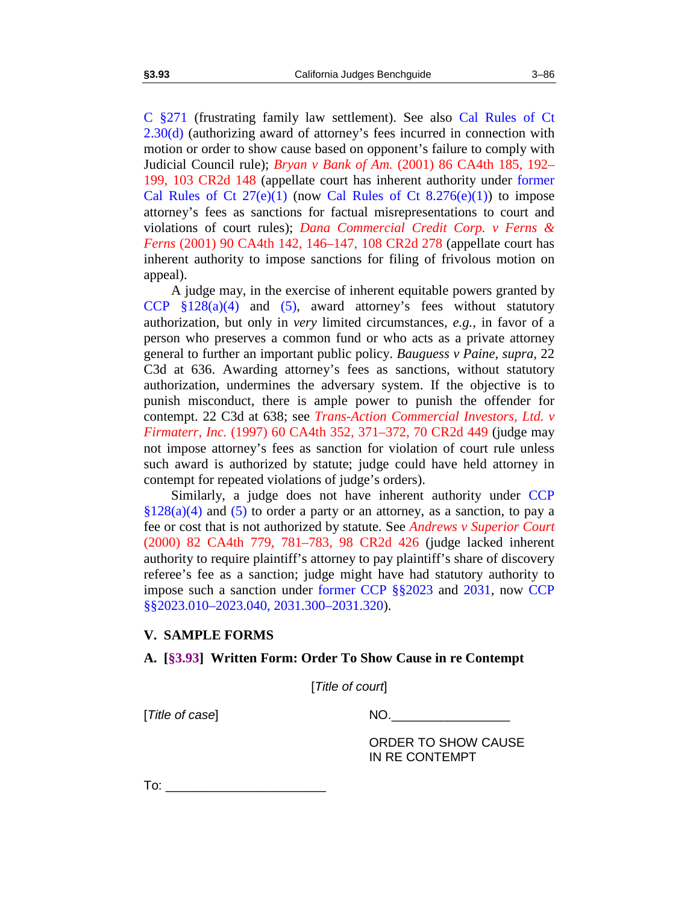C §271 (frustrating family law settlement). See also Cal Rules of Ct 2.30(d) (authorizing award of attorney's fees incurred in connection with motion or order to show cause based on opponent's failure to comply with Judicial Council rule); *Bryan v Bank of Am.* (2001) 86 CA4th 185, 192–199, 103 CR2d 148 (appellate court has inherent authority under former Cal Rules of Ct 27(e)(1) (now Cal Rules of Ct 8.276(e)(1)) to impose attorney's fees as sanctions for factual misrepresentations to court and violations of court rules); *Dana Commercial Credit Corp. v Ferns & Ferns* (2001) 90 CA4th 142, 146–147, 108 CR2d 278 (appellate court has inherent authority to impose sanctions for filing of frivolous motion on appeal).

A judge may, in the exercise of inherent equitable powers granted by CCP §128(a)(4) and (5), award attorney's fees without statutory authorization, but only in *very* limited circumstances, *e.g.*, in favor of a person who preserves a common fund or who acts as a private attorney general to further an important public policy. *Bauguess v Paine, supra,* 22 C3d at 636. Awarding attorney's fees as sanctions, without statutory authorization, undermines the adversary system. If the objective is to punish misconduct, there is ample power to punish the offender for contempt. 22 C3d at 638; see *Trans-Action Commercial Investors, Ltd. v Firmaterr, Inc.* (1997) 60 CA4th 352, 371–372, 70 CR2d 449 (judge may not impose attorney's fees as sanction for violation of court rule unless such award is authorized by statute; judge could have held attorney in contempt for repeated violations of judge's orders).

Similarly, a judge does not have inherent authority under CCP §128(a)(4) and (5) to order a party or an attorney, as a sanction, to pay a fee or cost that is not authorized by statute. See *Andrews v Superior Court* (2000) 82 CA4th 779, 781–783, 98 CR2d 426 (judge lacked inherent authority to require plaintiff's attorney to pay plaintiff's share of discovery referee's fee as a sanction; judge might have had statutory authority to impose such a sanction under former CCP §§2023 and 2031, now CCP §§2023.010–2023.040, 2031.300–2031.320).

## V. SAMPLE FORMS

### A. [§3.93] Written Form: Order To Show Cause in re Contempt

[*Title of court*]

[*Title of case*]    NO.________________

ORDER TO SHOW CAUSE
IN RE CONTEMPT

To: ______________________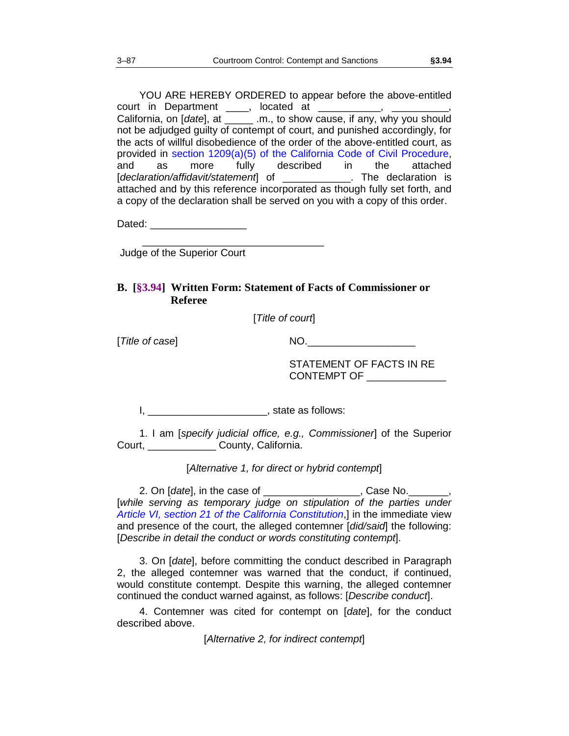YOU ARE HEREBY ORDERED to appear before the above-entitled court in Department ____, located at ___________, __________, California, on [*date*], at _____ .m., to show cause, if any, why you should not be adjudged guilty of contempt of court, and punished accordingly, for the acts of willful disobedience of the order of the above-entitled court, as provided in section 1209(a)(5) of the California Code of Civil Procedure, and as more fully described in the attached [*declaration/affidavit/statement*] of ____________. The declaration is attached and by this reference incorporated as though fully set forth, and a copy of the declaration shall be served on you with a copy of this order.

Dated: _________________

_________________________________
Judge of the Superior Court

## B. [§3.94] Written Form: Statement of Facts of Commissioner or Referee

[*Title of court*]

[*Title of case*] NO.___________________

STATEMENT OF FACTS IN RE CONTEMPT OF _____________

I, _____________________, state as follows:

1. I am [*specify judicial office, e.g., Commissioner*] of the Superior Court, ____________ County, California.

[*Alternative 1, for direct or hybrid contempt*]

2. On [*date*], in the case of _________________, Case No._______, [*while serving as temporary judge on stipulation of the parties under Article VI, section 21 of the California Constitution*,] in the immediate view and presence of the court, the alleged contemner [*did/said*] the following: [*Describe in detail the conduct or words constituting contempt*].

3. On [*date*], before committing the conduct described in Paragraph 2, the alleged contemner was warned that the conduct, if continued, would constitute contempt. Despite this warning, the alleged contemner continued the conduct warned against, as follows: [*Describe conduct*].

4. Contemner was cited for contempt on [*date*], for the conduct described above.

[*Alternative 2, for indirect contempt*]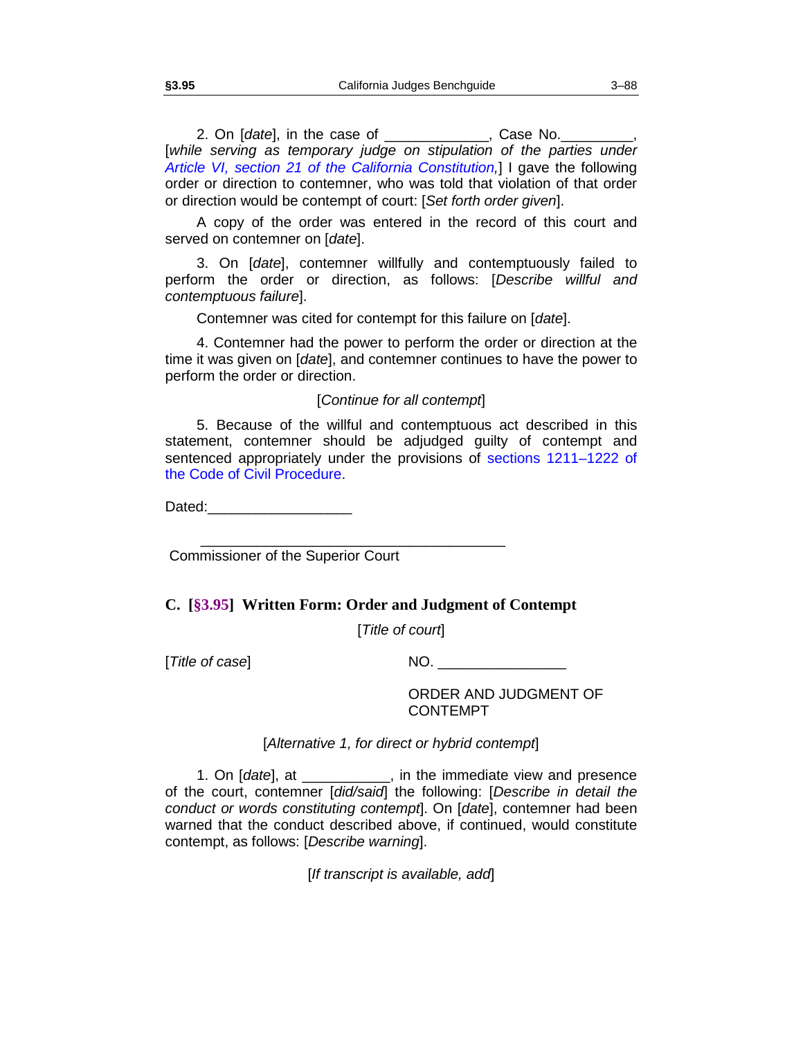2. On [*date*], in the case of _____________, Case No._________, [*while serving as temporary judge on stipulation of the parties under Article VI, section 21 of the California Constitution,*] I gave the following order or direction to contemner, who was told that violation of that order or direction would be contempt of court: [*Set forth order given*].

A copy of the order was entered in the record of this court and served on contemner on [*date*].

3. On [*date*], contemner willfully and contemptuously failed to perform the order or direction, as follows: [*Describe willful and contemptuous failure*].

Contemner was cited for contempt for this failure on [*date*].

4. Contemner had the power to perform the order or direction at the time it was given on [*date*], and contemner continues to have the power to perform the order or direction.

[*Continue for all contempt*]

5. Because of the willful and contemptuous act described in this statement, contemner should be adjudged guilty of contempt and sentenced appropriately under the provisions of sections 1211–1222 of the Code of Civil Procedure.

Dated:__________________

_______________________________________
Commissioner of the Superior Court

## C. [§3.95] Written Form: Order and Judgment of Contempt

[*Title of court*]

[*Title of case*] NO. ________________

ORDER AND JUDGMENT OF CONTEMPT

[*Alternative 1, for direct or hybrid contempt*]

1. On [*date*], at ___________, in the immediate view and presence of the court, contemner [*did/said*] the following: [*Describe in detail the conduct or words constituting contempt*]. On [*date*], contemner had been warned that the conduct described above, if continued, would constitute contempt, as follows: [*Describe warning*].

[*If transcript is available, add*]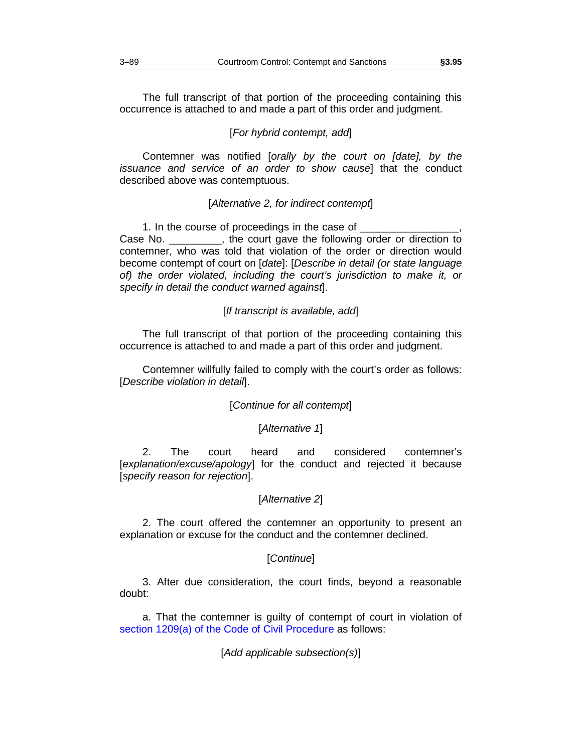The full transcript of that portion of the proceeding containing this occurrence is attached to and made a part of this order and judgment.

[*For hybrid contempt, add*]

Contemner was notified [*orally by the court on [date], by the issuance and service of an order to show cause*] that the conduct described above was contemptuous.

[*Alternative 2, for indirect contempt*]

1. In the course of proceedings in the case of _________________, Case No. _________, the court gave the following order or direction to contemner, who was told that violation of the order or direction would become contempt of court on [*date*]: [*Describe in detail (or state language of) the order violated, including the court's jurisdiction to make it, or specify in detail the conduct warned against*].

[*If transcript is available, add*]

The full transcript of that portion of the proceeding containing this occurrence is attached to and made a part of this order and judgment.

Contemner willfully failed to comply with the court's order as follows: [*Describe violation in detail*].

[*Continue for all contempt*]

[*Alternative 1*]

2. The court heard and considered contemner's [*explanation/excuse/apology*] for the conduct and rejected it because [*specify reason for rejection*].

[*Alternative 2*]

2. The court offered the contemner an opportunity to present an explanation or excuse for the conduct and the contemner declined.

[*Continue*]

3. After due consideration, the court finds, beyond a reasonable doubt:

a. That the contemner is guilty of contempt of court in violation of section 1209(a) of the Code of Civil Procedure as follows:

[*Add applicable subsection(s)*]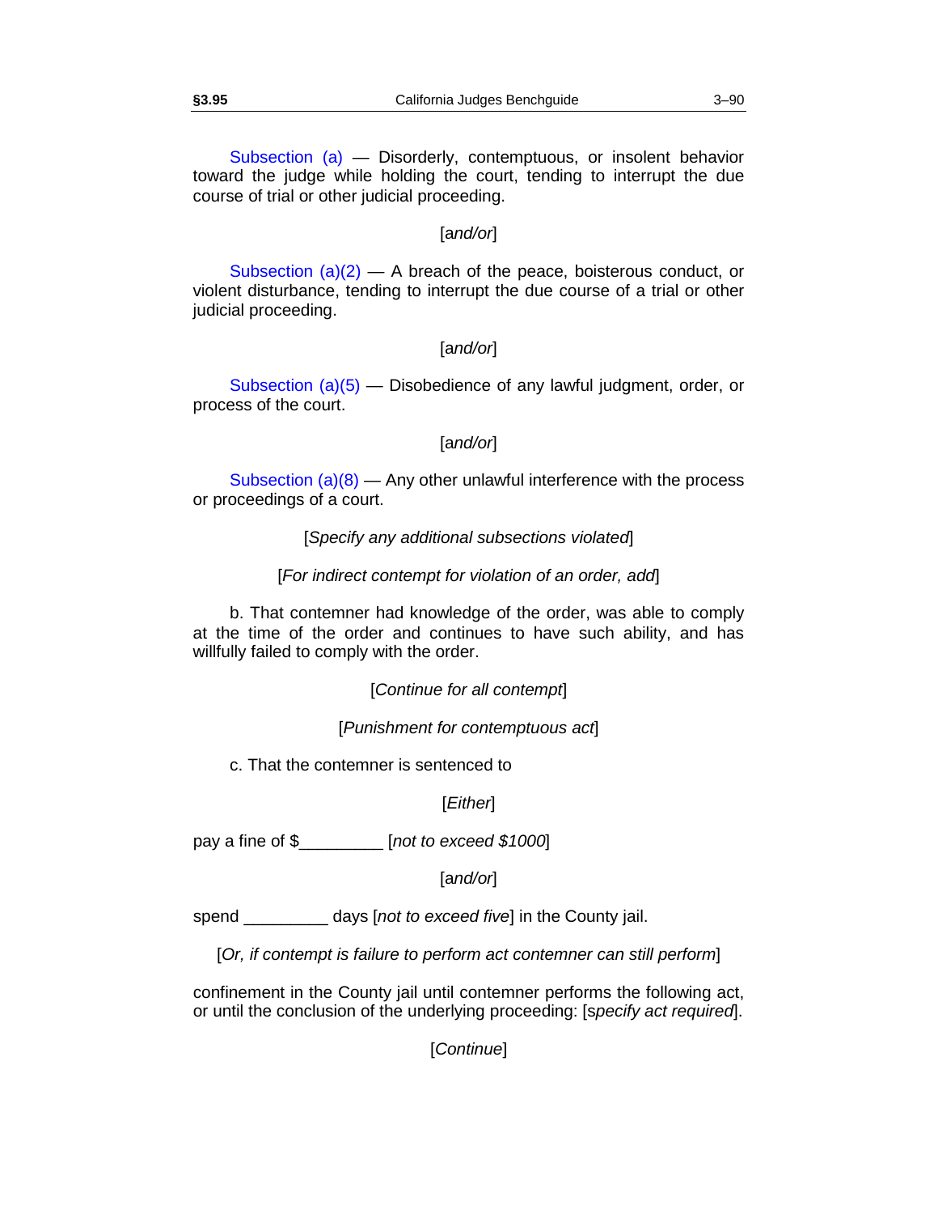Subsection (a) — Disorderly, contemptuous, or insolent behavior toward the judge while holding the court, tending to interrupt the due course of trial or other judicial proceeding.

[*and/or*]

Subsection (a)(2) — A breach of the peace, boisterous conduct, or violent disturbance, tending to interrupt the due course of a trial or other judicial proceeding.

[*and/or*]

Subsection (a)(5) — Disobedience of any lawful judgment, order, or process of the court.

[*and/or*]

Subsection (a)(8) — Any other unlawful interference with the process or proceedings of a court.

[*Specify any additional subsections violated*]

[*For indirect contempt for violation of an order, add*]

b. That contemner had knowledge of the order, was able to comply at the time of the order and continues to have such ability, and has willfully failed to comply with the order.

[*Continue for all contempt*]

[*Punishment for contemptuous act*]

c. That the contemner is sentenced to

[*Either*]

pay a fine of $_________ [*not to exceed $1000*]

[*and/or*]

spend _________ days [*not to exceed five*] in the County jail.

[*Or, if contempt is failure to perform act contemner can still perform*]

confinement in the County jail until contemner performs the following act, or until the conclusion of the underlying proceeding: [*specify act required*].

[*Continue*]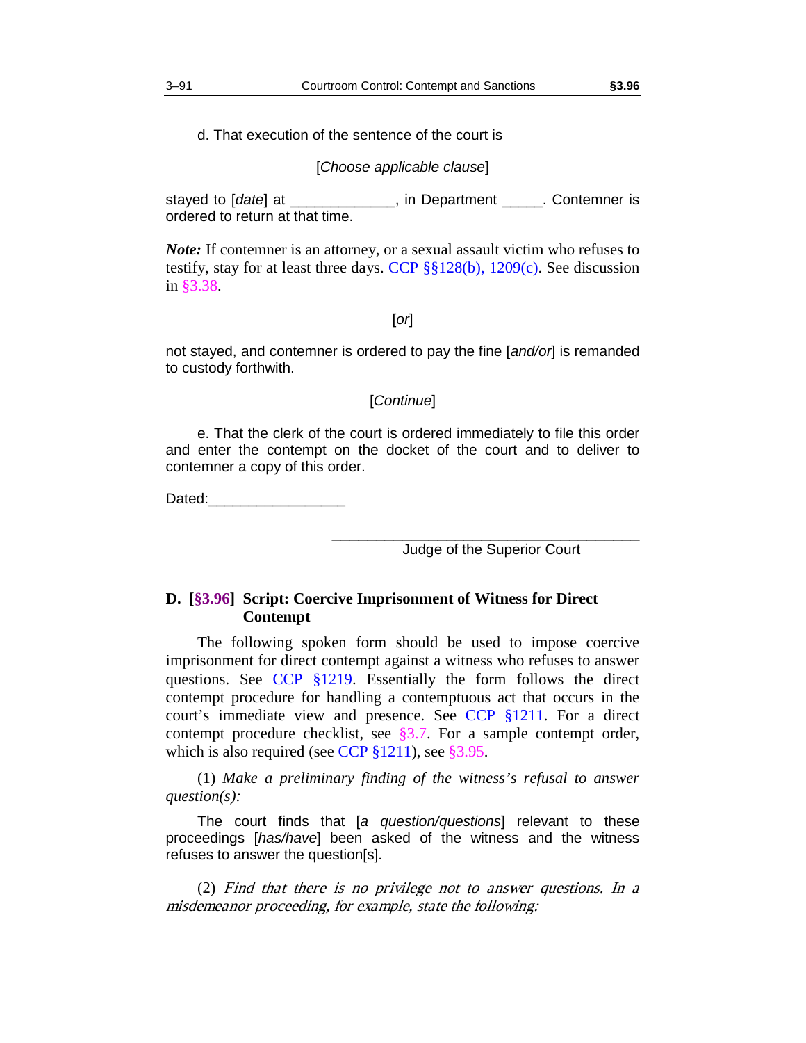d. That execution of the sentence of the court is

[*Choose applicable clause*]

stayed to [*date*] at _____________, in Department _____. Contemner is ordered to return at that time.

***Note:*** If contemner is an attorney, or a sexual assault victim who refuses to testify, stay for at least three days. CCP §§128(b), 1209(c). See discussion in §3.38.

[*or*]

not stayed, and contemner is ordered to pay the fine [*and/or*] is remanded to custody forthwith.

[*Continue*]

e. That the clerk of the court is ordered immediately to file this order and enter the contempt on the docket of the court and to deliver to contemner a copy of this order.

Dated:_________________

_______________________________________
Judge of the Superior Court

### D. [§3.96] Script: Coercive Imprisonment of Witness for Direct Contempt

The following spoken form should be used to impose coercive imprisonment for direct contempt against a witness who refuses to answer questions. See CCP §1219. Essentially the form follows the direct contempt procedure for handling a contemptuous act that occurs in the court's immediate view and presence. See CCP §1211. For a direct contempt procedure checklist, see §3.7. For a sample contempt order, which is also required (see CCP §1211), see §3.95.

(1) *Make a preliminary finding of the witness's refusal to answer question(s):*

The court finds that [*a question/questions*] relevant to these proceedings [*has/have*] been asked of the witness and the witness refuses to answer the question[s].

(2) *Find that there is no privilege not to answer questions. In a misdemeanor proceeding, for example, state the following:*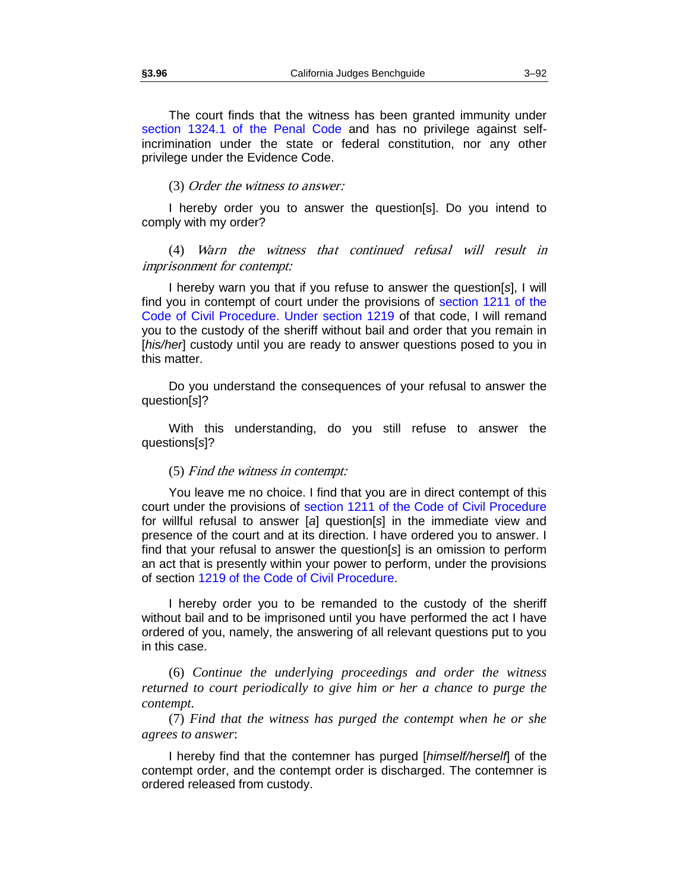The court finds that the witness has been granted immunity under section 1324.1 of the Penal Code and has no privilege against self-incrimination under the state or federal constitution, nor any other privilege under the Evidence Code.

(3) *Order the witness to answer:*

I hereby order you to answer the question[s]. Do you intend to comply with my order?

(4) *Warn the witness that continued refusal will result in imprisonment for contempt:*

I hereby warn you that if you refuse to answer the question[*s*], I will find you in contempt of court under the provisions of section 1211 of the Code of Civil Procedure. Under section 1219 of that code, I will remand you to the custody of the sheriff without bail and order that you remain in [*his/her*] custody until you are ready to answer questions posed to you in this matter.

Do you understand the consequences of your refusal to answer the question[*s*]?

With this understanding, do you still refuse to answer the questions[*s*]?

(5) *Find the witness in contempt:*

You leave me no choice. I find that you are in direct contempt of this court under the provisions of section 1211 of the Code of Civil Procedure for willful refusal to answer [*a*] question[*s*] in the immediate view and presence of the court and at its direction. I have ordered you to answer. I find that your refusal to answer the question[*s*] is an omission to perform an act that is presently within your power to perform, under the provisions of section 1219 of the Code of Civil Procedure.

I hereby order you to be remanded to the custody of the sheriff without bail and to be imprisoned until you have performed the act I have ordered of you, namely, the answering of all relevant questions put to you in this case.

(6) *Continue the underlying proceedings and order the witness returned to court periodically to give him or her a chance to purge the contempt.*

(7) *Find that the witness has purged the contempt when he or she agrees to answer*:

I hereby find that the contemner has purged [*himself/herself*] of the contempt order, and the contempt order is discharged. The contemner is ordered released from custody.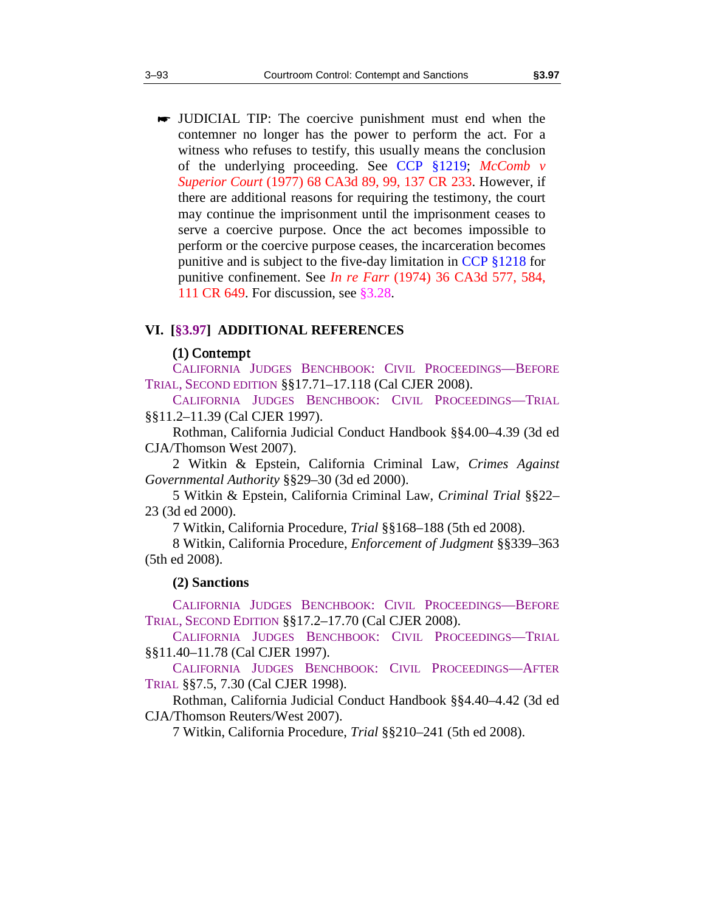☛ JUDICIAL TIP: The coercive punishment must end when the contemner no longer has the power to perform the act. For a witness who refuses to testify, this usually means the conclusion of the underlying proceeding. See CCP §1219; *McComb v Superior Court* (1977) 68 CA3d 89, 99, 137 CR 233. However, if there are additional reasons for requiring the testimony, the court may continue the imprisonment until the imprisonment ceases to serve a coercive purpose. Once the act becomes impossible to perform or the coercive purpose ceases, the incarceration becomes punitive and is subject to the five-day limitation in CCP §1218 for punitive confinement. See *In re Farr* (1974) 36 CA3d 577, 584, 111 CR 649. For discussion, see §3.28.

## VI. [§3.97] ADDITIONAL REFERENCES

**(1) Contempt**

CALIFORNIA JUDGES BENCHBOOK: CIVIL PROCEEDINGS—BEFORE TRIAL, SECOND EDITION §§17.71–17.118 (Cal CJER 2008).

CALIFORNIA JUDGES BENCHBOOK: CIVIL PROCEEDINGS—TRIAL §§11.2–11.39 (Cal CJER 1997).

Rothman, California Judicial Conduct Handbook §§4.00–4.39 (3d ed CJA/Thomson West 2007).

2 Witkin & Epstein, California Criminal Law, *Crimes Against Governmental Authority* §§29–30 (3d ed 2000).

5 Witkin & Epstein, California Criminal Law, *Criminal Trial* §§22–23 (3d ed 2000).

7 Witkin, California Procedure, *Trial* §§168–188 (5th ed 2008).

8 Witkin, California Procedure, *Enforcement of Judgment* §§339–363 (5th ed 2008).

**(2) Sanctions**

CALIFORNIA JUDGES BENCHBOOK: CIVIL PROCEEDINGS—BEFORE TRIAL, SECOND EDITION §§17.2–17.70 (Cal CJER 2008).

CALIFORNIA JUDGES BENCHBOOK: CIVIL PROCEEDINGS—TRIAL §§11.40–11.78 (Cal CJER 1997).

CALIFORNIA JUDGES BENCHBOOK: CIVIL PROCEEDINGS—AFTER TRIAL §§7.5, 7.30 (Cal CJER 1998).

Rothman, California Judicial Conduct Handbook §§4.40–4.42 (3d ed CJA/Thomson Reuters/West 2007).

7 Witkin, California Procedure, *Trial* §§210–241 (5th ed 2008).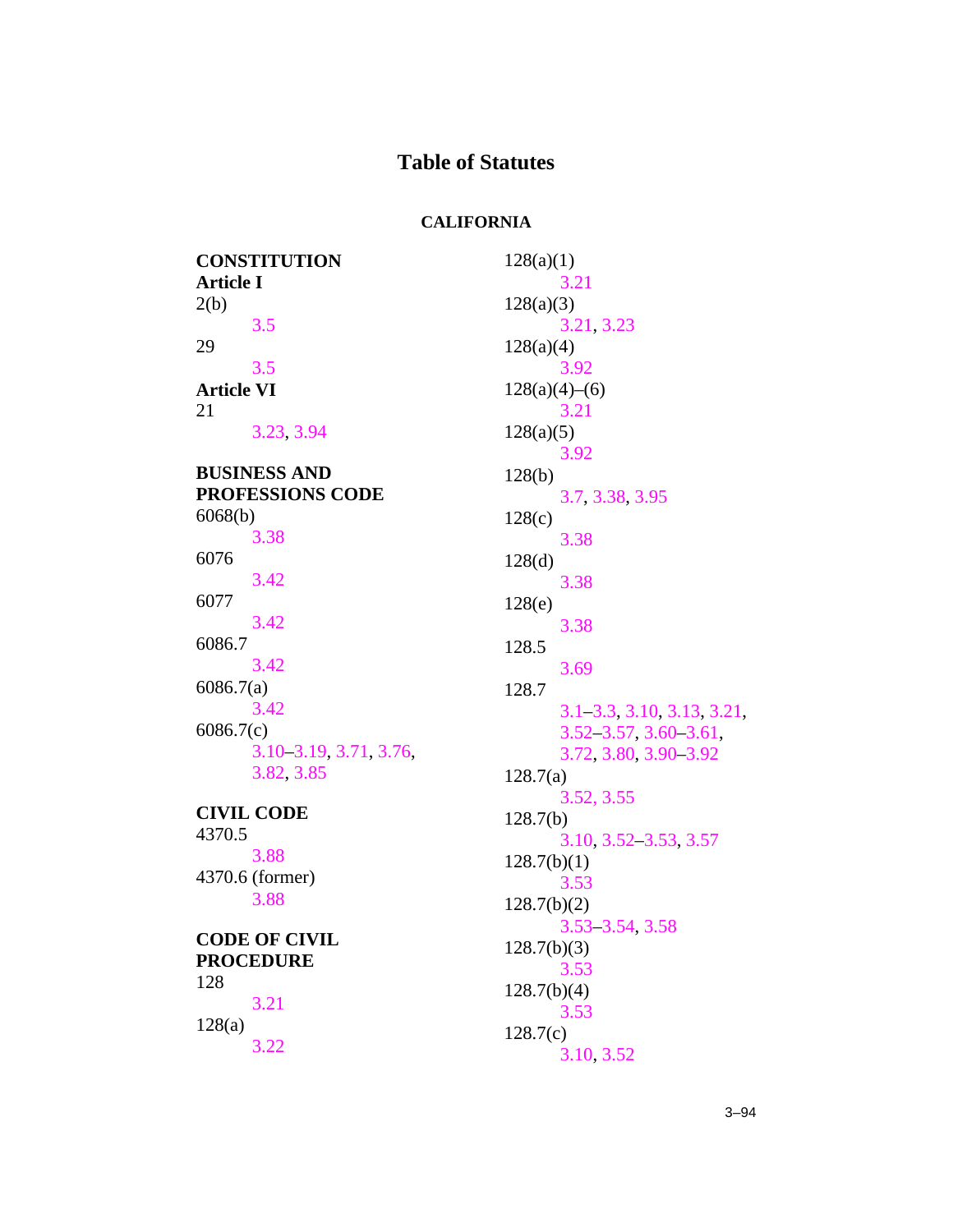# Table of Statutes

## CALIFORNIA

**CONSTITUTION**

**Article I**

2(b)
 3.5

29
 3.5

**Article VI**

21
 3.23, 3.94

**BUSINESS AND PROFESSIONS CODE**

6068(b)
 3.38

6076
 3.42

6077
 3.42

6086.7
 3.42

6086.7(a)
 3.42

6086.7(c)
 3.10–3.19, 3.71, 3.76, 3.82, 3.85

**CIVIL CODE**

4370.5
 3.88

4370.6 (former)
 3.88

**CODE OF CIVIL PROCEDURE**

128
 3.21

128(a)
 3.22

128(a)(1)
 3.21

128(a)(3)
 3.21, 3.23

128(a)(4)
 3.92

128(a)(4)–(6)
 3.21

128(a)(5)
 3.92

128(b)
 3.7, 3.38, 3.95

128(c)
 3.38

128(d)
 3.38

128(e)
 3.38

128.5
 3.69

128.7
 3.1–3.3, 3.10, 3.13, 3.21, 3.52–3.57, 3.60–3.61, 3.72, 3.80, 3.90–3.92

128.7(a)
 3.52, 3.55

128.7(b)
 3.10, 3.52–3.53, 3.57

128.7(b)(1)
 3.53

128.7(b)(2)
 3.53–3.54, 3.58

128.7(b)(3)
 3.53

128.7(b)(4)
 3.53

128.7(c)
 3.10, 3.52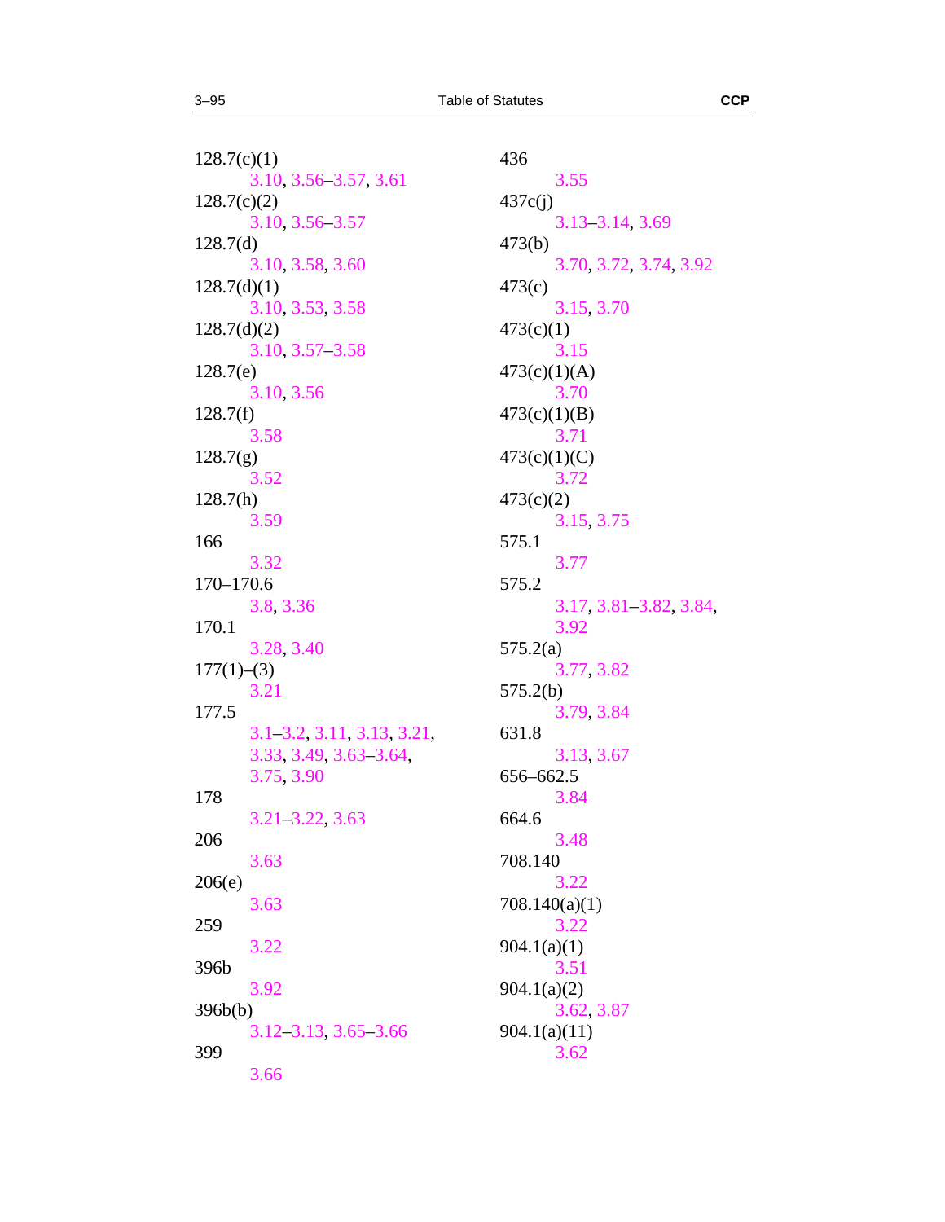128.7(c)(1)
3.10, 3.56–3.57, 3.61

128.7(c)(2)
3.10, 3.56–3.57

128.7(d)
3.10, 3.58, 3.60

128.7(d)(1)
3.10, 3.53, 3.58

128.7(d)(2)
3.10, 3.57–3.58

128.7(e)
3.10, 3.56

128.7(f)
3.58

128.7(g)
3.52

128.7(h)
3.59

166
3.32

170–170.6
3.8, 3.36

170.1
3.28, 3.40

177(1)–(3)
3.21

177.5
3.1–3.2, 3.11, 3.13, 3.21, 3.33, 3.49, 3.63–3.64, 3.75, 3.90

178
3.21–3.22, 3.63

206
3.63

206(e)
3.63

259
3.22

396b
3.92

396b(b)
3.12–3.13, 3.65–3.66

399
3.66

436
3.55

437c(j)
3.13–3.14, 3.69

473(b)
3.70, 3.72, 3.74, 3.92

473(c)
3.15, 3.70

473(c)(1)
3.15

473(c)(1)(A)
3.70

473(c)(1)(B)
3.71

473(c)(1)(C)
3.72

473(c)(2)
3.15, 3.75

575.1
3.77

575.2
3.17, 3.81–3.82, 3.84, 3.92

575.2(a)
3.77, 3.82

575.2(b)
3.79, 3.84

631.8
3.13, 3.67

656–662.5
3.84

664.6
3.48

708.140
3.22

708.140(a)(1)
3.22

904.1(a)(1)
3.51

904.1(a)(2)
3.62, 3.87

904.1(a)(11)
3.62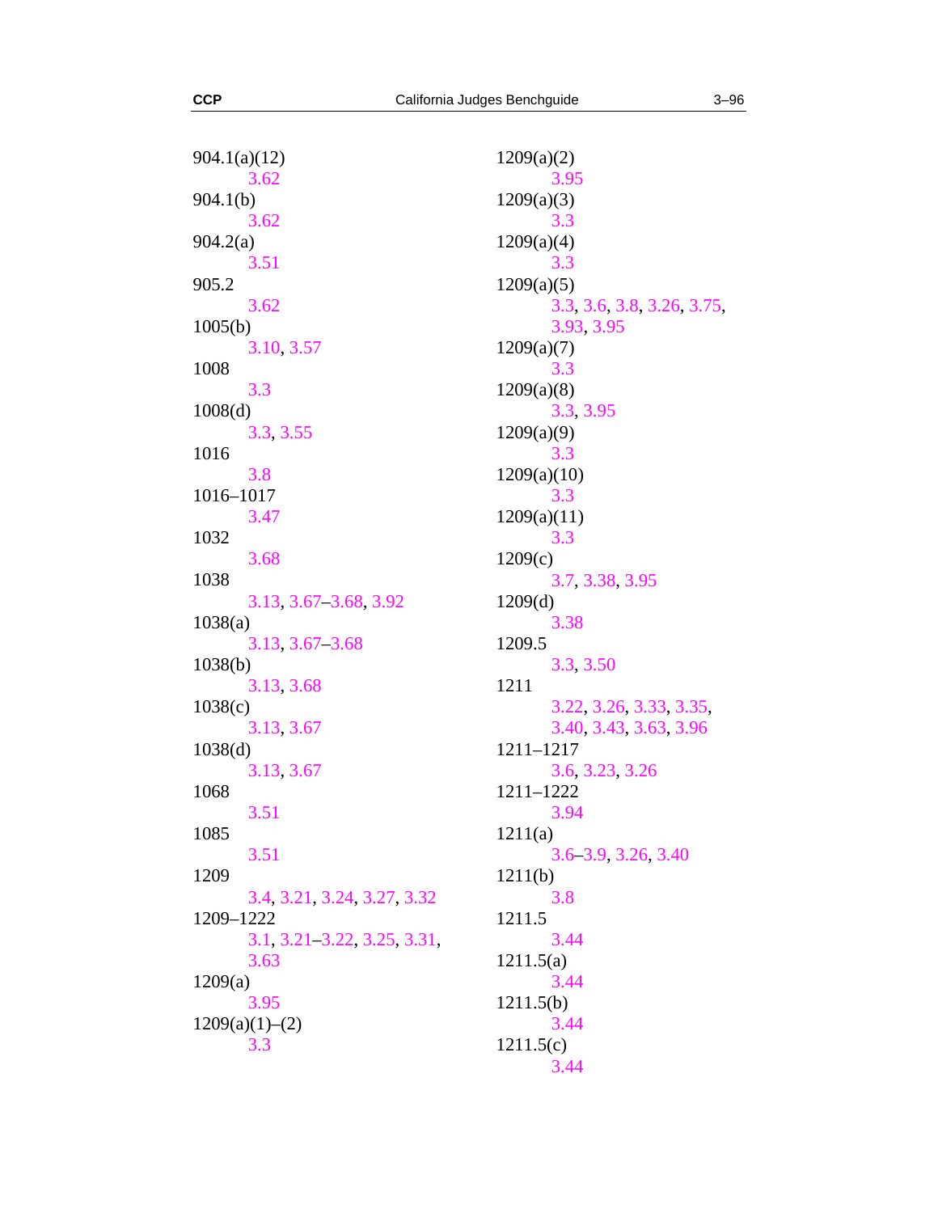904.1(a)(12)
3.62
904.1(b)
3.62
904.2(a)
3.51
905.2
3.62
1005(b)
3.10, 3.57
1008
3.3
1008(d)
3.3, 3.55
1016
3.8
1016–1017
3.47
1032
3.68
1038
3.13, 3.67–3.68, 3.92
1038(a)
3.13, 3.67–3.68
1038(b)
3.13, 3.68
1038(c)
3.13, 3.67
1038(d)
3.13, 3.67
1068
3.51
1085
3.51
1209
3.4, 3.21, 3.24, 3.27, 3.32
1209–1222
3.1, 3.21–3.22, 3.25, 3.31, 3.63
1209(a)
3.95
1209(a)(1)–(2)
3.3
1209(a)(2)
3.95
1209(a)(3)
3.3
1209(a)(4)
3.3
1209(a)(5)
3.3, 3.6, 3.8, 3.26, 3.75, 3.93, 3.95
1209(a)(7)
3.3
1209(a)(8)
3.3, 3.95
1209(a)(9)
3.3
1209(a)(10)
3.3
1209(a)(11)
3.3
1209(c)
3.7, 3.38, 3.95
1209(d)
3.38
1209.5
3.3, 3.50
1211
3.22, 3.26, 3.33, 3.35, 3.40, 3.43, 3.63, 3.96
1211–1217
3.6, 3.23, 3.26
1211–1222
3.94
1211(a)
3.6–3.9, 3.26, 3.40
1211(b)
3.8
1211.5
3.44
1211.5(a)
3.44
1211.5(b)
3.44
1211.5(c)
3.44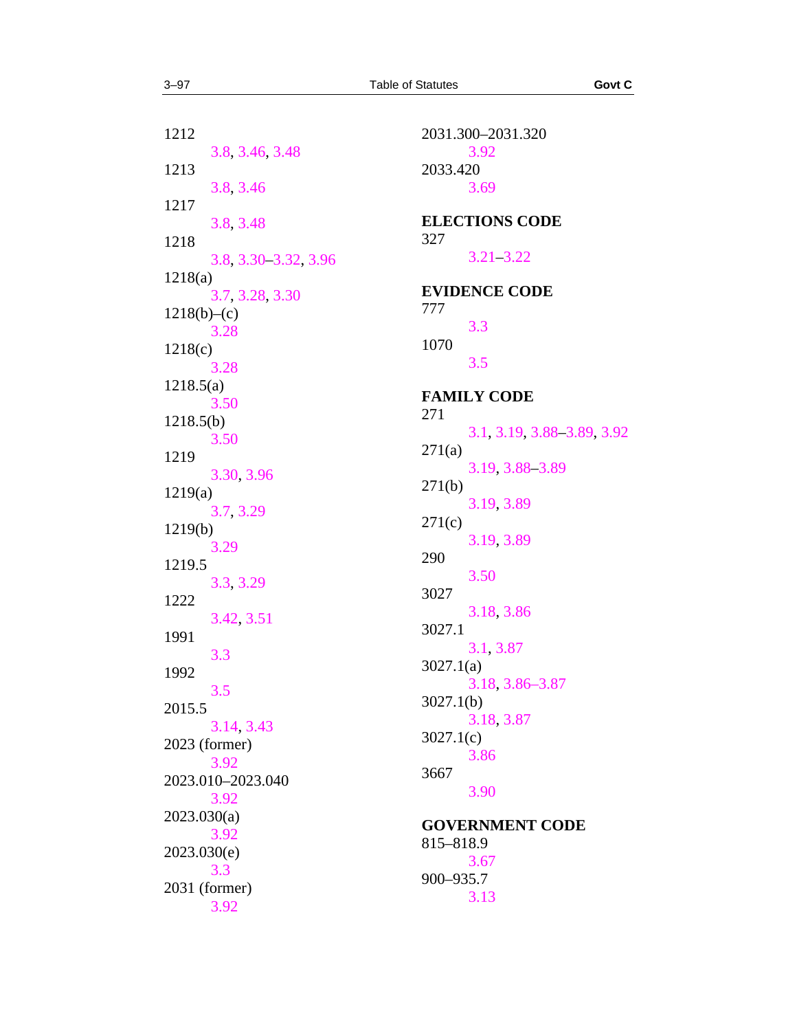1212
3.8, 3.46, 3.48

1213
3.8, 3.46

1217
3.8, 3.48

1218
3.8, 3.30–3.32, 3.96

1218(a)
3.7, 3.28, 3.30

1218(b)–(c)
3.28

1218(c)
3.28

1218.5(a)
3.50

1218.5(b)
3.50

1219
3.30, 3.96

1219(a)
3.7, 3.29

1219(b)
3.29

1219.5
3.3, 3.29

1222
3.42, 3.51

1991
3.3

1992
3.5

2015.5
3.14, 3.43

2023 (former)
3.92

2023.010–2023.040
3.92

2023.030(a)
3.92

2023.030(e)
3.3

2031 (former)
3.92

2031.300–2031.320
3.92

2033.420
3.69

**ELECTIONS CODE**

327
3.21–3.22

**EVIDENCE CODE**

777
3.3

1070
3.5

**FAMILY CODE**

271
3.1, 3.19, 3.88–3.89, 3.92

271(a)
3.19, 3.88–3.89

271(b)
3.19, 3.89

271(c)
3.19, 3.89

290
3.50

3027
3.18, 3.86

3027.1
3.1, 3.87

3027.1(a)
3.18, 3.86–3.87

3027.1(b)
3.18, 3.87

3027.1(c)
3.86

3667
3.90

**GOVERNMENT CODE**

815–818.9
3.67

900–935.7
3.13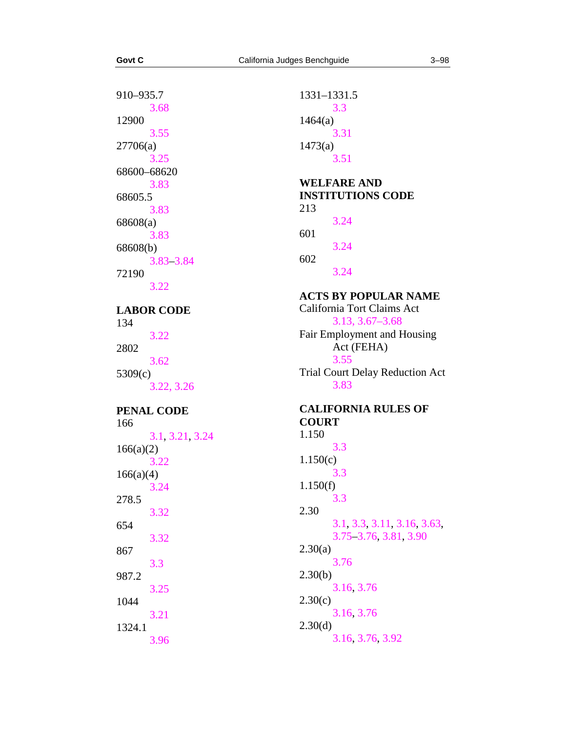910–935.7
 3.68
12900
 3.55
27706(a)
 3.25
68600–68620
 3.83
68605.5
 3.83
68608(a)
 3.83
68608(b)
 3.83–3.84
72190
 3.22

**LABOR CODE**

134
 3.22
2802
 3.62
5309(c)
 3.22, 3.26

**PENAL CODE**

166
 3.1, 3.21, 3.24
166(a)(2)
 3.22
166(a)(4)
 3.24
278.5
 3.32
654
 3.32
867
 3.3
987.2
 3.25
1044
 3.21
1324.1
 3.96
1331–1331.5
 3.3
1464(a)
 3.31
1473(a)
 3.51

**WELFARE AND INSTITUTIONS CODE**

213
 3.24
601
 3.24
602
 3.24

**ACTS BY POPULAR NAME**

California Tort Claims Act
 3.13, 3.67–3.68
Fair Employment and Housing Act (FEHA)
 3.55
Trial Court Delay Reduction Act
 3.83

**CALIFORNIA RULES OF COURT**

1.150
 3.3
1.150(c)
 3.3
1.150(f)
 3.3
2.30
 3.1, 3.3, 3.11, 3.16, 3.63, 3.75–3.76, 3.81, 3.90
2.30(a)
 3.76
2.30(b)
 3.16, 3.76
2.30(c)
 3.16, 3.76
2.30(d)
 3.16, 3.76, 3.92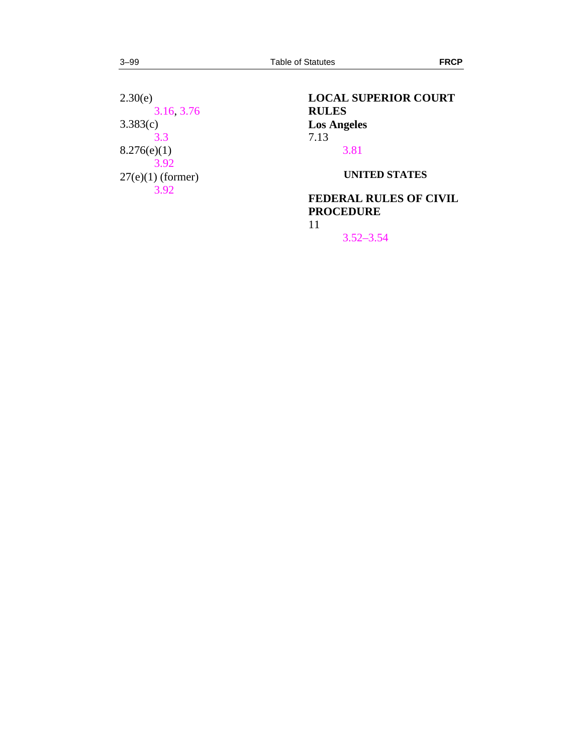2.30(e)
    3.16, 3.76

3.383(c)
    3.3

8.276(e)(1)
    3.92

27(e)(1) (former)
    3.92

**LOCAL SUPERIOR COURT RULES**

**Los Angeles**

7.13
    3.81

**UNITED STATES**

**FEDERAL RULES OF CIVIL PROCEDURE**

11
    3.52–3.54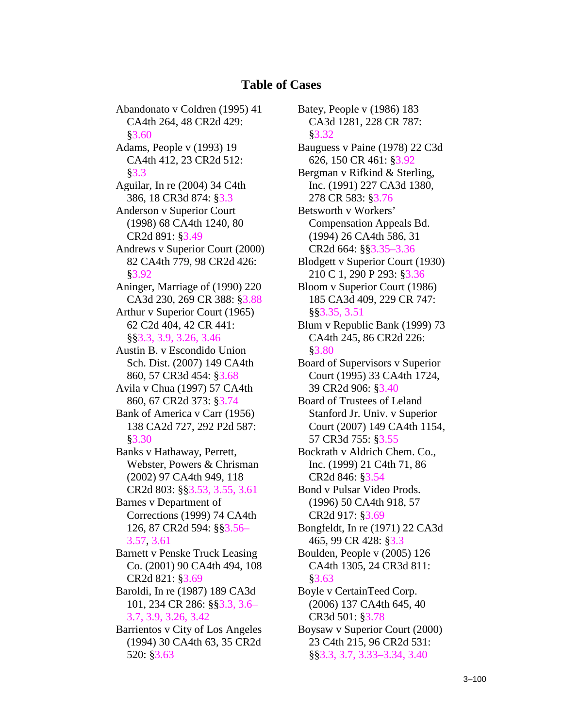## Table of Cases

Abandonato v Coldren (1995) 41 CA4th 264, 48 CR2d 429: §3.60

Adams, People v (1993) 19 CA4th 412, 23 CR2d 512: §3.3

Aguilar, In re (2004) 34 C4th 386, 18 CR3d 874: §3.3

Anderson v Superior Court (1998) 68 CA4th 1240, 80 CR2d 891: §3.49

Andrews v Superior Court (2000) 82 CA4th 779, 98 CR2d 426: §3.92

Aninger, Marriage of (1990) 220 CA3d 230, 269 CR 388: §3.88

Arthur v Superior Court (1965) 62 C2d 404, 42 CR 441: §§3.3, 3.9, 3.26, 3.46

Austin B. v Escondido Union Sch. Dist. (2007) 149 CA4th 860, 57 CR3d 454: §3.68

Avila v Chua (1997) 57 CA4th 860, 67 CR2d 373: §3.74

Bank of America v Carr (1956) 138 CA2d 727, 292 P2d 587: §3.30

Banks v Hathaway, Perrett, Webster, Powers & Chrisman (2002) 97 CA4th 949, 118 CR2d 803: §§3.53, 3.55, 3.61

Barnes v Department of Corrections (1999) 74 CA4th 126, 87 CR2d 594: §§3.56–3.57, 3.61

Barnett v Penske Truck Leasing Co. (2001) 90 CA4th 494, 108 CR2d 821: §3.69

Baroldi, In re (1987) 189 CA3d 101, 234 CR 286: §§3.3, 3.6–3.7, 3.9, 3.26, 3.42

Barrientos v City of Los Angeles (1994) 30 CA4th 63, 35 CR2d 520: §3.63

Batey, People v (1986) 183 CA3d 1281, 228 CR 787: §3.32

Bauguess v Paine (1978) 22 C3d 626, 150 CR 461: §3.92

Bergman v Rifkind & Sterling, Inc. (1991) 227 CA3d 1380, 278 CR 583: §3.76

Betsworth v Workers' Compensation Appeals Bd. (1994) 26 CA4th 586, 31 CR2d 664: §§3.35–3.36

Blodgett v Superior Court (1930) 210 C 1, 290 P 293: §3.36

Bloom v Superior Court (1986) 185 CA3d 409, 229 CR 747: §§3.35, 3.51

Blum v Republic Bank (1999) 73 CA4th 245, 86 CR2d 226: §3.80

Board of Supervisors v Superior Court (1995) 33 CA4th 1724, 39 CR2d 906: §3.40

Board of Trustees of Leland Stanford Jr. Univ. v Superior Court (2007) 149 CA4th 1154, 57 CR3d 755: §3.55

Bockrath v Aldrich Chem. Co., Inc. (1999) 21 C4th 71, 86 CR2d 846: §3.54

Bond v Pulsar Video Prods. (1996) 50 CA4th 918, 57 CR2d 917: §3.69

Bongfeldt, In re (1971) 22 CA3d 465, 99 CR 428: §3.3

Boulden, People v (2005) 126 CA4th 1305, 24 CR3d 811: §3.63

Boyle v CertainTeed Corp. (2006) 137 CA4th 645, 40 CR3d 501: §3.78

Boysaw v Superior Court (2000) 23 C4th 215, 96 CR2d 531: §§3.3, 3.7, 3.33–3.34, 3.40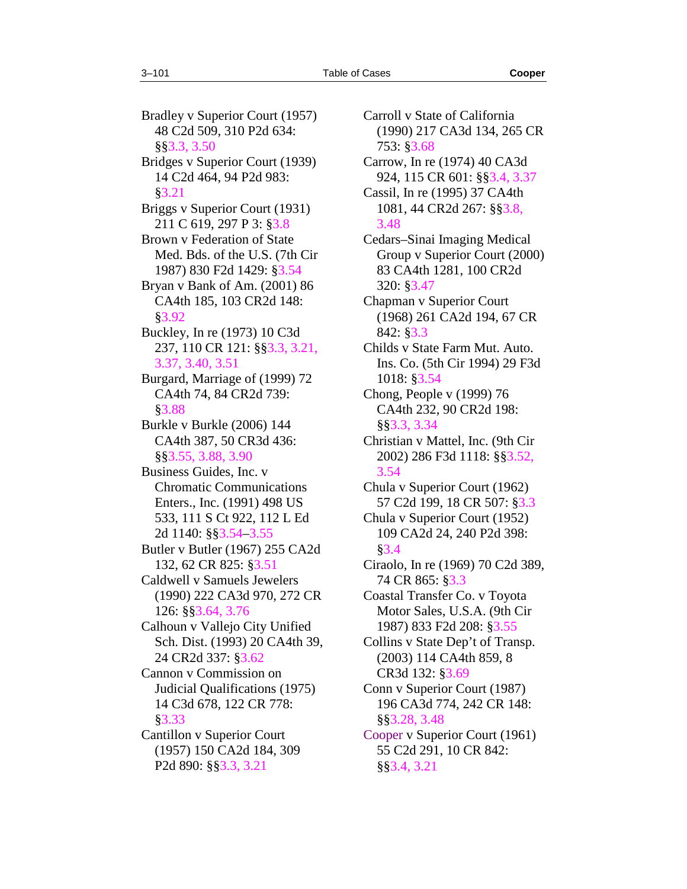Bradley v Superior Court (1957) 48 C2d 509, 310 P2d 634: §§3.3, 3.50

Bridges v Superior Court (1939) 14 C2d 464, 94 P2d 983: §3.21

Briggs v Superior Court (1931) 211 C 619, 297 P 3: §3.8

Brown v Federation of State Med. Bds. of the U.S. (7th Cir 1987) 830 F2d 1429: §3.54

Bryan v Bank of Am. (2001) 86 CA4th 185, 103 CR2d 148: §3.92

Buckley, In re (1973) 10 C3d 237, 110 CR 121: §§3.3, 3.21, 3.37, 3.40, 3.51

Burgard, Marriage of (1999) 72 CA4th 74, 84 CR2d 739: §3.88

Burkle v Burkle (2006) 144 CA4th 387, 50 CR3d 436: §§3.55, 3.88, 3.90

Business Guides, Inc. v Chromatic Communications Enters., Inc. (1991) 498 US 533, 111 S Ct 922, 112 L Ed 2d 1140: §§3.54–3.55

Butler v Butler (1967) 255 CA2d 132, 62 CR 825: §3.51

Caldwell v Samuels Jewelers (1990) 222 CA3d 970, 272 CR 126: §§3.64, 3.76

Calhoun v Vallejo City Unified Sch. Dist. (1993) 20 CA4th 39, 24 CR2d 337: §3.62

Cannon v Commission on Judicial Qualifications (1975) 14 C3d 678, 122 CR 778: §3.33

Cantillon v Superior Court (1957) 150 CA2d 184, 309 P2d 890: §§3.3, 3.21

Carroll v State of California (1990) 217 CA3d 134, 265 CR 753: §3.68

Carrow, In re (1974) 40 CA3d 924, 115 CR 601: §§3.4, 3.37

Cassil, In re (1995) 37 CA4th 1081, 44 CR2d 267: §§3.8, 3.48

Cedars–Sinai Imaging Medical Group v Superior Court (2000) 83 CA4th 1281, 100 CR2d 320: §3.47

Chapman v Superior Court (1968) 261 CA2d 194, 67 CR 842: §3.3

Childs v State Farm Mut. Auto. Ins. Co. (5th Cir 1994) 29 F3d 1018: §3.54

Chong, People v (1999) 76 CA4th 232, 90 CR2d 198: §§3.3, 3.34

Christian v Mattel, Inc. (9th Cir 2002) 286 F3d 1118: §§3.52, 3.54

Chula v Superior Court (1962) 57 C2d 199, 18 CR 507: §3.3

Chula v Superior Court (1952) 109 CA2d 24, 240 P2d 398: §3.4

Ciraolo, In re (1969) 70 C2d 389, 74 CR 865: §3.3

Coastal Transfer Co. v Toyota Motor Sales, U.S.A. (9th Cir 1987) 833 F2d 208: §3.55

Collins v State Dep't of Transp. (2003) 114 CA4th 859, 8 CR3d 132: §3.69

Conn v Superior Court (1987) 196 CA3d 774, 242 CR 148: §§3.28, 3.48

Cooper v Superior Court (1961) 55 C2d 291, 10 CR 842: §§3.4, 3.21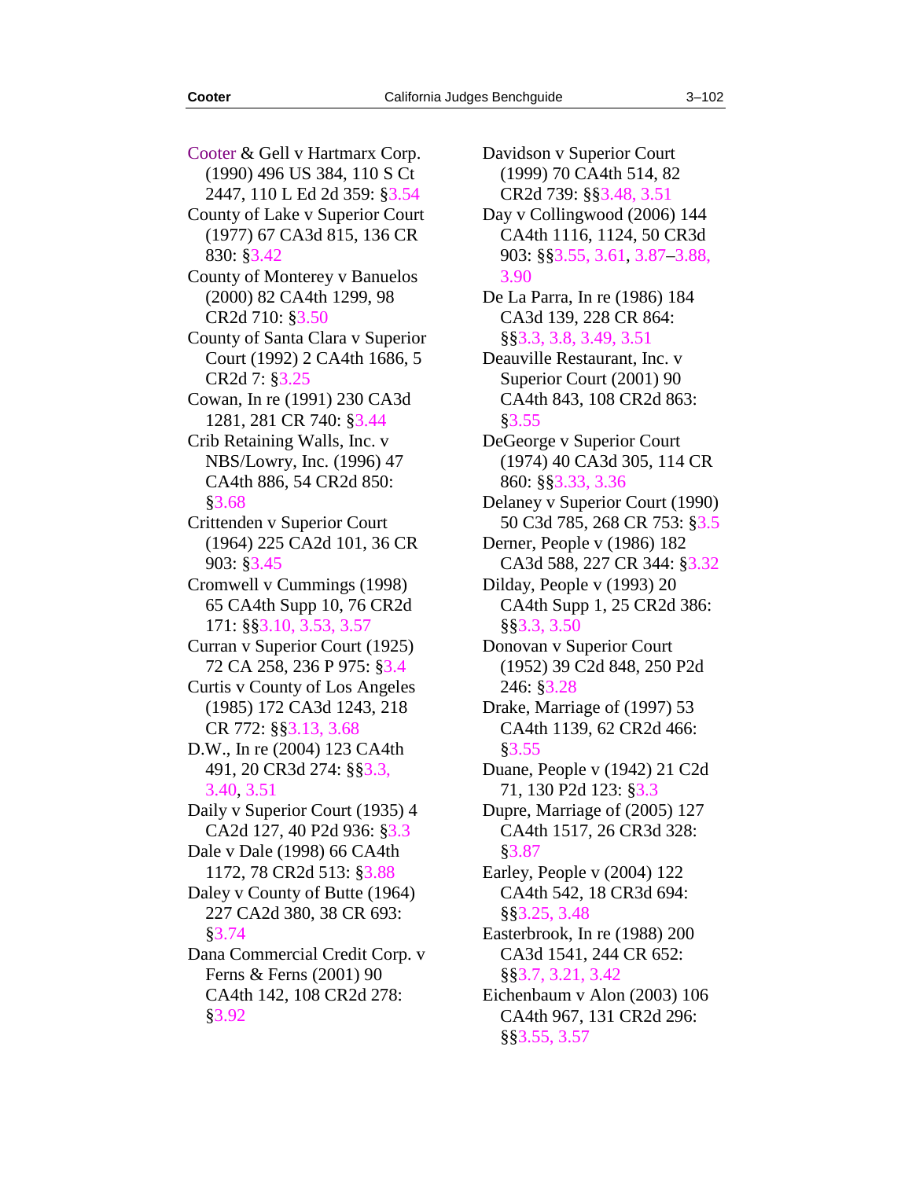Cooter & Gell v Hartmarx Corp. (1990) 496 US 384, 110 S Ct 2447, 110 L Ed 2d 359: §3.54

County of Lake v Superior Court (1977) 67 CA3d 815, 136 CR 830: §3.42

County of Monterey v Banuelos (2000) 82 CA4th 1299, 98 CR2d 710: §3.50

County of Santa Clara v Superior Court (1992) 2 CA4th 1686, 5 CR2d 7: §3.25

Cowan, In re (1991) 230 CA3d 1281, 281 CR 740: §3.44

Crib Retaining Walls, Inc. v NBS/Lowry, Inc. (1996) 47 CA4th 886, 54 CR2d 850: §3.68

Crittenden v Superior Court (1964) 225 CA2d 101, 36 CR 903: §3.45

Cromwell v Cummings (1998) 65 CA4th Supp 10, 76 CR2d 171: §§3.10, 3.53, 3.57

Curran v Superior Court (1925) 72 CA 258, 236 P 975: §3.4

Curtis v County of Los Angeles (1985) 172 CA3d 1243, 218 CR 772: §§3.13, 3.68

D.W., In re (2004) 123 CA4th 491, 20 CR3d 274: §§3.3, 3.40, 3.51

Daily v Superior Court (1935) 4 CA2d 127, 40 P2d 936: §3.3

Dale v Dale (1998) 66 CA4th 1172, 78 CR2d 513: §3.88

Daley v County of Butte (1964) 227 CA2d 380, 38 CR 693: §3.74

Dana Commercial Credit Corp. v Ferns & Ferns (2001) 90 CA4th 142, 108 CR2d 278: §3.92

Davidson v Superior Court (1999) 70 CA4th 514, 82 CR2d 739: §§3.48, 3.51

Day v Collingwood (2006) 144 CA4th 1116, 1124, 50 CR3d 903: §§3.55, 3.61, 3.87–3.88, 3.90

De La Parra, In re (1986) 184 CA3d 139, 228 CR 864: §§3.3, 3.8, 3.49, 3.51

Deauville Restaurant, Inc. v Superior Court (2001) 90 CA4th 843, 108 CR2d 863: §3.55

DeGeorge v Superior Court (1974) 40 CA3d 305, 114 CR 860: §§3.33, 3.36

Delaney v Superior Court (1990) 50 C3d 785, 268 CR 753: §3.5

Derner, People v (1986) 182 CA3d 588, 227 CR 344: §3.32

Dilday, People v (1993) 20 CA4th Supp 1, 25 CR2d 386: §§3.3, 3.50

Donovan v Superior Court (1952) 39 C2d 848, 250 P2d 246: §3.28

Drake, Marriage of (1997) 53 CA4th 1139, 62 CR2d 466: §3.55

Duane, People v (1942) 21 C2d 71, 130 P2d 123: §3.3

Dupre, Marriage of (2005) 127 CA4th 1517, 26 CR3d 328: §3.87

Earley, People v (2004) 122 CA4th 542, 18 CR3d 694: §§3.25, 3.48

Easterbrook, In re (1988) 200 CA3d 1541, 244 CR 652: §§3.7, 3.21, 3.42

Eichenbaum v Alon (2003) 106 CA4th 967, 131 CR2d 296: §§3.55, 3.57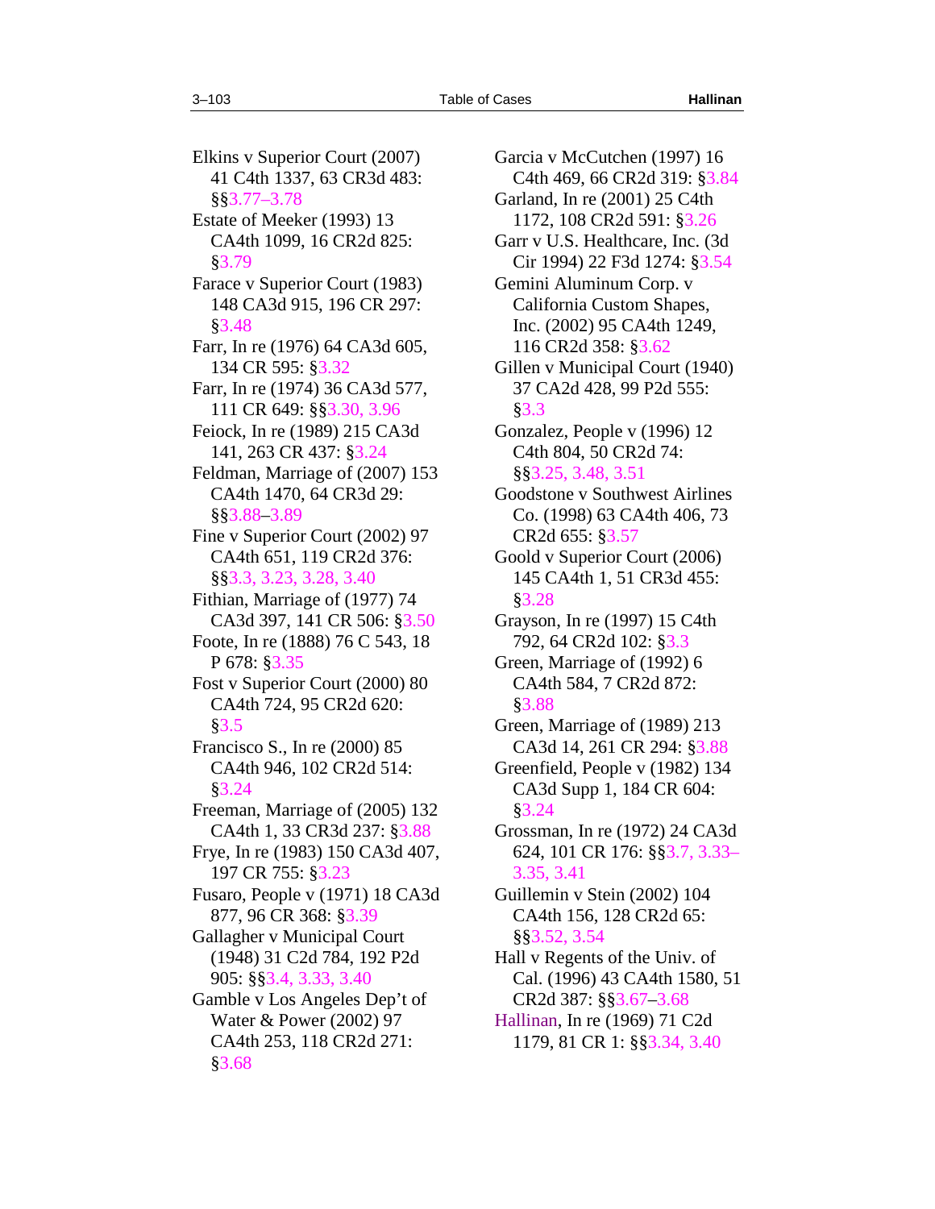Elkins v Superior Court (2007) 41 C4th 1337, 63 CR3d 483: §§3.77–3.78

Estate of Meeker (1993) 13 CA4th 1099, 16 CR2d 825: §3.79

Farace v Superior Court (1983) 148 CA3d 915, 196 CR 297: §3.48

Farr, In re (1976) 64 CA3d 605, 134 CR 595: §3.32

Farr, In re (1974) 36 CA3d 577, 111 CR 649: §§3.30, 3.96

Feiock, In re (1989) 215 CA3d 141, 263 CR 437: §3.24

Feldman, Marriage of (2007) 153 CA4th 1470, 64 CR3d 29: §§3.88–3.89

Fine v Superior Court (2002) 97 CA4th 651, 119 CR2d 376: §§3.3, 3.23, 3.28, 3.40

Fithian, Marriage of (1977) 74 CA3d 397, 141 CR 506: §3.50

Foote, In re (1888) 76 C 543, 18 P 678: §3.35

Fost v Superior Court (2000) 80 CA4th 724, 95 CR2d 620: §3.5

Francisco S., In re (2000) 85 CA4th 946, 102 CR2d 514: §3.24

Freeman, Marriage of (2005) 132 CA4th 1, 33 CR3d 237: §3.88

Frye, In re (1983) 150 CA3d 407, 197 CR 755: §3.23

Fusaro, People v (1971) 18 CA3d 877, 96 CR 368: §3.39

Gallagher v Municipal Court (1948) 31 C2d 784, 192 P2d 905: §§3.4, 3.33, 3.40

Gamble v Los Angeles Dep't of Water & Power (2002) 97 CA4th 253, 118 CR2d 271: §3.68

Garcia v McCutchen (1997) 16 C4th 469, 66 CR2d 319: §3.84

Garland, In re (2001) 25 C4th 1172, 108 CR2d 591: §3.26

Garr v U.S. Healthcare, Inc. (3d Cir 1994) 22 F3d 1274: §3.54

Gemini Aluminum Corp. v California Custom Shapes, Inc. (2002) 95 CA4th 1249, 116 CR2d 358: §3.62

Gillen v Municipal Court (1940) 37 CA2d 428, 99 P2d 555: §3.3

Gonzalez, People v (1996) 12 C4th 804, 50 CR2d 74: §§3.25, 3.48, 3.51

Goodstone v Southwest Airlines Co. (1998) 63 CA4th 406, 73 CR2d 655: §3.57

Goold v Superior Court (2006) 145 CA4th 1, 51 CR3d 455: §3.28

Grayson, In re (1997) 15 C4th 792, 64 CR2d 102: §3.3

Green, Marriage of (1992) 6 CA4th 584, 7 CR2d 872: §3.88

Green, Marriage of (1989) 213 CA3d 14, 261 CR 294: §3.88

Greenfield, People v (1982) 134 CA3d Supp 1, 184 CR 604: §3.24

Grossman, In re (1972) 24 CA3d 624, 101 CR 176: §§3.7, 3.33–3.35, 3.41

Guillemin v Stein (2002) 104 CA4th 156, 128 CR2d 65: §§3.52, 3.54

Hall v Regents of the Univ. of Cal. (1996) 43 CA4th 1580, 51 CR2d 387: §§3.67–3.68

Hallinan, In re (1969) 71 C2d 1179, 81 CR 1: §§3.34, 3.40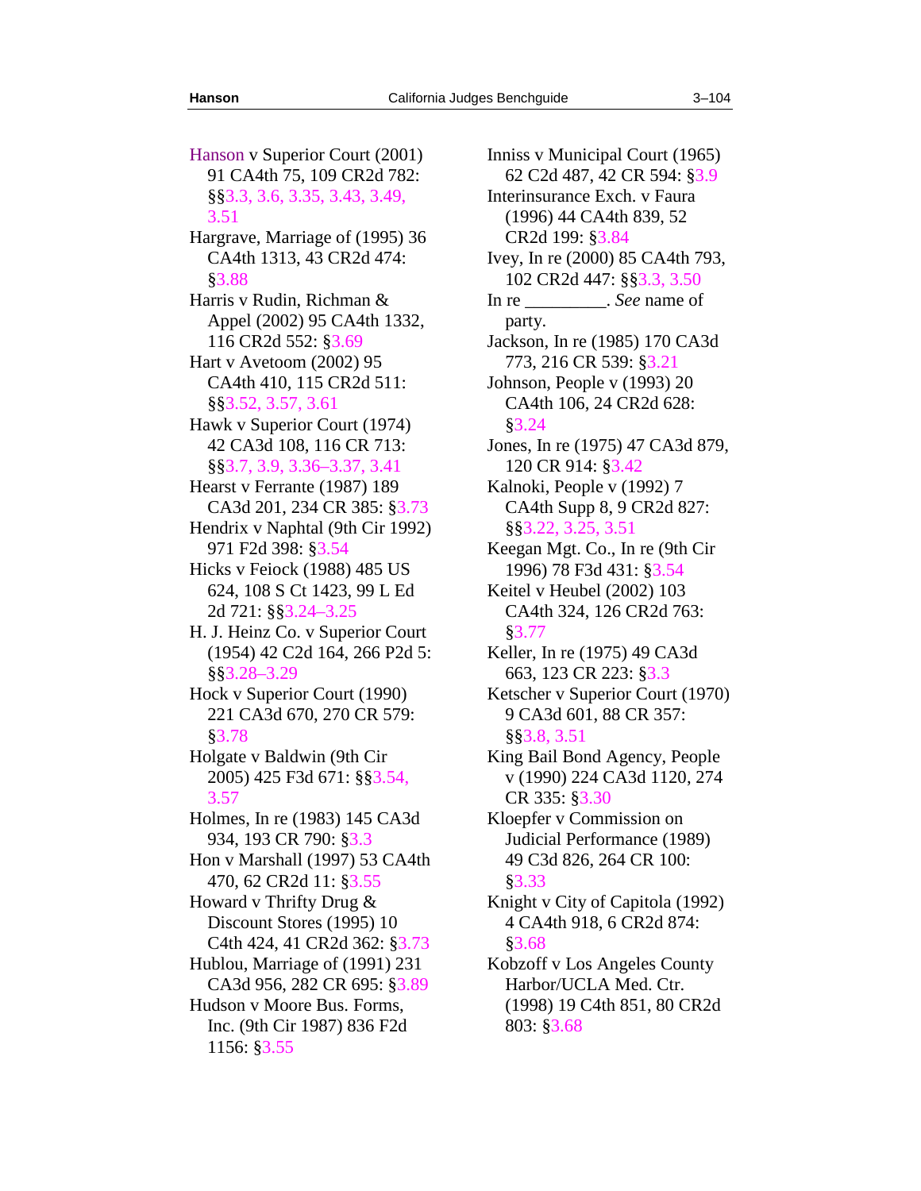Hanson v Superior Court (2001) 91 CA4th 75, 109 CR2d 782: §§3.3, 3.6, 3.35, 3.43, 3.49, 3.51

Hargrave, Marriage of (1995) 36 CA4th 1313, 43 CR2d 474: §3.88

Harris v Rudin, Richman & Appel (2002) 95 CA4th 1332, 116 CR2d 552: §3.69

Hart v Avetoom (2002) 95 CA4th 410, 115 CR2d 511: §§3.52, 3.57, 3.61

Hawk v Superior Court (1974) 42 CA3d 108, 116 CR 713: §§3.7, 3.9, 3.36–3.37, 3.41

Hearst v Ferrante (1987) 189 CA3d 201, 234 CR 385: §3.73

Hendrix v Naphtal (9th Cir 1992) 971 F2d 398: §3.54

Hicks v Feiock (1988) 485 US 624, 108 S Ct 1423, 99 L Ed 2d 721: §§3.24–3.25

H. J. Heinz Co. v Superior Court (1954) 42 C2d 164, 266 P2d 5: §§3.28–3.29

Hock v Superior Court (1990) 221 CA3d 670, 270 CR 579: §3.78

Holgate v Baldwin (9th Cir 2005) 425 F3d 671: §§3.54, 3.57

Holmes, In re (1983) 145 CA3d 934, 193 CR 790: §3.3

Hon v Marshall (1997) 53 CA4th 470, 62 CR2d 11: §3.55

Howard v Thrifty Drug & Discount Stores (1995) 10 C4th 424, 41 CR2d 362: §3.73

Hublou, Marriage of (1991) 231 CA3d 956, 282 CR 695: §3.89

Hudson v Moore Bus. Forms, Inc. (9th Cir 1987) 836 F2d 1156: §3.55

Inniss v Municipal Court (1965) 62 C2d 487, 42 CR 594: §3.9

Interinsurance Exch. v Faura (1996) 44 CA4th 839, 52 CR2d 199: §3.84

Ivey, In re (2000) 85 CA4th 793, 102 CR2d 447: §§3.3, 3.50

In re _________. *See* name of party.

Jackson, In re (1985) 170 CA3d 773, 216 CR 539: §3.21

Johnson, People v (1993) 20 CA4th 106, 24 CR2d 628: §3.24

Jones, In re (1975) 47 CA3d 879, 120 CR 914: §3.42

Kalnoki, People v (1992) 7 CA4th Supp 8, 9 CR2d 827: §§3.22, 3.25, 3.51

Keegan Mgt. Co., In re (9th Cir 1996) 78 F3d 431: §3.54

Keitel v Heubel (2002) 103 CA4th 324, 126 CR2d 763: §3.77

Keller, In re (1975) 49 CA3d 663, 123 CR 223: §3.3

Ketscher v Superior Court (1970) 9 CA3d 601, 88 CR 357: §§3.8, 3.51

King Bail Bond Agency, People v (1990) 224 CA3d 1120, 274 CR 335: §3.30

Kloepfer v Commission on Judicial Performance (1989) 49 C3d 826, 264 CR 100: §3.33

Knight v City of Capitola (1992) 4 CA4th 918, 6 CR2d 874: §3.68

Kobzoff v Los Angeles County Harbor/UCLA Med. Ctr. (1998) 19 C4th 851, 80 CR2d 803: §3.68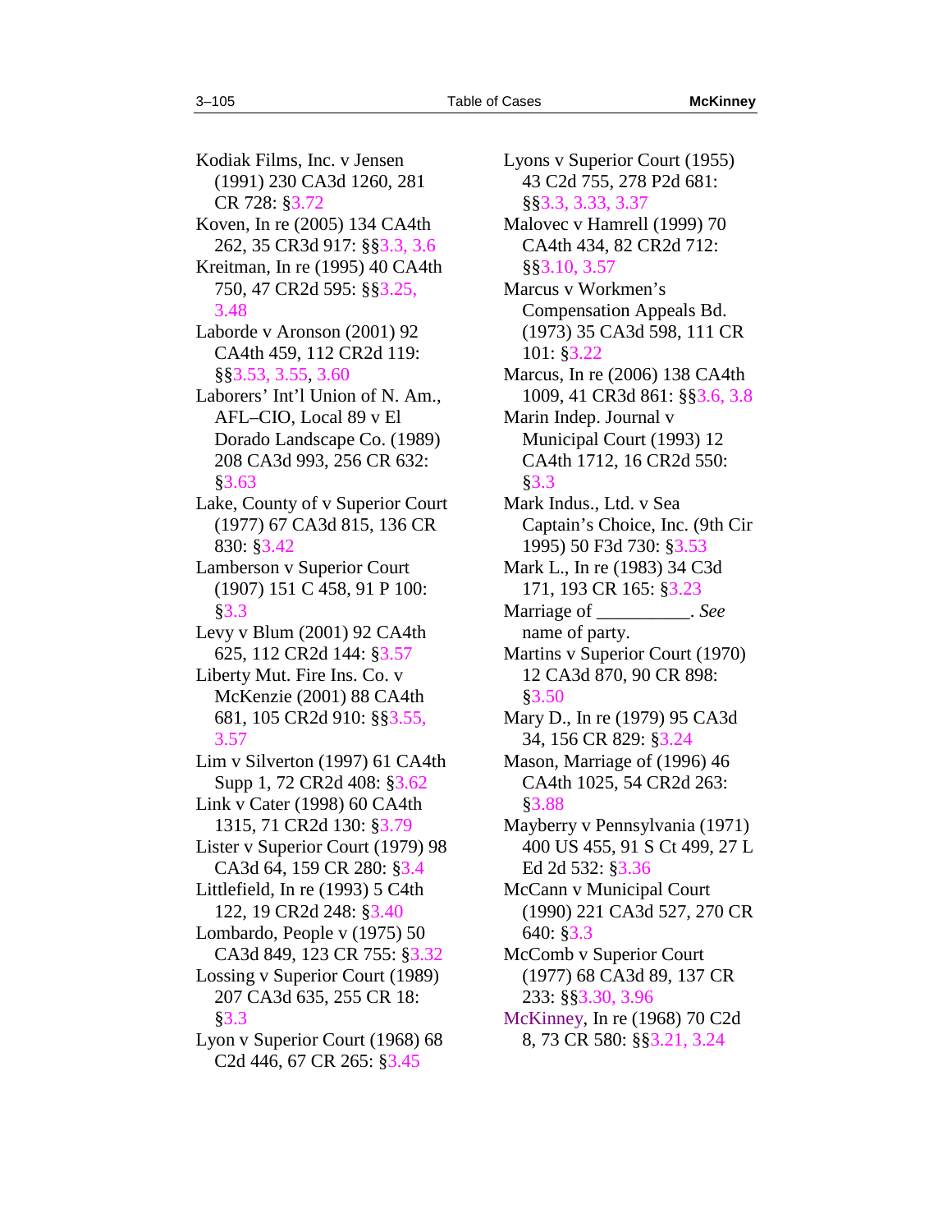Kodiak Films, Inc. v Jensen (1991) 230 CA3d 1260, 281 CR 728: §3.72

Koven, In re (2005) 134 CA4th 262, 35 CR3d 917: §§3.3, 3.6

Kreitman, In re (1995) 40 CA4th 750, 47 CR2d 595: §§3.25, 3.48

Laborde v Aronson (2001) 92 CA4th 459, 112 CR2d 119: §§3.53, 3.55, 3.60

Laborers' Int'l Union of N. Am., AFL–CIO, Local 89 v El Dorado Landscape Co. (1989) 208 CA3d 993, 256 CR 632: §3.63

Lake, County of v Superior Court (1977) 67 CA3d 815, 136 CR 830: §3.42

Lamberson v Superior Court (1907) 151 C 458, 91 P 100: §3.3

Levy v Blum (2001) 92 CA4th 625, 112 CR2d 144: §3.57

Liberty Mut. Fire Ins. Co. v McKenzie (2001) 88 CA4th 681, 105 CR2d 910: §§3.55, 3.57

Lim v Silverton (1997) 61 CA4th Supp 1, 72 CR2d 408: §3.62

Link v Cater (1998) 60 CA4th 1315, 71 CR2d 130: §3.79

Lister v Superior Court (1979) 98 CA3d 64, 159 CR 280: §3.4

Littlefield, In re (1993) 5 C4th 122, 19 CR2d 248: §3.40

Lombardo, People v (1975) 50 CA3d 849, 123 CR 755: §3.32

Lossing v Superior Court (1989) 207 CA3d 635, 255 CR 18: §3.3

Lyon v Superior Court (1968) 68 C2d 446, 67 CR 265: §3.45

Lyons v Superior Court (1955) 43 C2d 755, 278 P2d 681: §§3.3, 3.33, 3.37

Malovec v Hamrell (1999) 70 CA4th 434, 82 CR2d 712: §§3.10, 3.57

Marcus v Workmen's Compensation Appeals Bd. (1973) 35 CA3d 598, 111 CR 101: §3.22

Marcus, In re (2006) 138 CA4th 1009, 41 CR3d 861: §§3.6, 3.8

Marin Indep. Journal v Municipal Court (1993) 12 CA4th 1712, 16 CR2d 550: §3.3

Mark Indus., Ltd. v Sea Captain's Choice, Inc. (9th Cir 1995) 50 F3d 730: §3.53

Mark L., In re (1983) 34 C3d 171, 193 CR 165: §3.23

Marriage of __________. *See* name of party.

Martins v Superior Court (1970) 12 CA3d 870, 90 CR 898: §3.50

Mary D., In re (1979) 95 CA3d 34, 156 CR 829: §3.24

Mason, Marriage of (1996) 46 CA4th 1025, 54 CR2d 263: §3.88

Mayberry v Pennsylvania (1971) 400 US 455, 91 S Ct 499, 27 L Ed 2d 532: §3.36

McCann v Municipal Court (1990) 221 CA3d 527, 270 CR 640: §3.3

McComb v Superior Court (1977) 68 CA3d 89, 137 CR 233: §§3.30, 3.96

McKinney, In re (1968) 70 C2d 8, 73 CR 580: §§3.21, 3.24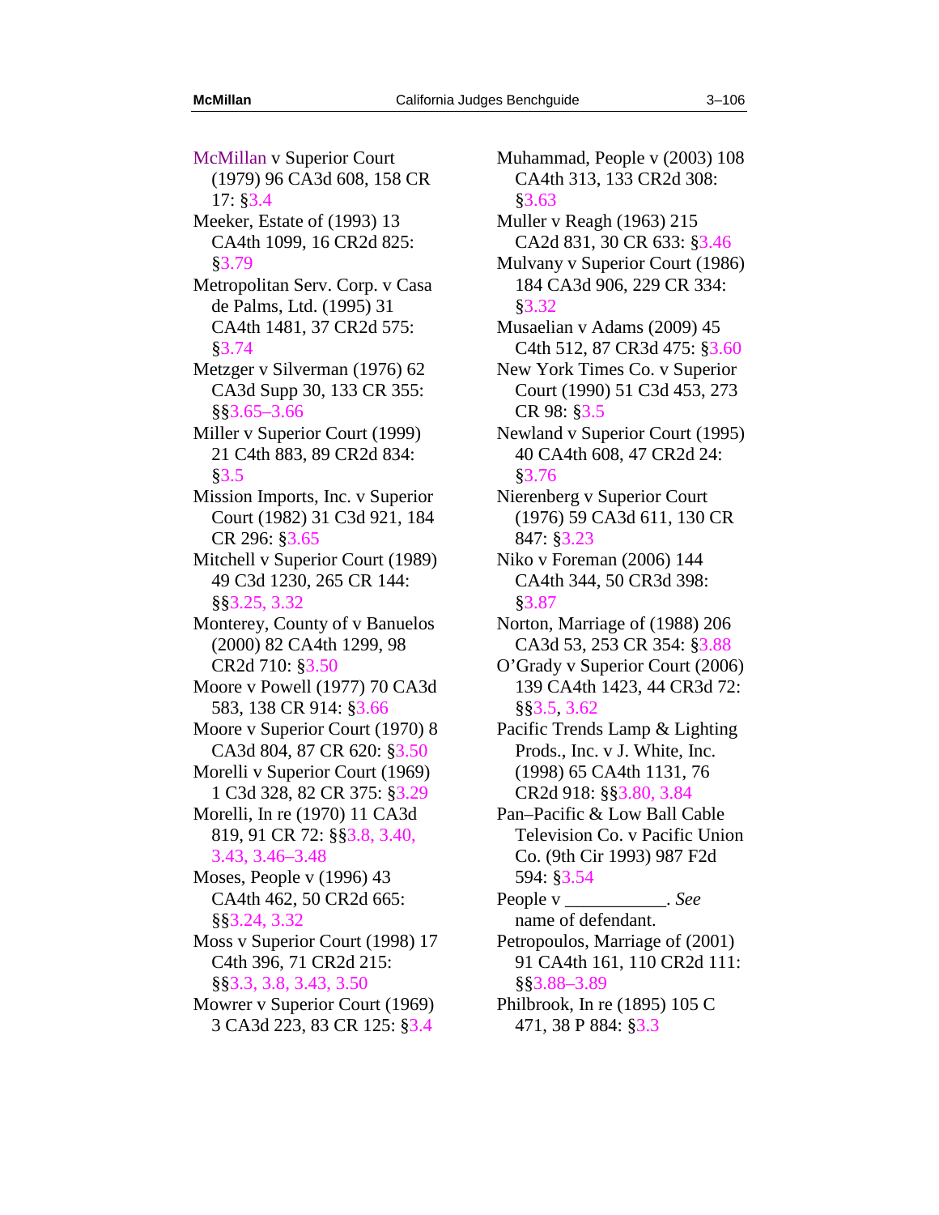McMillan v Superior Court (1979) 96 CA3d 608, 158 CR 17: §3.4

Meeker, Estate of (1993) 13 CA4th 1099, 16 CR2d 825: §3.79

Metropolitan Serv. Corp. v Casa de Palms, Ltd. (1995) 31 CA4th 1481, 37 CR2d 575: §3.74

Metzger v Silverman (1976) 62 CA3d Supp 30, 133 CR 355: §§3.65–3.66

Miller v Superior Court (1999) 21 C4th 883, 89 CR2d 834: §3.5

Mission Imports, Inc. v Superior Court (1982) 31 C3d 921, 184 CR 296: §3.65

Mitchell v Superior Court (1989) 49 C3d 1230, 265 CR 144: §§3.25, 3.32

Monterey, County of v Banuelos (2000) 82 CA4th 1299, 98 CR2d 710: §3.50

Moore v Powell (1977) 70 CA3d 583, 138 CR 914: §3.66

Moore v Superior Court (1970) 8 CA3d 804, 87 CR 620: §3.50

Morelli v Superior Court (1969) 1 C3d 328, 82 CR 375: §3.29

Morelli, In re (1970) 11 CA3d 819, 91 CR 72: §§3.8, 3.40, 3.43, 3.46–3.48

Moses, People v (1996) 43 CA4th 462, 50 CR2d 665: §§3.24, 3.32

Moss v Superior Court (1998) 17 C4th 396, 71 CR2d 215: §§3.3, 3.8, 3.43, 3.50

Mowrer v Superior Court (1969) 3 CA3d 223, 83 CR 125: §3.4

Muhammad, People v (2003) 108 CA4th 313, 133 CR2d 308: §3.63

Muller v Reagh (1963) 215 CA2d 831, 30 CR 633: §3.46

Mulvany v Superior Court (1986) 184 CA3d 906, 229 CR 334: §3.32

Musaelian v Adams (2009) 45 C4th 512, 87 CR3d 475: §3.60

New York Times Co. v Superior Court (1990) 51 C3d 453, 273 CR 98: §3.5

Newland v Superior Court (1995) 40 CA4th 608, 47 CR2d 24: §3.76

Nierenberg v Superior Court (1976) 59 CA3d 611, 130 CR 847: §3.23

Niko v Foreman (2006) 144 CA4th 344, 50 CR3d 398: §3.87

Norton, Marriage of (1988) 206 CA3d 53, 253 CR 354: §3.88

O'Grady v Superior Court (2006) 139 CA4th 1423, 44 CR3d 72: §§3.5, 3.62

Pacific Trends Lamp & Lighting Prods., Inc. v J. White, Inc. (1998) 65 CA4th 1131, 76 CR2d 918: §§3.80, 3.84

Pan–Pacific & Low Ball Cable Television Co. v Pacific Union Co. (9th Cir 1993) 987 F2d 594: §3.54

People v __________. *See* name of defendant.

Petropoulos, Marriage of (2001) 91 CA4th 161, 110 CR2d 111: §§3.88–3.89

Philbrook, In re (1895) 105 C 471, 38 P 884: §3.3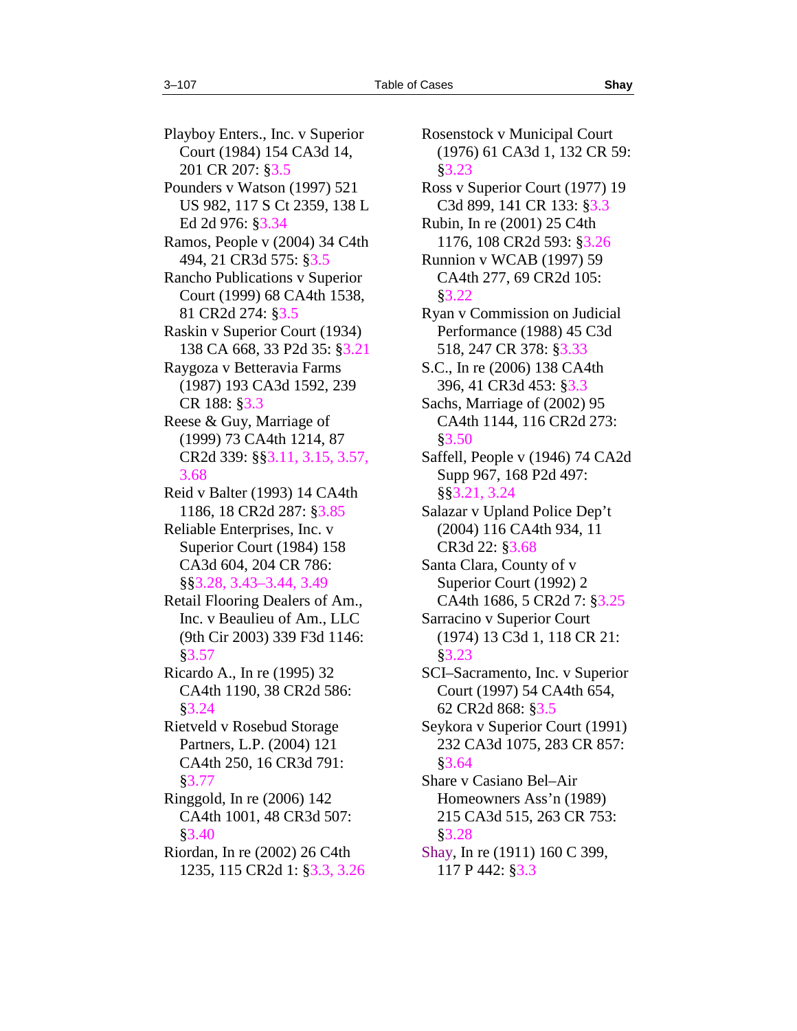Playboy Enters., Inc. v Superior Court (1984) 154 CA3d 14, 201 CR 207: §3.5

Pounders v Watson (1997) 521 US 982, 117 S Ct 2359, 138 L Ed 2d 976: §3.34

Ramos, People v (2004) 34 C4th 494, 21 CR3d 575: §3.5

Rancho Publications v Superior Court (1999) 68 CA4th 1538, 81 CR2d 274: §3.5

Raskin v Superior Court (1934) 138 CA 668, 33 P2d 35: §3.21

Raygoza v Betteravia Farms (1987) 193 CA3d 1592, 239 CR 188: §3.3

Reese & Guy, Marriage of (1999) 73 CA4th 1214, 87 CR2d 339: §§3.11, 3.15, 3.57, 3.68

Reid v Balter (1993) 14 CA4th 1186, 18 CR2d 287: §3.85

Reliable Enterprises, Inc. v Superior Court (1984) 158 CA3d 604, 204 CR 786: §§3.28, 3.43–3.44, 3.49

Retail Flooring Dealers of Am., Inc. v Beaulieu of Am., LLC (9th Cir 2003) 339 F3d 1146: §3.57

Ricardo A., In re (1995) 32 CA4th 1190, 38 CR2d 586: §3.24

Rietveld v Rosebud Storage Partners, L.P. (2004) 121 CA4th 250, 16 CR3d 791: §3.77

Ringgold, In re (2006) 142 CA4th 1001, 48 CR3d 507: §3.40

Riordan, In re (2002) 26 C4th 1235, 115 CR2d 1: §3.3, 3.26

Rosenstock v Municipal Court (1976) 61 CA3d 1, 132 CR 59: §3.23

Ross v Superior Court (1977) 19 C3d 899, 141 CR 133: §3.3

Rubin, In re (2001) 25 C4th 1176, 108 CR2d 593: §3.26

Runnion v WCAB (1997) 59 CA4th 277, 69 CR2d 105: §3.22

Ryan v Commission on Judicial Performance (1988) 45 C3d 518, 247 CR 378: §3.33

S.C., In re (2006) 138 CA4th 396, 41 CR3d 453: §3.3

Sachs, Marriage of (2002) 95 CA4th 1144, 116 CR2d 273: §3.50

Saffell, People v (1946) 74 CA2d Supp 967, 168 P2d 497: §§3.21, 3.24

Salazar v Upland Police Dep't (2004) 116 CA4th 934, 11 CR3d 22: §3.68

Santa Clara, County of v Superior Court (1992) 2 CA4th 1686, 5 CR2d 7: §3.25

Sarracino v Superior Court (1974) 13 C3d 1, 118 CR 21: §3.23

SCI–Sacramento, Inc. v Superior Court (1997) 54 CA4th 654, 62 CR2d 868: §3.5

Seykora v Superior Court (1991) 232 CA3d 1075, 283 CR 857: §3.64

Share v Casiano Bel–Air Homeowners Ass'n (1989) 215 CA3d 515, 263 CR 753: §3.28

Shay, In re (1911) 160 C 399, 117 P 442: §3.3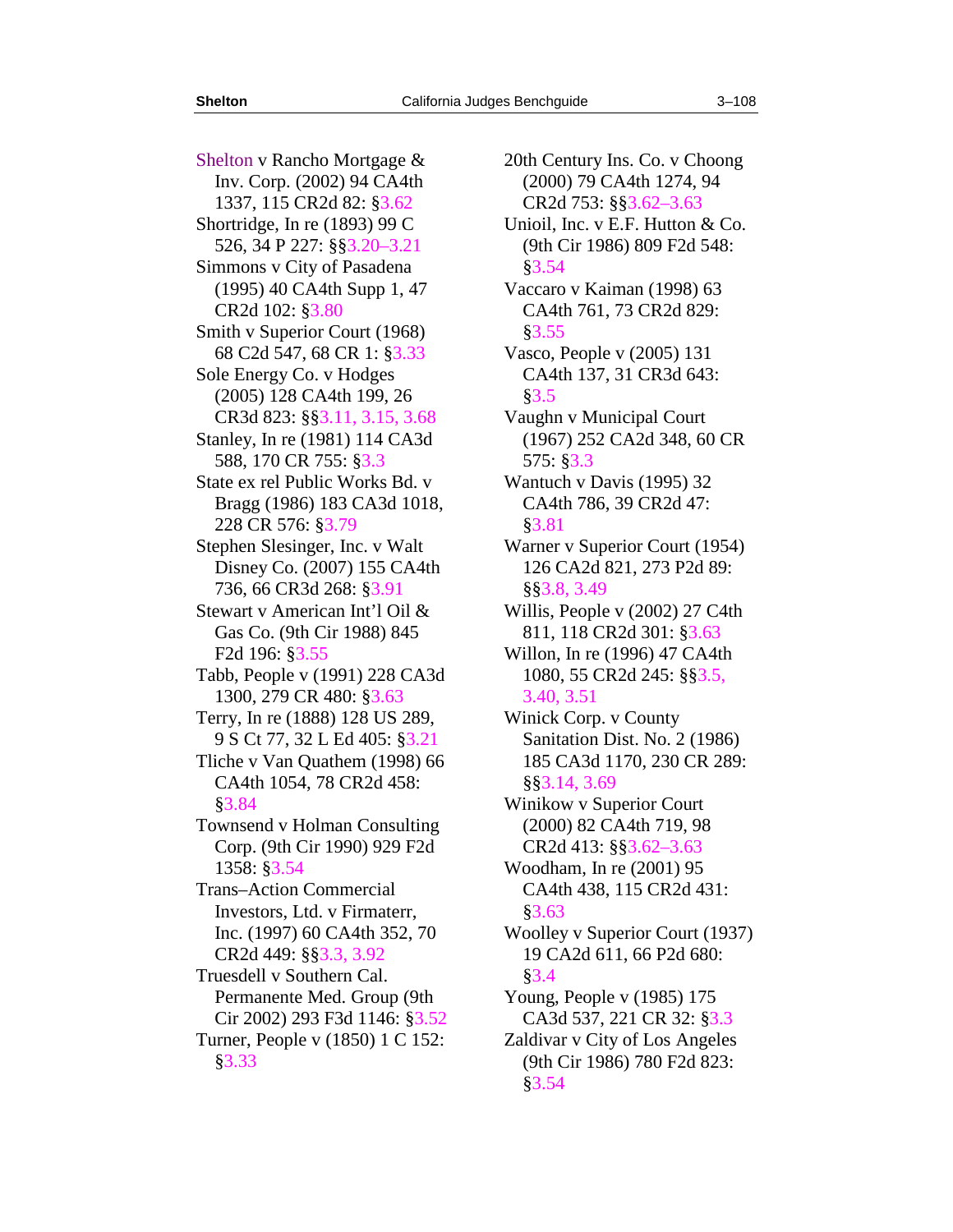Shelton v Rancho Mortgage & Inv. Corp. (2002) 94 CA4th 1337, 115 CR2d 82: §3.62

Shortridge, In re (1893) 99 C 526, 34 P 227: §§3.20–3.21

Simmons v City of Pasadena (1995) 40 CA4th Supp 1, 47 CR2d 102: §3.80

Smith v Superior Court (1968) 68 C2d 547, 68 CR 1: §3.33

Sole Energy Co. v Hodges (2005) 128 CA4th 199, 26 CR3d 823: §§3.11, 3.15, 3.68

Stanley, In re (1981) 114 CA3d 588, 170 CR 755: §3.3

State ex rel Public Works Bd. v Bragg (1986) 183 CA3d 1018, 228 CR 576: §3.79

Stephen Slesinger, Inc. v Walt Disney Co. (2007) 155 CA4th 736, 66 CR3d 268: §3.91

Stewart v American Int'l Oil & Gas Co. (9th Cir 1988) 845 F2d 196: §3.55

Tabb, People v (1991) 228 CA3d 1300, 279 CR 480: §3.63

Terry, In re (1888) 128 US 289, 9 S Ct 77, 32 L Ed 405: §3.21

Tliche v Van Quathem (1998) 66 CA4th 1054, 78 CR2d 458: §3.84

Townsend v Holman Consulting Corp. (9th Cir 1990) 929 F2d 1358: §3.54

Trans–Action Commercial Investors, Ltd. v Firmaterr, Inc. (1997) 60 CA4th 352, 70 CR2d 449: §§3.3, 3.92

Truesdell v Southern Cal. Permanente Med. Group (9th Cir 2002) 293 F3d 1146: §3.52

Turner, People v (1850) 1 C 152: §3.33

20th Century Ins. Co. v Choong (2000) 79 CA4th 1274, 94 CR2d 753: §§3.62–3.63

Unioil, Inc. v E.F. Hutton & Co. (9th Cir 1986) 809 F2d 548: §3.54

Vaccaro v Kaiman (1998) 63 CA4th 761, 73 CR2d 829: §3.55

Vasco, People v (2005) 131 CA4th 137, 31 CR3d 643: §3.5

Vaughn v Municipal Court (1967) 252 CA2d 348, 60 CR 575: §3.3

Wantuch v Davis (1995) 32 CA4th 786, 39 CR2d 47: §3.81

Warner v Superior Court (1954) 126 CA2d 821, 273 P2d 89: §§3.8, 3.49

Willis, People v (2002) 27 C4th 811, 118 CR2d 301: §3.63

Willon, In re (1996) 47 CA4th 1080, 55 CR2d 245: §§3.5, 3.40, 3.51

Winick Corp. v County Sanitation Dist. No. 2 (1986) 185 CA3d 1170, 230 CR 289: §§3.14, 3.69

Winikow v Superior Court (2000) 82 CA4th 719, 98 CR2d 413: §§3.62–3.63

Woodham, In re (2001) 95 CA4th 438, 115 CR2d 431: §3.63

Woolley v Superior Court (1937) 19 CA2d 611, 66 P2d 680: §3.4

Young, People v (1985) 175 CA3d 537, 221 CR 32: §3.3

Zaldivar v City of Los Angeles (9th Cir 1986) 780 F2d 823: §3.54